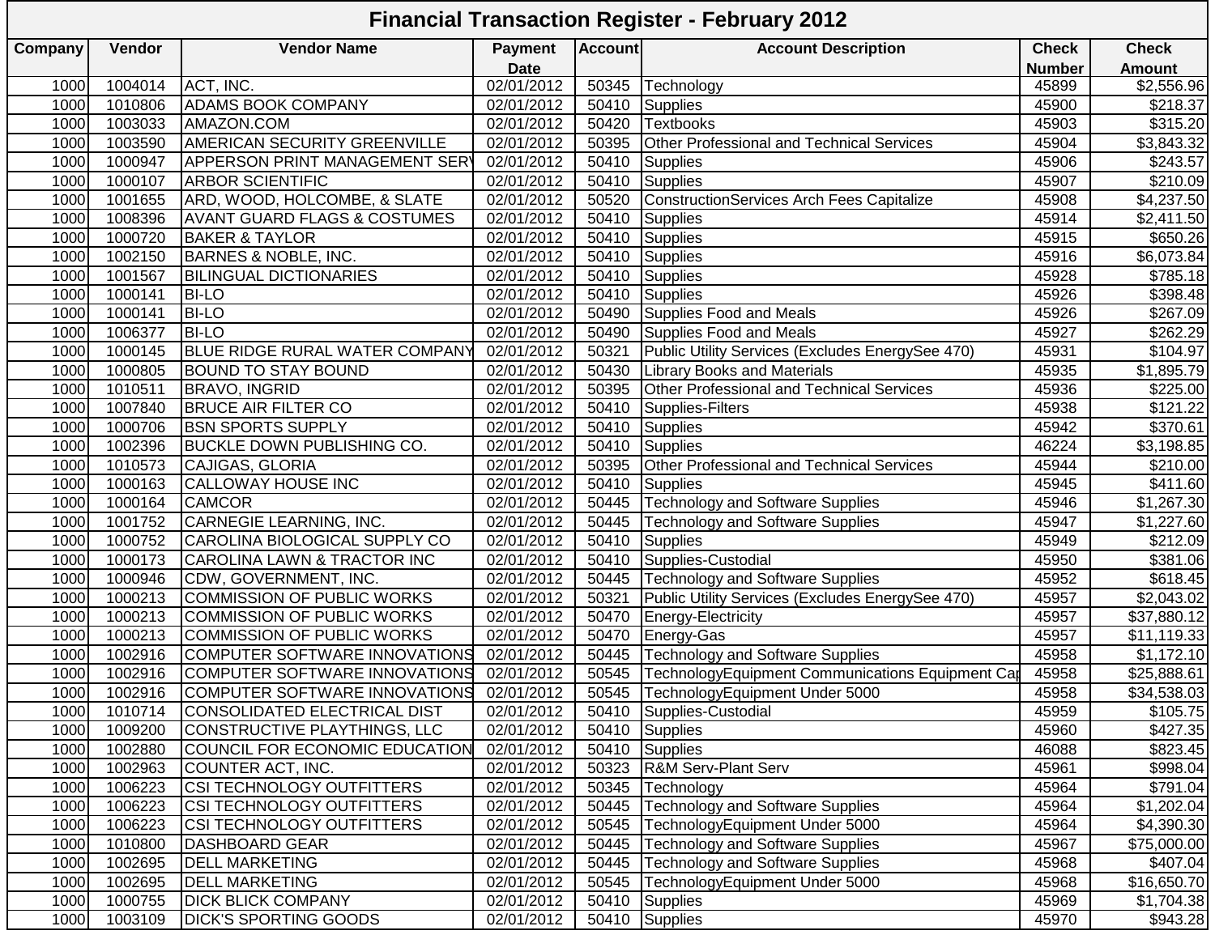# Financial Transaction Register - February 2012

| Company | Vendor | Vendor Name | Payment Date | Account | Account Description | Check Number | Check Amount |
|---|---|---|---|---|---|---|---|
| 1000 | 1004014 | ACT, INC. | 02/01/2012 | 50345 | Technology | 45899 | $2,556.96 |
| 1000 | 1010806 | ADAMS BOOK COMPANY | 02/01/2012 | 50410 | Supplies | 45900 | $218.37 |
| 1000 | 1003033 | AMAZON.COM | 02/01/2012 | 50420 | Textbooks | 45903 | $315.20 |
| 1000 | 1003590 | AMERICAN SECURITY GREENVILLE | 02/01/2012 | 50395 | Other Professional and Technical Services | 45904 | $3,843.32 |
| 1000 | 1000947 | APPERSON PRINT MANAGEMENT SERV | 02/01/2012 | 50410 | Supplies | 45906 | $243.57 |
| 1000 | 1000107 | ARBOR SCIENTIFIC | 02/01/2012 | 50410 | Supplies | 45907 | $210.09 |
| 1000 | 1001655 | ARD, WOOD, HOLCOMBE, & SLATE | 02/01/2012 | 50520 | ConstructionServices Arch Fees Capitalize | 45908 | $4,237.50 |
| 1000 | 1008396 | AVANT GUARD FLAGS & COSTUMES | 02/01/2012 | 50410 | Supplies | 45914 | $2,411.50 |
| 1000 | 1000720 | BAKER & TAYLOR | 02/01/2012 | 50410 | Supplies | 45915 | $650.26 |
| 1000 | 1002150 | BARNES & NOBLE, INC. | 02/01/2012 | 50410 | Supplies | 45916 | $6,073.84 |
| 1000 | 1001567 | BILINGUAL DICTIONARIES | 02/01/2012 | 50410 | Supplies | 45928 | $785.18 |
| 1000 | 1000141 | BI-LO | 02/01/2012 | 50410 | Supplies | 45926 | $398.48 |
| 1000 | 1000141 | BI-LO | 02/01/2012 | 50490 | Supplies Food and Meals | 45926 | $267.09 |
| 1000 | 1006377 | BI-LO | 02/01/2012 | 50490 | Supplies Food and Meals | 45927 | $262.29 |
| 1000 | 1000145 | BLUE RIDGE RURAL WATER COMPANY | 02/01/2012 | 50321 | Public Utility Services (Excludes EnergySee 470) | 45931 | $104.97 |
| 1000 | 1000805 | BOUND TO STAY BOUND | 02/01/2012 | 50430 | Library Books and Materials | 45935 | $1,895.79 |
| 1000 | 1010511 | BRAVO, INGRID | 02/01/2012 | 50395 | Other Professional and Technical Services | 45936 | $225.00 |
| 1000 | 1007840 | BRUCE AIR FILTER CO | 02/01/2012 | 50410 | Supplies-Filters | 45938 | $121.22 |
| 1000 | 1000706 | BSN SPORTS SUPPLY | 02/01/2012 | 50410 | Supplies | 45942 | $370.61 |
| 1000 | 1002396 | BUCKLE DOWN PUBLISHING CO. | 02/01/2012 | 50410 | Supplies | 46224 | $3,198.85 |
| 1000 | 1010573 | CAJIGAS, GLORIA | 02/01/2012 | 50395 | Other Professional and Technical Services | 45944 | $210.00 |
| 1000 | 1000163 | CALLOWAY HOUSE INC | 02/01/2012 | 50410 | Supplies | 45945 | $411.60 |
| 1000 | 1000164 | CAMCOR | 02/01/2012 | 50445 | Technology and Software Supplies | 45946 | $1,267.30 |
| 1000 | 1001752 | CARNEGIE LEARNING, INC. | 02/01/2012 | 50445 | Technology and Software Supplies | 45947 | $1,227.60 |
| 1000 | 1000752 | CAROLINA BIOLOGICAL SUPPLY CO | 02/01/2012 | 50410 | Supplies | 45949 | $212.09 |
| 1000 | 1000173 | CAROLINA LAWN & TRACTOR INC | 02/01/2012 | 50410 | Supplies-Custodial | 45950 | $381.06 |
| 1000 | 1000946 | CDW, GOVERNMENT, INC. | 02/01/2012 | 50445 | Technology and Software Supplies | 45952 | $618.45 |
| 1000 | 1000213 | COMMISSION OF PUBLIC WORKS | 02/01/2012 | 50321 | Public Utility Services (Excludes EnergySee 470) | 45957 | $2,043.02 |
| 1000 | 1000213 | COMMISSION OF PUBLIC WORKS | 02/01/2012 | 50470 | Energy-Electricity | 45957 | $37,880.12 |
| 1000 | 1000213 | COMMISSION OF PUBLIC WORKS | 02/01/2012 | 50470 | Energy-Gas | 45957 | $11,119.33 |
| 1000 | 1002916 | COMPUTER SOFTWARE INNOVATIONS | 02/01/2012 | 50445 | Technology and Software Supplies | 45958 | $1,172.10 |
| 1000 | 1002916 | COMPUTER SOFTWARE INNOVATIONS | 02/01/2012 | 50545 | TechnologyEquipment Communications Equipment Cap | 45958 | $25,888.61 |
| 1000 | 1002916 | COMPUTER SOFTWARE INNOVATIONS | 02/01/2012 | 50545 | TechnologyEquipment Under 5000 | 45958 | $34,538.03 |
| 1000 | 1010714 | CONSOLIDATED ELECTRICAL DIST | 02/01/2012 | 50410 | Supplies-Custodial | 45959 | $105.75 |
| 1000 | 1009200 | CONSTRUCTIVE PLAYTHINGS, LLC | 02/01/2012 | 50410 | Supplies | 45960 | $427.35 |
| 1000 | 1002880 | COUNCIL FOR ECONOMIC EDUCATION | 02/01/2012 | 50410 | Supplies | 46088 | $823.45 |
| 1000 | 1002963 | COUNTER ACT, INC. | 02/01/2012 | 50323 | R&M Serv-Plant Serv | 45961 | $998.04 |
| 1000 | 1006223 | CSI TECHNOLOGY OUTFITTERS | 02/01/2012 | 50345 | Technology | 45964 | $791.04 |
| 1000 | 1006223 | CSI TECHNOLOGY OUTFITTERS | 02/01/2012 | 50445 | Technology and Software Supplies | 45964 | $1,202.04 |
| 1000 | 1006223 | CSI TECHNOLOGY OUTFITTERS | 02/01/2012 | 50545 | TechnologyEquipment Under 5000 | 45964 | $4,390.30 |
| 1000 | 1010800 | DASHBOARD GEAR | 02/01/2012 | 50445 | Technology and Software Supplies | 45967 | $75,000.00 |
| 1000 | 1002695 | DELL MARKETING | 02/01/2012 | 50445 | Technology and Software Supplies | 45968 | $407.04 |
| 1000 | 1002695 | DELL MARKETING | 02/01/2012 | 50545 | TechnologyEquipment Under 5000 | 45968 | $16,650.70 |
| 1000 | 1000755 | DICK BLICK COMPANY | 02/01/2012 | 50410 | Supplies | 45969 | $1,704.38 |
| 1000 | 1003109 | DICK'S SPORTING GOODS | 02/01/2012 | 50410 | Supplies | 45970 | $943.28 |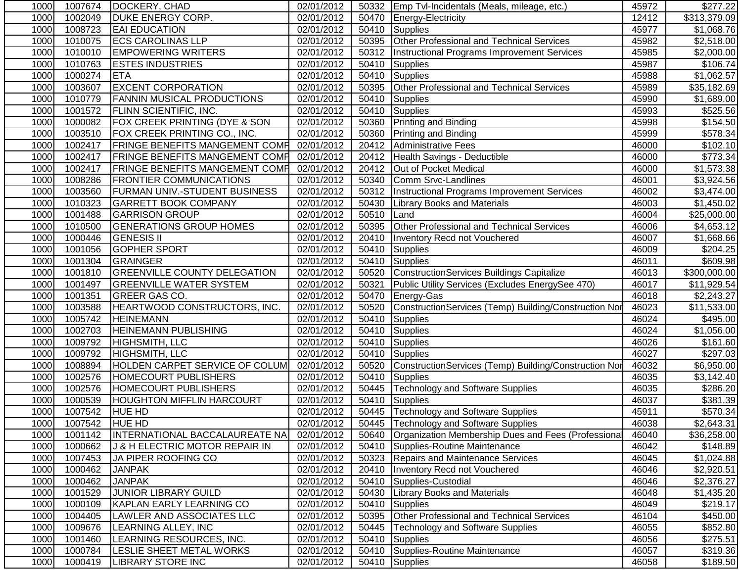| | | | | | | | |
|---|---|---|---|---|---|---|---|
| 1000 | 1007674 | DOCKERY, CHAD | 02/01/2012 | 50332 | Emp Tvl-Incidentals (Meals, mileage, etc.) | 45972 | $277.22 |
| 1000 | 1002049 | DUKE ENERGY CORP. | 02/01/2012 | 50470 | Energy-Electricity | 12412 | $313,379.09 |
| 1000 | 1008723 | EAI EDUCATION | 02/01/2012 | 50410 | Supplies | 45977 | $1,068.76 |
| 1000 | 1010075 | ECS CAROLINAS LLP | 02/01/2012 | 50395 | Other Professional and Technical Services | 45982 | $2,518.00 |
| 1000 | 1010010 | EMPOWERING WRITERS | 02/01/2012 | 50312 | Instructional Programs Improvement Services | 45985 | $2,000.00 |
| 1000 | 1010763 | ESTES INDUSTRIES | 02/01/2012 | 50410 | Supplies | 45987 | $106.74 |
| 1000 | 1000274 | ETA | 02/01/2012 | 50410 | Supplies | 45988 | $1,062.57 |
| 1000 | 1003607 | EXCENT CORPORATION | 02/01/2012 | 50395 | Other Professional and Technical Services | 45989 | $35,182.69 |
| 1000 | 1010779 | FANNIN MUSICAL PRODUCTIONS | 02/01/2012 | 50410 | Supplies | 45990 | $1,689.00 |
| 1000 | 1001572 | FLINN SCIENTIFIC, INC. | 02/01/2012 | 50410 | Supplies | 45993 | $525.56 |
| 1000 | 1000082 | FOX CREEK PRINTING (DYE & SON | 02/01/2012 | 50360 | Printing and Binding | 45998 | $154.50 |
| 1000 | 1003510 | FOX CREEK PRINTING CO., INC. | 02/01/2012 | 50360 | Printing and Binding | 45999 | $578.34 |
| 1000 | 1002417 | FRINGE BENEFITS MANGEMENT COMP | 02/01/2012 | 20412 | Administrative Fees | 46000 | $102.10 |
| 1000 | 1002417 | FRINGE BENEFITS MANGEMENT COMP | 02/01/2012 | 20412 | Health Savings - Deductible | 46000 | $773.34 |
| 1000 | 1002417 | FRINGE BENEFITS MANGEMENT COMP | 02/01/2012 | 20412 | Out of Pocket Medical | 46000 | $1,573.38 |
| 1000 | 1008286 | FRONTIER COMMUNICATIONS | 02/01/2012 | 50340 | Comm Srvc-Landlines | 46001 | $3,924.56 |
| 1000 | 1003560 | FURMAN UNIV.-STUDENT BUSINESS | 02/01/2012 | 50312 | Instructional Programs Improvement Services | 46002 | $3,474.00 |
| 1000 | 1010323 | GARRETT BOOK COMPANY | 02/01/2012 | 50430 | Library Books and Materials | 46003 | $1,450.02 |
| 1000 | 1001488 | GARRISON GROUP | 02/01/2012 | 50510 | Land | 46004 | $25,000.00 |
| 1000 | 1010500 | GENERATIONS GROUP HOMES | 02/01/2012 | 50395 | Other Professional and Technical Services | 46006 | $4,653.12 |
| 1000 | 1000446 | GENESIS II | 02/01/2012 | 20410 | Inventory Recd not Vouchered | 46007 | $1,668.66 |
| 1000 | 1001056 | GOPHER SPORT | 02/01/2012 | 50410 | Supplies | 46009 | $204.25 |
| 1000 | 1001304 | GRAINGER | 02/01/2012 | 50410 | Supplies | 46011 | $609.98 |
| 1000 | 1001810 | GREENVILLE COUNTY DELEGATION | 02/01/2012 | 50520 | ConstructionServices Buildings Capitalize | 46013 | $300,000.00 |
| 1000 | 1001497 | GREENVILLE WATER SYSTEM | 02/01/2012 | 50321 | Public Utility Services (Excludes EnergySee 470) | 46017 | $11,929.54 |
| 1000 | 1001351 | GREER GAS CO. | 02/01/2012 | 50470 | Energy-Gas | 46018 | $2,243.27 |
| 1000 | 1003588 | HEARTWOOD CONSTRUCTORS, INC. | 02/01/2012 | 50520 | ConstructionServices (Temp) Building/Construction Nor | 46023 | $11,533.00 |
| 1000 | 1005742 | HEINEMANN | 02/01/2012 | 50410 | Supplies | 46024 | $495.00 |
| 1000 | 1002703 | HEINEMANN PUBLISHING | 02/01/2012 | 50410 | Supplies | 46024 | $1,056.00 |
| 1000 | 1009792 | HIGHSMITH, LLC | 02/01/2012 | 50410 | Supplies | 46026 | $161.60 |
| 1000 | 1009792 | HIGHSMITH, LLC | 02/01/2012 | 50410 | Supplies | 46027 | $297.03 |
| 1000 | 1008894 | HOLDEN CARPET SERVICE OF COLUM | 02/01/2012 | 50520 | ConstructionServices (Temp) Building/Construction Nor | 46032 | $6,950.00 |
| 1000 | 1002576 | HOMECOURT PUBLISHERS | 02/01/2012 | 50410 | Supplies | 46035 | $3,142.40 |
| 1000 | 1002576 | HOMECOURT PUBLISHERS | 02/01/2012 | 50445 | Technology and Software Supplies | 46035 | $286.20 |
| 1000 | 1000539 | HOUGHTON MIFFLIN HARCOURT | 02/01/2012 | 50410 | Supplies | 46037 | $381.39 |
| 1000 | 1007542 | HUE HD | 02/01/2012 | 50445 | Technology and Software Supplies | 45911 | $570.34 |
| 1000 | 1007542 | HUE HD | 02/01/2012 | 50445 | Technology and Software Supplies | 46038 | $2,643.31 |
| 1000 | 1001142 | INTERNATIONAL BACCALAUREATE NA | 02/01/2012 | 50640 | Organization Membership Dues and Fees (Professional | 46040 | $36,258.00 |
| 1000 | 1000662 | J & H ELECTRIC MOTOR REPAIR IN | 02/01/2012 | 50410 | Supplies-Routine Maintenance | 46042 | $148.89 |
| 1000 | 1007453 | JA PIPER ROOFING CO | 02/01/2012 | 50323 | Repairs and Maintenance Services | 46045 | $1,024.88 |
| 1000 | 1000462 | JANPAK | 02/01/2012 | 20410 | Inventory Recd not Vouchered | 46046 | $2,920.51 |
| 1000 | 1000462 | JANPAK | 02/01/2012 | 50410 | Supplies-Custodial | 46046 | $2,376.27 |
| 1000 | 1001529 | JUNIOR LIBRARY GUILD | 02/01/2012 | 50430 | Library Books and Materials | 46048 | $1,435.20 |
| 1000 | 1000109 | KAPLAN EARLY LEARNING CO | 02/01/2012 | 50410 | Supplies | 46049 | $219.17 |
| 1000 | 1004405 | LAWLER AND ASSOCIATES LLC | 02/01/2012 | 50395 | Other Professional and Technical Services | 46104 | $450.00 |
| 1000 | 1009676 | LEARNING ALLEY, INC | 02/01/2012 | 50445 | Technology and Software Supplies | 46055 | $852.80 |
| 1000 | 1001460 | LEARNING RESOURCES, INC. | 02/01/2012 | 50410 | Supplies | 46056 | $275.51 |
| 1000 | 1000784 | LESLIE SHEET METAL WORKS | 02/01/2012 | 50410 | Supplies-Routine Maintenance | 46057 | $319.36 |
| 1000 | 1000419 | LIBRARY STORE INC | 02/01/2012 | 50410 | Supplies | 46058 | $189.50 |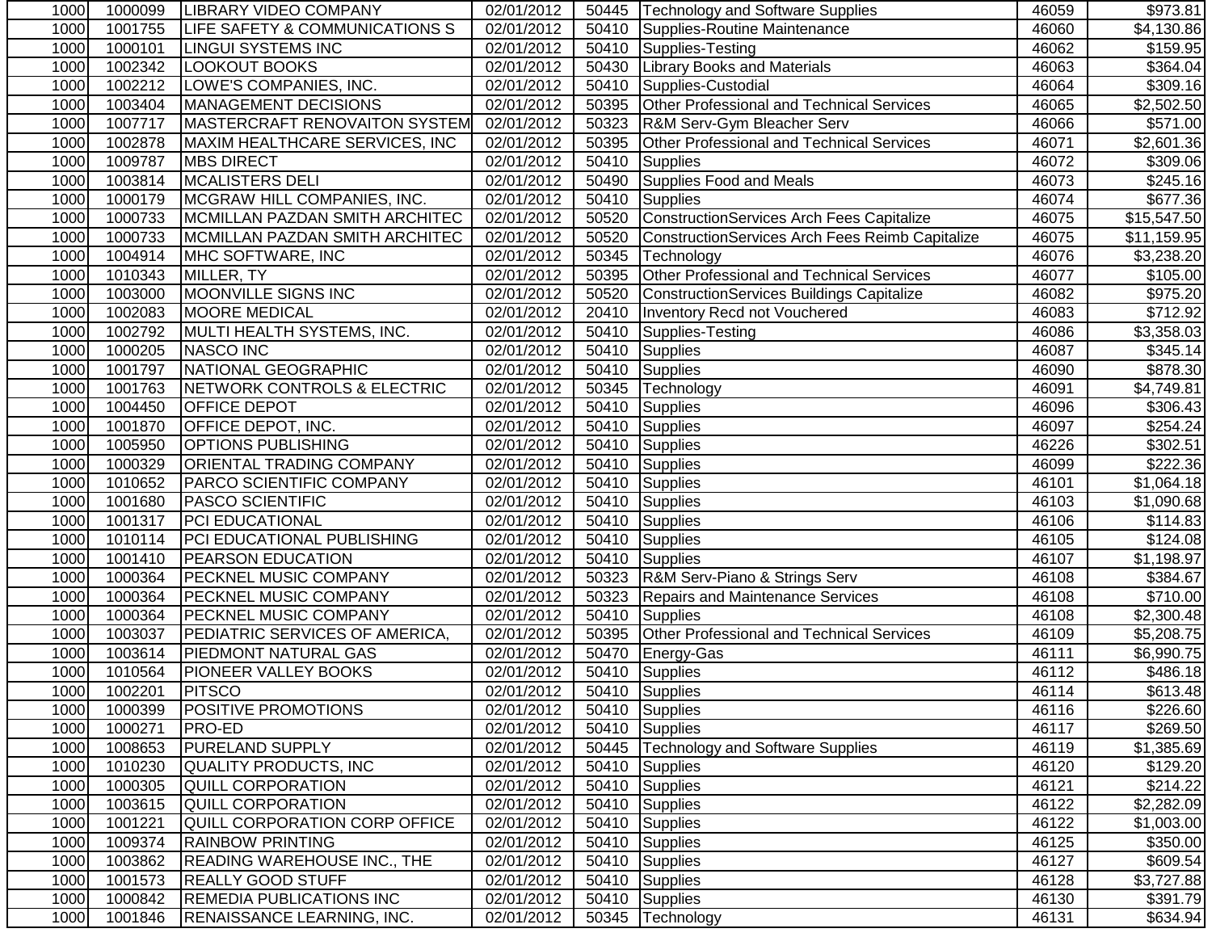| | | | | | | | |
|---|---|---|---|---|---|---|---|
| 1000 | 1000099 | LIBRARY VIDEO COMPANY | 02/01/2012 | 50445 | Technology and Software Supplies | 46059 | $973.81 |
| 1000 | 1001755 | LIFE SAFETY & COMMUNICATIONS S | 02/01/2012 | 50410 | Supplies-Routine Maintenance | 46060 | $4,130.86 |
| 1000 | 1000101 | LINGUI SYSTEMS INC | 02/01/2012 | 50410 | Supplies-Testing | 46062 | $159.95 |
| 1000 | 1002342 | LOOKOUT BOOKS | 02/01/2012 | 50430 | Library Books and Materials | 46063 | $364.04 |
| 1000 | 1002212 | LOWE'S COMPANIES, INC. | 02/01/2012 | 50410 | Supplies-Custodial | 46064 | $309.16 |
| 1000 | 1003404 | MANAGEMENT DECISIONS | 02/01/2012 | 50395 | Other Professional and Technical Services | 46065 | $2,502.50 |
| 1000 | 1007717 | MASTERCRAFT RENOVAITON SYSTEM | 02/01/2012 | 50323 | R&M Serv-Gym Bleacher Serv | 46066 | $571.00 |
| 1000 | 1002878 | MAXIM HEALTHCARE SERVICES, INC | 02/01/2012 | 50395 | Other Professional and Technical Services | 46071 | $2,601.36 |
| 1000 | 1009787 | MBS DIRECT | 02/01/2012 | 50410 | Supplies | 46072 | $309.06 |
| 1000 | 1003814 | MCALISTERS DELI | 02/01/2012 | 50490 | Supplies Food and Meals | 46073 | $245.16 |
| 1000 | 1000179 | MCGRAW HILL COMPANIES, INC. | 02/01/2012 | 50410 | Supplies | 46074 | $677.36 |
| 1000 | 1000733 | MCMILLAN PAZDAN SMITH ARCHITEC | 02/01/2012 | 50520 | ConstructionServices Arch Fees Capitalize | 46075 | $15,547.50 |
| 1000 | 1000733 | MCMILLAN PAZDAN SMITH ARCHITEC | 02/01/2012 | 50520 | ConstructionServices Arch Fees Reimb Capitalize | 46075 | $11,159.95 |
| 1000 | 1004914 | MHC SOFTWARE, INC | 02/01/2012 | 50345 | Technology | 46076 | $3,238.20 |
| 1000 | 1010343 | MILLER, TY | 02/01/2012 | 50395 | Other Professional and Technical Services | 46077 | $105.00 |
| 1000 | 1003000 | MOONVILLE SIGNS INC | 02/01/2012 | 50520 | ConstructionServices Buildings Capitalize | 46082 | $975.20 |
| 1000 | 1002083 | MOORE MEDICAL | 02/01/2012 | 20410 | Inventory Recd not Vouchered | 46083 | $712.92 |
| 1000 | 1002792 | MULTI HEALTH SYSTEMS, INC. | 02/01/2012 | 50410 | Supplies-Testing | 46086 | $3,358.03 |
| 1000 | 1000205 | NASCO INC | 02/01/2012 | 50410 | Supplies | 46087 | $345.14 |
| 1000 | 1001797 | NATIONAL GEOGRAPHIC | 02/01/2012 | 50410 | Supplies | 46090 | $878.30 |
| 1000 | 1001763 | NETWORK CONTROLS & ELECTRIC | 02/01/2012 | 50345 | Technology | 46091 | $4,749.81 |
| 1000 | 1004450 | OFFICE DEPOT | 02/01/2012 | 50410 | Supplies | 46096 | $306.43 |
| 1000 | 1001870 | OFFICE DEPOT, INC. | 02/01/2012 | 50410 | Supplies | 46097 | $254.24 |
| 1000 | 1005950 | OPTIONS PUBLISHING | 02/01/2012 | 50410 | Supplies | 46226 | $302.51 |
| 1000 | 1000329 | ORIENTAL TRADING COMPANY | 02/01/2012 | 50410 | Supplies | 46099 | $222.36 |
| 1000 | 1010652 | PARCO SCIENTIFIC COMPANY | 02/01/2012 | 50410 | Supplies | 46101 | $1,064.18 |
| 1000 | 1001680 | PASCO SCIENTIFIC | 02/01/2012 | 50410 | Supplies | 46103 | $1,090.68 |
| 1000 | 1001317 | PCI EDUCATIONAL | 02/01/2012 | 50410 | Supplies | 46106 | $114.83 |
| 1000 | 1010114 | PCI EDUCATIONAL PUBLISHING | 02/01/2012 | 50410 | Supplies | 46105 | $124.08 |
| 1000 | 1001410 | PEARSON EDUCATION | 02/01/2012 | 50410 | Supplies | 46107 | $1,198.97 |
| 1000 | 1000364 | PECKNEL MUSIC COMPANY | 02/01/2012 | 50323 | R&M Serv-Piano & Strings Serv | 46108 | $384.67 |
| 1000 | 1000364 | PECKNEL MUSIC COMPANY | 02/01/2012 | 50323 | Repairs and Maintenance Services | 46108 | $710.00 |
| 1000 | 1000364 | PECKNEL MUSIC COMPANY | 02/01/2012 | 50410 | Supplies | 46108 | $2,300.48 |
| 1000 | 1003037 | PEDIATRIC SERVICES OF AMERICA, | 02/01/2012 | 50395 | Other Professional and Technical Services | 46109 | $5,208.75 |
| 1000 | 1003614 | PIEDMONT NATURAL GAS | 02/01/2012 | 50470 | Energy-Gas | 46111 | $6,990.75 |
| 1000 | 1010564 | PIONEER VALLEY BOOKS | 02/01/2012 | 50410 | Supplies | 46112 | $486.18 |
| 1000 | 1002201 | PITSCO | 02/01/2012 | 50410 | Supplies | 46114 | $613.48 |
| 1000 | 1000399 | POSITIVE PROMOTIONS | 02/01/2012 | 50410 | Supplies | 46116 | $226.60 |
| 1000 | 1000271 | PRO-ED | 02/01/2012 | 50410 | Supplies | 46117 | $269.50 |
| 1000 | 1008653 | PURELAND SUPPLY | 02/01/2012 | 50445 | Technology and Software Supplies | 46119 | $1,385.69 |
| 1000 | 1010230 | QUALITY PRODUCTS, INC | 02/01/2012 | 50410 | Supplies | 46120 | $129.20 |
| 1000 | 1000305 | QUILL CORPORATION | 02/01/2012 | 50410 | Supplies | 46121 | $214.22 |
| 1000 | 1003615 | QUILL CORPORATION | 02/01/2012 | 50410 | Supplies | 46122 | $2,282.09 |
| 1000 | 1001221 | QUILL CORPORATION CORP OFFICE | 02/01/2012 | 50410 | Supplies | 46122 | $1,003.00 |
| 1000 | 1009374 | RAINBOW PRINTING | 02/01/2012 | 50410 | Supplies | 46125 | $350.00 |
| 1000 | 1003862 | READING WAREHOUSE INC., THE | 02/01/2012 | 50410 | Supplies | 46127 | $609.54 |
| 1000 | 1001573 | REALLY GOOD STUFF | 02/01/2012 | 50410 | Supplies | 46128 | $3,727.88 |
| 1000 | 1000842 | REMEDIA PUBLICATIONS INC | 02/01/2012 | 50410 | Supplies | 46130 | $391.79 |
| 1000 | 1001846 | RENAISSANCE LEARNING, INC. | 02/01/2012 | 50345 | Technology | 46131 | $634.94 |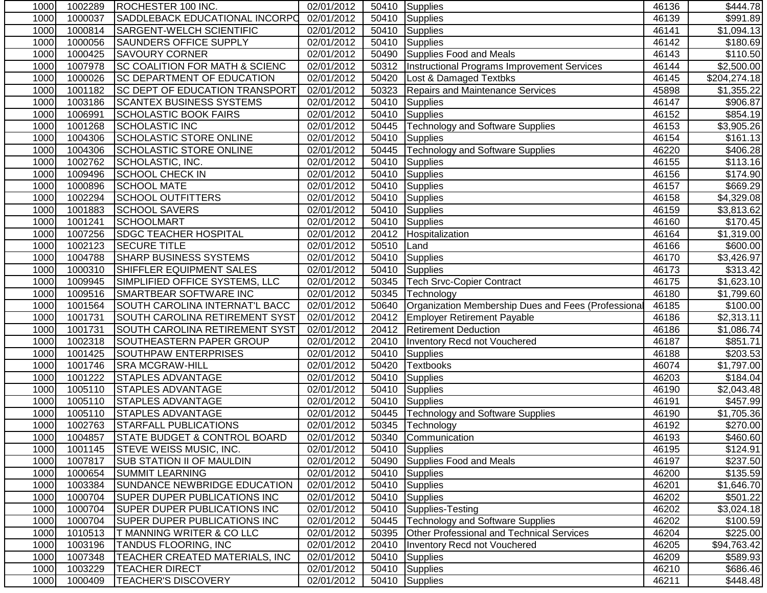| | | | | | | | |
|---|---|---|---|---|---|---|---|
| 1000 | 1002289 | ROCHESTER 100 INC. | 02/01/2012 | 50410 | Supplies | 46136 | $444.78 |
| 1000 | 1000037 | SADDLEBACK EDUCATIONAL INCORPO | 02/01/2012 | 50410 | Supplies | 46139 | $991.89 |
| 1000 | 1000814 | SARGENT-WELCH SCIENTIFIC | 02/01/2012 | 50410 | Supplies | 46141 | $1,094.13 |
| 1000 | 1000056 | SAUNDERS OFFICE SUPPLY | 02/01/2012 | 50410 | Supplies | 46142 | $180.69 |
| 1000 | 1000425 | SAVOURY CORNER | 02/01/2012 | 50490 | Supplies Food and Meals | 46143 | $110.50 |
| 1000 | 1007978 | SC COALITION FOR MATH & SCIENC | 02/01/2012 | 50312 | Instructional Programs Improvement Services | 46144 | $2,500.00 |
| 1000 | 1000026 | SC DEPARTMENT OF EDUCATION | 02/01/2012 | 50420 | Lost & Damaged Textbks | 46145 | $204,274.18 |
| 1000 | 1001182 | SC DEPT OF EDUCATION TRANSPORT | 02/01/2012 | 50323 | Repairs and Maintenance Services | 45898 | $1,355.22 |
| 1000 | 1003186 | SCANTEX BUSINESS SYSTEMS | 02/01/2012 | 50410 | Supplies | 46147 | $906.87 |
| 1000 | 1006991 | SCHOLASTIC BOOK FAIRS | 02/01/2012 | 50410 | Supplies | 46152 | $854.19 |
| 1000 | 1001268 | SCHOLASTIC INC | 02/01/2012 | 50445 | Technology and Software Supplies | 46153 | $3,905.26 |
| 1000 | 1004306 | SCHOLASTIC STORE ONLINE | 02/01/2012 | 50410 | Supplies | 46154 | $161.13 |
| 1000 | 1004306 | SCHOLASTIC STORE ONLINE | 02/01/2012 | 50445 | Technology and Software Supplies | 46220 | $406.28 |
| 1000 | 1002762 | SCHOLASTIC, INC. | 02/01/2012 | 50410 | Supplies | 46155 | $113.16 |
| 1000 | 1009496 | SCHOOL CHECK IN | 02/01/2012 | 50410 | Supplies | 46156 | $174.90 |
| 1000 | 1000896 | SCHOOL MATE | 02/01/2012 | 50410 | Supplies | 46157 | $669.29 |
| 1000 | 1002294 | SCHOOL OUTFITTERS | 02/01/2012 | 50410 | Supplies | 46158 | $4,329.08 |
| 1000 | 1001883 | SCHOOL SAVERS | 02/01/2012 | 50410 | Supplies | 46159 | $3,813.62 |
| 1000 | 1001241 | SCHOOLMART | 02/01/2012 | 50410 | Supplies | 46160 | $170.45 |
| 1000 | 1007256 | SDGC TEACHER HOSPITAL | 02/01/2012 | 20412 | Hospitalization | 46164 | $1,319.00 |
| 1000 | 1002123 | SECURE TITLE | 02/01/2012 | 50510 | Land | 46166 | $600.00 |
| 1000 | 1004788 | SHARP BUSINESS SYSTEMS | 02/01/2012 | 50410 | Supplies | 46170 | $3,426.97 |
| 1000 | 1000310 | SHIFFLER EQUIPMENT SALES | 02/01/2012 | 50410 | Supplies | 46173 | $313.42 |
| 1000 | 1009945 | SIMPLIFIED OFFICE SYSTEMS, LLC | 02/01/2012 | 50345 | Tech Srvc-Copier Contract | 46175 | $1,623.10 |
| 1000 | 1009516 | SMARTBEAR SOFTWARE INC | 02/01/2012 | 50345 | Technology | 46180 | $1,799.60 |
| 1000 | 1001564 | SOUTH CAROLINA INTERNAT'L BACC | 02/01/2012 | 50640 | Organization Membership Dues and Fees (Professional | 46185 | $100.00 |
| 1000 | 1001731 | SOUTH CAROLINA RETIREMENT SYST | 02/01/2012 | 20412 | Employer Retirement Payable | 46186 | $2,313.11 |
| 1000 | 1001731 | SOUTH CAROLINA RETIREMENT SYST | 02/01/2012 | 20412 | Retirement Deduction | 46186 | $1,086.74 |
| 1000 | 1002318 | SOUTHEASTERN PAPER GROUP | 02/01/2012 | 20410 | Inventory Recd not Vouchered | 46187 | $851.71 |
| 1000 | 1001425 | SOUTHPAW ENTERPRISES | 02/01/2012 | 50410 | Supplies | 46188 | $203.53 |
| 1000 | 1001746 | SRA MCGRAW-HILL | 02/01/2012 | 50420 | Textbooks | 46074 | $1,797.00 |
| 1000 | 1001222 | STAPLES ADVANTAGE | 02/01/2012 | 50410 | Supplies | 46203 | $184.04 |
| 1000 | 1005110 | STAPLES ADVANTAGE | 02/01/2012 | 50410 | Supplies | 46190 | $2,043.48 |
| 1000 | 1005110 | STAPLES ADVANTAGE | 02/01/2012 | 50410 | Supplies | 46191 | $457.99 |
| 1000 | 1005110 | STAPLES ADVANTAGE | 02/01/2012 | 50445 | Technology and Software Supplies | 46190 | $1,705.36 |
| 1000 | 1002763 | STARFALL PUBLICATIONS | 02/01/2012 | 50345 | Technology | 46192 | $270.00 |
| 1000 | 1004857 | STATE BUDGET & CONTROL BOARD | 02/01/2012 | 50340 | Communication | 46193 | $460.60 |
| 1000 | 1001145 | STEVE WEISS MUSIC, INC. | 02/01/2012 | 50410 | Supplies | 46195 | $124.91 |
| 1000 | 1007817 | SUB STATION II OF MAULDIN | 02/01/2012 | 50490 | Supplies Food and Meals | 46197 | $237.50 |
| 1000 | 1000654 | SUMMIT LEARNING | 02/01/2012 | 50410 | Supplies | 46200 | $135.59 |
| 1000 | 1003384 | SUNDANCE NEWBRIDGE EDUCATION | 02/01/2012 | 50410 | Supplies | 46201 | $1,646.70 |
| 1000 | 1000704 | SUPER DUPER PUBLICATIONS INC | 02/01/2012 | 50410 | Supplies | 46202 | $501.22 |
| 1000 | 1000704 | SUPER DUPER PUBLICATIONS INC | 02/01/2012 | 50410 | Supplies-Testing | 46202 | $3,024.18 |
| 1000 | 1000704 | SUPER DUPER PUBLICATIONS INC | 02/01/2012 | 50445 | Technology and Software Supplies | 46202 | $100.59 |
| 1000 | 1010513 | T MANNING WRITER & CO LLC | 02/01/2012 | 50395 | Other Professional and Technical Services | 46204 | $225.00 |
| 1000 | 1003196 | TANDUS FLOORING, INC | 02/01/2012 | 20410 | Inventory Recd not Vouchered | 46205 | $94,763.42 |
| 1000 | 1007348 | TEACHER CREATED MATERIALS, INC | 02/01/2012 | 50410 | Supplies | 46209 | $589.93 |
| 1000 | 1003229 | TEACHER DIRECT | 02/01/2012 | 50410 | Supplies | 46210 | $686.46 |
| 1000 | 1000409 | TEACHER'S DISCOVERY | 02/01/2012 | 50410 | Supplies | 46211 | $448.48 |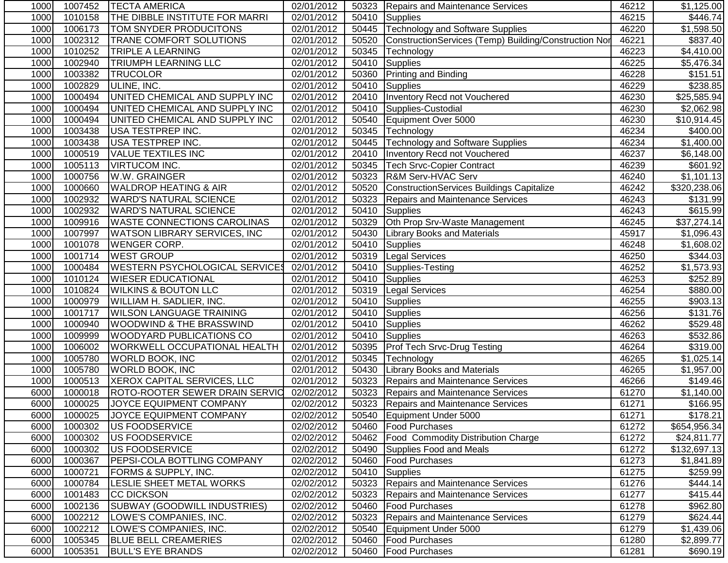| | | | | | | | |
|---|---|---|---|---|---|---|---|
| 1000 | 1007452 | TECTA AMERICA | 02/01/2012 | 50323 | Repairs and Maintenance Services | 46212 | $1,125.00 |
| 1000 | 1010158 | THE DIBBLE INSTITUTE FOR MARRI | 02/01/2012 | 50410 | Supplies | 46215 | $446.74 |
| 1000 | 1006173 | TOM SNYDER PRODUCITONS | 02/01/2012 | 50445 | Technology and Software Supplies | 46220 | $1,598.50 |
| 1000 | 1002312 | TRANE COMFORT SOLUTIONS | 02/01/2012 | 50520 | ConstructionServices (Temp) Building/Construction Nor | 46221 | $837.40 |
| 1000 | 1010252 | TRIPLE A LEARNING | 02/01/2012 | 50345 | Technology | 46223 | $4,410.00 |
| 1000 | 1002940 | TRIUMPH LEARNING LLC | 02/01/2012 | 50410 | Supplies | 46225 | $5,476.34 |
| 1000 | 1003382 | TRUCOLOR | 02/01/2012 | 50360 | Printing and Binding | 46228 | $151.51 |
| 1000 | 1002829 | ULINE, INC. | 02/01/2012 | 50410 | Supplies | 46229 | $238.85 |
| 1000 | 1000494 | UNITED CHEMICAL AND SUPPLY INC | 02/01/2012 | 20410 | Inventory Recd not Vouchered | 46230 | $25,585.94 |
| 1000 | 1000494 | UNITED CHEMICAL AND SUPPLY INC | 02/01/2012 | 50410 | Supplies-Custodial | 46230 | $2,062.98 |
| 1000 | 1000494 | UNITED CHEMICAL AND SUPPLY INC | 02/01/2012 | 50540 | Equipment Over 5000 | 46230 | $10,914.45 |
| 1000 | 1003438 | USA TESTPREP INC. | 02/01/2012 | 50345 | Technology | 46234 | $400.00 |
| 1000 | 1003438 | USA TESTPREP INC. | 02/01/2012 | 50445 | Technology and Software Supplies | 46234 | $1,400.00 |
| 1000 | 1000519 | VALUE TEXTILES INC | 02/01/2012 | 20410 | Inventory Recd not Vouchered | 46237 | $6,148.00 |
| 1000 | 1005113 | VIRTUCOM INC. | 02/01/2012 | 50345 | Tech Srvc-Copier Contract | 46239 | $601.92 |
| 1000 | 1000756 | W.W. GRAINGER | 02/01/2012 | 50323 | R&M Serv-HVAC Serv | 46240 | $1,101.13 |
| 1000 | 1000660 | WALDROP HEATING & AIR | 02/01/2012 | 50520 | ConstructionServices Buildings Capitalize | 46242 | $320,238.06 |
| 1000 | 1002932 | WARD'S NATURAL SCIENCE | 02/01/2012 | 50323 | Repairs and Maintenance Services | 46243 | $131.99 |
| 1000 | 1002932 | WARD'S NATURAL SCIENCE | 02/01/2012 | 50410 | Supplies | 46243 | $615.99 |
| 1000 | 1009916 | WASTE CONNECTIONS CAROLINAS | 02/01/2012 | 50329 | Oth Prop Srv-Waste Management | 46245 | $37,274.14 |
| 1000 | 1007997 | WATSON LIBRARY SERVICES, INC | 02/01/2012 | 50430 | Library Books and Materials | 45917 | $1,096.43 |
| 1000 | 1001078 | WENGER CORP. | 02/01/2012 | 50410 | Supplies | 46248 | $1,608.02 |
| 1000 | 1001714 | WEST GROUP | 02/01/2012 | 50319 | Legal Services | 46250 | $344.03 |
| 1000 | 1000484 | WESTERN PSYCHOLOGICAL SERVICES | 02/01/2012 | 50410 | Supplies-Testing | 46252 | $1,573.93 |
| 1000 | 1010124 | WIESER EDUCATIONAL | 02/01/2012 | 50410 | Supplies | 46253 | $252.89 |
| 1000 | 1010824 | WILKINS & BOUTON LLC | 02/01/2012 | 50319 | Legal Services | 46254 | $880.00 |
| 1000 | 1000979 | WILLIAM H. SADLIER, INC. | 02/01/2012 | 50410 | Supplies | 46255 | $903.13 |
| 1000 | 1001717 | WILSON LANGUAGE TRAINING | 02/01/2012 | 50410 | Supplies | 46256 | $131.76 |
| 1000 | 1000940 | WOODWIND & THE BRASSWIND | 02/01/2012 | 50410 | Supplies | 46262 | $529.48 |
| 1000 | 1009999 | WOODYARD PUBLICATIONS CO | 02/01/2012 | 50410 | Supplies | 46263 | $532.86 |
| 1000 | 1006002 | WORKWELL OCCUPATIONAL HEALTH | 02/01/2012 | 50395 | Prof Tech Srvc-Drug Testing | 46264 | $319.00 |
| 1000 | 1005780 | WORLD BOOK, INC | 02/01/2012 | 50345 | Technology | 46265 | $1,025.14 |
| 1000 | 1005780 | WORLD BOOK, INC | 02/01/2012 | 50430 | Library Books and Materials | 46265 | $1,957.00 |
| 1000 | 1000513 | XEROX CAPITAL SERVICES, LLC | 02/01/2012 | 50323 | Repairs and Maintenance Services | 46266 | $149.46 |
| 6000 | 1000018 | ROTO-ROOTER SEWER DRAIN SERVIC | 02/02/2012 | 50323 | Repairs and Maintenance Services | 61270 | $1,140.00 |
| 6000 | 1000025 | JOYCE EQUIPMENT COMPANY | 02/02/2012 | 50323 | Repairs and Maintenance Services | 61271 | $166.95 |
| 6000 | 1000025 | JOYCE EQUIPMENT COMPANY | 02/02/2012 | 50540 | Equipment Under 5000 | 61271 | $178.21 |
| 6000 | 1000302 | US FOODSERVICE | 02/02/2012 | 50460 | Food Purchases | 61272 | $654,956.34 |
| 6000 | 1000302 | US FOODSERVICE | 02/02/2012 | 50462 | Food Commodity Distribution Charge | 61272 | $24,811.77 |
| 6000 | 1000302 | US FOODSERVICE | 02/02/2012 | 50490 | Supplies Food and Meals | 61272 | $132,697.13 |
| 6000 | 1000367 | PEPSI-COLA BOTTLING COMPANY | 02/02/2012 | 50460 | Food Purchases | 61273 | $1,841.89 |
| 6000 | 1000721 | FORMS & SUPPLY, INC. | 02/02/2012 | 50410 | Supplies | 61275 | $259.99 |
| 6000 | 1000784 | LESLIE SHEET METAL WORKS | 02/02/2012 | 50323 | Repairs and Maintenance Services | 61276 | $444.14 |
| 6000 | 1001483 | CC DICKSON | 02/02/2012 | 50323 | Repairs and Maintenance Services | 61277 | $415.44 |
| 6000 | 1002136 | SUBWAY (GOODWILL INDUSTRIES) | 02/02/2012 | 50460 | Food Purchases | 61278 | $962.80 |
| 6000 | 1002212 | LOWE'S COMPANIES, INC. | 02/02/2012 | 50323 | Repairs and Maintenance Services | 61279 | $624.44 |
| 6000 | 1002212 | LOWE'S COMPANIES, INC. | 02/02/2012 | 50540 | Equipment Under 5000 | 61279 | $1,439.06 |
| 6000 | 1005345 | BLUE BELL CREAMERIES | 02/02/2012 | 50460 | Food Purchases | 61280 | $2,899.77 |
| 6000 | 1005351 | BULL'S EYE BRANDS | 02/02/2012 | 50460 | Food Purchases | 61281 | $690.19 |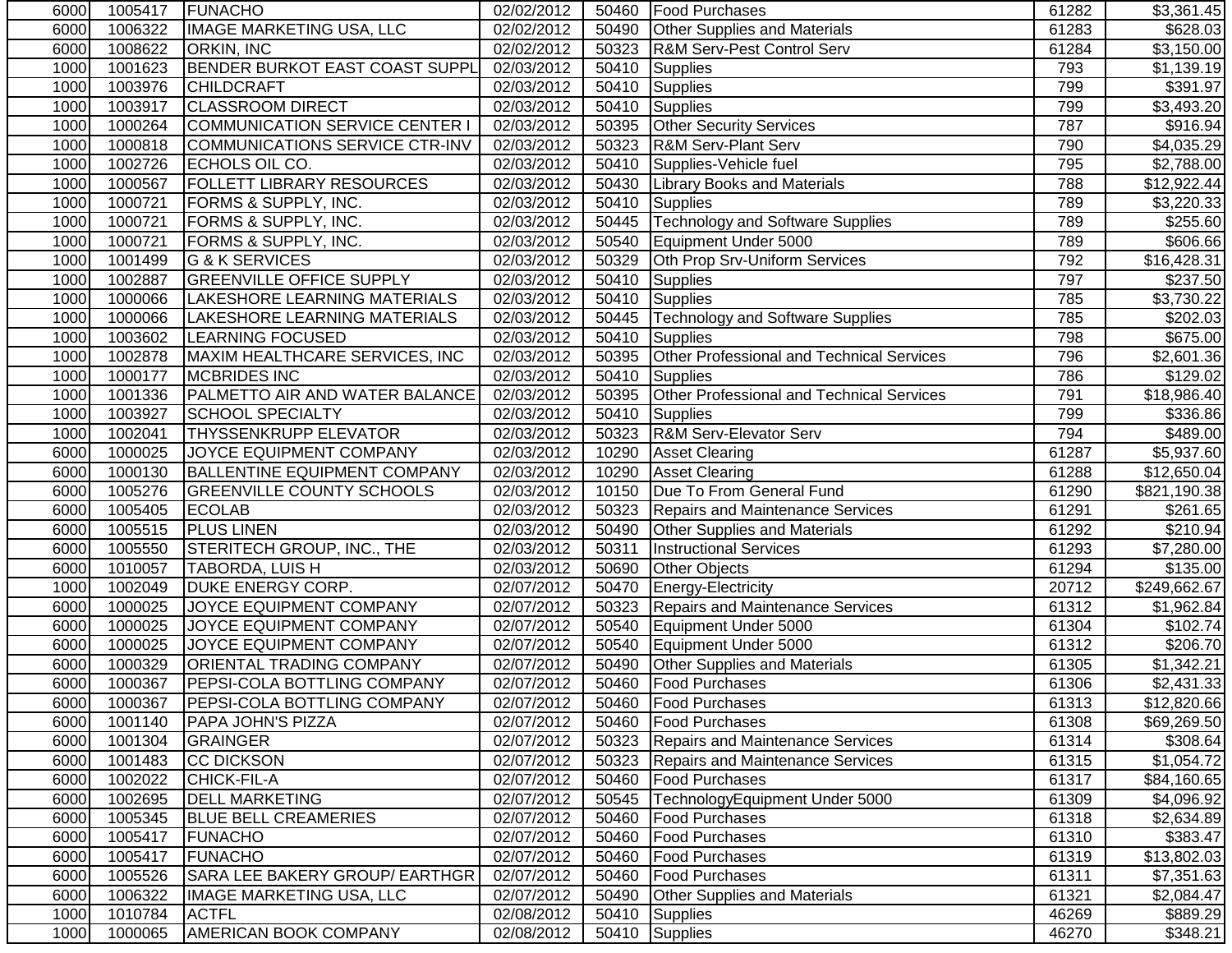| | | | | | | | |
|---|---|---|---|---|---|---|---|
| 6000 | 1005417 | FUNACHO | 02/02/2012 | 50460 | Food Purchases | 61282 | $3,361.45 |
| 6000 | 1006322 | IMAGE MARKETING USA, LLC | 02/02/2012 | 50490 | Other Supplies and Materials | 61283 | $628.03 |
| 6000 | 1008622 | ORKIN, INC | 02/02/2012 | 50323 | R&M Serv-Pest Control Serv | 61284 | $3,150.00 |
| 1000 | 1001623 | BENDER BURKOT EAST COAST SUPPL | 02/03/2012 | 50410 | Supplies | 793 | $1,139.19 |
| 1000 | 1003976 | CHILDCRAFT | 02/03/2012 | 50410 | Supplies | 799 | $391.97 |
| 1000 | 1003917 | CLASSROOM DIRECT | 02/03/2012 | 50410 | Supplies | 799 | $3,493.20 |
| 1000 | 1000264 | COMMUNICATION SERVICE CENTER I | 02/03/2012 | 50395 | Other Security Services | 787 | $916.94 |
| 1000 | 1000818 | COMMUNICATIONS SERVICE CTR-INV | 02/03/2012 | 50323 | R&M Serv-Plant Serv | 790 | $4,035.29 |
| 1000 | 1002726 | ECHOLS OIL CO. | 02/03/2012 | 50410 | Supplies-Vehicle fuel | 795 | $2,788.00 |
| 1000 | 1000567 | FOLLETT LIBRARY RESOURCES | 02/03/2012 | 50430 | Library Books and Materials | 788 | $12,922.44 |
| 1000 | 1000721 | FORMS & SUPPLY, INC. | 02/03/2012 | 50410 | Supplies | 789 | $3,220.33 |
| 1000 | 1000721 | FORMS & SUPPLY, INC. | 02/03/2012 | 50445 | Technology and Software Supplies | 789 | $255.60 |
| 1000 | 1000721 | FORMS & SUPPLY, INC. | 02/03/2012 | 50540 | Equipment Under 5000 | 789 | $606.66 |
| 1000 | 1001499 | G & K SERVICES | 02/03/2012 | 50329 | Oth Prop Srv-Uniform Services | 792 | $16,428.31 |
| 1000 | 1002887 | GREENVILLE OFFICE SUPPLY | 02/03/2012 | 50410 | Supplies | 797 | $237.50 |
| 1000 | 1000066 | LAKESHORE LEARNING MATERIALS | 02/03/2012 | 50410 | Supplies | 785 | $3,730.22 |
| 1000 | 1000066 | LAKESHORE LEARNING MATERIALS | 02/03/2012 | 50445 | Technology and Software Supplies | 785 | $202.03 |
| 1000 | 1003602 | LEARNING FOCUSED | 02/03/2012 | 50410 | Supplies | 798 | $675.00 |
| 1000 | 1002878 | MAXIM HEALTHCARE SERVICES, INC | 02/03/2012 | 50395 | Other Professional and Technical Services | 796 | $2,601.36 |
| 1000 | 1000177 | MCBRIDES INC | 02/03/2012 | 50410 | Supplies | 786 | $129.02 |
| 1000 | 1001336 | PALMETTO AIR AND WATER BALANCE | 02/03/2012 | 50395 | Other Professional and Technical Services | 791 | $18,986.40 |
| 1000 | 1003927 | SCHOOL SPECIALTY | 02/03/2012 | 50410 | Supplies | 799 | $336.86 |
| 1000 | 1002041 | THYSSENKRUPP ELEVATOR | 02/03/2012 | 50323 | R&M Serv-Elevator Serv | 794 | $489.00 |
| 6000 | 1000025 | JOYCE EQUIPMENT COMPANY | 02/03/2012 | 10290 | Asset Clearing | 61287 | $5,937.60 |
| 6000 | 1000130 | BALLENTINE EQUIPMENT COMPANY | 02/03/2012 | 10290 | Asset Clearing | 61288 | $12,650.04 |
| 6000 | 1005276 | GREENVILLE COUNTY SCHOOLS | 02/03/2012 | 10150 | Due To From General Fund | 61290 | $821,190.38 |
| 6000 | 1005405 | ECOLAB | 02/03/2012 | 50323 | Repairs and Maintenance Services | 61291 | $261.65 |
| 6000 | 1005515 | PLUS LINEN | 02/03/2012 | 50490 | Other Supplies and Materials | 61292 | $210.94 |
| 6000 | 1005550 | STERITECH GROUP, INC., THE | 02/03/2012 | 50311 | Instructional Services | 61293 | $7,280.00 |
| 6000 | 1010057 | TABORDA, LUIS H | 02/03/2012 | 50690 | Other Objects | 61294 | $135.00 |
| 1000 | 1002049 | DUKE ENERGY CORP. | 02/07/2012 | 50470 | Energy-Electricity | 20712 | $249,662.67 |
| 6000 | 1000025 | JOYCE EQUIPMENT COMPANY | 02/07/2012 | 50323 | Repairs and Maintenance Services | 61312 | $1,962.84 |
| 6000 | 1000025 | JOYCE EQUIPMENT COMPANY | 02/07/2012 | 50540 | Equipment Under 5000 | 61304 | $102.74 |
| 6000 | 1000025 | JOYCE EQUIPMENT COMPANY | 02/07/2012 | 50540 | Equipment Under 5000 | 61312 | $206.70 |
| 6000 | 1000329 | ORIENTAL TRADING COMPANY | 02/07/2012 | 50490 | Other Supplies and Materials | 61305 | $1,342.21 |
| 6000 | 1000367 | PEPSI-COLA BOTTLING COMPANY | 02/07/2012 | 50460 | Food Purchases | 61306 | $2,431.33 |
| 6000 | 1000367 | PEPSI-COLA BOTTLING COMPANY | 02/07/2012 | 50460 | Food Purchases | 61313 | $12,820.66 |
| 6000 | 1001140 | PAPA JOHN'S PIZZA | 02/07/2012 | 50460 | Food Purchases | 61308 | $69,269.50 |
| 6000 | 1001304 | GRAINGER | 02/07/2012 | 50323 | Repairs and Maintenance Services | 61314 | $308.64 |
| 6000 | 1001483 | CC DICKSON | 02/07/2012 | 50323 | Repairs and Maintenance Services | 61315 | $1,054.72 |
| 6000 | 1002022 | CHICK-FIL-A | 02/07/2012 | 50460 | Food Purchases | 61317 | $84,160.65 |
| 6000 | 1002695 | DELL MARKETING | 02/07/2012 | 50545 | TechnologyEquipment Under 5000 | 61309 | $4,096.92 |
| 6000 | 1005345 | BLUE BELL CREAMERIES | 02/07/2012 | 50460 | Food Purchases | 61318 | $2,634.89 |
| 6000 | 1005417 | FUNACHO | 02/07/2012 | 50460 | Food Purchases | 61310 | $383.47 |
| 6000 | 1005417 | FUNACHO | 02/07/2012 | 50460 | Food Purchases | 61319 | $13,802.03 |
| 6000 | 1005526 | SARA LEE BAKERY GROUP/ EARTHGR | 02/07/2012 | 50460 | Food Purchases | 61311 | $7,351.63 |
| 6000 | 1006322 | IMAGE MARKETING USA, LLC | 02/07/2012 | 50490 | Other Supplies and Materials | 61321 | $2,084.47 |
| 1000 | 1010784 | ACTFL | 02/08/2012 | 50410 | Supplies | 46269 | $889.29 |
| 1000 | 1000065 | AMERICAN BOOK COMPANY | 02/08/2012 | 50410 | Supplies | 46270 | $348.21 |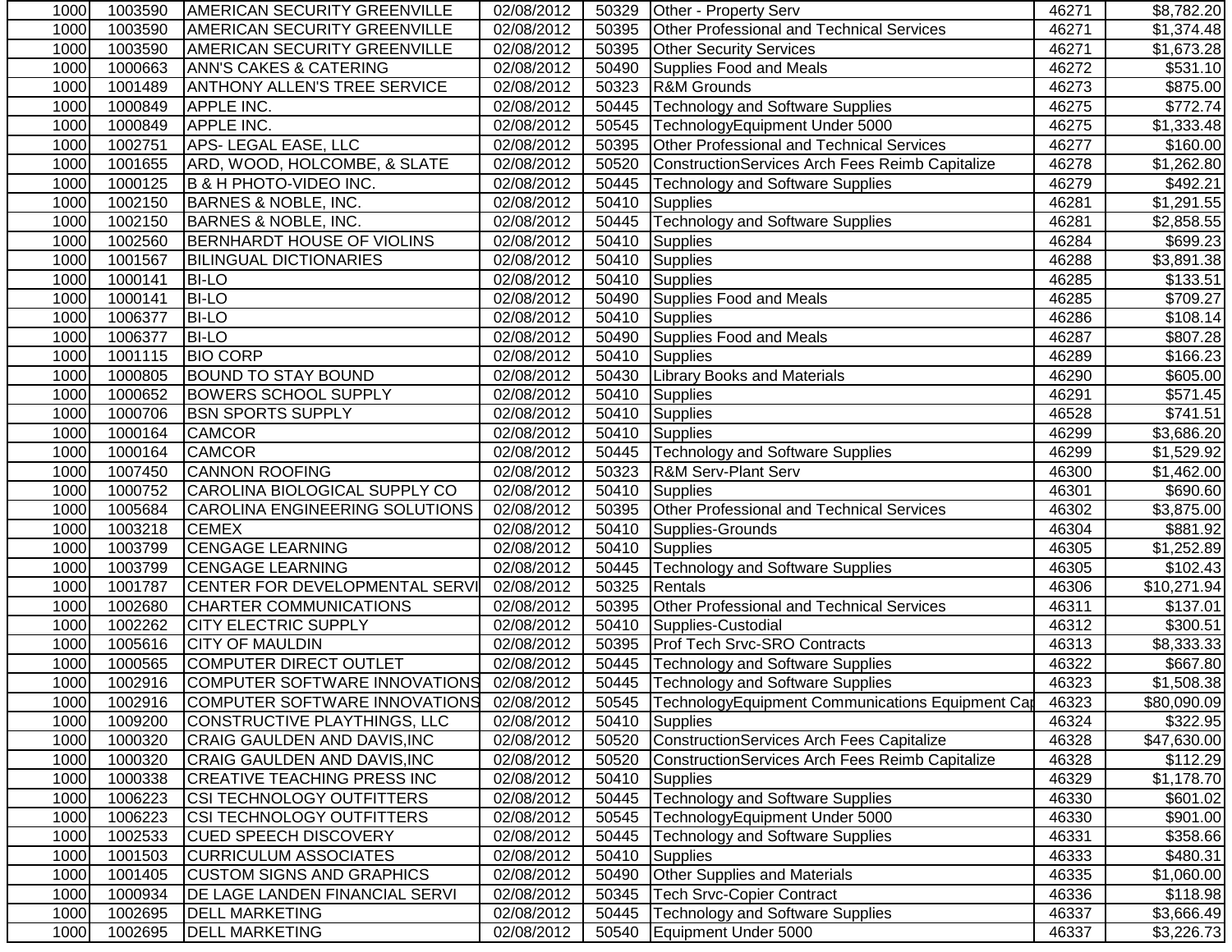| | | | | | | | |
|---|---|---|---|---|---|---|---|
| 1000 | 1003590 | AMERICAN SECURITY GREENVILLE | 02/08/2012 | 50329 | Other - Property Serv | 46271 | $8,782.20 |
| 1000 | 1003590 | AMERICAN SECURITY GREENVILLE | 02/08/2012 | 50395 | Other Professional and Technical Services | 46271 | $1,374.48 |
| 1000 | 1003590 | AMERICAN SECURITY GREENVILLE | 02/08/2012 | 50395 | Other Security Services | 46271 | $1,673.28 |
| 1000 | 1000663 | ANN'S CAKES & CATERING | 02/08/2012 | 50490 | Supplies Food and Meals | 46272 | $531.10 |
| 1000 | 1001489 | ANTHONY ALLEN'S TREE SERVICE | 02/08/2012 | 50323 | R&M Grounds | 46273 | $875.00 |
| 1000 | 1000849 | APPLE INC. | 02/08/2012 | 50445 | Technology and Software Supplies | 46275 | $772.74 |
| 1000 | 1000849 | APPLE INC. | 02/08/2012 | 50545 | TechnologyEquipment Under 5000 | 46275 | $1,333.48 |
| 1000 | 1002751 | APS- LEGAL EASE, LLC | 02/08/2012 | 50395 | Other Professional and Technical Services | 46277 | $160.00 |
| 1000 | 1001655 | ARD, WOOD, HOLCOMBE, & SLATE | 02/08/2012 | 50520 | ConstructionServices Arch Fees Reimb Capitalize | 46278 | $1,262.80 |
| 1000 | 1000125 | B & H PHOTO-VIDEO INC. | 02/08/2012 | 50445 | Technology and Software Supplies | 46279 | $492.21 |
| 1000 | 1002150 | BARNES & NOBLE, INC. | 02/08/2012 | 50410 | Supplies | 46281 | $1,291.55 |
| 1000 | 1002150 | BARNES & NOBLE, INC. | 02/08/2012 | 50445 | Technology and Software Supplies | 46281 | $2,858.55 |
| 1000 | 1002560 | BERNHARDT HOUSE OF VIOLINS | 02/08/2012 | 50410 | Supplies | 46284 | $699.23 |
| 1000 | 1001567 | BILINGUAL DICTIONARIES | 02/08/2012 | 50410 | Supplies | 46288 | $3,891.38 |
| 1000 | 1000141 | BI-LO | 02/08/2012 | 50410 | Supplies | 46285 | $133.51 |
| 1000 | 1000141 | BI-LO | 02/08/2012 | 50490 | Supplies Food and Meals | 46285 | $709.27 |
| 1000 | 1006377 | BI-LO | 02/08/2012 | 50410 | Supplies | 46286 | $108.14 |
| 1000 | 1006377 | BI-LO | 02/08/2012 | 50490 | Supplies Food and Meals | 46287 | $807.28 |
| 1000 | 1001115 | BIO CORP | 02/08/2012 | 50410 | Supplies | 46289 | $166.23 |
| 1000 | 1000805 | BOUND TO STAY BOUND | 02/08/2012 | 50430 | Library Books and Materials | 46290 | $605.00 |
| 1000 | 1000652 | BOWERS SCHOOL SUPPLY | 02/08/2012 | 50410 | Supplies | 46291 | $571.45 |
| 1000 | 1000706 | BSN SPORTS SUPPLY | 02/08/2012 | 50410 | Supplies | 46528 | $741.51 |
| 1000 | 1000164 | CAMCOR | 02/08/2012 | 50410 | Supplies | 46299 | $3,686.20 |
| 1000 | 1000164 | CAMCOR | 02/08/2012 | 50445 | Technology and Software Supplies | 46299 | $1,529.92 |
| 1000 | 1007450 | CANNON ROOFING | 02/08/2012 | 50323 | R&M Serv-Plant Serv | 46300 | $1,462.00 |
| 1000 | 1000752 | CAROLINA BIOLOGICAL SUPPLY CO | 02/08/2012 | 50410 | Supplies | 46301 | $690.60 |
| 1000 | 1005684 | CAROLINA ENGINEERING SOLUTIONS | 02/08/2012 | 50395 | Other Professional and Technical Services | 46302 | $3,875.00 |
| 1000 | 1003218 | CEMEX | 02/08/2012 | 50410 | Supplies-Grounds | 46304 | $881.92 |
| 1000 | 1003799 | CENGAGE LEARNING | 02/08/2012 | 50410 | Supplies | 46305 | $1,252.89 |
| 1000 | 1003799 | CENGAGE LEARNING | 02/08/2012 | 50445 | Technology and Software Supplies | 46305 | $102.43 |
| 1000 | 1001787 | CENTER FOR DEVELOPMENTAL SERVI | 02/08/2012 | 50325 | Rentals | 46306 | $10,271.94 |
| 1000 | 1002680 | CHARTER COMMUNICATIONS | 02/08/2012 | 50395 | Other Professional and Technical Services | 46311 | $137.01 |
| 1000 | 1002262 | CITY ELECTRIC SUPPLY | 02/08/2012 | 50410 | Supplies-Custodial | 46312 | $300.51 |
| 1000 | 1005616 | CITY OF MAULDIN | 02/08/2012 | 50395 | Prof Tech Srvc-SRO Contracts | 46313 | $8,333.33 |
| 1000 | 1000565 | COMPUTER DIRECT OUTLET | 02/08/2012 | 50445 | Technology and Software Supplies | 46322 | $667.80 |
| 1000 | 1002916 | COMPUTER SOFTWARE INNOVATIONS | 02/08/2012 | 50445 | Technology and Software Supplies | 46323 | $1,508.38 |
| 1000 | 1002916 | COMPUTER SOFTWARE INNOVATIONS | 02/08/2012 | 50545 | TechnologyEquipment Communications Equipment Cap | 46323 | $80,090.09 |
| 1000 | 1009200 | CONSTRUCTIVE PLAYTHINGS, LLC | 02/08/2012 | 50410 | Supplies | 46324 | $322.95 |
| 1000 | 1000320 | CRAIG GAULDEN AND DAVIS,INC | 02/08/2012 | 50520 | ConstructionServices Arch Fees Capitalize | 46328 | $47,630.00 |
| 1000 | 1000320 | CRAIG GAULDEN AND DAVIS,INC | 02/08/2012 | 50520 | ConstructionServices Arch Fees Reimb Capitalize | 46328 | $112.29 |
| 1000 | 1000338 | CREATIVE TEACHING PRESS INC | 02/08/2012 | 50410 | Supplies | 46329 | $1,178.70 |
| 1000 | 1006223 | CSI TECHNOLOGY OUTFITTERS | 02/08/2012 | 50445 | Technology and Software Supplies | 46330 | $601.02 |
| 1000 | 1006223 | CSI TECHNOLOGY OUTFITTERS | 02/08/2012 | 50545 | TechnologyEquipment Under 5000 | 46330 | $901.00 |
| 1000 | 1002533 | CUED SPEECH DISCOVERY | 02/08/2012 | 50445 | Technology and Software Supplies | 46331 | $358.66 |
| 1000 | 1001503 | CURRICULUM ASSOCIATES | 02/08/2012 | 50410 | Supplies | 46333 | $480.31 |
| 1000 | 1001405 | CUSTOM SIGNS AND GRAPHICS | 02/08/2012 | 50490 | Other Supplies and Materials | 46335 | $1,060.00 |
| 1000 | 1000934 | DE LAGE LANDEN FINANCIAL SERVI | 02/08/2012 | 50345 | Tech Srvc-Copier Contract | 46336 | $118.98 |
| 1000 | 1002695 | DELL MARKETING | 02/08/2012 | 50445 | Technology and Software Supplies | 46337 | $3,666.49 |
| 1000 | 1002695 | DELL MARKETING | 02/08/2012 | 50540 | Equipment Under 5000 | 46337 | $3,226.73 |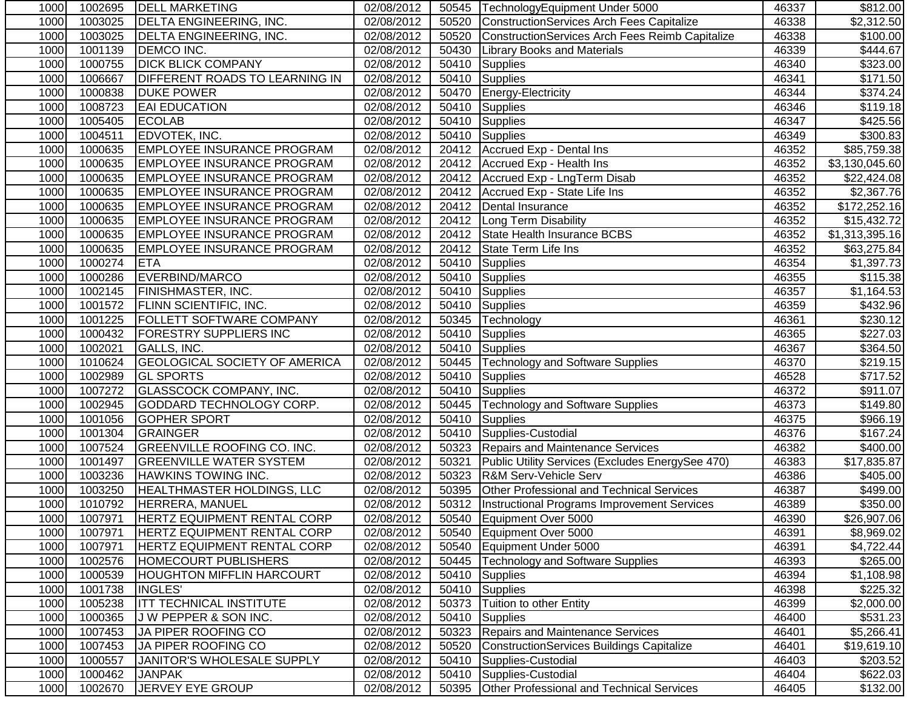| 1000 | 1002695 | DELL MARKETING | 02/08/2012 | 50545 | TechnologyEquipment Under 5000 | 46337 | $812.00 |
|---|---|---|---|---|---|---|---|
| 1000 | 1003025 | DELTA ENGINEERING, INC. | 02/08/2012 | 50520 | ConstructionServices Arch Fees Capitalize | 46338 | $2,312.50 |
| 1000 | 1003025 | DELTA ENGINEERING, INC. | 02/08/2012 | 50520 | ConstructionServices Arch Fees Reimb Capitalize | 46338 | $100.00 |
| 1000 | 1001139 | DEMCO INC. | 02/08/2012 | 50430 | Library Books and Materials | 46339 | $444.67 |
| 1000 | 1000755 | DICK BLICK COMPANY | 02/08/2012 | 50410 | Supplies | 46340 | $323.00 |
| 1000 | 1006667 | DIFFERENT ROADS TO LEARNING IN | 02/08/2012 | 50410 | Supplies | 46341 | $171.50 |
| 1000 | 1000838 | DUKE POWER | 02/08/2012 | 50470 | Energy-Electricity | 46344 | $374.24 |
| 1000 | 1008723 | EAI EDUCATION | 02/08/2012 | 50410 | Supplies | 46346 | $119.18 |
| 1000 | 1005405 | ECOLAB | 02/08/2012 | 50410 | Supplies | 46347 | $425.56 |
| 1000 | 1004511 | EDVOTEK, INC. | 02/08/2012 | 50410 | Supplies | 46349 | $300.83 |
| 1000 | 1000635 | EMPLOYEE INSURANCE PROGRAM | 02/08/2012 | 20412 | Accrued Exp - Dental Ins | 46352 | $85,759.38 |
| 1000 | 1000635 | EMPLOYEE INSURANCE PROGRAM | 02/08/2012 | 20412 | Accrued Exp - Health Ins | 46352 | $3,130,045.60 |
| 1000 | 1000635 | EMPLOYEE INSURANCE PROGRAM | 02/08/2012 | 20412 | Accrued Exp - LngTerm Disab | 46352 | $22,424.08 |
| 1000 | 1000635 | EMPLOYEE INSURANCE PROGRAM | 02/08/2012 | 20412 | Accrued Exp - State Life Ins | 46352 | $2,367.76 |
| 1000 | 1000635 | EMPLOYEE INSURANCE PROGRAM | 02/08/2012 | 20412 | Dental Insurance | 46352 | $172,252.16 |
| 1000 | 1000635 | EMPLOYEE INSURANCE PROGRAM | 02/08/2012 | 20412 | Long Term Disability | 46352 | $15,432.72 |
| 1000 | 1000635 | EMPLOYEE INSURANCE PROGRAM | 02/08/2012 | 20412 | State Health Insurance BCBS | 46352 | $1,313,395.16 |
| 1000 | 1000635 | EMPLOYEE INSURANCE PROGRAM | 02/08/2012 | 20412 | State Term Life Ins | 46352 | $63,275.84 |
| 1000 | 1000274 | ETA | 02/08/2012 | 50410 | Supplies | 46354 | $1,397.73 |
| 1000 | 1000286 | EVERBIND/MARCO | 02/08/2012 | 50410 | Supplies | 46355 | $115.38 |
| 1000 | 1002145 | FINISHMASTER, INC. | 02/08/2012 | 50410 | Supplies | 46357 | $1,164.53 |
| 1000 | 1001572 | FLINN SCIENTIFIC, INC. | 02/08/2012 | 50410 | Supplies | 46359 | $432.96 |
| 1000 | 1001225 | FOLLETT SOFTWARE COMPANY | 02/08/2012 | 50345 | Technology | 46361 | $230.12 |
| 1000 | 1000432 | FORESTRY SUPPLIERS INC | 02/08/2012 | 50410 | Supplies | 46365 | $227.03 |
| 1000 | 1002021 | GALLS, INC. | 02/08/2012 | 50410 | Supplies | 46367 | $364.50 |
| 1000 | 1010624 | GEOLOGICAL SOCIETY OF AMERICA | 02/08/2012 | 50445 | Technology and Software Supplies | 46370 | $219.15 |
| 1000 | 1002989 | GL SPORTS | 02/08/2012 | 50410 | Supplies | 46528 | $717.52 |
| 1000 | 1007272 | GLASSCOCK COMPANY, INC. | 02/08/2012 | 50410 | Supplies | 46372 | $911.07 |
| 1000 | 1002945 | GODDARD TECHNOLOGY CORP. | 02/08/2012 | 50445 | Technology and Software Supplies | 46373 | $149.80 |
| 1000 | 1001056 | GOPHER SPORT | 02/08/2012 | 50410 | Supplies | 46375 | $966.19 |
| 1000 | 1001304 | GRAINGER | 02/08/2012 | 50410 | Supplies-Custodial | 46376 | $167.24 |
| 1000 | 1007524 | GREENVILLE ROOFING CO. INC. | 02/08/2012 | 50323 | Repairs and Maintenance Services | 46382 | $400.00 |
| 1000 | 1001497 | GREENVILLE WATER SYSTEM | 02/08/2012 | 50321 | Public Utility Services (Excludes EnergySee 470) | 46383 | $17,835.87 |
| 1000 | 1003236 | HAWKINS TOWING INC. | 02/08/2012 | 50323 | R&M Serv-Vehicle Serv | 46386 | $405.00 |
| 1000 | 1003250 | HEALTHMASTER HOLDINGS, LLC | 02/08/2012 | 50395 | Other Professional and Technical Services | 46387 | $499.00 |
| 1000 | 1010792 | HERRERA, MANUEL | 02/08/2012 | 50312 | Instructional Programs Improvement Services | 46389 | $350.00 |
| 1000 | 1007971 | HERTZ EQUIPMENT RENTAL CORP | 02/08/2012 | 50540 | Equipment Over 5000 | 46390 | $26,907.06 |
| 1000 | 1007971 | HERTZ EQUIPMENT RENTAL CORP | 02/08/2012 | 50540 | Equipment Over 5000 | 46391 | $8,969.02 |
| 1000 | 1007971 | HERTZ EQUIPMENT RENTAL CORP | 02/08/2012 | 50540 | Equipment Under 5000 | 46391 | $4,722.44 |
| 1000 | 1002576 | HOMECOURT PUBLISHERS | 02/08/2012 | 50445 | Technology and Software Supplies | 46393 | $265.00 |
| 1000 | 1000539 | HOUGHTON MIFFLIN HARCOURT | 02/08/2012 | 50410 | Supplies | 46394 | $1,108.98 |
| 1000 | 1001738 | INGLES' | 02/08/2012 | 50410 | Supplies | 46398 | $225.32 |
| 1000 | 1005238 | ITT TECHNICAL INSTITUTE | 02/08/2012 | 50373 | Tuition to other Entity | 46399 | $2,000.00 |
| 1000 | 1000365 | J W PEPPER & SON INC. | 02/08/2012 | 50410 | Supplies | 46400 | $531.23 |
| 1000 | 1007453 | JA PIPER ROOFING CO | 02/08/2012 | 50323 | Repairs and Maintenance Services | 46401 | $5,266.41 |
| 1000 | 1007453 | JA PIPER ROOFING CO | 02/08/2012 | 50520 | ConstructionServices Buildings Capitalize | 46401 | $19,619.10 |
| 1000 | 1000557 | JANITOR'S WHOLESALE SUPPLY | 02/08/2012 | 50410 | Supplies-Custodial | 46403 | $203.52 |
| 1000 | 1000462 | JANPAK | 02/08/2012 | 50410 | Supplies-Custodial | 46404 | $622.03 |
| 1000 | 1002670 | JERVEY EYE GROUP | 02/08/2012 | 50395 | Other Professional and Technical Services | 46405 | $132.00 |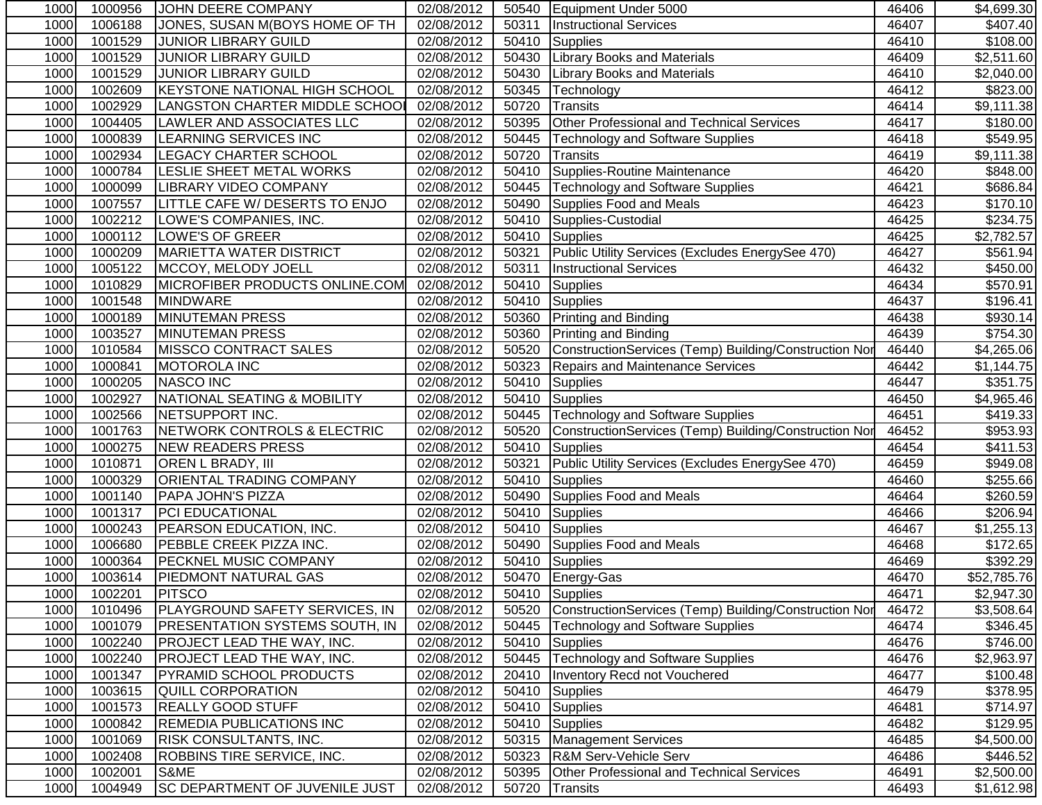| | | | | | | | |
|---|---|---|---|---|---|---|---|
| 1000 | 1000956 | JOHN DEERE COMPANY | 02/08/2012 | 50540 | Equipment Under 5000 | 46406 | $4,699.30 |
| 1000 | 1006188 | JONES, SUSAN M(BOYS HOME OF TH | 02/08/2012 | 50311 | Instructional Services | 46407 | $407.40 |
| 1000 | 1001529 | JUNIOR LIBRARY GUILD | 02/08/2012 | 50410 | Supplies | 46410 | $108.00 |
| 1000 | 1001529 | JUNIOR LIBRARY GUILD | 02/08/2012 | 50430 | Library Books and Materials | 46409 | $2,511.60 |
| 1000 | 1001529 | JUNIOR LIBRARY GUILD | 02/08/2012 | 50430 | Library Books and Materials | 46410 | $2,040.00 |
| 1000 | 1002609 | KEYSTONE NATIONAL HIGH SCHOOL | 02/08/2012 | 50345 | Technology | 46412 | $823.00 |
| 1000 | 1002929 | LANGSTON CHARTER MIDDLE SCHOOL | 02/08/2012 | 50720 | Transits | 46414 | $9,111.38 |
| 1000 | 1004405 | LAWLER AND ASSOCIATES LLC | 02/08/2012 | 50395 | Other Professional and Technical Services | 46417 | $180.00 |
| 1000 | 1000839 | LEARNING SERVICES INC | 02/08/2012 | 50445 | Technology and Software Supplies | 46418 | $549.95 |
| 1000 | 1002934 | LEGACY CHARTER SCHOOL | 02/08/2012 | 50720 | Transits | 46419 | $9,111.38 |
| 1000 | 1000784 | LESLIE SHEET METAL WORKS | 02/08/2012 | 50410 | Supplies-Routine Maintenance | 46420 | $848.00 |
| 1000 | 1000099 | LIBRARY VIDEO COMPANY | 02/08/2012 | 50445 | Technology and Software Supplies | 46421 | $686.84 |
| 1000 | 1007557 | LITTLE CAFE W/ DESERTS TO ENJO | 02/08/2012 | 50490 | Supplies Food and Meals | 46423 | $170.10 |
| 1000 | 1002212 | LOWE'S COMPANIES, INC. | 02/08/2012 | 50410 | Supplies-Custodial | 46425 | $234.75 |
| 1000 | 1000112 | LOWE'S OF GREER | 02/08/2012 | 50410 | Supplies | 46425 | $2,782.57 |
| 1000 | 1000209 | MARIETTA WATER DISTRICT | 02/08/2012 | 50321 | Public Utility Services (Excludes EnergySee 470) | 46427 | $561.94 |
| 1000 | 1005122 | MCCOY, MELODY JOELL | 02/08/2012 | 50311 | Instructional Services | 46432 | $450.00 |
| 1000 | 1010829 | MICROFIBER PRODUCTS ONLINE.COM | 02/08/2012 | 50410 | Supplies | 46434 | $570.91 |
| 1000 | 1001548 | MINDWARE | 02/08/2012 | 50410 | Supplies | 46437 | $196.41 |
| 1000 | 1000189 | MINUTEMAN PRESS | 02/08/2012 | 50360 | Printing and Binding | 46438 | $930.14 |
| 1000 | 1003527 | MINUTEMAN PRESS | 02/08/2012 | 50360 | Printing and Binding | 46439 | $754.30 |
| 1000 | 1010584 | MISSCO CONTRACT SALES | 02/08/2012 | 50520 | ConstructionServices (Temp) Building/Construction Nor | 46440 | $4,265.06 |
| 1000 | 1000841 | MOTOROLA INC | 02/08/2012 | 50323 | Repairs and Maintenance Services | 46442 | $1,144.75 |
| 1000 | 1000205 | NASCO INC | 02/08/2012 | 50410 | Supplies | 46447 | $351.75 |
| 1000 | 1002927 | NATIONAL SEATING & MOBILITY | 02/08/2012 | 50410 | Supplies | 46450 | $4,965.46 |
| 1000 | 1002566 | NETSUPPORT INC. | 02/08/2012 | 50445 | Technology and Software Supplies | 46451 | $419.33 |
| 1000 | 1001763 | NETWORK CONTROLS & ELECTRIC | 02/08/2012 | 50520 | ConstructionServices (Temp) Building/Construction Nor | 46452 | $953.93 |
| 1000 | 1000275 | NEW READERS PRESS | 02/08/2012 | 50410 | Supplies | 46454 | $411.53 |
| 1000 | 1010871 | OREN L BRADY, III | 02/08/2012 | 50321 | Public Utility Services (Excludes EnergySee 470) | 46459 | $949.08 |
| 1000 | 1000329 | ORIENTAL TRADING COMPANY | 02/08/2012 | 50410 | Supplies | 46460 | $255.66 |
| 1000 | 1001140 | PAPA JOHN'S PIZZA | 02/08/2012 | 50490 | Supplies Food and Meals | 46464 | $260.59 |
| 1000 | 1001317 | PCI EDUCATIONAL | 02/08/2012 | 50410 | Supplies | 46466 | $206.94 |
| 1000 | 1000243 | PEARSON EDUCATION, INC. | 02/08/2012 | 50410 | Supplies | 46467 | $1,255.13 |
| 1000 | 1006680 | PEBBLE CREEK PIZZA INC. | 02/08/2012 | 50490 | Supplies Food and Meals | 46468 | $172.65 |
| 1000 | 1000364 | PECKNEL MUSIC COMPANY | 02/08/2012 | 50410 | Supplies | 46469 | $392.29 |
| 1000 | 1003614 | PIEDMONT NATURAL GAS | 02/08/2012 | 50470 | Energy-Gas | 46470 | $52,785.76 |
| 1000 | 1002201 | PITSCO | 02/08/2012 | 50410 | Supplies | 46471 | $2,947.30 |
| 1000 | 1010496 | PLAYGROUND SAFETY SERVICES, IN | 02/08/2012 | 50520 | ConstructionServices (Temp) Building/Construction Nor | 46472 | $3,508.64 |
| 1000 | 1001079 | PRESENTATION SYSTEMS SOUTH, IN | 02/08/2012 | 50445 | Technology and Software Supplies | 46474 | $346.45 |
| 1000 | 1002240 | PROJECT LEAD THE WAY, INC. | 02/08/2012 | 50410 | Supplies | 46476 | $746.00 |
| 1000 | 1002240 | PROJECT LEAD THE WAY, INC. | 02/08/2012 | 50445 | Technology and Software Supplies | 46476 | $2,963.97 |
| 1000 | 1001347 | PYRAMID SCHOOL PRODUCTS | 02/08/2012 | 20410 | Inventory Recd not Vouchered | 46477 | $100.48 |
| 1000 | 1003615 | QUILL CORPORATION | 02/08/2012 | 50410 | Supplies | 46479 | $378.95 |
| 1000 | 1001573 | REALLY GOOD STUFF | 02/08/2012 | 50410 | Supplies | 46481 | $714.97 |
| 1000 | 1000842 | REMEDIA PUBLICATIONS INC | 02/08/2012 | 50410 | Supplies | 46482 | $129.95 |
| 1000 | 1001069 | RISK CONSULTANTS, INC. | 02/08/2012 | 50315 | Management Services | 46485 | $4,500.00 |
| 1000 | 1002408 | ROBBINS TIRE SERVICE, INC. | 02/08/2012 | 50323 | R&M Serv-Vehicle Serv | 46486 | $446.52 |
| 1000 | 1002001 | S&ME | 02/08/2012 | 50395 | Other Professional and Technical Services | 46491 | $2,500.00 |
| 1000 | 1004949 | SC DEPARTMENT OF JUVENILE JUST | 02/08/2012 | 50720 | Transits | 46493 | $1,612.98 |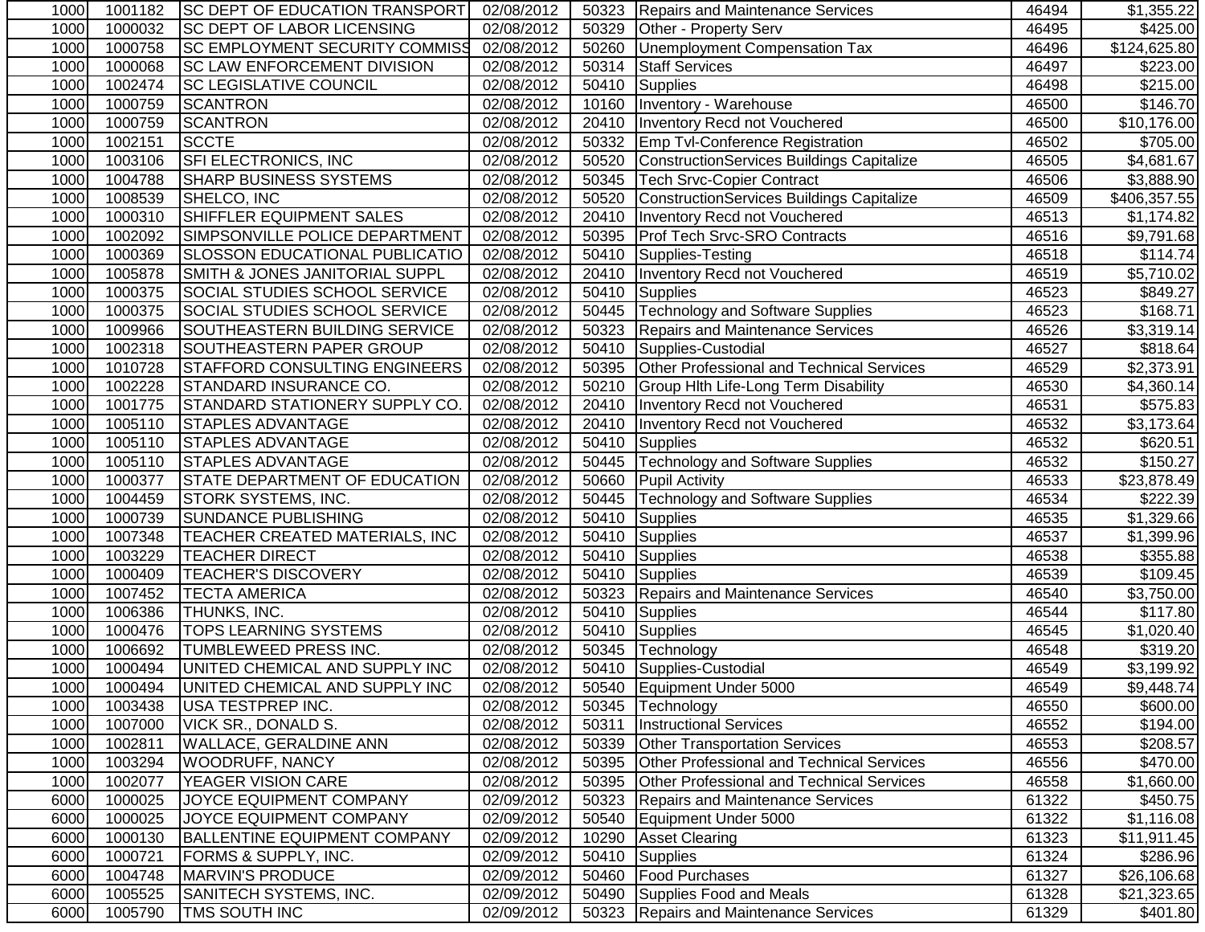| | | | | | | | |
|---|---|---|---|---|---|---|---|
| 1000 | 1001182 | SC DEPT OF EDUCATION TRANSPORT | 02/08/2012 | 50323 | Repairs and Maintenance Services | 46494 | $1,355.22 |
| 1000 | 1000032 | SC DEPT OF LABOR LICENSING | 02/08/2012 | 50329 | Other - Property Serv | 46495 | $425.00 |
| 1000 | 1000758 | SC EMPLOYMENT SECURITY COMMISS | 02/08/2012 | 50260 | Unemployment Compensation Tax | 46496 | $124,625.80 |
| 1000 | 1000068 | SC LAW ENFORCEMENT DIVISION | 02/08/2012 | 50314 | Staff Services | 46497 | $223.00 |
| 1000 | 1002474 | SC LEGISLATIVE COUNCIL | 02/08/2012 | 50410 | Supplies | 46498 | $215.00 |
| 1000 | 1000759 | SCANTRON | 02/08/2012 | 10160 | Inventory - Warehouse | 46500 | $146.70 |
| 1000 | 1000759 | SCANTRON | 02/08/2012 | 20410 | Inventory Recd not Vouchered | 46500 | $10,176.00 |
| 1000 | 1002151 | SCCTE | 02/08/2012 | 50332 | Emp Tvl-Conference Registration | 46502 | $705.00 |
| 1000 | 1003106 | SFI ELECTRONICS, INC | 02/08/2012 | 50520 | ConstructionServices Buildings Capitalize | 46505 | $4,681.67 |
| 1000 | 1004788 | SHARP BUSINESS SYSTEMS | 02/08/2012 | 50345 | Tech Srvc-Copier Contract | 46506 | $3,888.90 |
| 1000 | 1008539 | SHELCO, INC | 02/08/2012 | 50520 | ConstructionServices Buildings Capitalize | 46509 | $406,357.55 |
| 1000 | 1000310 | SHIFFLER EQUIPMENT SALES | 02/08/2012 | 20410 | Inventory Recd not Vouchered | 46513 | $1,174.82 |
| 1000 | 1002092 | SIMPSONVILLE POLICE DEPARTMENT | 02/08/2012 | 50395 | Prof Tech Srvc-SRO Contracts | 46516 | $9,791.68 |
| 1000 | 1000369 | SLOSSON EDUCATIONAL PUBLICATIO | 02/08/2012 | 50410 | Supplies-Testing | 46518 | $114.74 |
| 1000 | 1005878 | SMITH & JONES JANITORIAL SUPPL | 02/08/2012 | 20410 | Inventory Recd not Vouchered | 46519 | $5,710.02 |
| 1000 | 1000375 | SOCIAL STUDIES SCHOOL SERVICE | 02/08/2012 | 50410 | Supplies | 46523 | $849.27 |
| 1000 | 1000375 | SOCIAL STUDIES SCHOOL SERVICE | 02/08/2012 | 50445 | Technology and Software Supplies | 46523 | $168.71 |
| 1000 | 1009966 | SOUTHEASTERN BUILDING SERVICE | 02/08/2012 | 50323 | Repairs and Maintenance Services | 46526 | $3,319.14 |
| 1000 | 1002318 | SOUTHEASTERN PAPER GROUP | 02/08/2012 | 50410 | Supplies-Custodial | 46527 | $818.64 |
| 1000 | 1010728 | STAFFORD CONSULTING ENGINEERS | 02/08/2012 | 50395 | Other Professional and Technical Services | 46529 | $2,373.91 |
| 1000 | 1002228 | STANDARD INSURANCE CO. | 02/08/2012 | 50210 | Group Hlth Life-Long Term Disability | 46530 | $4,360.14 |
| 1000 | 1001775 | STANDARD STATIONERY SUPPLY CO. | 02/08/2012 | 20410 | Inventory Recd not Vouchered | 46531 | $575.83 |
| 1000 | 1005110 | STAPLES ADVANTAGE | 02/08/2012 | 20410 | Inventory Recd not Vouchered | 46532 | $3,173.64 |
| 1000 | 1005110 | STAPLES ADVANTAGE | 02/08/2012 | 50410 | Supplies | 46532 | $620.51 |
| 1000 | 1005110 | STAPLES ADVANTAGE | 02/08/2012 | 50445 | Technology and Software Supplies | 46532 | $150.27 |
| 1000 | 1000377 | STATE DEPARTMENT OF EDUCATION | 02/08/2012 | 50660 | Pupil Activity | 46533 | $23,878.49 |
| 1000 | 1004459 | STORK SYSTEMS, INC. | 02/08/2012 | 50445 | Technology and Software Supplies | 46534 | $222.39 |
| 1000 | 1000739 | SUNDANCE PUBLISHING | 02/08/2012 | 50410 | Supplies | 46535 | $1,329.66 |
| 1000 | 1007348 | TEACHER CREATED MATERIALS, INC | 02/08/2012 | 50410 | Supplies | 46537 | $1,399.96 |
| 1000 | 1003229 | TEACHER DIRECT | 02/08/2012 | 50410 | Supplies | 46538 | $355.88 |
| 1000 | 1000409 | TEACHER'S DISCOVERY | 02/08/2012 | 50410 | Supplies | 46539 | $109.45 |
| 1000 | 1007452 | TECTA AMERICA | 02/08/2012 | 50323 | Repairs and Maintenance Services | 46540 | $3,750.00 |
| 1000 | 1006386 | THUNKS, INC. | 02/08/2012 | 50410 | Supplies | 46544 | $117.80 |
| 1000 | 1000476 | TOPS LEARNING SYSTEMS | 02/08/2012 | 50410 | Supplies | 46545 | $1,020.40 |
| 1000 | 1006692 | TUMBLEWEED PRESS INC. | 02/08/2012 | 50345 | Technology | 46548 | $319.20 |
| 1000 | 1000494 | UNITED CHEMICAL AND SUPPLY INC | 02/08/2012 | 50410 | Supplies-Custodial | 46549 | $3,199.92 |
| 1000 | 1000494 | UNITED CHEMICAL AND SUPPLY INC | 02/08/2012 | 50540 | Equipment Under 5000 | 46549 | $9,448.74 |
| 1000 | 1003438 | USA TESTPREP INC. | 02/08/2012 | 50345 | Technology | 46550 | $600.00 |
| 1000 | 1007000 | VICK SR., DONALD S. | 02/08/2012 | 50311 | Instructional Services | 46552 | $194.00 |
| 1000 | 1002811 | WALLACE, GERALDINE ANN | 02/08/2012 | 50339 | Other Transportation Services | 46553 | $208.57 |
| 1000 | 1003294 | WOODRUFF, NANCY | 02/08/2012 | 50395 | Other Professional and Technical Services | 46556 | $470.00 |
| 1000 | 1002077 | YEAGER VISION CARE | 02/08/2012 | 50395 | Other Professional and Technical Services | 46558 | $1,660.00 |
| 6000 | 1000025 | JOYCE EQUIPMENT COMPANY | 02/09/2012 | 50323 | Repairs and Maintenance Services | 61322 | $450.75 |
| 6000 | 1000025 | JOYCE EQUIPMENT COMPANY | 02/09/2012 | 50540 | Equipment Under 5000 | 61322 | $1,116.08 |
| 6000 | 1000130 | BALLENTINE EQUIPMENT COMPANY | 02/09/2012 | 10290 | Asset Clearing | 61323 | $11,911.45 |
| 6000 | 1000721 | FORMS & SUPPLY, INC. | 02/09/2012 | 50410 | Supplies | 61324 | $286.96 |
| 6000 | 1004748 | MARVIN'S PRODUCE | 02/09/2012 | 50460 | Food Purchases | 61327 | $26,106.68 |
| 6000 | 1005525 | SANITECH SYSTEMS, INC. | 02/09/2012 | 50490 | Supplies Food and Meals | 61328 | $21,323.65 |
| 6000 | 1005790 | TMS SOUTH INC | 02/09/2012 | 50323 | Repairs and Maintenance Services | 61329 | $401.80 |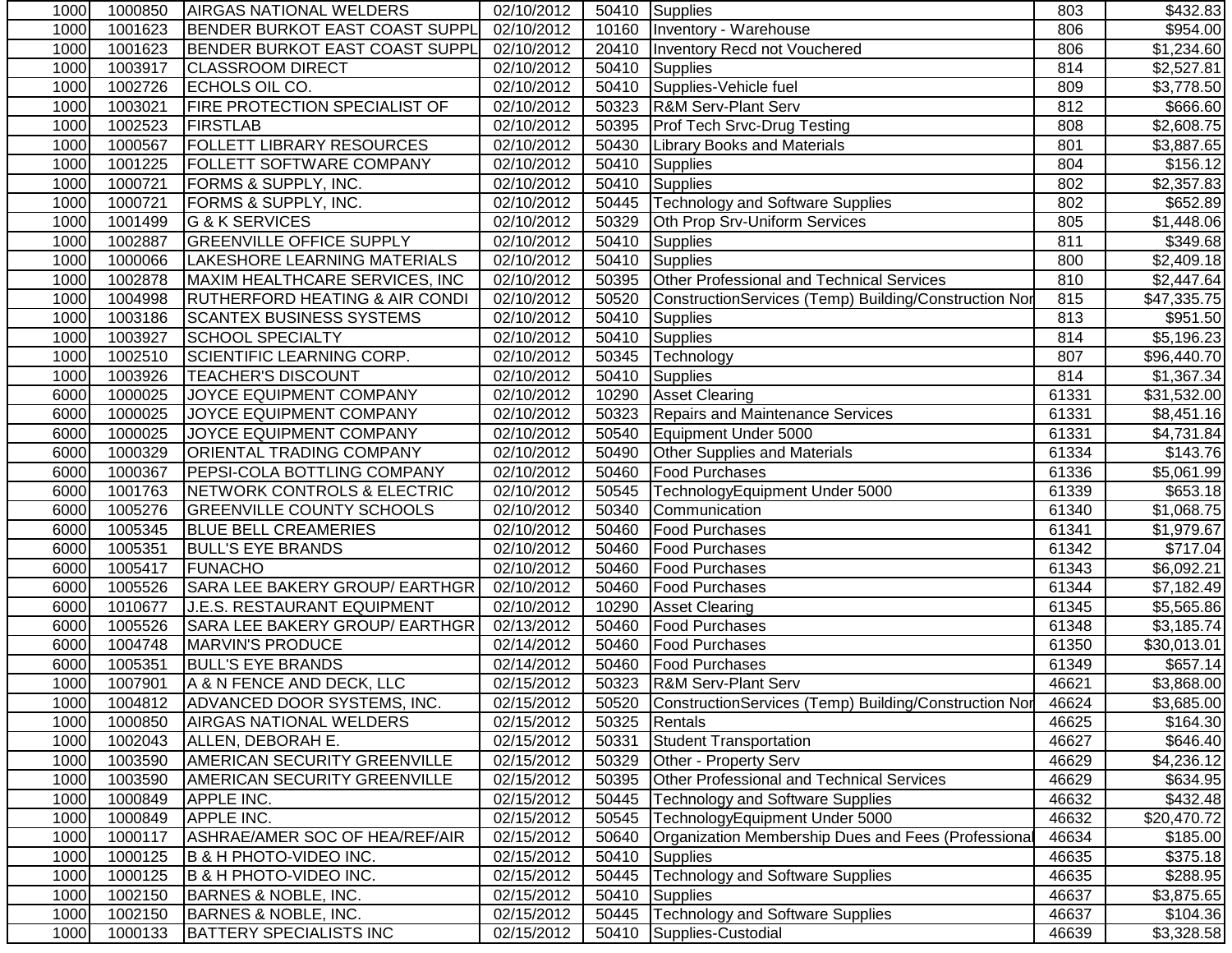| | | | | | | | |
|---|---|---|---|---|---|---|---|
| 1000 | 1000850 | AIRGAS NATIONAL WELDERS | 02/10/2012 | 50410 | Supplies | 803 | $432.83 |
| 1000 | 1001623 | BENDER BURKOT EAST COAST SUPPL | 02/10/2012 | 10160 | Inventory - Warehouse | 806 | $954.00 |
| 1000 | 1001623 | BENDER BURKOT EAST COAST SUPPL | 02/10/2012 | 20410 | Inventory Recd not Vouchered | 806 | $1,234.60 |
| 1000 | 1003917 | CLASSROOM DIRECT | 02/10/2012 | 50410 | Supplies | 814 | $2,527.81 |
| 1000 | 1002726 | ECHOLS OIL CO. | 02/10/2012 | 50410 | Supplies-Vehicle fuel | 809 | $3,778.50 |
| 1000 | 1003021 | FIRE PROTECTION SPECIALIST OF | 02/10/2012 | 50323 | R&M Serv-Plant Serv | 812 | $666.60 |
| 1000 | 1002523 | FIRSTLAB | 02/10/2012 | 50395 | Prof Tech Srvc-Drug Testing | 808 | $2,608.75 |
| 1000 | 1000567 | FOLLETT LIBRARY RESOURCES | 02/10/2012 | 50430 | Library Books and Materials | 801 | $3,887.65 |
| 1000 | 1001225 | FOLLETT SOFTWARE COMPANY | 02/10/2012 | 50410 | Supplies | 804 | $156.12 |
| 1000 | 1000721 | FORMS & SUPPLY, INC. | 02/10/2012 | 50410 | Supplies | 802 | $2,357.83 |
| 1000 | 1000721 | FORMS & SUPPLY, INC. | 02/10/2012 | 50445 | Technology and Software Supplies | 802 | $652.89 |
| 1000 | 1001499 | G & K SERVICES | 02/10/2012 | 50329 | Oth Prop Srv-Uniform Services | 805 | $1,448.06 |
| 1000 | 1002887 | GREENVILLE OFFICE SUPPLY | 02/10/2012 | 50410 | Supplies | 811 | $349.68 |
| 1000 | 1000066 | LAKESHORE LEARNING MATERIALS | 02/10/2012 | 50410 | Supplies | 800 | $2,409.18 |
| 1000 | 1002878 | MAXIM HEALTHCARE SERVICES, INC | 02/10/2012 | 50395 | Other Professional and Technical Services | 810 | $2,447.64 |
| 1000 | 1004998 | RUTHERFORD HEATING & AIR CONDI | 02/10/2012 | 50520 | ConstructionServices (Temp) Building/Construction Nor | 815 | $47,335.75 |
| 1000 | 1003186 | SCANTEX BUSINESS SYSTEMS | 02/10/2012 | 50410 | Supplies | 813 | $951.50 |
| 1000 | 1003927 | SCHOOL SPECIALTY | 02/10/2012 | 50410 | Supplies | 814 | $5,196.23 |
| 1000 | 1002510 | SCIENTIFIC LEARNING CORP. | 02/10/2012 | 50345 | Technology | 807 | $96,440.70 |
| 1000 | 1003926 | TEACHER'S DISCOUNT | 02/10/2012 | 50410 | Supplies | 814 | $1,367.34 |
| 6000 | 1000025 | JOYCE EQUIPMENT COMPANY | 02/10/2012 | 10290 | Asset Clearing | 61331 | $31,532.00 |
| 6000 | 1000025 | JOYCE EQUIPMENT COMPANY | 02/10/2012 | 50323 | Repairs and Maintenance Services | 61331 | $8,451.16 |
| 6000 | 1000025 | JOYCE EQUIPMENT COMPANY | 02/10/2012 | 50540 | Equipment Under 5000 | 61331 | $4,731.84 |
| 6000 | 1000329 | ORIENTAL TRADING COMPANY | 02/10/2012 | 50490 | Other Supplies and Materials | 61334 | $143.76 |
| 6000 | 1000367 | PEPSI-COLA BOTTLING COMPANY | 02/10/2012 | 50460 | Food Purchases | 61336 | $5,061.99 |
| 6000 | 1001763 | NETWORK CONTROLS & ELECTRIC | 02/10/2012 | 50545 | TechnologyEquipment Under 5000 | 61339 | $653.18 |
| 6000 | 1005276 | GREENVILLE COUNTY SCHOOLS | 02/10/2012 | 50340 | Communication | 61340 | $1,068.75 |
| 6000 | 1005345 | BLUE BELL CREAMERIES | 02/10/2012 | 50460 | Food Purchases | 61341 | $1,979.67 |
| 6000 | 1005351 | BULL'S EYE BRANDS | 02/10/2012 | 50460 | Food Purchases | 61342 | $717.04 |
| 6000 | 1005417 | FUNACHO | 02/10/2012 | 50460 | Food Purchases | 61343 | $6,092.21 |
| 6000 | 1005526 | SARA LEE BAKERY GROUP/ EARTHGR | 02/10/2012 | 50460 | Food Purchases | 61344 | $7,182.49 |
| 6000 | 1010677 | J.E.S. RESTAURANT EQUIPMENT | 02/10/2012 | 10290 | Asset Clearing | 61345 | $5,565.86 |
| 6000 | 1005526 | SARA LEE BAKERY GROUP/ EARTHGR | 02/13/2012 | 50460 | Food Purchases | 61348 | $3,185.74 |
| 6000 | 1004748 | MARVIN'S PRODUCE | 02/14/2012 | 50460 | Food Purchases | 61350 | $30,013.01 |
| 6000 | 1005351 | BULL'S EYE BRANDS | 02/14/2012 | 50460 | Food Purchases | 61349 | $657.14 |
| 1000 | 1007901 | A & N FENCE AND DECK, LLC | 02/15/2012 | 50323 | R&M Serv-Plant Serv | 46621 | $3,868.00 |
| 1000 | 1004812 | ADVANCED DOOR SYSTEMS, INC. | 02/15/2012 | 50520 | ConstructionServices (Temp) Building/Construction Nor | 46624 | $3,685.00 |
| 1000 | 1000850 | AIRGAS NATIONAL WELDERS | 02/15/2012 | 50325 | Rentals | 46625 | $164.30 |
| 1000 | 1002043 | ALLEN, DEBORAH E. | 02/15/2012 | 50331 | Student Transportation | 46627 | $646.40 |
| 1000 | 1003590 | AMERICAN SECURITY GREENVILLE | 02/15/2012 | 50329 | Other - Property Serv | 46629 | $4,236.12 |
| 1000 | 1003590 | AMERICAN SECURITY GREENVILLE | 02/15/2012 | 50395 | Other Professional and Technical Services | 46629 | $634.95 |
| 1000 | 1000849 | APPLE INC. | 02/15/2012 | 50445 | Technology and Software Supplies | 46632 | $432.48 |
| 1000 | 1000849 | APPLE INC. | 02/15/2012 | 50545 | TechnologyEquipment Under 5000 | 46632 | $20,470.72 |
| 1000 | 1000117 | ASHRAE/AMER SOC OF HEA/REF/AIR | 02/15/2012 | 50640 | Organization Membership Dues and Fees (Professional | 46634 | $185.00 |
| 1000 | 1000125 | B & H PHOTO-VIDEO INC. | 02/15/2012 | 50410 | Supplies | 46635 | $375.18 |
| 1000 | 1000125 | B & H PHOTO-VIDEO INC. | 02/15/2012 | 50445 | Technology and Software Supplies | 46635 | $288.95 |
| 1000 | 1002150 | BARNES & NOBLE, INC. | 02/15/2012 | 50410 | Supplies | 46637 | $3,875.65 |
| 1000 | 1002150 | BARNES & NOBLE, INC. | 02/15/2012 | 50445 | Technology and Software Supplies | 46637 | $104.36 |
| 1000 | 1000133 | BATTERY SPECIALISTS INC | 02/15/2012 | 50410 | Supplies-Custodial | 46639 | $3,328.58 |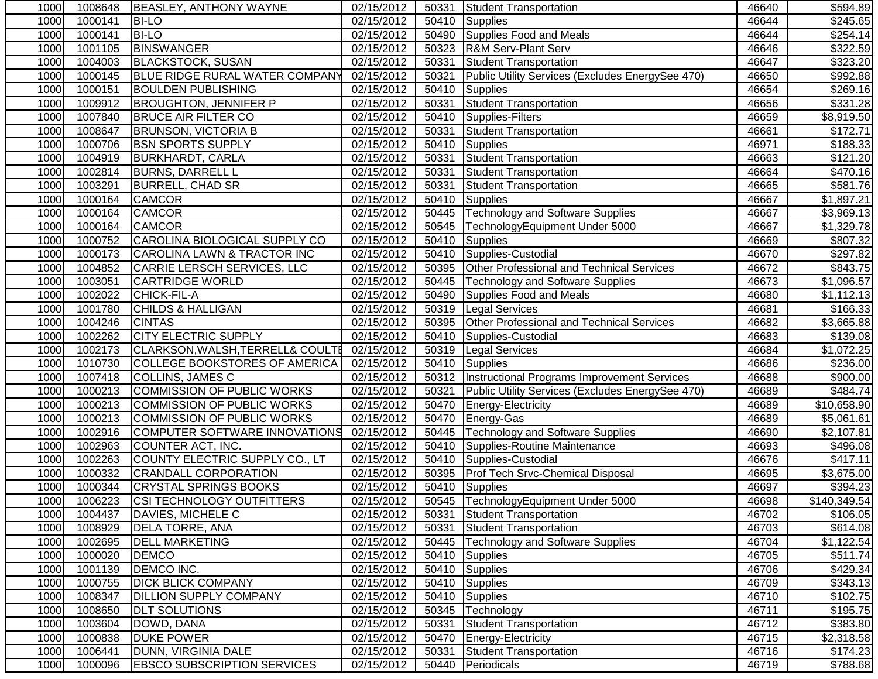| | | | | | | | |
|---|---|---|---|---|---|---|---|
| 1000 | 1008648 | BEASLEY, ANTHONY WAYNE | 02/15/2012 | 50331 | Student Transportation | 46640 | $594.89 |
| 1000 | 1000141 | BI-LO | 02/15/2012 | 50410 | Supplies | 46644 | $245.65 |
| 1000 | 1000141 | BI-LO | 02/15/2012 | 50490 | Supplies Food and Meals | 46644 | $254.14 |
| 1000 | 1001105 | BINSWANGER | 02/15/2012 | 50323 | R&M Serv-Plant Serv | 46646 | $322.59 |
| 1000 | 1004003 | BLACKSTOCK, SUSAN | 02/15/2012 | 50331 | Student Transportation | 46647 | $323.20 |
| 1000 | 1000145 | BLUE RIDGE RURAL WATER COMPANY | 02/15/2012 | 50321 | Public Utility Services (Excludes EnergySee 470) | 46650 | $992.88 |
| 1000 | 1000151 | BOULDEN PUBLISHING | 02/15/2012 | 50410 | Supplies | 46654 | $269.16 |
| 1000 | 1009912 | BROUGHTON, JENNIFER P | 02/15/2012 | 50331 | Student Transportation | 46656 | $331.28 |
| 1000 | 1007840 | BRUCE AIR FILTER CO | 02/15/2012 | 50410 | Supplies-Filters | 46659 | $8,919.50 |
| 1000 | 1008647 | BRUNSON, VICTORIA B | 02/15/2012 | 50331 | Student Transportation | 46661 | $172.71 |
| 1000 | 1000706 | BSN SPORTS SUPPLY | 02/15/2012 | 50410 | Supplies | 46971 | $188.33 |
| 1000 | 1004919 | BURKHARDT, CARLA | 02/15/2012 | 50331 | Student Transportation | 46663 | $121.20 |
| 1000 | 1002814 | BURNS, DARRELL L | 02/15/2012 | 50331 | Student Transportation | 46664 | $470.16 |
| 1000 | 1003291 | BURRELL, CHAD SR | 02/15/2012 | 50331 | Student Transportation | 46665 | $581.76 |
| 1000 | 1000164 | CAMCOR | 02/15/2012 | 50410 | Supplies | 46667 | $1,897.21 |
| 1000 | 1000164 | CAMCOR | 02/15/2012 | 50445 | Technology and Software Supplies | 46667 | $3,969.13 |
| 1000 | 1000164 | CAMCOR | 02/15/2012 | 50545 | TechnologyEquipment Under 5000 | 46667 | $1,329.78 |
| 1000 | 1000752 | CAROLINA BIOLOGICAL SUPPLY CO | 02/15/2012 | 50410 | Supplies | 46669 | $807.32 |
| 1000 | 1000173 | CAROLINA LAWN & TRACTOR INC | 02/15/2012 | 50410 | Supplies-Custodial | 46670 | $297.82 |
| 1000 | 1004852 | CARRIE LERSCH SERVICES, LLC | 02/15/2012 | 50395 | Other Professional and Technical Services | 46672 | $843.75 |
| 1000 | 1003051 | CARTRIDGE WORLD | 02/15/2012 | 50445 | Technology and Software Supplies | 46673 | $1,096.57 |
| 1000 | 1002022 | CHICK-FIL-A | 02/15/2012 | 50490 | Supplies Food and Meals | 46680 | $1,112.13 |
| 1000 | 1001780 | CHILDS & HALLIGAN | 02/15/2012 | 50319 | Legal Services | 46681 | $166.33 |
| 1000 | 1004246 | CINTAS | 02/15/2012 | 50395 | Other Professional and Technical Services | 46682 | $3,665.88 |
| 1000 | 1002262 | CITY ELECTRIC SUPPLY | 02/15/2012 | 50410 | Supplies-Custodial | 46683 | $139.08 |
| 1000 | 1002173 | CLARKSON,WALSH,TERRELL& COULTE | 02/15/2012 | 50319 | Legal Services | 46684 | $1,072.25 |
| 1000 | 1010730 | COLLEGE BOOKSTORES OF AMERICA | 02/15/2012 | 50410 | Supplies | 46686 | $236.00 |
| 1000 | 1007418 | COLLINS, JAMES C | 02/15/2012 | 50312 | Instructional Programs Improvement Services | 46688 | $900.00 |
| 1000 | 1000213 | COMMISSION OF PUBLIC WORKS | 02/15/2012 | 50321 | Public Utility Services (Excludes EnergySee 470) | 46689 | $484.74 |
| 1000 | 1000213 | COMMISSION OF PUBLIC WORKS | 02/15/2012 | 50470 | Energy-Electricity | 46689 | $10,658.90 |
| 1000 | 1000213 | COMMISSION OF PUBLIC WORKS | 02/15/2012 | 50470 | Energy-Gas | 46689 | $5,061.61 |
| 1000 | 1002916 | COMPUTER SOFTWARE INNOVATIONS | 02/15/2012 | 50445 | Technology and Software Supplies | 46690 | $2,107.81 |
| 1000 | 1002963 | COUNTER ACT, INC. | 02/15/2012 | 50410 | Supplies-Routine Maintenance | 46693 | $496.08 |
| 1000 | 1002263 | COUNTY ELECTRIC SUPPLY CO., LT | 02/15/2012 | 50410 | Supplies-Custodial | 46676 | $417.11 |
| 1000 | 1000332 | CRANDALL CORPORATION | 02/15/2012 | 50395 | Prof Tech Srvc-Chemical Disposal | 46695 | $3,675.00 |
| 1000 | 1000344 | CRYSTAL SPRINGS BOOKS | 02/15/2012 | 50410 | Supplies | 46697 | $394.23 |
| 1000 | 1006223 | CSI TECHNOLOGY OUTFITTERS | 02/15/2012 | 50545 | TechnologyEquipment Under 5000 | 46698 | $140,349.54 |
| 1000 | 1004437 | DAVIES, MICHELE C | 02/15/2012 | 50331 | Student Transportation | 46702 | $106.05 |
| 1000 | 1008929 | DELA TORRE, ANA | 02/15/2012 | 50331 | Student Transportation | 46703 | $614.08 |
| 1000 | 1002695 | DELL MARKETING | 02/15/2012 | 50445 | Technology and Software Supplies | 46704 | $1,122.54 |
| 1000 | 1000020 | DEMCO | 02/15/2012 | 50410 | Supplies | 46705 | $511.74 |
| 1000 | 1001139 | DEMCO INC. | 02/15/2012 | 50410 | Supplies | 46706 | $429.34 |
| 1000 | 1000755 | DICK BLICK COMPANY | 02/15/2012 | 50410 | Supplies | 46709 | $343.13 |
| 1000 | 1008347 | DILLION SUPPLY COMPANY | 02/15/2012 | 50410 | Supplies | 46710 | $102.75 |
| 1000 | 1008650 | DLT SOLUTIONS | 02/15/2012 | 50345 | Technology | 46711 | $195.75 |
| 1000 | 1003604 | DOWD, DANA | 02/15/2012 | 50331 | Student Transportation | 46712 | $383.80 |
| 1000 | 1000838 | DUKE POWER | 02/15/2012 | 50470 | Energy-Electricity | 46715 | $2,318.58 |
| 1000 | 1006441 | DUNN, VIRGINIA DALE | 02/15/2012 | 50331 | Student Transportation | 46716 | $174.23 |
| 1000 | 1000096 | EBSCO SUBSCRIPTION SERVICES | 02/15/2012 | 50440 | Periodicals | 46719 | $788.68 |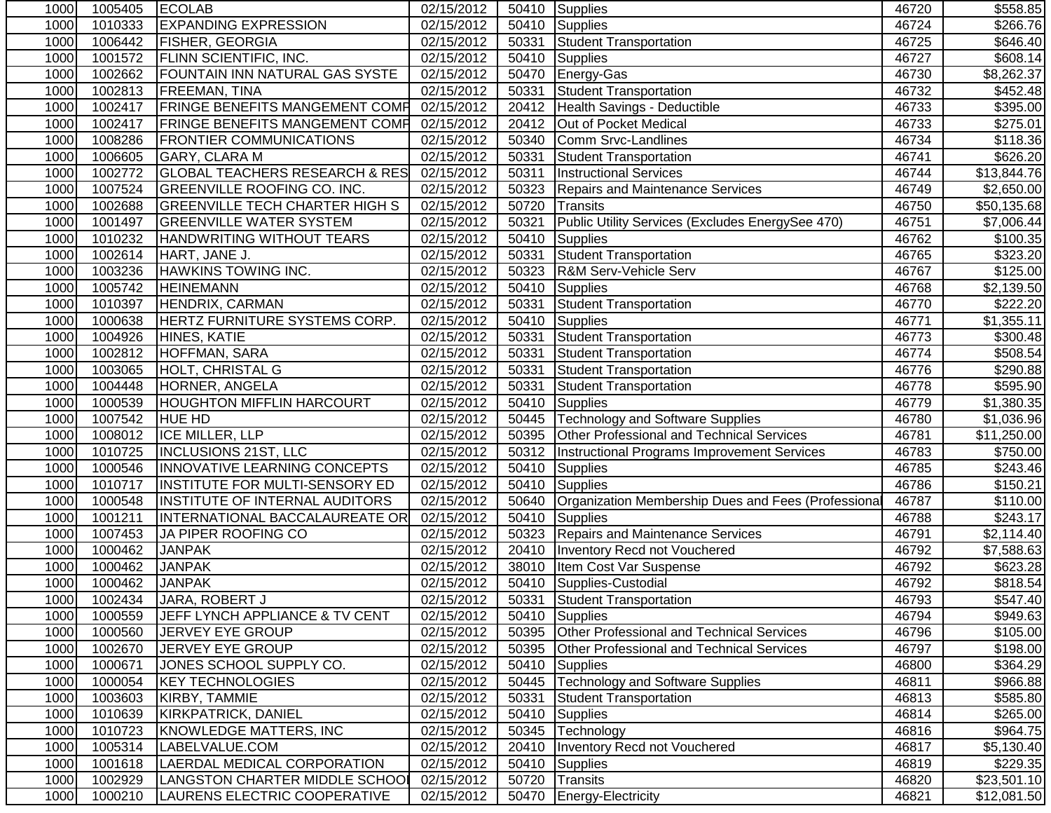| | | | | | | | |
|---|---|---|---|---|---|---|---|
| 1000 | 1005405 | ECOLAB | 02/15/2012 | 50410 | Supplies | 46720 | $558.85 |
| 1000 | 1010333 | EXPANDING EXPRESSION | 02/15/2012 | 50410 | Supplies | 46724 | $266.76 |
| 1000 | 1006442 | FISHER, GEORGIA | 02/15/2012 | 50331 | Student Transportation | 46725 | $646.40 |
| 1000 | 1001572 | FLINN SCIENTIFIC, INC. | 02/15/2012 | 50410 | Supplies | 46727 | $608.14 |
| 1000 | 1002662 | FOUNTAIN INN NATURAL GAS SYSTE | 02/15/2012 | 50470 | Energy-Gas | 46730 | $8,262.37 |
| 1000 | 1002813 | FREEMAN, TINA | 02/15/2012 | 50331 | Student Transportation | 46732 | $452.48 |
| 1000 | 1002417 | FRINGE BENEFITS MANGEMENT COMP | 02/15/2012 | 20412 | Health Savings - Deductible | 46733 | $395.00 |
| 1000 | 1002417 | FRINGE BENEFITS MANGEMENT COMP | 02/15/2012 | 20412 | Out of Pocket Medical | 46733 | $275.01 |
| 1000 | 1008286 | FRONTIER COMMUNICATIONS | 02/15/2012 | 50340 | Comm Srvc-Landlines | 46734 | $118.36 |
| 1000 | 1006605 | GARY, CLARA M | 02/15/2012 | 50331 | Student Transportation | 46741 | $626.20 |
| 1000 | 1002772 | GLOBAL TEACHERS RESEARCH & RES | 02/15/2012 | 50311 | Instructional Services | 46744 | $13,844.76 |
| 1000 | 1007524 | GREENVILLE ROOFING CO. INC. | 02/15/2012 | 50323 | Repairs and Maintenance Services | 46749 | $2,650.00 |
| 1000 | 1002688 | GREENVILLE TECH CHARTER HIGH S | 02/15/2012 | 50720 | Transits | 46750 | $50,135.68 |
| 1000 | 1001497 | GREENVILLE WATER SYSTEM | 02/15/2012 | 50321 | Public Utility Services (Excludes EnergySee 470) | 46751 | $7,006.44 |
| 1000 | 1010232 | HANDWRITING WITHOUT TEARS | 02/15/2012 | 50410 | Supplies | 46762 | $100.35 |
| 1000 | 1002614 | HART, JANE J. | 02/15/2012 | 50331 | Student Transportation | 46765 | $323.20 |
| 1000 | 1003236 | HAWKINS TOWING INC. | 02/15/2012 | 50323 | R&M Serv-Vehicle Serv | 46767 | $125.00 |
| 1000 | 1005742 | HEINEMANN | 02/15/2012 | 50410 | Supplies | 46768 | $2,139.50 |
| 1000 | 1010397 | HENDRIX, CARMAN | 02/15/2012 | 50331 | Student Transportation | 46770 | $222.20 |
| 1000 | 1000638 | HERTZ FURNITURE SYSTEMS CORP. | 02/15/2012 | 50410 | Supplies | 46771 | $1,355.11 |
| 1000 | 1004926 | HINES, KATIE | 02/15/2012 | 50331 | Student Transportation | 46773 | $300.48 |
| 1000 | 1002812 | HOFFMAN, SARA | 02/15/2012 | 50331 | Student Transportation | 46774 | $508.54 |
| 1000 | 1003065 | HOLT, CHRISTAL G | 02/15/2012 | 50331 | Student Transportation | 46776 | $290.88 |
| 1000 | 1004448 | HORNER, ANGELA | 02/15/2012 | 50331 | Student Transportation | 46778 | $595.90 |
| 1000 | 1000539 | HOUGHTON MIFFLIN HARCOURT | 02/15/2012 | 50410 | Supplies | 46779 | $1,380.35 |
| 1000 | 1007542 | HUE HD | 02/15/2012 | 50445 | Technology and Software Supplies | 46780 | $1,036.96 |
| 1000 | 1008012 | ICE MILLER, LLP | 02/15/2012 | 50395 | Other Professional and Technical Services | 46781 | $11,250.00 |
| 1000 | 1010725 | INCLUSIONS 21ST, LLC | 02/15/2012 | 50312 | Instructional Programs Improvement Services | 46783 | $750.00 |
| 1000 | 1000546 | INNOVATIVE LEARNING CONCEPTS | 02/15/2012 | 50410 | Supplies | 46785 | $243.46 |
| 1000 | 1010717 | INSTITUTE FOR MULTI-SENSORY ED | 02/15/2012 | 50410 | Supplies | 46786 | $150.21 |
| 1000 | 1000548 | INSTITUTE OF INTERNAL AUDITORS | 02/15/2012 | 50640 | Organization Membership Dues and Fees (Professional | 46787 | $110.00 |
| 1000 | 1001211 | INTERNATIONAL BACCALAUREATE OR | 02/15/2012 | 50410 | Supplies | 46788 | $243.17 |
| 1000 | 1007453 | JA PIPER ROOFING CO | 02/15/2012 | 50323 | Repairs and Maintenance Services | 46791 | $2,114.40 |
| 1000 | 1000462 | JANPAK | 02/15/2012 | 20410 | Inventory Recd not Vouchered | 46792 | $7,588.63 |
| 1000 | 1000462 | JANPAK | 02/15/2012 | 38010 | Item Cost Var Suspense | 46792 | $623.28 |
| 1000 | 1000462 | JANPAK | 02/15/2012 | 50410 | Supplies-Custodial | 46792 | $818.54 |
| 1000 | 1002434 | JARA, ROBERT J | 02/15/2012 | 50331 | Student Transportation | 46793 | $547.40 |
| 1000 | 1000559 | JEFF LYNCH APPLIANCE & TV CENT | 02/15/2012 | 50410 | Supplies | 46794 | $949.63 |
| 1000 | 1000560 | JERVEY EYE GROUP | 02/15/2012 | 50395 | Other Professional and Technical Services | 46796 | $105.00 |
| 1000 | 1002670 | JERVEY EYE GROUP | 02/15/2012 | 50395 | Other Professional and Technical Services | 46797 | $198.00 |
| 1000 | 1000671 | JONES SCHOOL SUPPLY CO. | 02/15/2012 | 50410 | Supplies | 46800 | $364.29 |
| 1000 | 1000054 | KEY TECHNOLOGIES | 02/15/2012 | 50445 | Technology and Software Supplies | 46811 | $966.88 |
| 1000 | 1003603 | KIRBY, TAMMIE | 02/15/2012 | 50331 | Student Transportation | 46813 | $585.80 |
| 1000 | 1010639 | KIRKPATRICK, DANIEL | 02/15/2012 | 50410 | Supplies | 46814 | $265.00 |
| 1000 | 1010723 | KNOWLEDGE MATTERS, INC | 02/15/2012 | 50345 | Technology | 46816 | $964.75 |
| 1000 | 1005314 | LABELVALUE.COM | 02/15/2012 | 20410 | Inventory Recd not Vouchered | 46817 | $5,130.40 |
| 1000 | 1001618 | LAERDAL MEDICAL CORPORATION | 02/15/2012 | 50410 | Supplies | 46819 | $229.35 |
| 1000 | 1002929 | LANGSTON CHARTER MIDDLE SCHOOI | 02/15/2012 | 50720 | Transits | 46820 | $23,501.10 |
| 1000 | 1000210 | LAURENS ELECTRIC COOPERATIVE | 02/15/2012 | 50470 | Energy-Electricity | 46821 | $12,081.50 |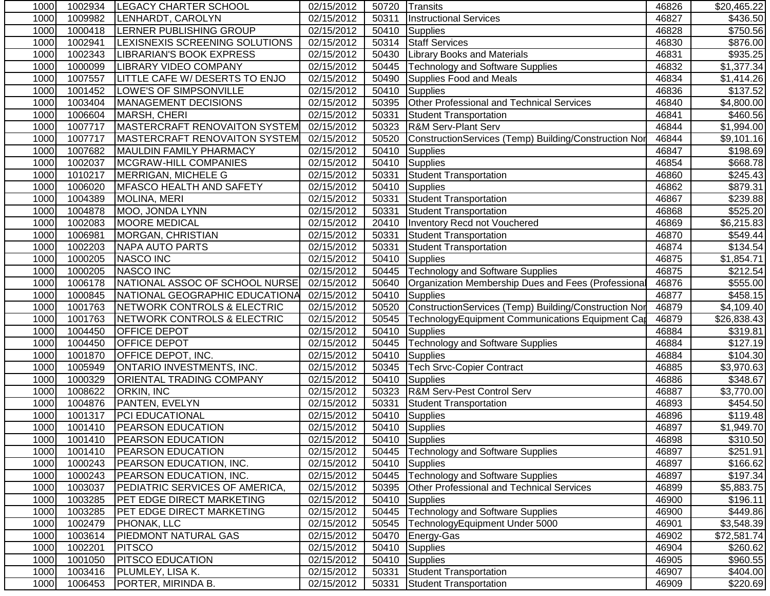| | | | | | | | |
|---|---|---|---|---|---|---|---|
| 1000 | 1002934 | LEGACY CHARTER SCHOOL | 02/15/2012 | 50720 | Transits | 46826 | $20,465.22 |
| 1000 | 1009982 | LENHARDT, CAROLYN | 02/15/2012 | 50311 | Instructional Services | 46827 | $436.50 |
| 1000 | 1000418 | LERNER PUBLISHING GROUP | 02/15/2012 | 50410 | Supplies | 46828 | $750.56 |
| 1000 | 1002941 | LEXISNEXIS SCREENING SOLUTIONS | 02/15/2012 | 50314 | Staff Services | 46830 | $876.00 |
| 1000 | 1002343 | LIBRARIAN'S BOOK EXPRESS | 02/15/2012 | 50430 | Library Books and Materials | 46831 | $935.25 |
| 1000 | 1000099 | LIBRARY VIDEO COMPANY | 02/15/2012 | 50445 | Technology and Software Supplies | 46832 | $1,377.34 |
| 1000 | 1007557 | LITTLE CAFE W/ DESERTS TO ENJO | 02/15/2012 | 50490 | Supplies Food and Meals | 46834 | $1,414.26 |
| 1000 | 1001452 | LOWE'S OF SIMPSONVILLE | 02/15/2012 | 50410 | Supplies | 46836 | $137.52 |
| 1000 | 1003404 | MANAGEMENT DECISIONS | 02/15/2012 | 50395 | Other Professional and Technical Services | 46840 | $4,800.00 |
| 1000 | 1006604 | MARSH, CHERI | 02/15/2012 | 50331 | Student Transportation | 46841 | $460.56 |
| 1000 | 1007717 | MASTERCRAFT RENOVAITON SYSTEM | 02/15/2012 | 50323 | R&M Serv-Plant Serv | 46844 | $1,994.00 |
| 1000 | 1007717 | MASTERCRAFT RENOVAITON SYSTEM | 02/15/2012 | 50520 | ConstructionServices (Temp) Building/Construction Nor | 46844 | $9,101.16 |
| 1000 | 1007682 | MAULDIN FAMILY PHARMACY | 02/15/2012 | 50410 | Supplies | 46847 | $198.69 |
| 1000 | 1002037 | MCGRAW-HILL COMPANIES | 02/15/2012 | 50410 | Supplies | 46854 | $668.78 |
| 1000 | 1010217 | MERRIGAN, MICHELE G | 02/15/2012 | 50331 | Student Transportation | 46860 | $245.43 |
| 1000 | 1006020 | MFASCO HEALTH AND SAFETY | 02/15/2012 | 50410 | Supplies | 46862 | $879.31 |
| 1000 | 1004389 | MOLINA, MERI | 02/15/2012 | 50331 | Student Transportation | 46867 | $239.88 |
| 1000 | 1004878 | MOO, JONDA LYNN | 02/15/2012 | 50331 | Student Transportation | 46868 | $525.20 |
| 1000 | 1002083 | MOORE MEDICAL | 02/15/2012 | 20410 | Inventory Recd not Vouchered | 46869 | $6,215.83 |
| 1000 | 1006981 | MORGAN, CHRISTIAN | 02/15/2012 | 50331 | Student Transportation | 46870 | $549.44 |
| 1000 | 1002203 | NAPA AUTO PARTS | 02/15/2012 | 50331 | Student Transportation | 46874 | $134.54 |
| 1000 | 1000205 | NASCO INC | 02/15/2012 | 50410 | Supplies | 46875 | $1,854.71 |
| 1000 | 1000205 | NASCO INC | 02/15/2012 | 50445 | Technology and Software Supplies | 46875 | $212.54 |
| 1000 | 1006178 | NATIONAL ASSOC OF SCHOOL NURSE | 02/15/2012 | 50640 | Organization Membership Dues and Fees (Professional | 46876 | $555.00 |
| 1000 | 1000845 | NATIONAL GEOGRAPHIC EDUCATIONA | 02/15/2012 | 50410 | Supplies | 46877 | $458.15 |
| 1000 | 1001763 | NETWORK CONTROLS & ELECTRIC | 02/15/2012 | 50520 | ConstructionServices (Temp) Building/Construction Nor | 46879 | $4,109.40 |
| 1000 | 1001763 | NETWORK CONTROLS & ELECTRIC | 02/15/2012 | 50545 | TechnologyEquipment Communications Equipment Cap | 46879 | $26,838.43 |
| 1000 | 1004450 | OFFICE DEPOT | 02/15/2012 | 50410 | Supplies | 46884 | $319.81 |
| 1000 | 1004450 | OFFICE DEPOT | 02/15/2012 | 50445 | Technology and Software Supplies | 46884 | $127.19 |
| 1000 | 1001870 | OFFICE DEPOT, INC. | 02/15/2012 | 50410 | Supplies | 46884 | $104.30 |
| 1000 | 1005949 | ONTARIO INVESTMENTS, INC. | 02/15/2012 | 50345 | Tech Srvc-Copier Contract | 46885 | $3,970.63 |
| 1000 | 1000329 | ORIENTAL TRADING COMPANY | 02/15/2012 | 50410 | Supplies | 46886 | $348.67 |
| 1000 | 1008622 | ORKIN, INC | 02/15/2012 | 50323 | R&M Serv-Pest Control Serv | 46887 | $3,770.00 |
| 1000 | 1004876 | PANTEN, EVELYN | 02/15/2012 | 50331 | Student Transportation | 46893 | $454.50 |
| 1000 | 1001317 | PCI EDUCATIONAL | 02/15/2012 | 50410 | Supplies | 46896 | $119.48 |
| 1000 | 1001410 | PEARSON EDUCATION | 02/15/2012 | 50410 | Supplies | 46897 | $1,949.70 |
| 1000 | 1001410 | PEARSON EDUCATION | 02/15/2012 | 50410 | Supplies | 46898 | $310.50 |
| 1000 | 1001410 | PEARSON EDUCATION | 02/15/2012 | 50445 | Technology and Software Supplies | 46897 | $251.91 |
| 1000 | 1000243 | PEARSON EDUCATION, INC. | 02/15/2012 | 50410 | Supplies | 46897 | $166.62 |
| 1000 | 1000243 | PEARSON EDUCATION, INC. | 02/15/2012 | 50445 | Technology and Software Supplies | 46897 | $197.34 |
| 1000 | 1003037 | PEDIATRIC SERVICES OF AMERICA, | 02/15/2012 | 50395 | Other Professional and Technical Services | 46899 | $5,883.75 |
| 1000 | 1003285 | PET EDGE DIRECT MARKETING | 02/15/2012 | 50410 | Supplies | 46900 | $196.11 |
| 1000 | 1003285 | PET EDGE DIRECT MARKETING | 02/15/2012 | 50445 | Technology and Software Supplies | 46900 | $449.86 |
| 1000 | 1002479 | PHONAK, LLC | 02/15/2012 | 50545 | TechnologyEquipment Under 5000 | 46901 | $3,548.39 |
| 1000 | 1003614 | PIEDMONT NATURAL GAS | 02/15/2012 | 50470 | Energy-Gas | 46902 | $72,581.74 |
| 1000 | 1002201 | PITSCO | 02/15/2012 | 50410 | Supplies | 46904 | $260.62 |
| 1000 | 1001050 | PITSCO EDUCATION | 02/15/2012 | 50410 | Supplies | 46905 | $960.55 |
| 1000 | 1003416 | PLUMLEY, LISA K. | 02/15/2012 | 50331 | Student Transportation | 46907 | $404.00 |
| 1000 | 1006453 | PORTER, MIRINDA B. | 02/15/2012 | 50331 | Student Transportation | 46909 | $220.69 |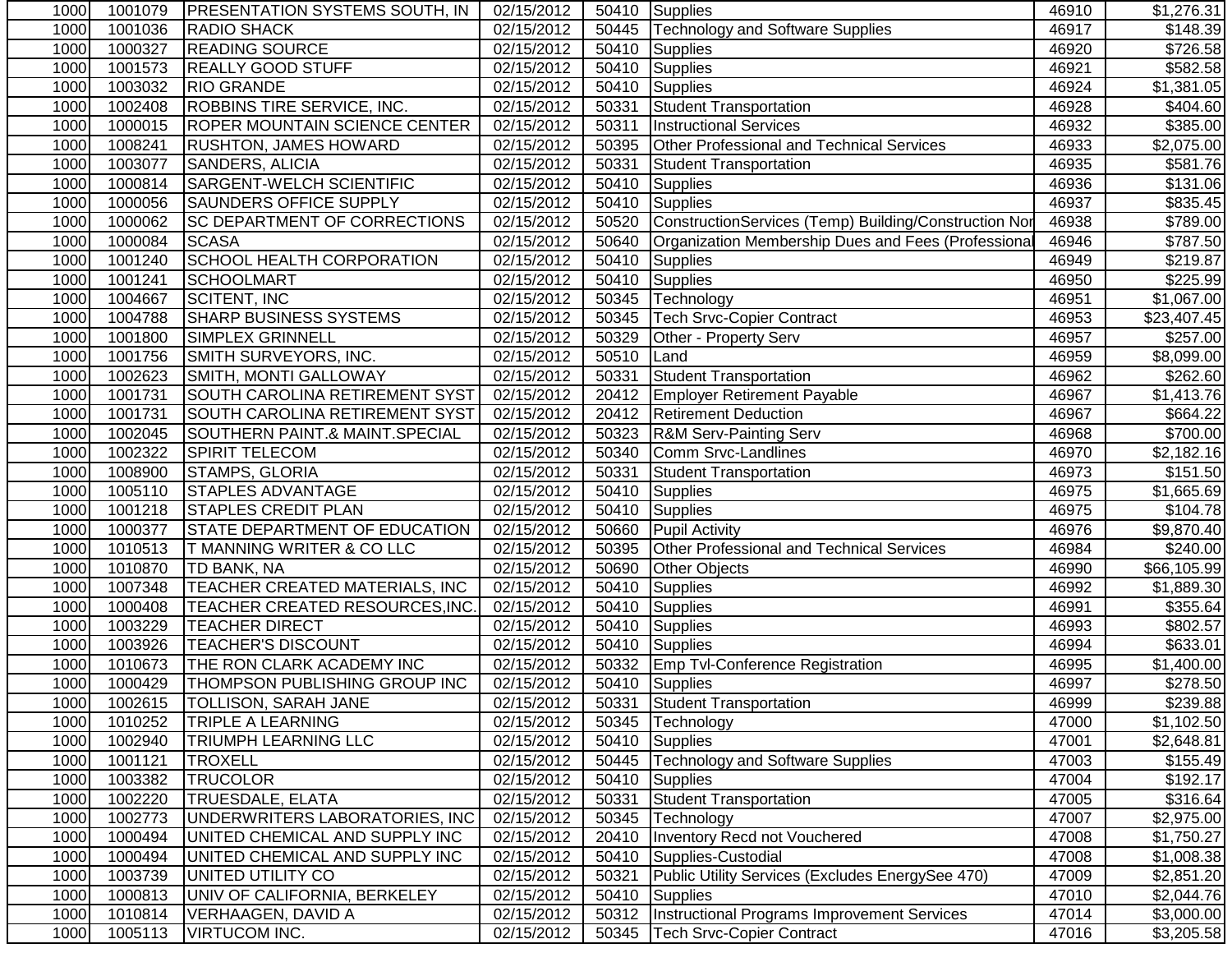| | | | | | | | |
|---|---|---|---|---|---|---|---|
| 1000 | 1001079 | PRESENTATION SYSTEMS SOUTH, IN | 02/15/2012 | 50410 | Supplies | 46910 | $1,276.31 |
| 1000 | 1001036 | RADIO SHACK | 02/15/2012 | 50445 | Technology and Software Supplies | 46917 | $148.39 |
| 1000 | 1000327 | READING SOURCE | 02/15/2012 | 50410 | Supplies | 46920 | $726.58 |
| 1000 | 1001573 | REALLY GOOD STUFF | 02/15/2012 | 50410 | Supplies | 46921 | $582.58 |
| 1000 | 1003032 | RIO GRANDE | 02/15/2012 | 50410 | Supplies | 46924 | $1,381.05 |
| 1000 | 1002408 | ROBBINS TIRE SERVICE, INC. | 02/15/2012 | 50331 | Student Transportation | 46928 | $404.60 |
| 1000 | 1000015 | ROPER MOUNTAIN SCIENCE CENTER | 02/15/2012 | 50311 | Instructional Services | 46932 | $385.00 |
| 1000 | 1008241 | RUSHTON, JAMES HOWARD | 02/15/2012 | 50395 | Other Professional and Technical Services | 46933 | $2,075.00 |
| 1000 | 1003077 | SANDERS, ALICIA | 02/15/2012 | 50331 | Student Transportation | 46935 | $581.76 |
| 1000 | 1000814 | SARGENT-WELCH SCIENTIFIC | 02/15/2012 | 50410 | Supplies | 46936 | $131.06 |
| 1000 | 1000056 | SAUNDERS OFFICE SUPPLY | 02/15/2012 | 50410 | Supplies | 46937 | $835.45 |
| 1000 | 1000062 | SC DEPARTMENT OF CORRECTIONS | 02/15/2012 | 50520 | ConstructionServices (Temp) Building/Construction Nor | 46938 | $789.00 |
| 1000 | 1000084 | SCASA | 02/15/2012 | 50640 | Organization Membership Dues and Fees (Professional | 46946 | $787.50 |
| 1000 | 1001240 | SCHOOL HEALTH CORPORATION | 02/15/2012 | 50410 | Supplies | 46949 | $219.87 |
| 1000 | 1001241 | SCHOOLMART | 02/15/2012 | 50410 | Supplies | 46950 | $225.99 |
| 1000 | 1004667 | SCITENT, INC | 02/15/2012 | 50345 | Technology | 46951 | $1,067.00 |
| 1000 | 1004788 | SHARP BUSINESS SYSTEMS | 02/15/2012 | 50345 | Tech Srvc-Copier Contract | 46953 | $23,407.45 |
| 1000 | 1001800 | SIMPLEX GRINNELL | 02/15/2012 | 50329 | Other - Property Serv | 46957 | $257.00 |
| 1000 | 1001756 | SMITH SURVEYORS, INC. | 02/15/2012 | 50510 | Land | 46959 | $8,099.00 |
| 1000 | 1002623 | SMITH, MONTI GALLOWAY | 02/15/2012 | 50331 | Student Transportation | 46962 | $262.60 |
| 1000 | 1001731 | SOUTH CAROLINA RETIREMENT SYST | 02/15/2012 | 20412 | Employer Retirement Payable | 46967 | $1,413.76 |
| 1000 | 1001731 | SOUTH CAROLINA RETIREMENT SYST | 02/15/2012 | 20412 | Retirement Deduction | 46967 | $664.22 |
| 1000 | 1002045 | SOUTHERN PAINT.& MAINT.SPECIAL | 02/15/2012 | 50323 | R&M Serv-Painting Serv | 46968 | $700.00 |
| 1000 | 1002322 | SPIRIT TELECOM | 02/15/2012 | 50340 | Comm Srvc-Landlines | 46970 | $2,182.16 |
| 1000 | 1008900 | STAMPS, GLORIA | 02/15/2012 | 50331 | Student Transportation | 46973 | $151.50 |
| 1000 | 1005110 | STAPLES ADVANTAGE | 02/15/2012 | 50410 | Supplies | 46975 | $1,665.69 |
| 1000 | 1001218 | STAPLES CREDIT PLAN | 02/15/2012 | 50410 | Supplies | 46975 | $104.78 |
| 1000 | 1000377 | STATE DEPARTMENT OF EDUCATION | 02/15/2012 | 50660 | Pupil Activity | 46976 | $9,870.40 |
| 1000 | 1010513 | T MANNING WRITER & CO LLC | 02/15/2012 | 50395 | Other Professional and Technical Services | 46984 | $240.00 |
| 1000 | 1010870 | TD BANK, NA | 02/15/2012 | 50690 | Other Objects | 46990 | $66,105.99 |
| 1000 | 1007348 | TEACHER CREATED MATERIALS, INC | 02/15/2012 | 50410 | Supplies | 46992 | $1,889.30 |
| 1000 | 1000408 | TEACHER CREATED RESOURCES,INC. | 02/15/2012 | 50410 | Supplies | 46991 | $355.64 |
| 1000 | 1003229 | TEACHER DIRECT | 02/15/2012 | 50410 | Supplies | 46993 | $802.57 |
| 1000 | 1003926 | TEACHER'S DISCOUNT | 02/15/2012 | 50410 | Supplies | 46994 | $633.01 |
| 1000 | 1010673 | THE RON CLARK ACADEMY INC | 02/15/2012 | 50332 | Emp Tvl-Conference Registration | 46995 | $1,400.00 |
| 1000 | 1000429 | THOMPSON PUBLISHING GROUP INC | 02/15/2012 | 50410 | Supplies | 46997 | $278.50 |
| 1000 | 1002615 | TOLLISON, SARAH JANE | 02/15/2012 | 50331 | Student Transportation | 46999 | $239.88 |
| 1000 | 1010252 | TRIPLE A LEARNING | 02/15/2012 | 50345 | Technology | 47000 | $1,102.50 |
| 1000 | 1002940 | TRIUMPH LEARNING LLC | 02/15/2012 | 50410 | Supplies | 47001 | $2,648.81 |
| 1000 | 1001121 | TROXELL | 02/15/2012 | 50445 | Technology and Software Supplies | 47003 | $155.49 |
| 1000 | 1003382 | TRUCOLOR | 02/15/2012 | 50410 | Supplies | 47004 | $192.17 |
| 1000 | 1002220 | TRUESDALE, ELATA | 02/15/2012 | 50331 | Student Transportation | 47005 | $316.64 |
| 1000 | 1002773 | UNDERWRITERS LABORATORIES, INC | 02/15/2012 | 50345 | Technology | 47007 | $2,975.00 |
| 1000 | 1000494 | UNITED CHEMICAL AND SUPPLY INC | 02/15/2012 | 20410 | Inventory Recd not Vouchered | 47008 | $1,750.27 |
| 1000 | 1000494 | UNITED CHEMICAL AND SUPPLY INC | 02/15/2012 | 50410 | Supplies-Custodial | 47008 | $1,008.38 |
| 1000 | 1003739 | UNITED UTILITY CO | 02/15/2012 | 50321 | Public Utility Services (Excludes EnergySee 470) | 47009 | $2,851.20 |
| 1000 | 1000813 | UNIV OF CALIFORNIA, BERKELEY | 02/15/2012 | 50410 | Supplies | 47010 | $2,044.76 |
| 1000 | 1010814 | VERHAAGEN, DAVID A | 02/15/2012 | 50312 | Instructional Programs Improvement Services | 47014 | $3,000.00 |
| 1000 | 1005113 | VIRTUCOM INC. | 02/15/2012 | 50345 | Tech Srvc-Copier Contract | 47016 | $3,205.58 |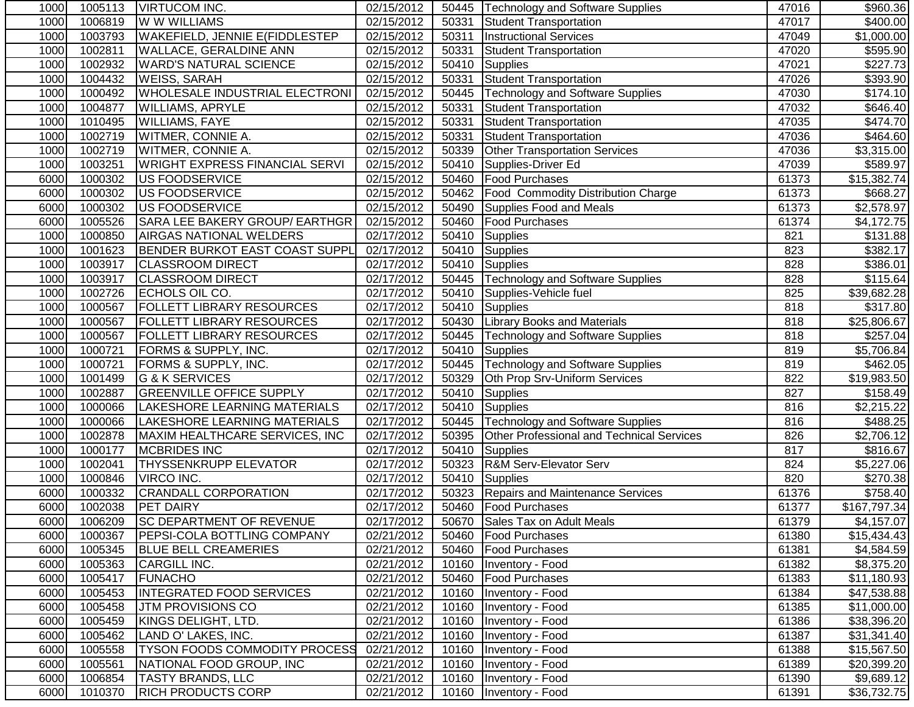| | | | | | | | |
|---|---|---|---|---|---|---|---|
| 1000 | 1005113 | VIRTUCOM INC. | 02/15/2012 | 50445 | Technology and Software Supplies | 47016 | $960.36 |
| 1000 | 1006819 | W W WILLIAMS | 02/15/2012 | 50331 | Student Transportation | 47017 | $400.00 |
| 1000 | 1003793 | WAKEFIELD, JENNIE E(FIDDLESTEP | 02/15/2012 | 50311 | Instructional Services | 47049 | $1,000.00 |
| 1000 | 1002811 | WALLACE, GERALDINE ANN | 02/15/2012 | 50331 | Student Transportation | 47020 | $595.90 |
| 1000 | 1002932 | WARD'S NATURAL SCIENCE | 02/15/2012 | 50410 | Supplies | 47021 | $227.73 |
| 1000 | 1004432 | WEISS, SARAH | 02/15/2012 | 50331 | Student Transportation | 47026 | $393.90 |
| 1000 | 1000492 | WHOLESALE INDUSTRIAL ELECTRONI | 02/15/2012 | 50445 | Technology and Software Supplies | 47030 | $174.10 |
| 1000 | 1004877 | WILLIAMS, APRYLE | 02/15/2012 | 50331 | Student Transportation | 47032 | $646.40 |
| 1000 | 1010495 | WILLIAMS, FAYE | 02/15/2012 | 50331 | Student Transportation | 47035 | $474.70 |
| 1000 | 1002719 | WITMER, CONNIE A. | 02/15/2012 | 50331 | Student Transportation | 47036 | $464.60 |
| 1000 | 1002719 | WITMER, CONNIE A. | 02/15/2012 | 50339 | Other Transportation Services | 47036 | $3,315.00 |
| 1000 | 1003251 | WRIGHT EXPRESS FINANCIAL SERVI | 02/15/2012 | 50410 | Supplies-Driver Ed | 47039 | $589.97 |
| 6000 | 1000302 | US FOODSERVICE | 02/15/2012 | 50460 | Food Purchases | 61373 | $15,382.74 |
| 6000 | 1000302 | US FOODSERVICE | 02/15/2012 | 50462 | Food Commodity Distribution Charge | 61373 | $668.27 |
| 6000 | 1000302 | US FOODSERVICE | 02/15/2012 | 50490 | Supplies Food and Meals | 61373 | $2,578.97 |
| 6000 | 1005526 | SARA LEE BAKERY GROUP/ EARTHGR | 02/15/2012 | 50460 | Food Purchases | 61374 | $4,172.75 |
| 1000 | 1000850 | AIRGAS NATIONAL WELDERS | 02/17/2012 | 50410 | Supplies | 821 | $131.88 |
| 1000 | 1001623 | BENDER BURKOT EAST COAST SUPPL | 02/17/2012 | 50410 | Supplies | 823 | $382.17 |
| 1000 | 1003917 | CLASSROOM DIRECT | 02/17/2012 | 50410 | Supplies | 828 | $386.01 |
| 1000 | 1003917 | CLASSROOM DIRECT | 02/17/2012 | 50445 | Technology and Software Supplies | 828 | $115.64 |
| 1000 | 1002726 | ECHOLS OIL CO. | 02/17/2012 | 50410 | Supplies-Vehicle fuel | 825 | $39,682.28 |
| 1000 | 1000567 | FOLLETT LIBRARY RESOURCES | 02/17/2012 | 50410 | Supplies | 818 | $317.80 |
| 1000 | 1000567 | FOLLETT LIBRARY RESOURCES | 02/17/2012 | 50430 | Library Books and Materials | 818 | $25,806.67 |
| 1000 | 1000567 | FOLLETT LIBRARY RESOURCES | 02/17/2012 | 50445 | Technology and Software Supplies | 818 | $257.04 |
| 1000 | 1000721 | FORMS & SUPPLY, INC. | 02/17/2012 | 50410 | Supplies | 819 | $5,706.84 |
| 1000 | 1000721 | FORMS & SUPPLY, INC. | 02/17/2012 | 50445 | Technology and Software Supplies | 819 | $462.05 |
| 1000 | 1001499 | G & K SERVICES | 02/17/2012 | 50329 | Oth Prop Srv-Uniform Services | 822 | $19,983.50 |
| 1000 | 1002887 | GREENVILLE OFFICE SUPPLY | 02/17/2012 | 50410 | Supplies | 827 | $158.49 |
| 1000 | 1000066 | LAKESHORE LEARNING MATERIALS | 02/17/2012 | 50410 | Supplies | 816 | $2,215.22 |
| 1000 | 1000066 | LAKESHORE LEARNING MATERIALS | 02/17/2012 | 50445 | Technology and Software Supplies | 816 | $488.25 |
| 1000 | 1002878 | MAXIM HEALTHCARE SERVICES, INC | 02/17/2012 | 50395 | Other Professional and Technical Services | 826 | $2,706.12 |
| 1000 | 1000177 | MCBRIDES INC | 02/17/2012 | 50410 | Supplies | 817 | $816.67 |
| 1000 | 1002041 | THYSSENKRUPP ELEVATOR | 02/17/2012 | 50323 | R&M Serv-Elevator Serv | 824 | $5,227.06 |
| 1000 | 1000846 | VIRCO INC. | 02/17/2012 | 50410 | Supplies | 820 | $270.38 |
| 6000 | 1000332 | CRANDALL CORPORATION | 02/17/2012 | 50323 | Repairs and Maintenance Services | 61376 | $758.40 |
| 6000 | 1002038 | PET DAIRY | 02/17/2012 | 50460 | Food Purchases | 61377 | $167,797.34 |
| 6000 | 1006209 | SC DEPARTMENT OF REVENUE | 02/17/2012 | 50670 | Sales Tax on Adult Meals | 61379 | $4,157.07 |
| 6000 | 1000367 | PEPSI-COLA BOTTLING COMPANY | 02/21/2012 | 50460 | Food Purchases | 61380 | $15,434.43 |
| 6000 | 1005345 | BLUE BELL CREAMERIES | 02/21/2012 | 50460 | Food Purchases | 61381 | $4,584.59 |
| 6000 | 1005363 | CARGILL INC. | 02/21/2012 | 10160 | Inventory - Food | 61382 | $8,375.20 |
| 6000 | 1005417 | FUNACHO | 02/21/2012 | 50460 | Food Purchases | 61383 | $11,180.93 |
| 6000 | 1005453 | INTEGRATED FOOD SERVICES | 02/21/2012 | 10160 | Inventory - Food | 61384 | $47,538.88 |
| 6000 | 1005458 | JTM PROVISIONS CO | 02/21/2012 | 10160 | Inventory - Food | 61385 | $11,000.00 |
| 6000 | 1005459 | KINGS DELIGHT, LTD. | 02/21/2012 | 10160 | Inventory - Food | 61386 | $38,396.20 |
| 6000 | 1005462 | LAND O' LAKES, INC. | 02/21/2012 | 10160 | Inventory - Food | 61387 | $31,341.40 |
| 6000 | 1005558 | TYSON FOODS COMMODITY PROCESS | 02/21/2012 | 10160 | Inventory - Food | 61388 | $15,567.50 |
| 6000 | 1005561 | NATIONAL FOOD GROUP, INC | 02/21/2012 | 10160 | Inventory - Food | 61389 | $20,399.20 |
| 6000 | 1006854 | TASTY BRANDS, LLC | 02/21/2012 | 10160 | Inventory - Food | 61390 | $9,689.12 |
| 6000 | 1010370 | RICH PRODUCTS CORP | 02/21/2012 | 10160 | Inventory - Food | 61391 | $36,732.75 |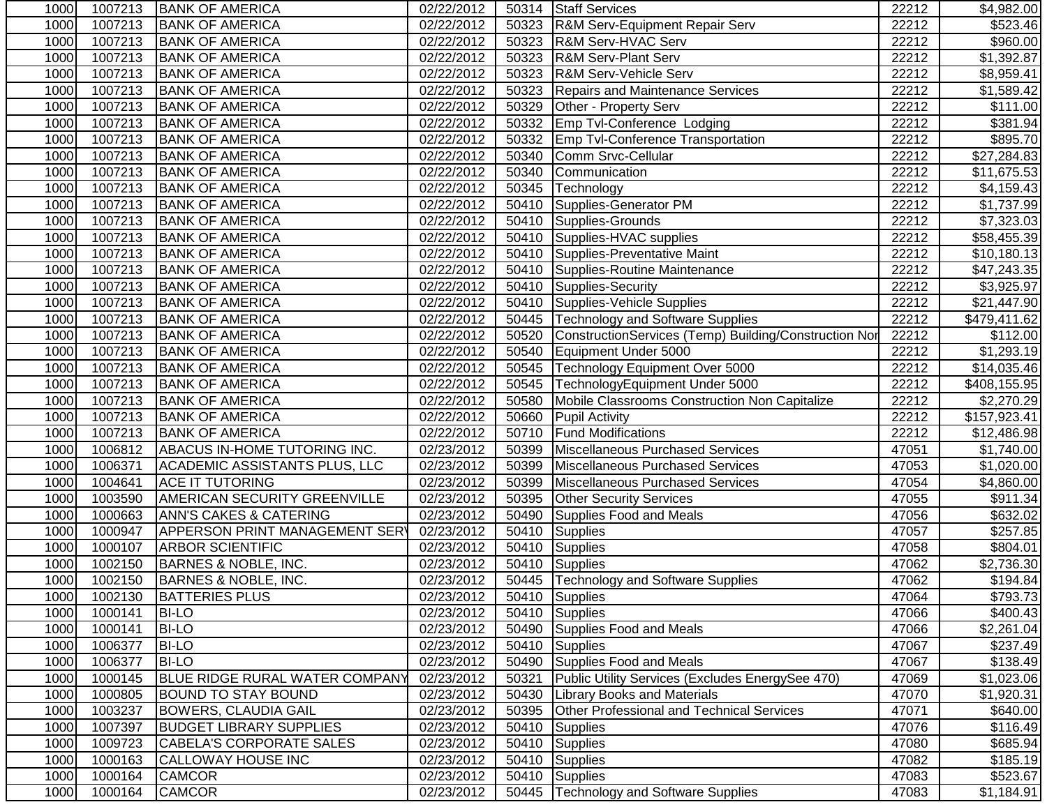| | | | | | | | |
|---|---|---|---|---|---|---|---|
| 1000 | 1007213 | BANK OF AMERICA | 02/22/2012 | 50314 | Staff Services | 22212 | $4,982.00 |
| 1000 | 1007213 | BANK OF AMERICA | 02/22/2012 | 50323 | R&M Serv-Equipment Repair Serv | 22212 | $523.46 |
| 1000 | 1007213 | BANK OF AMERICA | 02/22/2012 | 50323 | R&M Serv-HVAC Serv | 22212 | $960.00 |
| 1000 | 1007213 | BANK OF AMERICA | 02/22/2012 | 50323 | R&M Serv-Plant Serv | 22212 | $1,392.87 |
| 1000 | 1007213 | BANK OF AMERICA | 02/22/2012 | 50323 | R&M Serv-Vehicle Serv | 22212 | $8,959.41 |
| 1000 | 1007213 | BANK OF AMERICA | 02/22/2012 | 50323 | Repairs and Maintenance Services | 22212 | $1,589.42 |
| 1000 | 1007213 | BANK OF AMERICA | 02/22/2012 | 50329 | Other - Property Serv | 22212 | $111.00 |
| 1000 | 1007213 | BANK OF AMERICA | 02/22/2012 | 50332 | Emp Tvl-Conference Lodging | 22212 | $381.94 |
| 1000 | 1007213 | BANK OF AMERICA | 02/22/2012 | 50332 | Emp Tvl-Conference Transportation | 22212 | $895.70 |
| 1000 | 1007213 | BANK OF AMERICA | 02/22/2012 | 50340 | Comm Srvc-Cellular | 22212 | $27,284.83 |
| 1000 | 1007213 | BANK OF AMERICA | 02/22/2012 | 50340 | Communication | 22212 | $11,675.53 |
| 1000 | 1007213 | BANK OF AMERICA | 02/22/2012 | 50345 | Technology | 22212 | $4,159.43 |
| 1000 | 1007213 | BANK OF AMERICA | 02/22/2012 | 50410 | Supplies-Generator PM | 22212 | $1,737.99 |
| 1000 | 1007213 | BANK OF AMERICA | 02/22/2012 | 50410 | Supplies-Grounds | 22212 | $7,323.03 |
| 1000 | 1007213 | BANK OF AMERICA | 02/22/2012 | 50410 | Supplies-HVAC supplies | 22212 | $58,455.39 |
| 1000 | 1007213 | BANK OF AMERICA | 02/22/2012 | 50410 | Supplies-Preventative Maint | 22212 | $10,180.13 |
| 1000 | 1007213 | BANK OF AMERICA | 02/22/2012 | 50410 | Supplies-Routine Maintenance | 22212 | $47,243.35 |
| 1000 | 1007213 | BANK OF AMERICA | 02/22/2012 | 50410 | Supplies-Security | 22212 | $3,925.97 |
| 1000 | 1007213 | BANK OF AMERICA | 02/22/2012 | 50410 | Supplies-Vehicle Supplies | 22212 | $21,447.90 |
| 1000 | 1007213 | BANK OF AMERICA | 02/22/2012 | 50445 | Technology and Software Supplies | 22212 | $479,411.62 |
| 1000 | 1007213 | BANK OF AMERICA | 02/22/2012 | 50520 | ConstructionServices (Temp) Building/Construction Nor | 22212 | $112.00 |
| 1000 | 1007213 | BANK OF AMERICA | 02/22/2012 | 50540 | Equipment Under 5000 | 22212 | $1,293.19 |
| 1000 | 1007213 | BANK OF AMERICA | 02/22/2012 | 50545 | Technology Equipment Over 5000 | 22212 | $14,035.46 |
| 1000 | 1007213 | BANK OF AMERICA | 02/22/2012 | 50545 | TechnologyEquipment Under 5000 | 22212 | $408,155.95 |
| 1000 | 1007213 | BANK OF AMERICA | 02/22/2012 | 50580 | Mobile Classrooms Construction Non Capitalize | 22212 | $2,270.29 |
| 1000 | 1007213 | BANK OF AMERICA | 02/22/2012 | 50660 | Pupil Activity | 22212 | $157,923.41 |
| 1000 | 1007213 | BANK OF AMERICA | 02/22/2012 | 50710 | Fund Modifications | 22212 | $12,486.98 |
| 1000 | 1006812 | ABACUS IN-HOME TUTORING INC. | 02/23/2012 | 50399 | Miscellaneous Purchased Services | 47051 | $1,740.00 |
| 1000 | 1006371 | ACADEMIC ASSISTANTS PLUS, LLC | 02/23/2012 | 50399 | Miscellaneous Purchased Services | 47053 | $1,020.00 |
| 1000 | 1004641 | ACE IT TUTORING | 02/23/2012 | 50399 | Miscellaneous Purchased Services | 47054 | $4,860.00 |
| 1000 | 1003590 | AMERICAN SECURITY GREENVILLE | 02/23/2012 | 50395 | Other Security Services | 47055 | $911.34 |
| 1000 | 1000663 | ANN'S CAKES & CATERING | 02/23/2012 | 50490 | Supplies Food and Meals | 47056 | $632.02 |
| 1000 | 1000947 | APPERSON PRINT MANAGEMENT SERV | 02/23/2012 | 50410 | Supplies | 47057 | $257.85 |
| 1000 | 1000107 | ARBOR SCIENTIFIC | 02/23/2012 | 50410 | Supplies | 47058 | $804.01 |
| 1000 | 1002150 | BARNES & NOBLE, INC. | 02/23/2012 | 50410 | Supplies | 47062 | $2,736.30 |
| 1000 | 1002150 | BARNES & NOBLE, INC. | 02/23/2012 | 50445 | Technology and Software Supplies | 47062 | $194.84 |
| 1000 | 1002130 | BATTERIES PLUS | 02/23/2012 | 50410 | Supplies | 47064 | $793.73 |
| 1000 | 1000141 | BI-LO | 02/23/2012 | 50410 | Supplies | 47066 | $400.43 |
| 1000 | 1000141 | BI-LO | 02/23/2012 | 50490 | Supplies Food and Meals | 47066 | $2,261.04 |
| 1000 | 1006377 | BI-LO | 02/23/2012 | 50410 | Supplies | 47067 | $237.49 |
| 1000 | 1006377 | BI-LO | 02/23/2012 | 50490 | Supplies Food and Meals | 47067 | $138.49 |
| 1000 | 1000145 | BLUE RIDGE RURAL WATER COMPANY | 02/23/2012 | 50321 | Public Utility Services (Excludes EnergySee 470) | 47069 | $1,023.06 |
| 1000 | 1000805 | BOUND TO STAY BOUND | 02/23/2012 | 50430 | Library Books and Materials | 47070 | $1,920.31 |
| 1000 | 1003237 | BOWERS, CLAUDIA GAIL | 02/23/2012 | 50395 | Other Professional and Technical Services | 47071 | $640.00 |
| 1000 | 1007397 | BUDGET LIBRARY SUPPLIES | 02/23/2012 | 50410 | Supplies | 47076 | $116.49 |
| 1000 | 1009723 | CABELA'S CORPORATE SALES | 02/23/2012 | 50410 | Supplies | 47080 | $685.94 |
| 1000 | 1000163 | CALLOWAY HOUSE INC | 02/23/2012 | 50410 | Supplies | 47082 | $185.19 |
| 1000 | 1000164 | CAMCOR | 02/23/2012 | 50410 | Supplies | 47083 | $523.67 |
| 1000 | 1000164 | CAMCOR | 02/23/2012 | 50445 | Technology and Software Supplies | 47083 | $1,184.91 |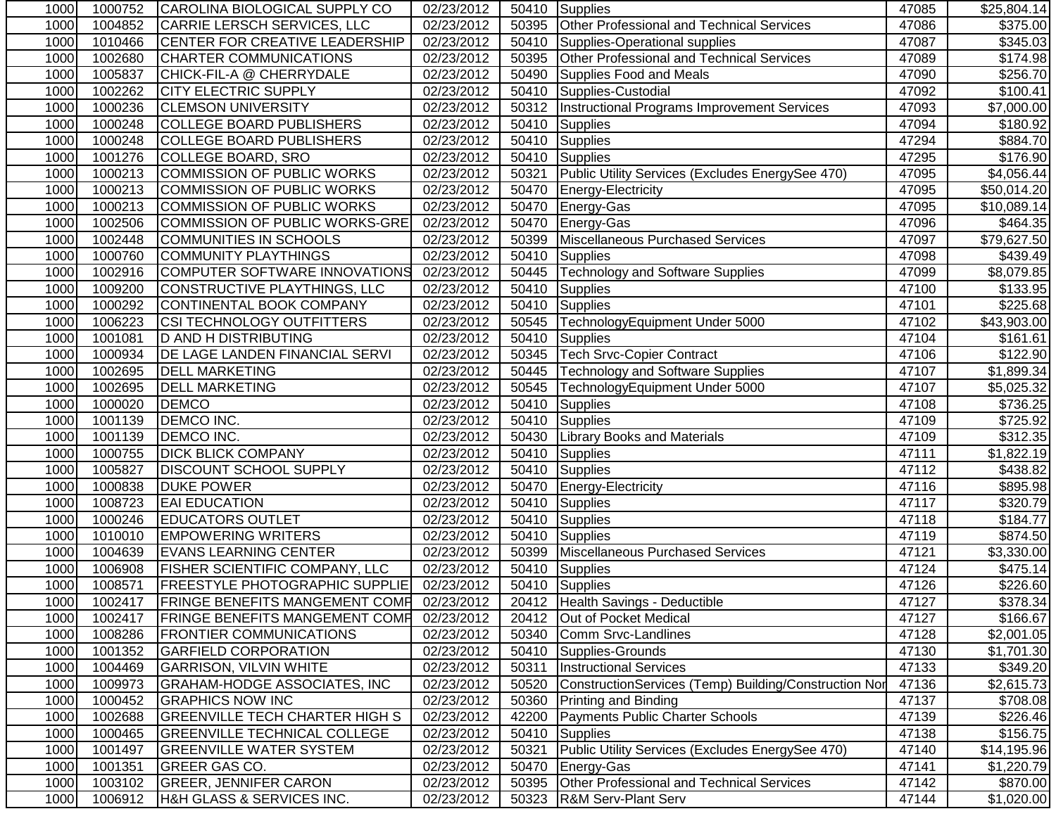| | | | | | | | |
|---|---|---|---|---|---|---|---|
| 1000 | 1000752 | CAROLINA BIOLOGICAL SUPPLY CO | 02/23/2012 | 50410 | Supplies | 47085 | $25,804.14 |
| 1000 | 1004852 | CARRIE LERSCH SERVICES, LLC | 02/23/2012 | 50395 | Other Professional and Technical Services | 47086 | $375.00 |
| 1000 | 1010466 | CENTER FOR CREATIVE LEADERSHIP | 02/23/2012 | 50410 | Supplies-Operational supplies | 47087 | $345.03 |
| 1000 | 1002680 | CHARTER COMMUNICATIONS | 02/23/2012 | 50395 | Other Professional and Technical Services | 47089 | $174.98 |
| 1000 | 1005837 | CHICK-FIL-A @ CHERRYDALE | 02/23/2012 | 50490 | Supplies Food and Meals | 47090 | $256.70 |
| 1000 | 1002262 | CITY ELECTRIC SUPPLY | 02/23/2012 | 50410 | Supplies-Custodial | 47092 | $100.41 |
| 1000 | 1000236 | CLEMSON UNIVERSITY | 02/23/2012 | 50312 | Instructional Programs Improvement Services | 47093 | $7,000.00 |
| 1000 | 1000248 | COLLEGE BOARD PUBLISHERS | 02/23/2012 | 50410 | Supplies | 47094 | $180.92 |
| 1000 | 1000248 | COLLEGE BOARD PUBLISHERS | 02/23/2012 | 50410 | Supplies | 47294 | $884.70 |
| 1000 | 1001276 | COLLEGE BOARD, SRO | 02/23/2012 | 50410 | Supplies | 47295 | $176.90 |
| 1000 | 1000213 | COMMISSION OF PUBLIC WORKS | 02/23/2012 | 50321 | Public Utility Services (Excludes EnergySee 470) | 47095 | $4,056.44 |
| 1000 | 1000213 | COMMISSION OF PUBLIC WORKS | 02/23/2012 | 50470 | Energy-Electricity | 47095 | $50,014.20 |
| 1000 | 1000213 | COMMISSION OF PUBLIC WORKS | 02/23/2012 | 50470 | Energy-Gas | 47095 | $10,089.14 |
| 1000 | 1002506 | COMMISSION OF PUBLIC WORKS-GRE | 02/23/2012 | 50470 | Energy-Gas | 47096 | $464.35 |
| 1000 | 1002448 | COMMUNITIES IN SCHOOLS | 02/23/2012 | 50399 | Miscellaneous Purchased Services | 47097 | $79,627.50 |
| 1000 | 1000760 | COMMUNITY PLAYTHINGS | 02/23/2012 | 50410 | Supplies | 47098 | $439.49 |
| 1000 | 1002916 | COMPUTER SOFTWARE INNOVATIONS | 02/23/2012 | 50445 | Technology and Software Supplies | 47099 | $8,079.85 |
| 1000 | 1009200 | CONSTRUCTIVE PLAYTHINGS, LLC | 02/23/2012 | 50410 | Supplies | 47100 | $133.95 |
| 1000 | 1000292 | CONTINENTAL BOOK COMPANY | 02/23/2012 | 50410 | Supplies | 47101 | $225.68 |
| 1000 | 1006223 | CSI TECHNOLOGY OUTFITTERS | 02/23/2012 | 50545 | TechnologyEquipment Under 5000 | 47102 | $43,903.00 |
| 1000 | 1001081 | D AND H DISTRIBUTING | 02/23/2012 | 50410 | Supplies | 47104 | $161.61 |
| 1000 | 1000934 | DE LAGE LANDEN FINANCIAL SERVI | 02/23/2012 | 50345 | Tech Srvc-Copier Contract | 47106 | $122.90 |
| 1000 | 1002695 | DELL MARKETING | 02/23/2012 | 50445 | Technology and Software Supplies | 47107 | $1,899.34 |
| 1000 | 1002695 | DELL MARKETING | 02/23/2012 | 50545 | TechnologyEquipment Under 5000 | 47107 | $5,025.32 |
| 1000 | 1000020 | DEMCO | 02/23/2012 | 50410 | Supplies | 47108 | $736.25 |
| 1000 | 1001139 | DEMCO INC. | 02/23/2012 | 50410 | Supplies | 47109 | $725.92 |
| 1000 | 1001139 | DEMCO INC. | 02/23/2012 | 50430 | Library Books and Materials | 47109 | $312.35 |
| 1000 | 1000755 | DICK BLICK COMPANY | 02/23/2012 | 50410 | Supplies | 47111 | $1,822.19 |
| 1000 | 1005827 | DISCOUNT SCHOOL SUPPLY | 02/23/2012 | 50410 | Supplies | 47112 | $438.82 |
| 1000 | 1000838 | DUKE POWER | 02/23/2012 | 50470 | Energy-Electricity | 47116 | $895.98 |
| 1000 | 1008723 | EAI EDUCATION | 02/23/2012 | 50410 | Supplies | 47117 | $320.79 |
| 1000 | 1000246 | EDUCATORS OUTLET | 02/23/2012 | 50410 | Supplies | 47118 | $184.77 |
| 1000 | 1010010 | EMPOWERING WRITERS | 02/23/2012 | 50410 | Supplies | 47119 | $874.50 |
| 1000 | 1004639 | EVANS LEARNING CENTER | 02/23/2012 | 50399 | Miscellaneous Purchased Services | 47121 | $3,330.00 |
| 1000 | 1006908 | FISHER SCIENTIFIC COMPANY, LLC | 02/23/2012 | 50410 | Supplies | 47124 | $475.14 |
| 1000 | 1008571 | FREESTYLE PHOTOGRAPHIC SUPPLIE | 02/23/2012 | 50410 | Supplies | 47126 | $226.60 |
| 1000 | 1002417 | FRINGE BENEFITS MANGEMENT COMP | 02/23/2012 | 20412 | Health Savings - Deductible | 47127 | $378.34 |
| 1000 | 1002417 | FRINGE BENEFITS MANGEMENT COMP | 02/23/2012 | 20412 | Out of Pocket Medical | 47127 | $166.67 |
| 1000 | 1008286 | FRONTIER COMMUNICATIONS | 02/23/2012 | 50340 | Comm Srvc-Landlines | 47128 | $2,001.05 |
| 1000 | 1001352 | GARFIELD CORPORATION | 02/23/2012 | 50410 | Supplies-Grounds | 47130 | $1,701.30 |
| 1000 | 1004469 | GARRISON, VILVIN WHITE | 02/23/2012 | 50311 | Instructional Services | 47133 | $349.20 |
| 1000 | 1009973 | GRAHAM-HODGE ASSOCIATES, INC | 02/23/2012 | 50520 | ConstructionServices (Temp) Building/Construction Nor | 47136 | $2,615.73 |
| 1000 | 1000452 | GRAPHICS NOW INC | 02/23/2012 | 50360 | Printing and Binding | 47137 | $708.08 |
| 1000 | 1002688 | GREENVILLE TECH CHARTER HIGH S | 02/23/2012 | 42200 | Payments Public Charter Schools | 47139 | $226.46 |
| 1000 | 1000465 | GREENVILLE TECHNICAL COLLEGE | 02/23/2012 | 50410 | Supplies | 47138 | $156.75 |
| 1000 | 1001497 | GREENVILLE WATER SYSTEM | 02/23/2012 | 50321 | Public Utility Services (Excludes EnergySee 470) | 47140 | $14,195.96 |
| 1000 | 1001351 | GREER GAS CO. | 02/23/2012 | 50470 | Energy-Gas | 47141 | $1,220.79 |
| 1000 | 1003102 | GREER, JENNIFER CARON | 02/23/2012 | 50395 | Other Professional and Technical Services | 47142 | $870.00 |
| 1000 | 1006912 | H&H GLASS & SERVICES INC. | 02/23/2012 | 50323 | R&M Serv-Plant Serv | 47144 | $1,020.00 |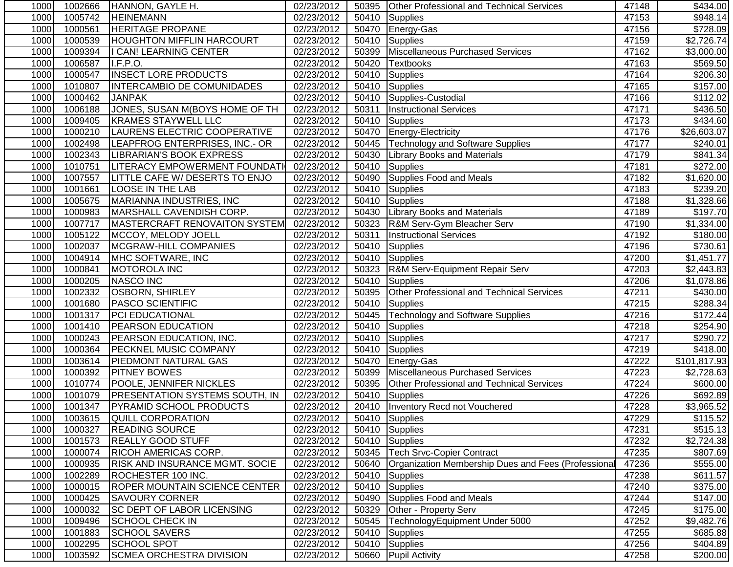| | | | | | | | |
|---|---|---|---|---|---|---|---|
| 1000 | 1002666 | HANNON, GAYLE H. | 02/23/2012 | 50395 | Other Professional and Technical Services | 47148 | $434.00 |
| 1000 | 1005742 | HEINEMANN | 02/23/2012 | 50410 | Supplies | 47153 | $948.14 |
| 1000 | 1000561 | HERITAGE PROPANE | 02/23/2012 | 50470 | Energy-Gas | 47156 | $728.09 |
| 1000 | 1000539 | HOUGHTON MIFFLIN HARCOURT | 02/23/2012 | 50410 | Supplies | 47159 | $2,726.74 |
| 1000 | 1009394 | I CAN! LEARNING CENTER | 02/23/2012 | 50399 | Miscellaneous Purchased Services | 47162 | $3,000.00 |
| 1000 | 1006587 | I.F.P.O. | 02/23/2012 | 50420 | Textbooks | 47163 | $569.50 |
| 1000 | 1000547 | INSECT LORE PRODUCTS | 02/23/2012 | 50410 | Supplies | 47164 | $206.30 |
| 1000 | 1010807 | INTERCAMBIO DE COMUNIDADES | 02/23/2012 | 50410 | Supplies | 47165 | $157.00 |
| 1000 | 1000462 | JANPAK | 02/23/2012 | 50410 | Supplies-Custodial | 47166 | $112.02 |
| 1000 | 1006188 | JONES, SUSAN M(BOYS HOME OF TH | 02/23/2012 | 50311 | Instructional Services | 47171 | $436.50 |
| 1000 | 1009405 | KRAMES STAYWELL LLC | 02/23/2012 | 50410 | Supplies | 47173 | $434.60 |
| 1000 | 1000210 | LAURENS ELECTRIC COOPERATIVE | 02/23/2012 | 50470 | Energy-Electricity | 47176 | $26,603.07 |
| 1000 | 1002498 | LEAPFROG ENTERPRISES, INC.- OR | 02/23/2012 | 50445 | Technology and Software Supplies | 47177 | $240.01 |
| 1000 | 1002343 | LIBRARIAN'S BOOK EXPRESS | 02/23/2012 | 50430 | Library Books and Materials | 47179 | $841.34 |
| 1000 | 1010751 | LITERACY EMPOWERMENT FOUNDATI | 02/23/2012 | 50410 | Supplies | 47181 | $272.00 |
| 1000 | 1007557 | LITTLE CAFE W/ DESERTS TO ENJO | 02/23/2012 | 50490 | Supplies Food and Meals | 47182 | $1,620.00 |
| 1000 | 1001661 | LOOSE IN THE LAB | 02/23/2012 | 50410 | Supplies | 47183 | $239.20 |
| 1000 | 1005675 | MARIANNA INDUSTRIES, INC | 02/23/2012 | 50410 | Supplies | 47188 | $1,328.66 |
| 1000 | 1000983 | MARSHALL CAVENDISH CORP. | 02/23/2012 | 50430 | Library Books and Materials | 47189 | $197.70 |
| 1000 | 1007717 | MASTERCRAFT RENOVAITON SYSTEM | 02/23/2012 | 50323 | R&M Serv-Gym Bleacher Serv | 47190 | $1,334.00 |
| 1000 | 1005122 | MCCOY, MELODY JOELL | 02/23/2012 | 50311 | Instructional Services | 47192 | $180.00 |
| 1000 | 1002037 | MCGRAW-HILL COMPANIES | 02/23/2012 | 50410 | Supplies | 47196 | $730.61 |
| 1000 | 1004914 | MHC SOFTWARE, INC | 02/23/2012 | 50410 | Supplies | 47200 | $1,451.77 |
| 1000 | 1000841 | MOTOROLA INC | 02/23/2012 | 50323 | R&M Serv-Equipment Repair Serv | 47203 | $2,443.83 |
| 1000 | 1000205 | NASCO INC | 02/23/2012 | 50410 | Supplies | 47206 | $1,078.86 |
| 1000 | 1002332 | OSBORN, SHIRLEY | 02/23/2012 | 50395 | Other Professional and Technical Services | 47211 | $430.00 |
| 1000 | 1001680 | PASCO SCIENTIFIC | 02/23/2012 | 50410 | Supplies | 47215 | $288.34 |
| 1000 | 1001317 | PCI EDUCATIONAL | 02/23/2012 | 50445 | Technology and Software Supplies | 47216 | $172.44 |
| 1000 | 1001410 | PEARSON EDUCATION | 02/23/2012 | 50410 | Supplies | 47218 | $254.90 |
| 1000 | 1000243 | PEARSON EDUCATION, INC. | 02/23/2012 | 50410 | Supplies | 47217 | $290.72 |
| 1000 | 1000364 | PECKNEL MUSIC COMPANY | 02/23/2012 | 50410 | Supplies | 47219 | $418.00 |
| 1000 | 1003614 | PIEDMONT NATURAL GAS | 02/23/2012 | 50470 | Energy-Gas | 47222 | $101,817.93 |
| 1000 | 1000392 | PITNEY BOWES | 02/23/2012 | 50399 | Miscellaneous Purchased Services | 47223 | $2,728.63 |
| 1000 | 1010774 | POOLE, JENNIFER NICKLES | 02/23/2012 | 50395 | Other Professional and Technical Services | 47224 | $600.00 |
| 1000 | 1001079 | PRESENTATION SYSTEMS SOUTH, IN | 02/23/2012 | 50410 | Supplies | 47226 | $692.89 |
| 1000 | 1001347 | PYRAMID SCHOOL PRODUCTS | 02/23/2012 | 20410 | Inventory Recd not Vouchered | 47228 | $3,965.52 |
| 1000 | 1003615 | QUILL CORPORATION | 02/23/2012 | 50410 | Supplies | 47229 | $115.52 |
| 1000 | 1000327 | READING SOURCE | 02/23/2012 | 50410 | Supplies | 47231 | $515.13 |
| 1000 | 1001573 | REALLY GOOD STUFF | 02/23/2012 | 50410 | Supplies | 47232 | $2,724.38 |
| 1000 | 1000074 | RICOH AMERICAS CORP. | 02/23/2012 | 50345 | Tech Srvc-Copier Contract | 47235 | $807.69 |
| 1000 | 1000935 | RISK AND INSURANCE MGMT. SOCIE | 02/23/2012 | 50640 | Organization Membership Dues and Fees (Professional | 47236 | $555.00 |
| 1000 | 1002289 | ROCHESTER 100 INC. | 02/23/2012 | 50410 | Supplies | 47238 | $611.57 |
| 1000 | 1000015 | ROPER MOUNTAIN SCIENCE CENTER | 02/23/2012 | 50410 | Supplies | 47240 | $375.00 |
| 1000 | 1000425 | SAVOURY CORNER | 02/23/2012 | 50490 | Supplies Food and Meals | 47244 | $147.00 |
| 1000 | 1000032 | SC DEPT OF LABOR LICENSING | 02/23/2012 | 50329 | Other - Property Serv | 47245 | $175.00 |
| 1000 | 1009496 | SCHOOL CHECK IN | 02/23/2012 | 50545 | TechnologyEquipment Under 5000 | 47252 | $9,482.76 |
| 1000 | 1001883 | SCHOOL SAVERS | 02/23/2012 | 50410 | Supplies | 47255 | $685.88 |
| 1000 | 1002295 | SCHOOL SPOT | 02/23/2012 | 50410 | Supplies | 47256 | $404.89 |
| 1000 | 1003592 | SCMEA ORCHESTRA DIVISION | 02/23/2012 | 50660 | Pupil Activity | 47258 | $200.00 |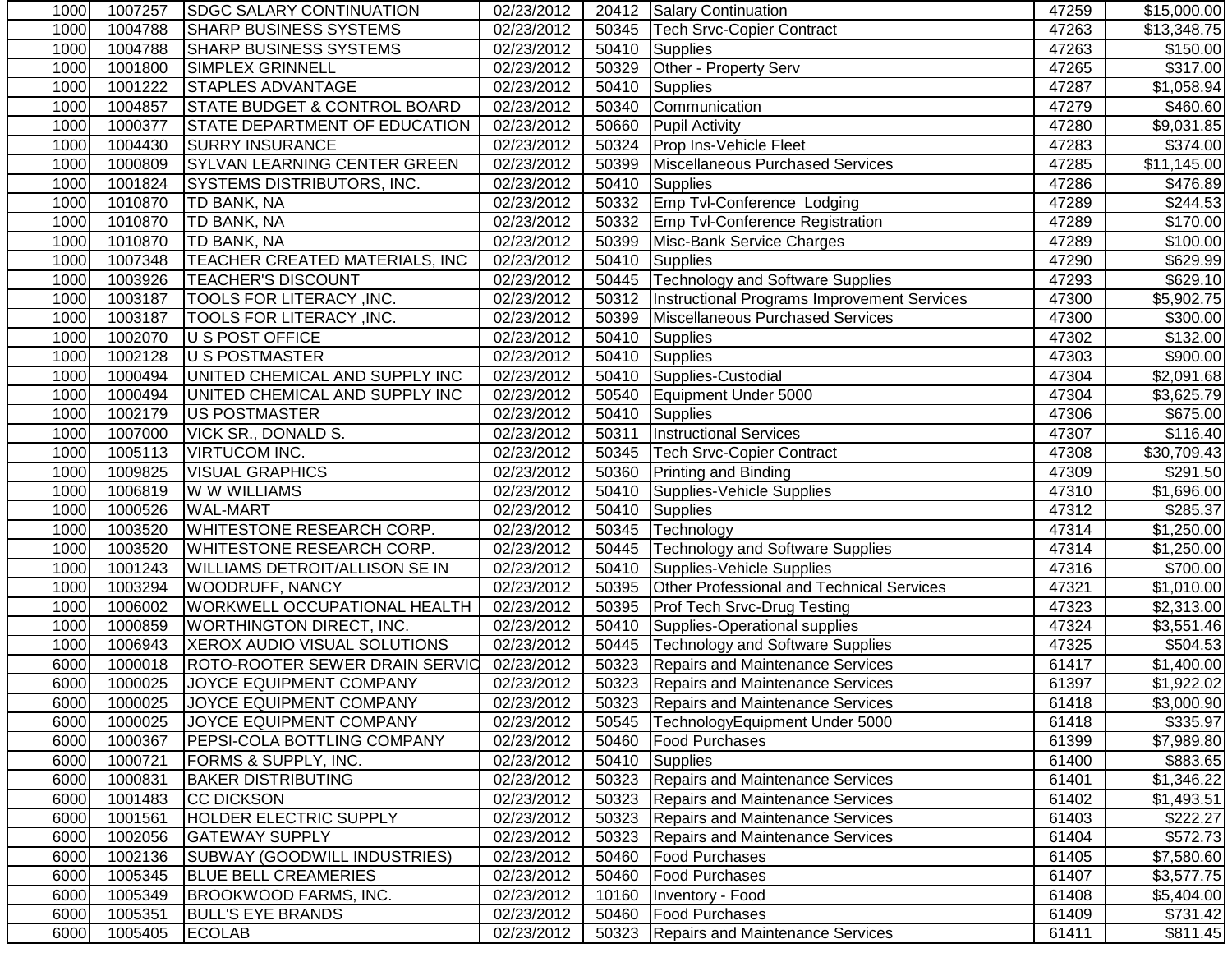| | | | | | | | |
|---|---|---|---|---|---|---|---|
| 1000 | 1007257 | SDGC SALARY CONTINUATION | 02/23/2012 | 20412 | Salary Continuation | 47259 | $15,000.00 |
| 1000 | 1004788 | SHARP BUSINESS SYSTEMS | 02/23/2012 | 50345 | Tech Srvc-Copier Contract | 47263 | $13,348.75 |
| 1000 | 1004788 | SHARP BUSINESS SYSTEMS | 02/23/2012 | 50410 | Supplies | 47263 | $150.00 |
| 1000 | 1001800 | SIMPLEX GRINNELL | 02/23/2012 | 50329 | Other - Property Serv | 47265 | $317.00 |
| 1000 | 1001222 | STAPLES ADVANTAGE | 02/23/2012 | 50410 | Supplies | 47287 | $1,058.94 |
| 1000 | 1004857 | STATE BUDGET & CONTROL BOARD | 02/23/2012 | 50340 | Communication | 47279 | $460.60 |
| 1000 | 1000377 | STATE DEPARTMENT OF EDUCATION | 02/23/2012 | 50660 | Pupil Activity | 47280 | $9,031.85 |
| 1000 | 1004430 | SURRY INSURANCE | 02/23/2012 | 50324 | Prop Ins-Vehicle Fleet | 47283 | $374.00 |
| 1000 | 1000809 | SYLVAN LEARNING CENTER GREEN | 02/23/2012 | 50399 | Miscellaneous Purchased Services | 47285 | $11,145.00 |
| 1000 | 1001824 | SYSTEMS DISTRIBUTORS, INC. | 02/23/2012 | 50410 | Supplies | 47286 | $476.89 |
| 1000 | 1010870 | TD BANK, NA | 02/23/2012 | 50332 | Emp Tvl-Conference Lodging | 47289 | $244.53 |
| 1000 | 1010870 | TD BANK, NA | 02/23/2012 | 50332 | Emp Tvl-Conference Registration | 47289 | $170.00 |
| 1000 | 1010870 | TD BANK, NA | 02/23/2012 | 50399 | Misc-Bank Service Charges | 47289 | $100.00 |
| 1000 | 1007348 | TEACHER CREATED MATERIALS, INC | 02/23/2012 | 50410 | Supplies | 47290 | $629.99 |
| 1000 | 1003926 | TEACHER'S DISCOUNT | 02/23/2012 | 50445 | Technology and Software Supplies | 47293 | $629.10 |
| 1000 | 1003187 | TOOLS FOR LITERACY ,INC. | 02/23/2012 | 50312 | Instructional Programs Improvement Services | 47300 | $5,902.75 |
| 1000 | 1003187 | TOOLS FOR LITERACY ,INC. | 02/23/2012 | 50399 | Miscellaneous Purchased Services | 47300 | $300.00 |
| 1000 | 1002070 | U S POST OFFICE | 02/23/2012 | 50410 | Supplies | 47302 | $132.00 |
| 1000 | 1002128 | U S POSTMASTER | 02/23/2012 | 50410 | Supplies | 47303 | $900.00 |
| 1000 | 1000494 | UNITED CHEMICAL AND SUPPLY INC | 02/23/2012 | 50410 | Supplies-Custodial | 47304 | $2,091.68 |
| 1000 | 1000494 | UNITED CHEMICAL AND SUPPLY INC | 02/23/2012 | 50540 | Equipment Under 5000 | 47304 | $3,625.79 |
| 1000 | 1002179 | US POSTMASTER | 02/23/2012 | 50410 | Supplies | 47306 | $675.00 |
| 1000 | 1007000 | VICK SR., DONALD S. | 02/23/2012 | 50311 | Instructional Services | 47307 | $116.40 |
| 1000 | 1005113 | VIRTUCOM INC. | 02/23/2012 | 50345 | Tech Srvc-Copier Contract | 47308 | $30,709.43 |
| 1000 | 1009825 | VISUAL GRAPHICS | 02/23/2012 | 50360 | Printing and Binding | 47309 | $291.50 |
| 1000 | 1006819 | W W WILLIAMS | 02/23/2012 | 50410 | Supplies-Vehicle Supplies | 47310 | $1,696.00 |
| 1000 | 1000526 | WAL-MART | 02/23/2012 | 50410 | Supplies | 47312 | $285.37 |
| 1000 | 1003520 | WHITESTONE RESEARCH CORP. | 02/23/2012 | 50345 | Technology | 47314 | $1,250.00 |
| 1000 | 1003520 | WHITESTONE RESEARCH CORP. | 02/23/2012 | 50445 | Technology and Software Supplies | 47314 | $1,250.00 |
| 1000 | 1001243 | WILLIAMS DETROIT/ALLISON SE IN | 02/23/2012 | 50410 | Supplies-Vehicle Supplies | 47316 | $700.00 |
| 1000 | 1003294 | WOODRUFF, NANCY | 02/23/2012 | 50395 | Other Professional and Technical Services | 47321 | $1,010.00 |
| 1000 | 1006002 | WORKWELL OCCUPATIONAL HEALTH | 02/23/2012 | 50395 | Prof Tech Srvc-Drug Testing | 47323 | $2,313.00 |
| 1000 | 1000859 | WORTHINGTON DIRECT, INC. | 02/23/2012 | 50410 | Supplies-Operational supplies | 47324 | $3,551.46 |
| 1000 | 1006943 | XEROX AUDIO VISUAL SOLUTIONS | 02/23/2012 | 50445 | Technology and Software Supplies | 47325 | $504.53 |
| 6000 | 1000018 | ROTO-ROOTER SEWER DRAIN SERVIC | 02/23/2012 | 50323 | Repairs and Maintenance Services | 61417 | $1,400.00 |
| 6000 | 1000025 | JOYCE EQUIPMENT COMPANY | 02/23/2012 | 50323 | Repairs and Maintenance Services | 61397 | $1,922.02 |
| 6000 | 1000025 | JOYCE EQUIPMENT COMPANY | 02/23/2012 | 50323 | Repairs and Maintenance Services | 61418 | $3,000.90 |
| 6000 | 1000025 | JOYCE EQUIPMENT COMPANY | 02/23/2012 | 50545 | TechnologyEquipment Under 5000 | 61418 | $335.97 |
| 6000 | 1000367 | PEPSI-COLA BOTTLING COMPANY | 02/23/2012 | 50460 | Food Purchases | 61399 | $7,989.80 |
| 6000 | 1000721 | FORMS & SUPPLY, INC. | 02/23/2012 | 50410 | Supplies | 61400 | $883.65 |
| 6000 | 1000831 | BAKER DISTRIBUTING | 02/23/2012 | 50323 | Repairs and Maintenance Services | 61401 | $1,346.22 |
| 6000 | 1001483 | CC DICKSON | 02/23/2012 | 50323 | Repairs and Maintenance Services | 61402 | $1,493.51 |
| 6000 | 1001561 | HOLDER ELECTRIC SUPPLY | 02/23/2012 | 50323 | Repairs and Maintenance Services | 61403 | $222.27 |
| 6000 | 1002056 | GATEWAY SUPPLY | 02/23/2012 | 50323 | Repairs and Maintenance Services | 61404 | $572.73 |
| 6000 | 1002136 | SUBWAY (GOODWILL INDUSTRIES) | 02/23/2012 | 50460 | Food Purchases | 61405 | $7,580.60 |
| 6000 | 1005345 | BLUE BELL CREAMERIES | 02/23/2012 | 50460 | Food Purchases | 61407 | $3,577.75 |
| 6000 | 1005349 | BROOKWOOD FARMS, INC. | 02/23/2012 | 10160 | Inventory - Food | 61408 | $5,404.00 |
| 6000 | 1005351 | BULL'S EYE BRANDS | 02/23/2012 | 50460 | Food Purchases | 61409 | $731.42 |
| 6000 | 1005405 | ECOLAB | 02/23/2012 | 50323 | Repairs and Maintenance Services | 61411 | $811.45 |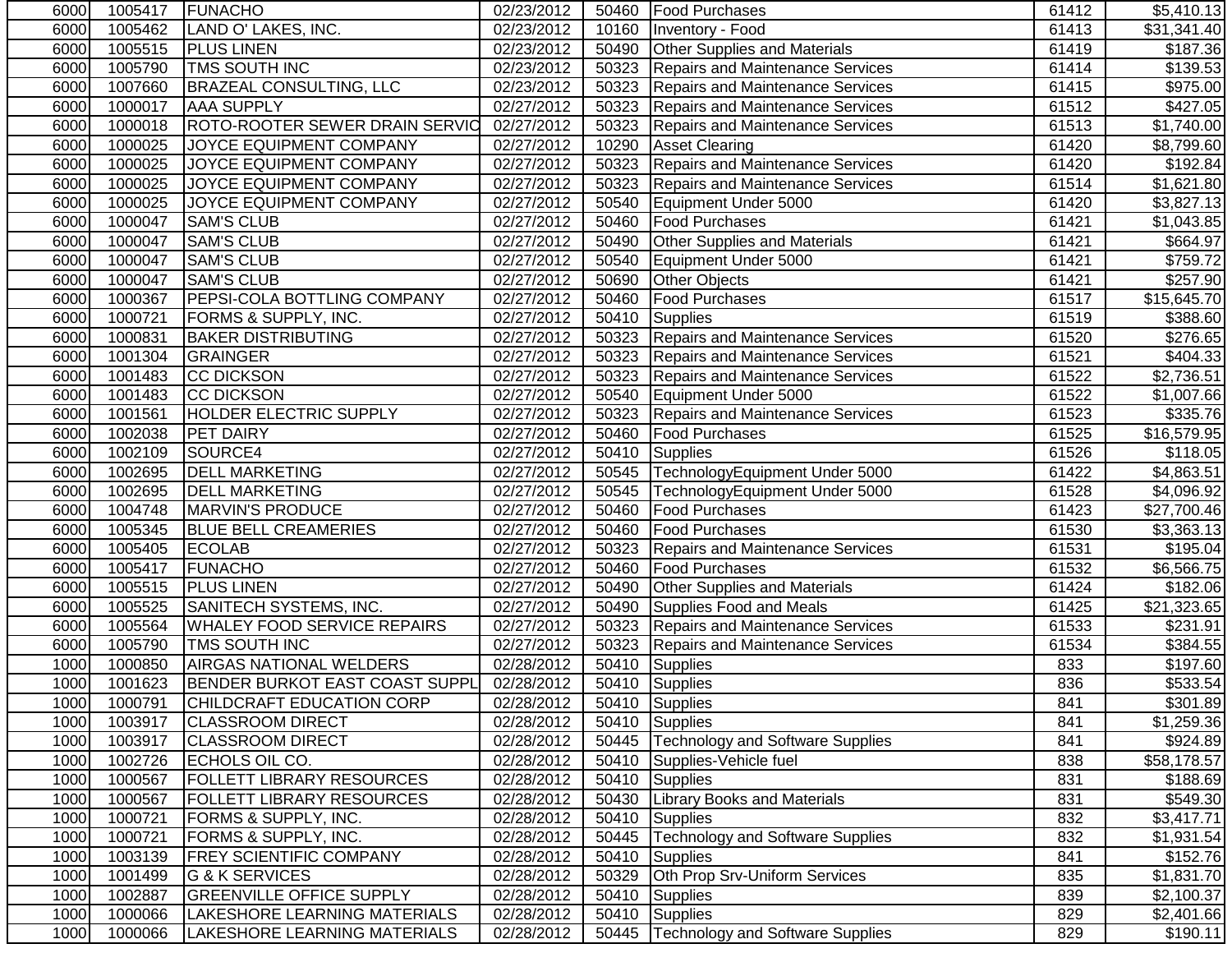| | | | | | | | |
|---|---|---|---|---|---|---|---|
| 6000 | 1005417 | FUNACHO | 02/23/2012 | 50460 | Food Purchases | 61412 | $5,410.13 |
| 6000 | 1005462 | LAND O' LAKES, INC. | 02/23/2012 | 10160 | Inventory - Food | 61413 | $31,341.40 |
| 6000 | 1005515 | PLUS LINEN | 02/23/2012 | 50490 | Other Supplies and Materials | 61419 | $187.36 |
| 6000 | 1005790 | TMS SOUTH INC | 02/23/2012 | 50323 | Repairs and Maintenance Services | 61414 | $139.53 |
| 6000 | 1007660 | BRAZEAL CONSULTING, LLC | 02/23/2012 | 50323 | Repairs and Maintenance Services | 61415 | $975.00 |
| 6000 | 1000017 | AAA SUPPLY | 02/27/2012 | 50323 | Repairs and Maintenance Services | 61512 | $427.05 |
| 6000 | 1000018 | ROTO-ROOTER SEWER DRAIN SERVIC | 02/27/2012 | 50323 | Repairs and Maintenance Services | 61513 | $1,740.00 |
| 6000 | 1000025 | JOYCE EQUIPMENT COMPANY | 02/27/2012 | 10290 | Asset Clearing | 61420 | $8,799.60 |
| 6000 | 1000025 | JOYCE EQUIPMENT COMPANY | 02/27/2012 | 50323 | Repairs and Maintenance Services | 61420 | $192.84 |
| 6000 | 1000025 | JOYCE EQUIPMENT COMPANY | 02/27/2012 | 50323 | Repairs and Maintenance Services | 61514 | $1,621.80 |
| 6000 | 1000025 | JOYCE EQUIPMENT COMPANY | 02/27/2012 | 50540 | Equipment Under 5000 | 61420 | $3,827.13 |
| 6000 | 1000047 | SAM'S CLUB | 02/27/2012 | 50460 | Food Purchases | 61421 | $1,043.85 |
| 6000 | 1000047 | SAM'S CLUB | 02/27/2012 | 50490 | Other Supplies and Materials | 61421 | $664.97 |
| 6000 | 1000047 | SAM'S CLUB | 02/27/2012 | 50540 | Equipment Under 5000 | 61421 | $759.72 |
| 6000 | 1000047 | SAM'S CLUB | 02/27/2012 | 50690 | Other Objects | 61421 | $257.90 |
| 6000 | 1000367 | PEPSI-COLA BOTTLING COMPANY | 02/27/2012 | 50460 | Food Purchases | 61517 | $15,645.70 |
| 6000 | 1000721 | FORMS & SUPPLY, INC. | 02/27/2012 | 50410 | Supplies | 61519 | $388.60 |
| 6000 | 1000831 | BAKER DISTRIBUTING | 02/27/2012 | 50323 | Repairs and Maintenance Services | 61520 | $276.65 |
| 6000 | 1001304 | GRAINGER | 02/27/2012 | 50323 | Repairs and Maintenance Services | 61521 | $404.33 |
| 6000 | 1001483 | CC DICKSON | 02/27/2012 | 50323 | Repairs and Maintenance Services | 61522 | $2,736.51 |
| 6000 | 1001483 | CC DICKSON | 02/27/2012 | 50540 | Equipment Under 5000 | 61522 | $1,007.66 |
| 6000 | 1001561 | HOLDER ELECTRIC SUPPLY | 02/27/2012 | 50323 | Repairs and Maintenance Services | 61523 | $335.76 |
| 6000 | 1002038 | PET DAIRY | 02/27/2012 | 50460 | Food Purchases | 61525 | $16,579.95 |
| 6000 | 1002109 | SOURCE4 | 02/27/2012 | 50410 | Supplies | 61526 | $118.05 |
| 6000 | 1002695 | DELL MARKETING | 02/27/2012 | 50545 | TechnologyEquipment Under 5000 | 61422 | $4,863.51 |
| 6000 | 1002695 | DELL MARKETING | 02/27/2012 | 50545 | TechnologyEquipment Under 5000 | 61528 | $4,096.92 |
| 6000 | 1004748 | MARVIN'S PRODUCE | 02/27/2012 | 50460 | Food Purchases | 61423 | $27,700.46 |
| 6000 | 1005345 | BLUE BELL CREAMERIES | 02/27/2012 | 50460 | Food Purchases | 61530 | $3,363.13 |
| 6000 | 1005405 | ECOLAB | 02/27/2012 | 50323 | Repairs and Maintenance Services | 61531 | $195.04 |
| 6000 | 1005417 | FUNACHO | 02/27/2012 | 50460 | Food Purchases | 61532 | $6,566.75 |
| 6000 | 1005515 | PLUS LINEN | 02/27/2012 | 50490 | Other Supplies and Materials | 61424 | $182.06 |
| 6000 | 1005525 | SANITECH SYSTEMS, INC. | 02/27/2012 | 50490 | Supplies Food and Meals | 61425 | $21,323.65 |
| 6000 | 1005564 | WHALEY FOOD SERVICE REPAIRS | 02/27/2012 | 50323 | Repairs and Maintenance Services | 61533 | $231.91 |
| 6000 | 1005790 | TMS SOUTH INC | 02/27/2012 | 50323 | Repairs and Maintenance Services | 61534 | $384.55 |
| 1000 | 1000850 | AIRGAS NATIONAL WELDERS | 02/28/2012 | 50410 | Supplies | 833 | $197.60 |
| 1000 | 1001623 | BENDER BURKOT EAST COAST SUPPL | 02/28/2012 | 50410 | Supplies | 836 | $533.54 |
| 1000 | 1000791 | CHILDCRAFT EDUCATION CORP | 02/28/2012 | 50410 | Supplies | 841 | $301.89 |
| 1000 | 1003917 | CLASSROOM DIRECT | 02/28/2012 | 50410 | Supplies | 841 | $1,259.36 |
| 1000 | 1003917 | CLASSROOM DIRECT | 02/28/2012 | 50445 | Technology and Software Supplies | 841 | $924.89 |
| 1000 | 1002726 | ECHOLS OIL CO. | 02/28/2012 | 50410 | Supplies-Vehicle fuel | 838 | $58,178.57 |
| 1000 | 1000567 | FOLLETT LIBRARY RESOURCES | 02/28/2012 | 50410 | Supplies | 831 | $188.69 |
| 1000 | 1000567 | FOLLETT LIBRARY RESOURCES | 02/28/2012 | 50430 | Library Books and Materials | 831 | $549.30 |
| 1000 | 1000721 | FORMS & SUPPLY, INC. | 02/28/2012 | 50410 | Supplies | 832 | $3,417.71 |
| 1000 | 1000721 | FORMS & SUPPLY, INC. | 02/28/2012 | 50445 | Technology and Software Supplies | 832 | $1,931.54 |
| 1000 | 1003139 | FREY SCIENTIFIC COMPANY | 02/28/2012 | 50410 | Supplies | 841 | $152.76 |
| 1000 | 1001499 | G & K SERVICES | 02/28/2012 | 50329 | Oth Prop Srv-Uniform Services | 835 | $1,831.70 |
| 1000 | 1002887 | GREENVILLE OFFICE SUPPLY | 02/28/2012 | 50410 | Supplies | 839 | $2,100.37 |
| 1000 | 1000066 | LAKESHORE LEARNING MATERIALS | 02/28/2012 | 50410 | Supplies | 829 | $2,401.66 |
| 1000 | 1000066 | LAKESHORE LEARNING MATERIALS | 02/28/2012 | 50445 | Technology and Software Supplies | 829 | $190.11 |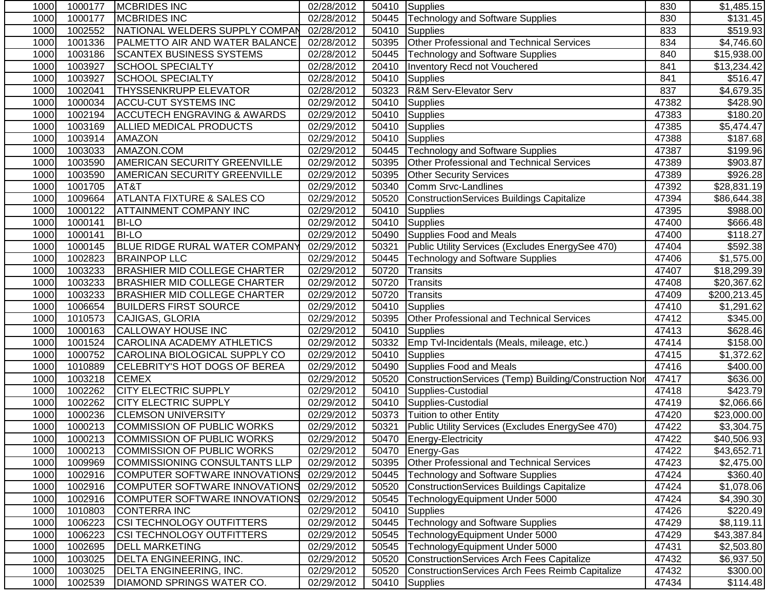| | | | | | | | |
|---|---|---|---|---|---|---|---|
| 1000 | 1000177 | MCBRIDES INC | 02/28/2012 | 50410 | Supplies | 830 | $1,485.15 |
| 1000 | 1000177 | MCBRIDES INC | 02/28/2012 | 50445 | Technology and Software Supplies | 830 | $131.45 |
| 1000 | 1002552 | NATIONAL WELDERS SUPPLY COMPAN | 02/28/2012 | 50410 | Supplies | 833 | $519.93 |
| 1000 | 1001336 | PALMETTO AIR AND WATER BALANCE | 02/28/2012 | 50395 | Other Professional and Technical Services | 834 | $4,746.60 |
| 1000 | 1003186 | SCANTEX BUSINESS SYSTEMS | 02/28/2012 | 50445 | Technology and Software Supplies | 840 | $15,938.00 |
| 1000 | 1003927 | SCHOOL SPECIALTY | 02/28/2012 | 20410 | Inventory Recd not Vouchered | 841 | $13,234.42 |
| 1000 | 1003927 | SCHOOL SPECIALTY | 02/28/2012 | 50410 | Supplies | 841 | $516.47 |
| 1000 | 1002041 | THYSSENKRUPP ELEVATOR | 02/28/2012 | 50323 | R&M Serv-Elevator Serv | 837 | $4,679.35 |
| 1000 | 1000034 | ACCU-CUT SYSTEMS INC | 02/29/2012 | 50410 | Supplies | 47382 | $428.90 |
| 1000 | 1002194 | ACCUTECH ENGRAVING & AWARDS | 02/29/2012 | 50410 | Supplies | 47383 | $180.20 |
| 1000 | 1003169 | ALLIED MEDICAL PRODUCTS | 02/29/2012 | 50410 | Supplies | 47385 | $5,474.47 |
| 1000 | 1003914 | AMAZON | 02/29/2012 | 50410 | Supplies | 47388 | $187.68 |
| 1000 | 1003033 | AMAZON.COM | 02/29/2012 | 50445 | Technology and Software Supplies | 47387 | $199.96 |
| 1000 | 1003590 | AMERICAN SECURITY GREENVILLE | 02/29/2012 | 50395 | Other Professional and Technical Services | 47389 | $903.87 |
| 1000 | 1003590 | AMERICAN SECURITY GREENVILLE | 02/29/2012 | 50395 | Other Security Services | 47389 | $926.28 |
| 1000 | 1001705 | AT&T | 02/29/2012 | 50340 | Comm Srvc-Landlines | 47392 | $28,831.19 |
| 1000 | 1009664 | ATLANTA FIXTURE & SALES CO | 02/29/2012 | 50520 | ConstructionServices Buildings Capitalize | 47394 | $86,644.38 |
| 1000 | 1000122 | ATTAINMENT COMPANY INC | 02/29/2012 | 50410 | Supplies | 47395 | $988.00 |
| 1000 | 1000141 | BI-LO | 02/29/2012 | 50410 | Supplies | 47400 | $666.48 |
| 1000 | 1000141 | BI-LO | 02/29/2012 | 50490 | Supplies Food and Meals | 47400 | $118.27 |
| 1000 | 1000145 | BLUE RIDGE RURAL WATER COMPANY | 02/29/2012 | 50321 | Public Utility Services (Excludes EnergySee 470) | 47404 | $592.38 |
| 1000 | 1002823 | BRAINPOP LLC | 02/29/2012 | 50445 | Technology and Software Supplies | 47406 | $1,575.00 |
| 1000 | 1003233 | BRASHIER MID COLLEGE CHARTER | 02/29/2012 | 50720 | Transits | 47407 | $18,299.39 |
| 1000 | 1003233 | BRASHIER MID COLLEGE CHARTER | 02/29/2012 | 50720 | Transits | 47408 | $20,367.62 |
| 1000 | 1003233 | BRASHIER MID COLLEGE CHARTER | 02/29/2012 | 50720 | Transits | 47409 | $200,213.45 |
| 1000 | 1006654 | BUILDERS FIRST SOURCE | 02/29/2012 | 50410 | Supplies | 47410 | $1,291.62 |
| 1000 | 1010573 | CAJIGAS, GLORIA | 02/29/2012 | 50395 | Other Professional and Technical Services | 47412 | $345.00 |
| 1000 | 1000163 | CALLOWAY HOUSE INC | 02/29/2012 | 50410 | Supplies | 47413 | $628.46 |
| 1000 | 1001524 | CAROLINA ACADEMY ATHLETICS | 02/29/2012 | 50332 | Emp Tvl-Incidentals (Meals, mileage, etc.) | 47414 | $158.00 |
| 1000 | 1000752 | CAROLINA BIOLOGICAL SUPPLY CO | 02/29/2012 | 50410 | Supplies | 47415 | $1,372.62 |
| 1000 | 1010889 | CELEBRITY'S HOT DOGS OF BEREA | 02/29/2012 | 50490 | Supplies Food and Meals | 47416 | $400.00 |
| 1000 | 1003218 | CEMEX | 02/29/2012 | 50520 | ConstructionServices (Temp) Building/Construction Nor | 47417 | $636.00 |
| 1000 | 1002262 | CITY ELECTRIC SUPPLY | 02/29/2012 | 50410 | Supplies-Custodial | 47418 | $423.79 |
| 1000 | 1002262 | CITY ELECTRIC SUPPLY | 02/29/2012 | 50410 | Supplies-Custodial | 47419 | $2,066.66 |
| 1000 | 1000236 | CLEMSON UNIVERSITY | 02/29/2012 | 50373 | Tuition to other Entity | 47420 | $23,000.00 |
| 1000 | 1000213 | COMMISSION OF PUBLIC WORKS | 02/29/2012 | 50321 | Public Utility Services (Excludes EnergySee 470) | 47422 | $3,304.75 |
| 1000 | 1000213 | COMMISSION OF PUBLIC WORKS | 02/29/2012 | 50470 | Energy-Electricity | 47422 | $40,506.93 |
| 1000 | 1000213 | COMMISSION OF PUBLIC WORKS | 02/29/2012 | 50470 | Energy-Gas | 47422 | $43,652.71 |
| 1000 | 1009969 | COMMISSIONING CONSULTANTS LLP | 02/29/2012 | 50395 | Other Professional and Technical Services | 47423 | $2,475.00 |
| 1000 | 1002916 | COMPUTER SOFTWARE INNOVATIONS | 02/29/2012 | 50445 | Technology and Software Supplies | 47424 | $360.40 |
| 1000 | 1002916 | COMPUTER SOFTWARE INNOVATIONS | 02/29/2012 | 50520 | ConstructionServices Buildings Capitalize | 47424 | $1,078.06 |
| 1000 | 1002916 | COMPUTER SOFTWARE INNOVATIONS | 02/29/2012 | 50545 | TechnologyEquipment Under 5000 | 47424 | $4,390.30 |
| 1000 | 1010803 | CONTERRA INC | 02/29/2012 | 50410 | Supplies | 47426 | $220.49 |
| 1000 | 1006223 | CSI TECHNOLOGY OUTFITTERS | 02/29/2012 | 50445 | Technology and Software Supplies | 47429 | $8,119.11 |
| 1000 | 1006223 | CSI TECHNOLOGY OUTFITTERS | 02/29/2012 | 50545 | TechnologyEquipment Under 5000 | 47429 | $43,387.84 |
| 1000 | 1002695 | DELL MARKETING | 02/29/2012 | 50545 | TechnologyEquipment Under 5000 | 47431 | $2,503.80 |
| 1000 | 1003025 | DELTA ENGINEERING, INC. | 02/29/2012 | 50520 | ConstructionServices Arch Fees Capitalize | 47432 | $6,937.50 |
| 1000 | 1003025 | DELTA ENGINEERING, INC. | 02/29/2012 | 50520 | ConstructionServices Arch Fees Reimb Capitalize | 47432 | $300.00 |
| 1000 | 1002539 | DIAMOND SPRINGS WATER CO. | 02/29/2012 | 50410 | Supplies | 47434 | $114.48 |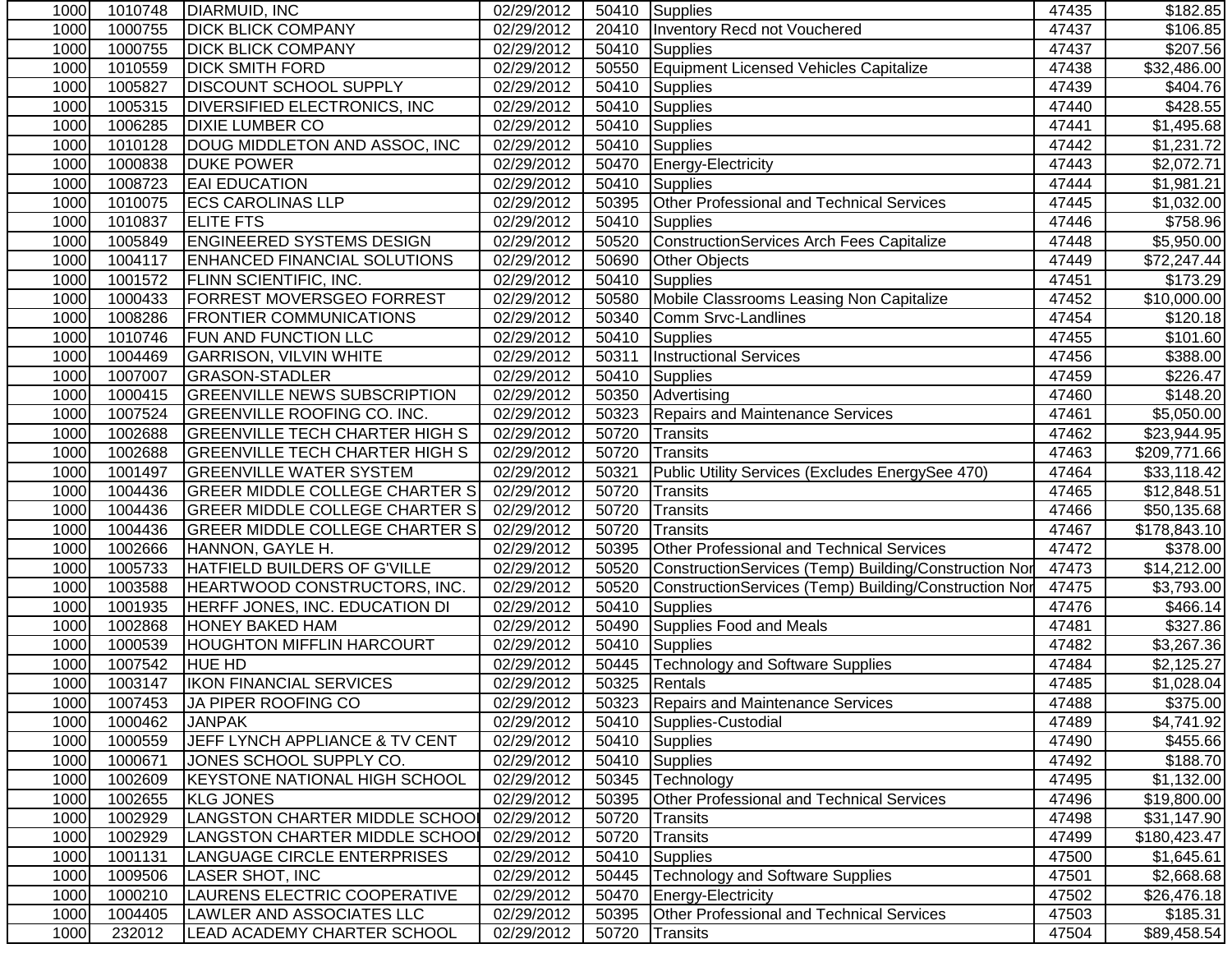| | | | | | | | |
|---|---|---|---|---|---|---|---|
| 1000 | 1010748 | DIARMUID, INC | 02/29/2012 | 50410 | Supplies | 47435 | $182.85 |
| 1000 | 1000755 | DICK BLICK COMPANY | 02/29/2012 | 20410 | Inventory Recd not Vouchered | 47437 | $106.85 |
| 1000 | 1000755 | DICK BLICK COMPANY | 02/29/2012 | 50410 | Supplies | 47437 | $207.56 |
| 1000 | 1010559 | DICK SMITH FORD | 02/29/2012 | 50550 | Equipment Licensed Vehicles Capitalize | 47438 | $32,486.00 |
| 1000 | 1005827 | DISCOUNT SCHOOL SUPPLY | 02/29/2012 | 50410 | Supplies | 47439 | $404.76 |
| 1000 | 1005315 | DIVERSIFIED ELECTRONICS, INC | 02/29/2012 | 50410 | Supplies | 47440 | $428.55 |
| 1000 | 1006285 | DIXIE LUMBER CO | 02/29/2012 | 50410 | Supplies | 47441 | $1,495.68 |
| 1000 | 1010128 | DOUG MIDDLETON AND ASSOC, INC | 02/29/2012 | 50410 | Supplies | 47442 | $1,231.72 |
| 1000 | 1000838 | DUKE POWER | 02/29/2012 | 50470 | Energy-Electricity | 47443 | $2,072.71 |
| 1000 | 1008723 | EAI EDUCATION | 02/29/2012 | 50410 | Supplies | 47444 | $1,981.21 |
| 1000 | 1010075 | ECS CAROLINAS LLP | 02/29/2012 | 50395 | Other Professional and Technical Services | 47445 | $1,032.00 |
| 1000 | 1010837 | ELITE FTS | 02/29/2012 | 50410 | Supplies | 47446 | $758.96 |
| 1000 | 1005849 | ENGINEERED SYSTEMS DESIGN | 02/29/2012 | 50520 | ConstructionServices Arch Fees Capitalize | 47448 | $5,950.00 |
| 1000 | 1004117 | ENHANCED FINANCIAL SOLUTIONS | 02/29/2012 | 50690 | Other Objects | 47449 | $72,247.44 |
| 1000 | 1001572 | FLINN SCIENTIFIC, INC. | 02/29/2012 | 50410 | Supplies | 47451 | $173.29 |
| 1000 | 1000433 | FORREST MOVERSGEO FORREST | 02/29/2012 | 50580 | Mobile Classrooms Leasing Non Capitalize | 47452 | $10,000.00 |
| 1000 | 1008286 | FRONTIER COMMUNICATIONS | 02/29/2012 | 50340 | Comm Srvc-Landlines | 47454 | $120.18 |
| 1000 | 1010746 | FUN AND FUNCTION LLC | 02/29/2012 | 50410 | Supplies | 47455 | $101.60 |
| 1000 | 1004469 | GARRISON, VILVIN WHITE | 02/29/2012 | 50311 | Instructional Services | 47456 | $388.00 |
| 1000 | 1007007 | GRASON-STADLER | 02/29/2012 | 50410 | Supplies | 47459 | $226.47 |
| 1000 | 1000415 | GREENVILLE NEWS SUBSCRIPTION | 02/29/2012 | 50350 | Advertising | 47460 | $148.20 |
| 1000 | 1007524 | GREENVILLE ROOFING CO. INC. | 02/29/2012 | 50323 | Repairs and Maintenance Services | 47461 | $5,050.00 |
| 1000 | 1002688 | GREENVILLE TECH CHARTER HIGH S | 02/29/2012 | 50720 | Transits | 47462 | $23,944.95 |
| 1000 | 1002688 | GREENVILLE TECH CHARTER HIGH S | 02/29/2012 | 50720 | Transits | 47463 | $209,771.66 |
| 1000 | 1001497 | GREENVILLE WATER SYSTEM | 02/29/2012 | 50321 | Public Utility Services (Excludes EnergySee 470) | 47464 | $33,118.42 |
| 1000 | 1004436 | GREER MIDDLE COLLEGE CHARTER S | 02/29/2012 | 50720 | Transits | 47465 | $12,848.51 |
| 1000 | 1004436 | GREER MIDDLE COLLEGE CHARTER S | 02/29/2012 | 50720 | Transits | 47466 | $50,135.68 |
| 1000 | 1004436 | GREER MIDDLE COLLEGE CHARTER S | 02/29/2012 | 50720 | Transits | 47467 | $178,843.10 |
| 1000 | 1002666 | HANNON, GAYLE H. | 02/29/2012 | 50395 | Other Professional and Technical Services | 47472 | $378.00 |
| 1000 | 1005733 | HATFIELD BUILDERS OF G'VILLE | 02/29/2012 | 50520 | ConstructionServices (Temp) Building/Construction Nor | 47473 | $14,212.00 |
| 1000 | 1003588 | HEARTWOOD CONSTRUCTORS, INC. | 02/29/2012 | 50520 | ConstructionServices (Temp) Building/Construction Nor | 47475 | $3,793.00 |
| 1000 | 1001935 | HERFF JONES, INC. EDUCATION DI | 02/29/2012 | 50410 | Supplies | 47476 | $466.14 |
| 1000 | 1002868 | HONEY BAKED HAM | 02/29/2012 | 50490 | Supplies Food and Meals | 47481 | $327.86 |
| 1000 | 1000539 | HOUGHTON MIFFLIN HARCOURT | 02/29/2012 | 50410 | Supplies | 47482 | $3,267.36 |
| 1000 | 1007542 | HUE HD | 02/29/2012 | 50445 | Technology and Software Supplies | 47484 | $2,125.27 |
| 1000 | 1003147 | IKON FINANCIAL SERVICES | 02/29/2012 | 50325 | Rentals | 47485 | $1,028.04 |
| 1000 | 1007453 | JA PIPER ROOFING CO | 02/29/2012 | 50323 | Repairs and Maintenance Services | 47488 | $375.00 |
| 1000 | 1000462 | JANPAK | 02/29/2012 | 50410 | Supplies-Custodial | 47489 | $4,741.92 |
| 1000 | 1000559 | JEFF LYNCH APPLIANCE & TV CENT | 02/29/2012 | 50410 | Supplies | 47490 | $455.66 |
| 1000 | 1000671 | JONES SCHOOL SUPPLY CO. | 02/29/2012 | 50410 | Supplies | 47492 | $188.70 |
| 1000 | 1002609 | KEYSTONE NATIONAL HIGH SCHOOL | 02/29/2012 | 50345 | Technology | 47495 | $1,132.00 |
| 1000 | 1002655 | KLG JONES | 02/29/2012 | 50395 | Other Professional and Technical Services | 47496 | $19,800.00 |
| 1000 | 1002929 | LANGSTON CHARTER MIDDLE SCHOOI | 02/29/2012 | 50720 | Transits | 47498 | $31,147.90 |
| 1000 | 1002929 | LANGSTON CHARTER MIDDLE SCHOOI | 02/29/2012 | 50720 | Transits | 47499 | $180,423.47 |
| 1000 | 1001131 | LANGUAGE CIRCLE ENTERPRISES | 02/29/2012 | 50410 | Supplies | 47500 | $1,645.61 |
| 1000 | 1009506 | LASER SHOT, INC | 02/29/2012 | 50445 | Technology and Software Supplies | 47501 | $2,668.68 |
| 1000 | 1000210 | LAURENS ELECTRIC COOPERATIVE | 02/29/2012 | 50470 | Energy-Electricity | 47502 | $26,476.18 |
| 1000 | 1004405 | LAWLER AND ASSOCIATES LLC | 02/29/2012 | 50395 | Other Professional and Technical Services | 47503 | $185.31 |
| 1000 | 232012 | LEAD ACADEMY CHARTER SCHOOL | 02/29/2012 | 50720 | Transits | 47504 | $89,458.54 |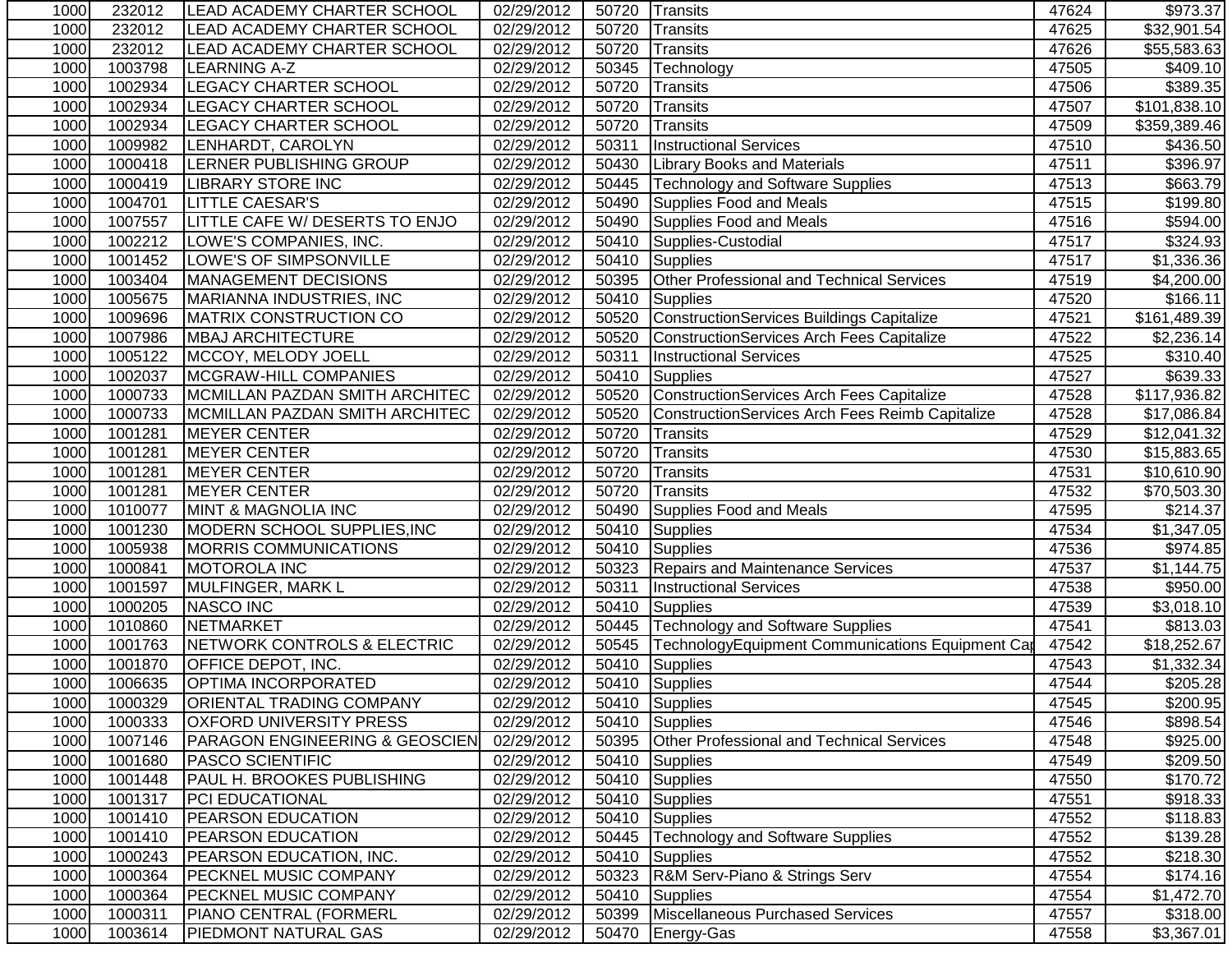| | | | | | | | |
|---|---|---|---|---|---|---|---|
| 1000 | 232012 | LEAD ACADEMY CHARTER SCHOOL | 02/29/2012 | 50720 | Transits | 47624 | $973.37 |
| 1000 | 232012 | LEAD ACADEMY CHARTER SCHOOL | 02/29/2012 | 50720 | Transits | 47625 | $32,901.54 |
| 1000 | 232012 | LEAD ACADEMY CHARTER SCHOOL | 02/29/2012 | 50720 | Transits | 47626 | $55,583.63 |
| 1000 | 1003798 | LEARNING A-Z | 02/29/2012 | 50345 | Technology | 47505 | $409.10 |
| 1000 | 1002934 | LEGACY CHARTER SCHOOL | 02/29/2012 | 50720 | Transits | 47506 | $389.35 |
| 1000 | 1002934 | LEGACY CHARTER SCHOOL | 02/29/2012 | 50720 | Transits | 47507 | $101,838.10 |
| 1000 | 1002934 | LEGACY CHARTER SCHOOL | 02/29/2012 | 50720 | Transits | 47509 | $359,389.46 |
| 1000 | 1009982 | LENHARDT, CAROLYN | 02/29/2012 | 50311 | Instructional Services | 47510 | $436.50 |
| 1000 | 1000418 | LERNER PUBLISHING GROUP | 02/29/2012 | 50430 | Library Books and Materials | 47511 | $396.97 |
| 1000 | 1000419 | LIBRARY STORE INC | 02/29/2012 | 50445 | Technology and Software Supplies | 47513 | $663.79 |
| 1000 | 1004701 | LITTLE CAESAR'S | 02/29/2012 | 50490 | Supplies Food and Meals | 47515 | $199.80 |
| 1000 | 1007557 | LITTLE CAFE W/ DESERTS TO ENJO | 02/29/2012 | 50490 | Supplies Food and Meals | 47516 | $594.00 |
| 1000 | 1002212 | LOWE'S COMPANIES, INC. | 02/29/2012 | 50410 | Supplies-Custodial | 47517 | $324.93 |
| 1000 | 1001452 | LOWE'S OF SIMPSONVILLE | 02/29/2012 | 50410 | Supplies | 47517 | $1,336.36 |
| 1000 | 1003404 | MANAGEMENT DECISIONS | 02/29/2012 | 50395 | Other Professional and Technical Services | 47519 | $4,200.00 |
| 1000 | 1005675 | MARIANNA INDUSTRIES, INC | 02/29/2012 | 50410 | Supplies | 47520 | $166.11 |
| 1000 | 1009696 | MATRIX CONSTRUCTION CO | 02/29/2012 | 50520 | ConstructionServices Buildings Capitalize | 47521 | $161,489.39 |
| 1000 | 1007986 | MBAJ ARCHITECTURE | 02/29/2012 | 50520 | ConstructionServices Arch Fees Capitalize | 47522 | $2,236.14 |
| 1000 | 1005122 | MCCOY, MELODY JOELL | 02/29/2012 | 50311 | Instructional Services | 47525 | $310.40 |
| 1000 | 1002037 | MCGRAW-HILL COMPANIES | 02/29/2012 | 50410 | Supplies | 47527 | $639.33 |
| 1000 | 1000733 | MCMILLAN PAZDAN SMITH ARCHITEC | 02/29/2012 | 50520 | ConstructionServices Arch Fees Capitalize | 47528 | $117,936.82 |
| 1000 | 1000733 | MCMILLAN PAZDAN SMITH ARCHITEC | 02/29/2012 | 50520 | ConstructionServices Arch Fees Reimb Capitalize | 47528 | $17,086.84 |
| 1000 | 1001281 | MEYER CENTER | 02/29/2012 | 50720 | Transits | 47529 | $12,041.32 |
| 1000 | 1001281 | MEYER CENTER | 02/29/2012 | 50720 | Transits | 47530 | $15,883.65 |
| 1000 | 1001281 | MEYER CENTER | 02/29/2012 | 50720 | Transits | 47531 | $10,610.90 |
| 1000 | 1001281 | MEYER CENTER | 02/29/2012 | 50720 | Transits | 47532 | $70,503.30 |
| 1000 | 1010077 | MINT & MAGNOLIA INC | 02/29/2012 | 50490 | Supplies Food and Meals | 47595 | $214.37 |
| 1000 | 1001230 | MODERN SCHOOL SUPPLIES,INC | 02/29/2012 | 50410 | Supplies | 47534 | $1,347.05 |
| 1000 | 1005938 | MORRIS COMMUNICATIONS | 02/29/2012 | 50410 | Supplies | 47536 | $974.85 |
| 1000 | 1000841 | MOTOROLA INC | 02/29/2012 | 50323 | Repairs and Maintenance Services | 47537 | $1,144.75 |
| 1000 | 1001597 | MULFINGER, MARK L | 02/29/2012 | 50311 | Instructional Services | 47538 | $950.00 |
| 1000 | 1000205 | NASCO INC | 02/29/2012 | 50410 | Supplies | 47539 | $3,018.10 |
| 1000 | 1010860 | NETMARKET | 02/29/2012 | 50445 | Technology and Software Supplies | 47541 | $813.03 |
| 1000 | 1001763 | NETWORK CONTROLS & ELECTRIC | 02/29/2012 | 50545 | TechnologyEquipment Communications Equipment Cap | 47542 | $18,252.67 |
| 1000 | 1001870 | OFFICE DEPOT, INC. | 02/29/2012 | 50410 | Supplies | 47543 | $1,332.34 |
| 1000 | 1006635 | OPTIMA INCORPORATED | 02/29/2012 | 50410 | Supplies | 47544 | $205.28 |
| 1000 | 1000329 | ORIENTAL TRADING COMPANY | 02/29/2012 | 50410 | Supplies | 47545 | $200.95 |
| 1000 | 1000333 | OXFORD UNIVERSITY PRESS | 02/29/2012 | 50410 | Supplies | 47546 | $898.54 |
| 1000 | 1007146 | PARAGON ENGINEERING & GEOSCIEN | 02/29/2012 | 50395 | Other Professional and Technical Services | 47548 | $925.00 |
| 1000 | 1001680 | PASCO SCIENTIFIC | 02/29/2012 | 50410 | Supplies | 47549 | $209.50 |
| 1000 | 1001448 | PAUL H. BROOKES PUBLISHING | 02/29/2012 | 50410 | Supplies | 47550 | $170.72 |
| 1000 | 1001317 | PCI EDUCATIONAL | 02/29/2012 | 50410 | Supplies | 47551 | $918.33 |
| 1000 | 1001410 | PEARSON EDUCATION | 02/29/2012 | 50410 | Supplies | 47552 | $118.83 |
| 1000 | 1001410 | PEARSON EDUCATION | 02/29/2012 | 50445 | Technology and Software Supplies | 47552 | $139.28 |
| 1000 | 1000243 | PEARSON EDUCATION, INC. | 02/29/2012 | 50410 | Supplies | 47552 | $218.30 |
| 1000 | 1000364 | PECKNEL MUSIC COMPANY | 02/29/2012 | 50323 | R&M Serv-Piano & Strings Serv | 47554 | $174.16 |
| 1000 | 1000364 | PECKNEL MUSIC COMPANY | 02/29/2012 | 50410 | Supplies | 47554 | $1,472.70 |
| 1000 | 1000311 | PIANO CENTRAL (FORMERL | 02/29/2012 | 50399 | Miscellaneous Purchased Services | 47557 | $318.00 |
| 1000 | 1003614 | PIEDMONT NATURAL GAS | 02/29/2012 | 50470 | Energy-Gas | 47558 | $3,367.01 |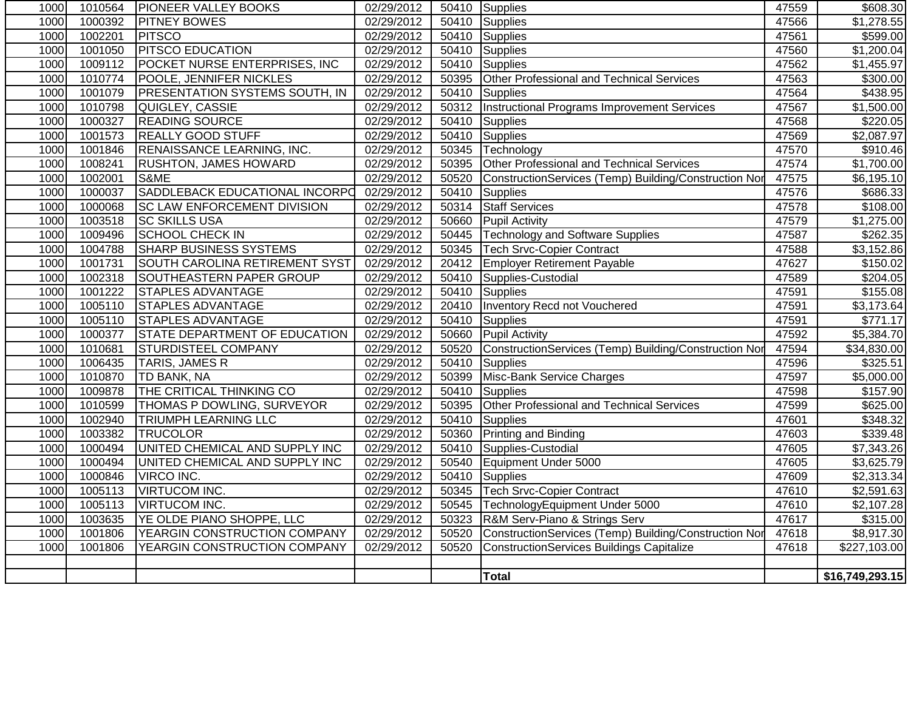| | | | | | | | |
|---|---|---|---|---|---|---|---|
| 1000 | 1010564 | PIONEER VALLEY BOOKS | 02/29/2012 | 50410 | Supplies | 47559 | $608.30 |
| 1000 | 1000392 | PITNEY BOWES | 02/29/2012 | 50410 | Supplies | 47566 | $1,278.55 |
| 1000 | 1002201 | PITSCO | 02/29/2012 | 50410 | Supplies | 47561 | $599.00 |
| 1000 | 1001050 | PITSCO EDUCATION | 02/29/2012 | 50410 | Supplies | 47560 | $1,200.04 |
| 1000 | 1009112 | POCKET NURSE ENTERPRISES, INC | 02/29/2012 | 50410 | Supplies | 47562 | $1,455.97 |
| 1000 | 1010774 | POOLE, JENNIFER NICKLES | 02/29/2012 | 50395 | Other Professional and Technical Services | 47563 | $300.00 |
| 1000 | 1001079 | PRESENTATION SYSTEMS SOUTH, IN | 02/29/2012 | 50410 | Supplies | 47564 | $438.95 |
| 1000 | 1010798 | QUIGLEY, CASSIE | 02/29/2012 | 50312 | Instructional Programs Improvement Services | 47567 | $1,500.00 |
| 1000 | 1000327 | READING SOURCE | 02/29/2012 | 50410 | Supplies | 47568 | $220.05 |
| 1000 | 1001573 | REALLY GOOD STUFF | 02/29/2012 | 50410 | Supplies | 47569 | $2,087.97 |
| 1000 | 1001846 | RENAISSANCE LEARNING, INC. | 02/29/2012 | 50345 | Technology | 47570 | $910.46 |
| 1000 | 1008241 | RUSHTON, JAMES HOWARD | 02/29/2012 | 50395 | Other Professional and Technical Services | 47574 | $1,700.00 |
| 1000 | 1002001 | S&ME | 02/29/2012 | 50520 | ConstructionServices (Temp) Building/Construction Nor | 47575 | $6,195.10 |
| 1000 | 1000037 | SADDLEBACK EDUCATIONAL INCORPO | 02/29/2012 | 50410 | Supplies | 47576 | $686.33 |
| 1000 | 1000068 | SC LAW ENFORCEMENT DIVISION | 02/29/2012 | 50314 | Staff Services | 47578 | $108.00 |
| 1000 | 1003518 | SC SKILLS USA | 02/29/2012 | 50660 | Pupil Activity | 47579 | $1,275.00 |
| 1000 | 1009496 | SCHOOL CHECK IN | 02/29/2012 | 50445 | Technology and Software Supplies | 47587 | $262.35 |
| 1000 | 1004788 | SHARP BUSINESS SYSTEMS | 02/29/2012 | 50345 | Tech Srvc-Copier Contract | 47588 | $3,152.86 |
| 1000 | 1001731 | SOUTH CAROLINA RETIREMENT SYST | 02/29/2012 | 20412 | Employer Retirement Payable | 47627 | $150.02 |
| 1000 | 1002318 | SOUTHEASTERN PAPER GROUP | 02/29/2012 | 50410 | Supplies-Custodial | 47589 | $204.05 |
| 1000 | 1001222 | STAPLES ADVANTAGE | 02/29/2012 | 50410 | Supplies | 47591 | $155.08 |
| 1000 | 1005110 | STAPLES ADVANTAGE | 02/29/2012 | 20410 | Inventory Recd not Vouchered | 47591 | $3,173.64 |
| 1000 | 1005110 | STAPLES ADVANTAGE | 02/29/2012 | 50410 | Supplies | 47591 | $771.17 |
| 1000 | 1000377 | STATE DEPARTMENT OF EDUCATION | 02/29/2012 | 50660 | Pupil Activity | 47592 | $5,384.70 |
| 1000 | 1010681 | STURDISTEEL COMPANY | 02/29/2012 | 50520 | ConstructionServices (Temp) Building/Construction Nor | 47594 | $34,830.00 |
| 1000 | 1006435 | TARIS, JAMES R | 02/29/2012 | 50410 | Supplies | 47596 | $325.51 |
| 1000 | 1010870 | TD BANK, NA | 02/29/2012 | 50399 | Misc-Bank Service Charges | 47597 | $5,000.00 |
| 1000 | 1009878 | THE CRITICAL THINKING CO | 02/29/2012 | 50410 | Supplies | 47598 | $157.90 |
| 1000 | 1010599 | THOMAS P DOWLING, SURVEYOR | 02/29/2012 | 50395 | Other Professional and Technical Services | 47599 | $625.00 |
| 1000 | 1002940 | TRIUMPH LEARNING LLC | 02/29/2012 | 50410 | Supplies | 47601 | $348.32 |
| 1000 | 1003382 | TRUCOLOR | 02/29/2012 | 50360 | Printing and Binding | 47603 | $339.48 |
| 1000 | 1000494 | UNITED CHEMICAL AND SUPPLY INC | 02/29/2012 | 50410 | Supplies-Custodial | 47605 | $7,343.26 |
| 1000 | 1000494 | UNITED CHEMICAL AND SUPPLY INC | 02/29/2012 | 50540 | Equipment Under 5000 | 47605 | $3,625.79 |
| 1000 | 1000846 | VIRCO INC. | 02/29/2012 | 50410 | Supplies | 47609 | $2,313.34 |
| 1000 | 1005113 | VIRTUCOM INC. | 02/29/2012 | 50345 | Tech Srvc-Copier Contract | 47610 | $2,591.63 |
| 1000 | 1005113 | VIRTUCOM INC. | 02/29/2012 | 50545 | TechnologyEquipment Under 5000 | 47610 | $2,107.28 |
| 1000 | 1003635 | YE OLDE PIANO SHOPPE, LLC | 02/29/2012 | 50323 | R&M Serv-Piano & Strings Serv | 47617 | $315.00 |
| 1000 | 1001806 | YEARGIN CONSTRUCTION COMPANY | 02/29/2012 | 50520 | ConstructionServices (Temp) Building/Construction Nor | 47618 | $8,917.30 |
| 1000 | 1001806 | YEARGIN CONSTRUCTION COMPANY | 02/29/2012 | 50520 | ConstructionServices Buildings Capitalize | 47618 | $227,103.00 |
| | | | | | | | |
| | | | | | **Total** | | **$16,749,293.15** |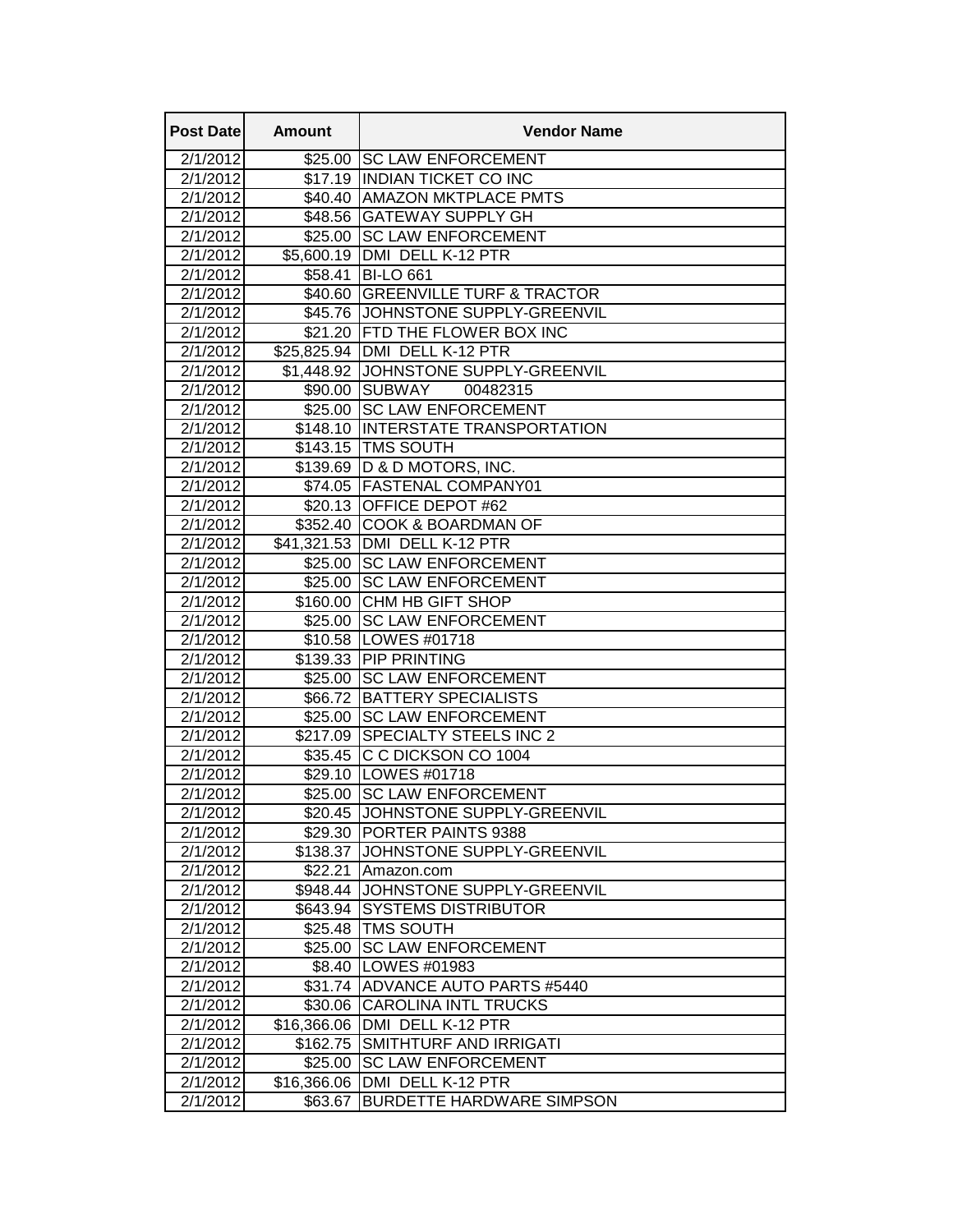| Post Date | Amount | Vendor Name |
|---|---|---|
| 2/1/2012 | $25.00 | SC LAW ENFORCEMENT |
| 2/1/2012 | $17.19 | INDIAN TICKET CO INC |
| 2/1/2012 | $40.40 | AMAZON MKTPLACE PMTS |
| 2/1/2012 | $48.56 | GATEWAY SUPPLY GH |
| 2/1/2012 | $25.00 | SC LAW ENFORCEMENT |
| 2/1/2012 | $5,600.19 | DMI DELL K-12 PTR |
| 2/1/2012 | $58.41 | BI-LO 661 |
| 2/1/2012 | $40.60 | GREENVILLE TURF & TRACTOR |
| 2/1/2012 | $45.76 | JOHNSTONE SUPPLY-GREENVIL |
| 2/1/2012 | $21.20 | FTD THE FLOWER BOX INC |
| 2/1/2012 | $25,825.94 | DMI DELL K-12 PTR |
| 2/1/2012 | $1,448.92 | JOHNSTONE SUPPLY-GREENVIL |
| 2/1/2012 | $90.00 | SUBWAY 00482315 |
| 2/1/2012 | $25.00 | SC LAW ENFORCEMENT |
| 2/1/2012 | $148.10 | INTERSTATE TRANSPORTATION |
| 2/1/2012 | $143.15 | TMS SOUTH |
| 2/1/2012 | $139.69 | D & D MOTORS, INC. |
| 2/1/2012 | $74.05 | FASTENAL COMPANY01 |
| 2/1/2012 | $20.13 | OFFICE DEPOT #62 |
| 2/1/2012 | $352.40 | COOK & BOARDMAN OF |
| 2/1/2012 | $41,321.53 | DMI DELL K-12 PTR |
| 2/1/2012 | $25.00 | SC LAW ENFORCEMENT |
| 2/1/2012 | $25.00 | SC LAW ENFORCEMENT |
| 2/1/2012 | $160.00 | CHM HB GIFT SHOP |
| 2/1/2012 | $25.00 | SC LAW ENFORCEMENT |
| 2/1/2012 | $10.58 | LOWES #01718 |
| 2/1/2012 | $139.33 | PIP PRINTING |
| 2/1/2012 | $25.00 | SC LAW ENFORCEMENT |
| 2/1/2012 | $66.72 | BATTERY SPECIALISTS |
| 2/1/2012 | $25.00 | SC LAW ENFORCEMENT |
| 2/1/2012 | $217.09 | SPECIALTY STEELS INC 2 |
| 2/1/2012 | $35.45 | C C DICKSON CO 1004 |
| 2/1/2012 | $29.10 | LOWES #01718 |
| 2/1/2012 | $25.00 | SC LAW ENFORCEMENT |
| 2/1/2012 | $20.45 | JOHNSTONE SUPPLY-GREENVIL |
| 2/1/2012 | $29.30 | PORTER PAINTS 9388 |
| 2/1/2012 | $138.37 | JOHNSTONE SUPPLY-GREENVIL |
| 2/1/2012 | $22.21 | Amazon.com |
| 2/1/2012 | $948.44 | JOHNSTONE SUPPLY-GREENVIL |
| 2/1/2012 | $643.94 | SYSTEMS DISTRIBUTOR |
| 2/1/2012 | $25.48 | TMS SOUTH |
| 2/1/2012 | $25.00 | SC LAW ENFORCEMENT |
| 2/1/2012 | $8.40 | LOWES #01983 |
| 2/1/2012 | $31.74 | ADVANCE AUTO PARTS #5440 |
| 2/1/2012 | $30.06 | CAROLINA INTL TRUCKS |
| 2/1/2012 | $16,366.06 | DMI DELL K-12 PTR |
| 2/1/2012 | $162.75 | SMITHTURF AND IRRIGATI |
| 2/1/2012 | $25.00 | SC LAW ENFORCEMENT |
| 2/1/2012 | $16,366.06 | DMI DELL K-12 PTR |
| 2/1/2012 | $63.67 | BURDETTE HARDWARE SIMPSON |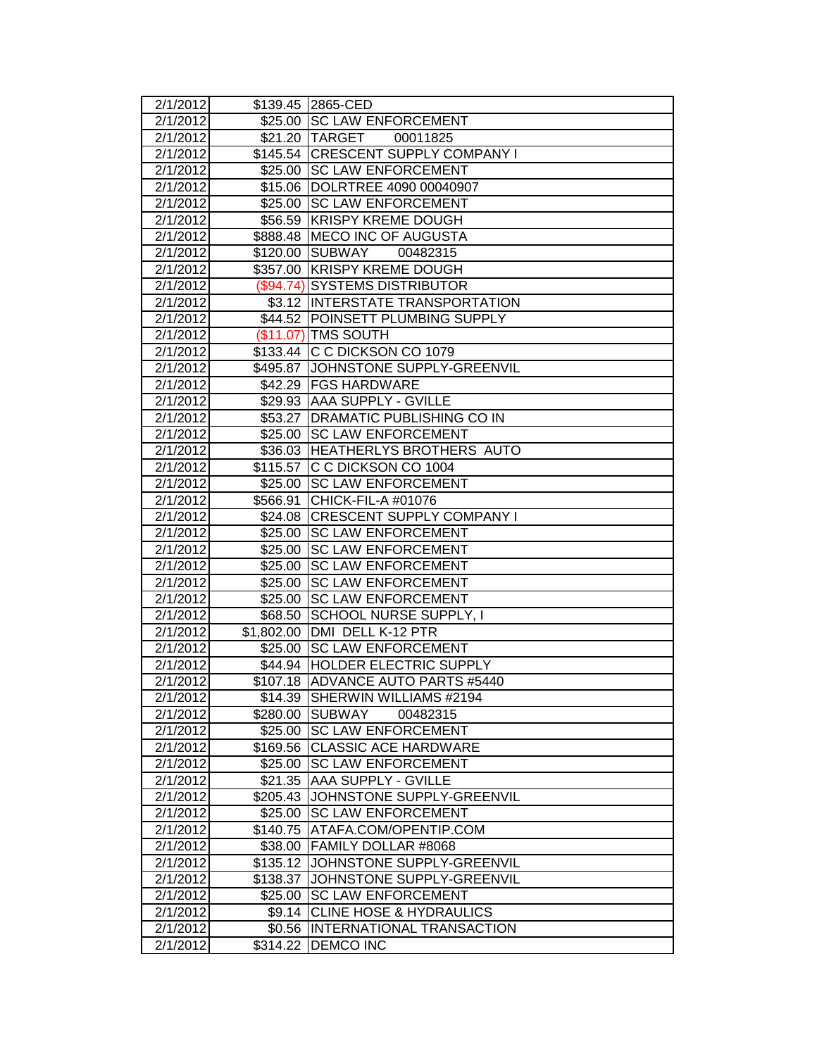| 2/1/2012 | $139.45 | 2865-CED |
|---|---|---|
| 2/1/2012 | $25.00 | SC LAW ENFORCEMENT |
| 2/1/2012 | $21.20 | TARGET 00011825 |
| 2/1/2012 | $145.54 | CRESCENT SUPPLY COMPANY I |
| 2/1/2012 | $25.00 | SC LAW ENFORCEMENT |
| 2/1/2012 | $15.06 | DOLRTREE 4090 00040907 |
| 2/1/2012 | $25.00 | SC LAW ENFORCEMENT |
| 2/1/2012 | $56.59 | KRISPY KREME DOUGH |
| 2/1/2012 | $888.48 | MECO INC OF AUGUSTA |
| 2/1/2012 | $120.00 | SUBWAY 00482315 |
| 2/1/2012 | $357.00 | KRISPY KREME DOUGH |
| 2/1/2012 | ($94.74) | SYSTEMS DISTRIBUTOR |
| 2/1/2012 | $3.12 | INTERSTATE TRANSPORTATION |
| 2/1/2012 | $44.52 | POINSETT PLUMBING SUPPLY |
| 2/1/2012 | ($11.07) | TMS SOUTH |
| 2/1/2012 | $133.44 | C C DICKSON CO 1079 |
| 2/1/2012 | $495.87 | JOHNSTONE SUPPLY-GREENVIL |
| 2/1/2012 | $42.29 | FGS HARDWARE |
| 2/1/2012 | $29.93 | AAA SUPPLY - GVILLE |
| 2/1/2012 | $53.27 | DRAMATIC PUBLISHING CO IN |
| 2/1/2012 | $25.00 | SC LAW ENFORCEMENT |
| 2/1/2012 | $36.03 | HEATHERLYS BROTHERS AUTO |
| 2/1/2012 | $115.57 | C C DICKSON CO 1004 |
| 2/1/2012 | $25.00 | SC LAW ENFORCEMENT |
| 2/1/2012 | $566.91 | CHICK-FIL-A #01076 |
| 2/1/2012 | $24.08 | CRESCENT SUPPLY COMPANY I |
| 2/1/2012 | $25.00 | SC LAW ENFORCEMENT |
| 2/1/2012 | $25.00 | SC LAW ENFORCEMENT |
| 2/1/2012 | $25.00 | SC LAW ENFORCEMENT |
| 2/1/2012 | $25.00 | SC LAW ENFORCEMENT |
| 2/1/2012 | $25.00 | SC LAW ENFORCEMENT |
| 2/1/2012 | $68.50 | SCHOOL NURSE SUPPLY, I |
| 2/1/2012 | $1,802.00 | DMI DELL K-12 PTR |
| 2/1/2012 | $25.00 | SC LAW ENFORCEMENT |
| 2/1/2012 | $44.94 | HOLDER ELECTRIC SUPPLY |
| 2/1/2012 | $107.18 | ADVANCE AUTO PARTS #5440 |
| 2/1/2012 | $14.39 | SHERWIN WILLIAMS #2194 |
| 2/1/2012 | $280.00 | SUBWAY 00482315 |
| 2/1/2012 | $25.00 | SC LAW ENFORCEMENT |
| 2/1/2012 | $169.56 | CLASSIC ACE HARDWARE |
| 2/1/2012 | $25.00 | SC LAW ENFORCEMENT |
| 2/1/2012 | $21.35 | AAA SUPPLY - GVILLE |
| 2/1/2012 | $205.43 | JOHNSTONE SUPPLY-GREENVIL |
| 2/1/2012 | $25.00 | SC LAW ENFORCEMENT |
| 2/1/2012 | $140.75 | ATAFA.COM/OPENTIP.COM |
| 2/1/2012 | $38.00 | FAMILY DOLLAR #8068 |
| 2/1/2012 | $135.12 | JOHNSTONE SUPPLY-GREENVIL |
| 2/1/2012 | $138.37 | JOHNSTONE SUPPLY-GREENVIL |
| 2/1/2012 | $25.00 | SC LAW ENFORCEMENT |
| 2/1/2012 | $9.14 | CLINE HOSE & HYDRAULICS |
| 2/1/2012 | $0.56 | INTERNATIONAL TRANSACTION |
| 2/1/2012 | $314.22 | DEMCO INC |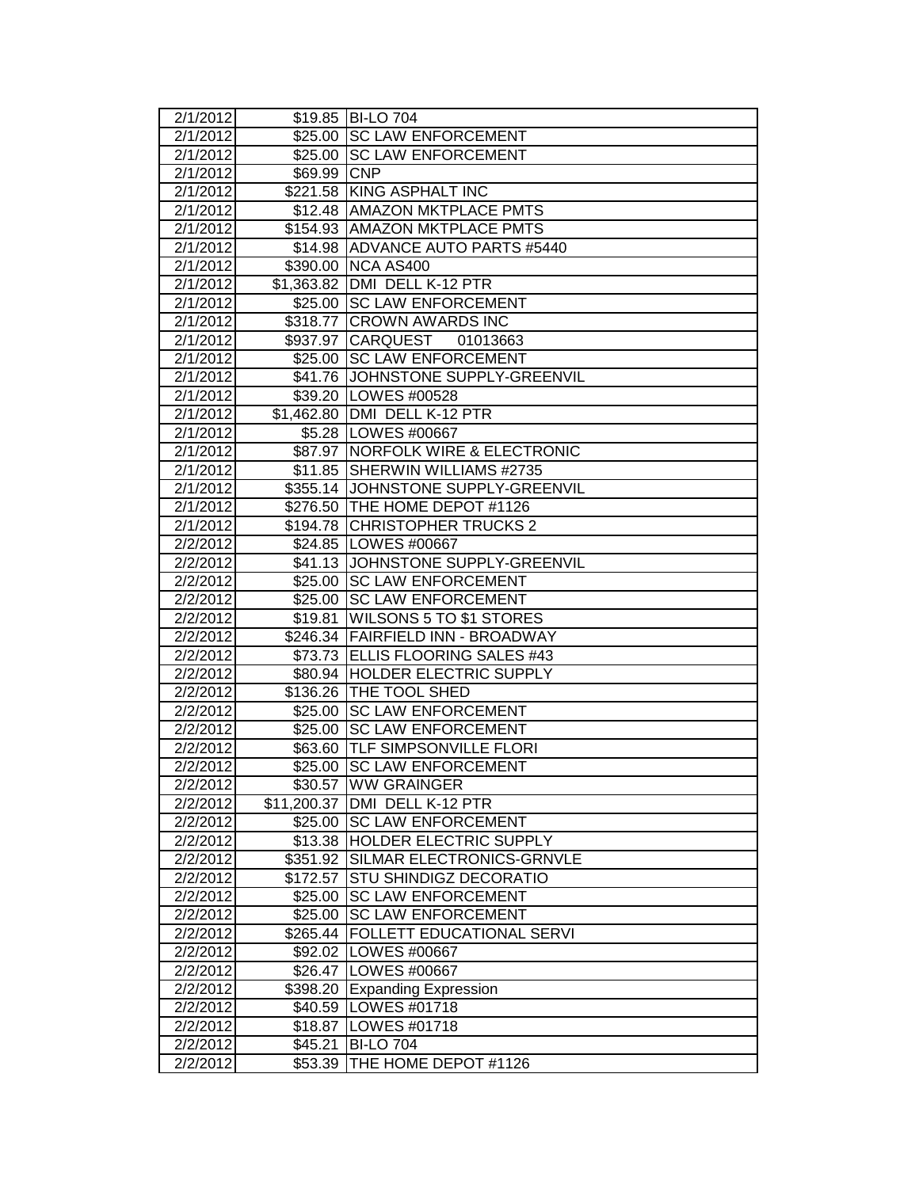| | | |
|---|---|---|
| 2/1/2012 | $19.85 | BI-LO 704 |
| 2/1/2012 | $25.00 | SC LAW ENFORCEMENT |
| 2/1/2012 | $25.00 | SC LAW ENFORCEMENT |
| 2/1/2012 | $69.99 | CNP |
| 2/1/2012 | $221.58 | KING ASPHALT INC |
| 2/1/2012 | $12.48 | AMAZON MKTPLACE PMTS |
| 2/1/2012 | $154.93 | AMAZON MKTPLACE PMTS |
| 2/1/2012 | $14.98 | ADVANCE AUTO PARTS #5440 |
| 2/1/2012 | $390.00 | NCA AS400 |
| 2/1/2012 | $1,363.82 | DMI DELL K-12 PTR |
| 2/1/2012 | $25.00 | SC LAW ENFORCEMENT |
| 2/1/2012 | $318.77 | CROWN AWARDS INC |
| 2/1/2012 | $937.97 | CARQUEST 01013663 |
| 2/1/2012 | $25.00 | SC LAW ENFORCEMENT |
| 2/1/2012 | $41.76 | JOHNSTONE SUPPLY-GREENVIL |
| 2/1/2012 | $39.20 | LOWES #00528 |
| 2/1/2012 | $1,462.80 | DMI DELL K-12 PTR |
| 2/1/2012 | $5.28 | LOWES #00667 |
| 2/1/2012 | $87.97 | NORFOLK WIRE & ELECTRONIC |
| 2/1/2012 | $11.85 | SHERWIN WILLIAMS #2735 |
| 2/1/2012 | $355.14 | JOHNSTONE SUPPLY-GREENVIL |
| 2/1/2012 | $276.50 | THE HOME DEPOT #1126 |
| 2/1/2012 | $194.78 | CHRISTOPHER TRUCKS 2 |
| 2/2/2012 | $24.85 | LOWES #00667 |
| 2/2/2012 | $41.13 | JOHNSTONE SUPPLY-GREENVIL |
| 2/2/2012 | $25.00 | SC LAW ENFORCEMENT |
| 2/2/2012 | $25.00 | SC LAW ENFORCEMENT |
| 2/2/2012 | $19.81 | WILSONS 5 TO $1 STORES |
| 2/2/2012 | $246.34 | FAIRFIELD INN - BROADWAY |
| 2/2/2012 | $73.73 | ELLIS FLOORING SALES #43 |
| 2/2/2012 | $80.94 | HOLDER ELECTRIC SUPPLY |
| 2/2/2012 | $136.26 | THE TOOL SHED |
| 2/2/2012 | $25.00 | SC LAW ENFORCEMENT |
| 2/2/2012 | $25.00 | SC LAW ENFORCEMENT |
| 2/2/2012 | $63.60 | TLF SIMPSONVILLE FLORI |
| 2/2/2012 | $25.00 | SC LAW ENFORCEMENT |
| 2/2/2012 | $30.57 | WW GRAINGER |
| 2/2/2012 | $11,200.37 | DMI DELL K-12 PTR |
| 2/2/2012 | $25.00 | SC LAW ENFORCEMENT |
| 2/2/2012 | $13.38 | HOLDER ELECTRIC SUPPLY |
| 2/2/2012 | $351.92 | SILMAR ELECTRONICS-GRNVLE |
| 2/2/2012 | $172.57 | STU SHINDIGZ DECORATIO |
| 2/2/2012 | $25.00 | SC LAW ENFORCEMENT |
| 2/2/2012 | $25.00 | SC LAW ENFORCEMENT |
| 2/2/2012 | $265.44 | FOLLETT EDUCATIONAL SERVI |
| 2/2/2012 | $92.02 | LOWES #00667 |
| 2/2/2012 | $26.47 | LOWES #00667 |
| 2/2/2012 | $398.20 | Expanding Expression |
| 2/2/2012 | $40.59 | LOWES #01718 |
| 2/2/2012 | $18.87 | LOWES #01718 |
| 2/2/2012 | $45.21 | BI-LO 704 |
| 2/2/2012 | $53.39 | THE HOME DEPOT #1126 |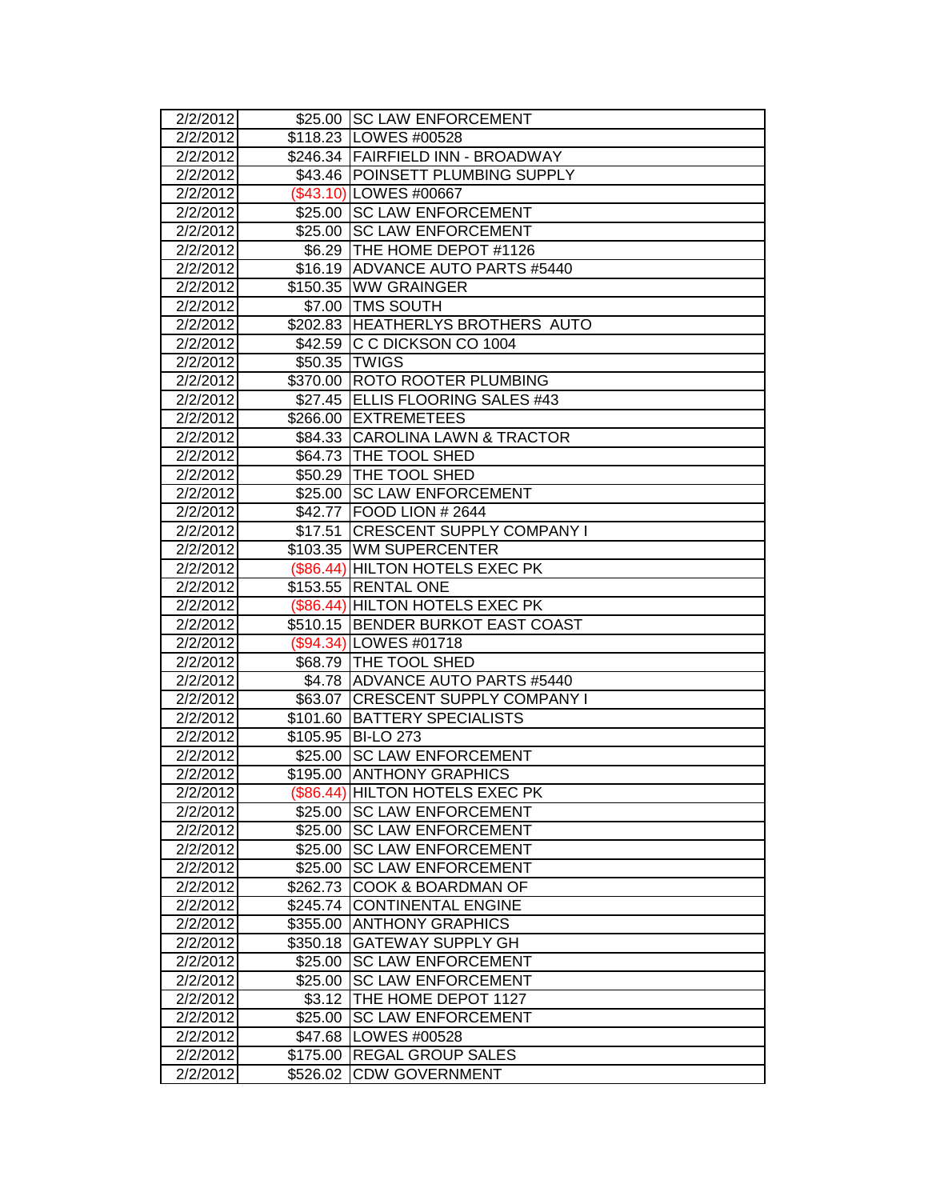| 2/2/2012 | $25.00 | SC LAW ENFORCEMENT |
|---|---|---|
| 2/2/2012 | $118.23 | LOWES #00528 |
| 2/2/2012 | $246.34 | FAIRFIELD INN - BROADWAY |
| 2/2/2012 | $43.46 | POINSETT PLUMBING SUPPLY |
| 2/2/2012 | ($43.10) | LOWES #00667 |
| 2/2/2012 | $25.00 | SC LAW ENFORCEMENT |
| 2/2/2012 | $25.00 | SC LAW ENFORCEMENT |
| 2/2/2012 | $6.29 | THE HOME DEPOT #1126 |
| 2/2/2012 | $16.19 | ADVANCE AUTO PARTS #5440 |
| 2/2/2012 | $150.35 | WW GRAINGER |
| 2/2/2012 | $7.00 | TMS SOUTH |
| 2/2/2012 | $202.83 | HEATHERLYS BROTHERS AUTO |
| 2/2/2012 | $42.59 | C C DICKSON CO 1004 |
| 2/2/2012 | $50.35 | TWIGS |
| 2/2/2012 | $370.00 | ROTO ROOTER PLUMBING |
| 2/2/2012 | $27.45 | ELLIS FLOORING SALES #43 |
| 2/2/2012 | $266.00 | EXTREMETEES |
| 2/2/2012 | $84.33 | CAROLINA LAWN & TRACTOR |
| 2/2/2012 | $64.73 | THE TOOL SHED |
| 2/2/2012 | $50.29 | THE TOOL SHED |
| 2/2/2012 | $25.00 | SC LAW ENFORCEMENT |
| 2/2/2012 | $42.77 | FOOD LION # 2644 |
| 2/2/2012 | $17.51 | CRESCENT SUPPLY COMPANY I |
| 2/2/2012 | $103.35 | WM SUPERCENTER |
| 2/2/2012 | ($86.44) | HILTON HOTELS EXEC PK |
| 2/2/2012 | $153.55 | RENTAL ONE |
| 2/2/2012 | ($86.44) | HILTON HOTELS EXEC PK |
| 2/2/2012 | $510.15 | BENDER BURKOT EAST COAST |
| 2/2/2012 | ($94.34) | LOWES #01718 |
| 2/2/2012 | $68.79 | THE TOOL SHED |
| 2/2/2012 | $4.78 | ADVANCE AUTO PARTS #5440 |
| 2/2/2012 | $63.07 | CRESCENT SUPPLY COMPANY I |
| 2/2/2012 | $101.60 | BATTERY SPECIALISTS |
| 2/2/2012 | $105.95 | BI-LO 273 |
| 2/2/2012 | $25.00 | SC LAW ENFORCEMENT |
| 2/2/2012 | $195.00 | ANTHONY GRAPHICS |
| 2/2/2012 | ($86.44) | HILTON HOTELS EXEC PK |
| 2/2/2012 | $25.00 | SC LAW ENFORCEMENT |
| 2/2/2012 | $25.00 | SC LAW ENFORCEMENT |
| 2/2/2012 | $25.00 | SC LAW ENFORCEMENT |
| 2/2/2012 | $25.00 | SC LAW ENFORCEMENT |
| 2/2/2012 | $262.73 | COOK & BOARDMAN OF |
| 2/2/2012 | $245.74 | CONTINENTAL ENGINE |
| 2/2/2012 | $355.00 | ANTHONY GRAPHICS |
| 2/2/2012 | $350.18 | GATEWAY SUPPLY GH |
| 2/2/2012 | $25.00 | SC LAW ENFORCEMENT |
| 2/2/2012 | $25.00 | SC LAW ENFORCEMENT |
| 2/2/2012 | $3.12 | THE HOME DEPOT 1127 |
| 2/2/2012 | $25.00 | SC LAW ENFORCEMENT |
| 2/2/2012 | $47.68 | LOWES #00528 |
| 2/2/2012 | $175.00 | REGAL GROUP SALES |
| 2/2/2012 | $526.02 | CDW GOVERNMENT |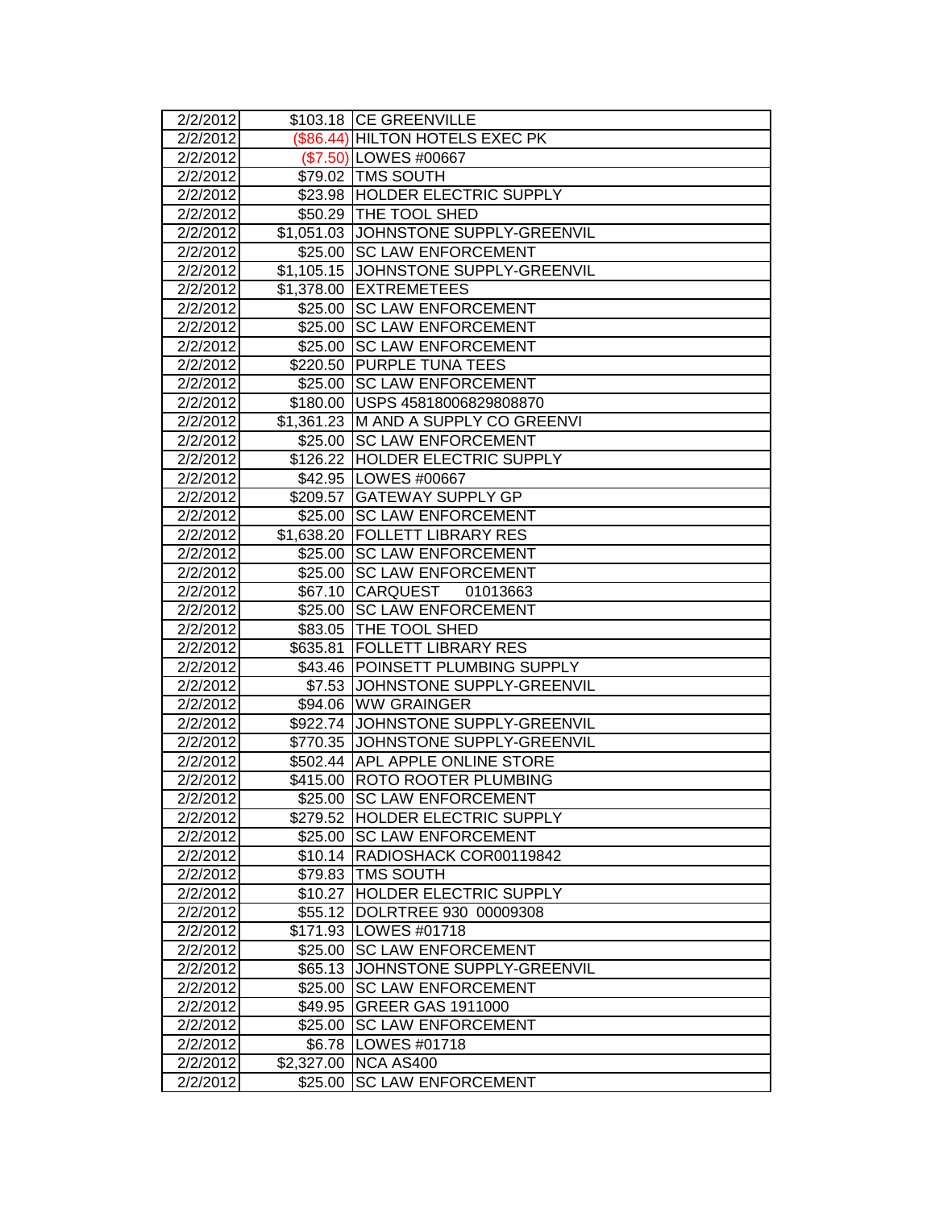| 2/2/2012 | $103.18 | CE GREENVILLE |
|---|---|---|
| 2/2/2012 | ($86.44) | HILTON HOTELS EXEC PK |
| 2/2/2012 | ($7.50) | LOWES #00667 |
| 2/2/2012 | $79.02 | TMS SOUTH |
| 2/2/2012 | $23.98 | HOLDER ELECTRIC SUPPLY |
| 2/2/2012 | $50.29 | THE TOOL SHED |
| 2/2/2012 | $1,051.03 | JOHNSTONE SUPPLY-GREENVIL |
| 2/2/2012 | $25.00 | SC LAW ENFORCEMENT |
| 2/2/2012 | $1,105.15 | JOHNSTONE SUPPLY-GREENVIL |
| 2/2/2012 | $1,378.00 | EXTREMETEES |
| 2/2/2012 | $25.00 | SC LAW ENFORCEMENT |
| 2/2/2012 | $25.00 | SC LAW ENFORCEMENT |
| 2/2/2012 | $25.00 | SC LAW ENFORCEMENT |
| 2/2/2012 | $220.50 | PURPLE TUNA TEES |
| 2/2/2012 | $25.00 | SC LAW ENFORCEMENT |
| 2/2/2012 | $180.00 | USPS 45818006829808870 |
| 2/2/2012 | $1,361.23 | M AND A SUPPLY CO GREENVI |
| 2/2/2012 | $25.00 | SC LAW ENFORCEMENT |
| 2/2/2012 | $126.22 | HOLDER ELECTRIC SUPPLY |
| 2/2/2012 | $42.95 | LOWES #00667 |
| 2/2/2012 | $209.57 | GATEWAY SUPPLY GP |
| 2/2/2012 | $25.00 | SC LAW ENFORCEMENT |
| 2/2/2012 | $1,638.20 | FOLLETT LIBRARY RES |
| 2/2/2012 | $25.00 | SC LAW ENFORCEMENT |
| 2/2/2012 | $25.00 | SC LAW ENFORCEMENT |
| 2/2/2012 | $67.10 | CARQUEST 01013663 |
| 2/2/2012 | $25.00 | SC LAW ENFORCEMENT |
| 2/2/2012 | $83.05 | THE TOOL SHED |
| 2/2/2012 | $635.81 | FOLLETT LIBRARY RES |
| 2/2/2012 | $43.46 | POINSETT PLUMBING SUPPLY |
| 2/2/2012 | $7.53 | JOHNSTONE SUPPLY-GREENVIL |
| 2/2/2012 | $94.06 | WW GRAINGER |
| 2/2/2012 | $922.74 | JOHNSTONE SUPPLY-GREENVIL |
| 2/2/2012 | $770.35 | JOHNSTONE SUPPLY-GREENVIL |
| 2/2/2012 | $502.44 | APL APPLE ONLINE STORE |
| 2/2/2012 | $415.00 | ROTO ROOTER PLUMBING |
| 2/2/2012 | $25.00 | SC LAW ENFORCEMENT |
| 2/2/2012 | $279.52 | HOLDER ELECTRIC SUPPLY |
| 2/2/2012 | $25.00 | SC LAW ENFORCEMENT |
| 2/2/2012 | $10.14 | RADIOSHACK COR00119842 |
| 2/2/2012 | $79.83 | TMS SOUTH |
| 2/2/2012 | $10.27 | HOLDER ELECTRIC SUPPLY |
| 2/2/2012 | $55.12 | DOLRTREE 930 00009308 |
| 2/2/2012 | $171.93 | LOWES #01718 |
| 2/2/2012 | $25.00 | SC LAW ENFORCEMENT |
| 2/2/2012 | $65.13 | JOHNSTONE SUPPLY-GREENVIL |
| 2/2/2012 | $25.00 | SC LAW ENFORCEMENT |
| 2/2/2012 | $49.95 | GREER GAS 1911000 |
| 2/2/2012 | $25.00 | SC LAW ENFORCEMENT |
| 2/2/2012 | $6.78 | LOWES #01718 |
| 2/2/2012 | $2,327.00 | NCA AS400 |
| 2/2/2012 | $25.00 | SC LAW ENFORCEMENT |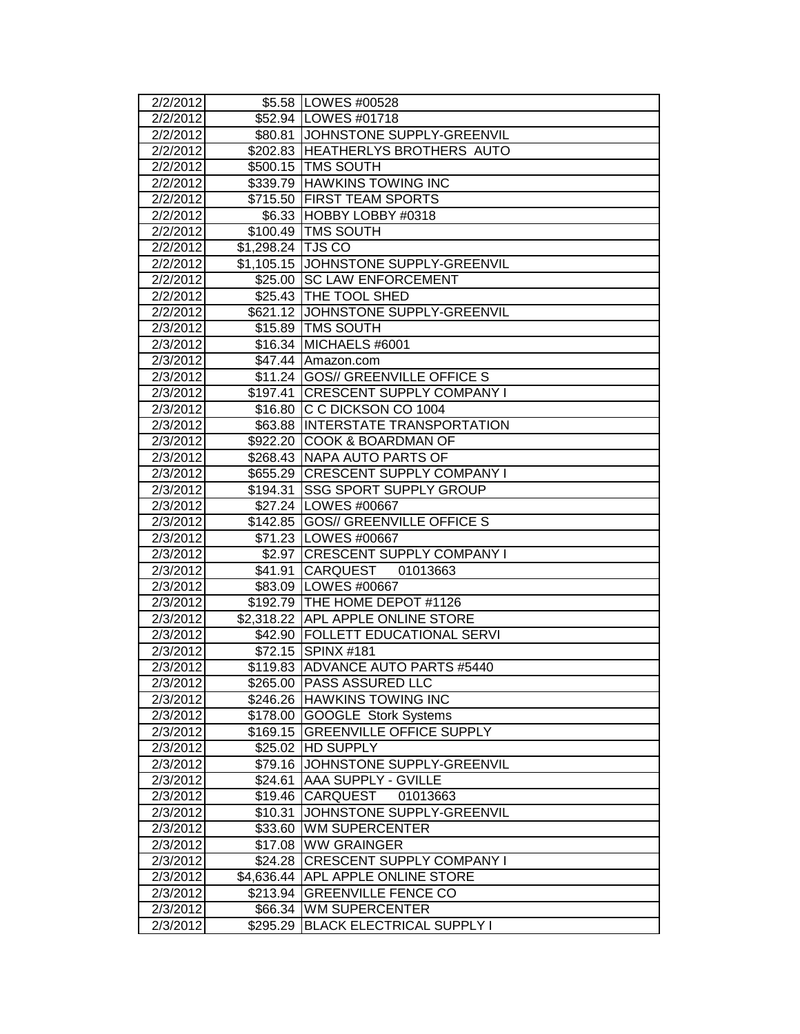| | | |
|---|---|---|
| 2/2/2012 | $5.58 | LOWES #00528 |
| 2/2/2012 | $52.94 | LOWES #01718 |
| 2/2/2012 | $80.81 | JOHNSTONE SUPPLY-GREENVIL |
| 2/2/2012 | $202.83 | HEATHERLYS BROTHERS AUTO |
| 2/2/2012 | $500.15 | TMS SOUTH |
| 2/2/2012 | $339.79 | HAWKINS TOWING INC |
| 2/2/2012 | $715.50 | FIRST TEAM SPORTS |
| 2/2/2012 | $6.33 | HOBBY LOBBY #0318 |
| 2/2/2012 | $100.49 | TMS SOUTH |
| 2/2/2012 | $1,298.24 | TJS CO |
| 2/2/2012 | $1,105.15 | JOHNSTONE SUPPLY-GREENVIL |
| 2/2/2012 | $25.00 | SC LAW ENFORCEMENT |
| 2/2/2012 | $25.43 | THE TOOL SHED |
| 2/2/2012 | $621.12 | JOHNSTONE SUPPLY-GREENVIL |
| 2/3/2012 | $15.89 | TMS SOUTH |
| 2/3/2012 | $16.34 | MICHAELS #6001 |
| 2/3/2012 | $47.44 | Amazon.com |
| 2/3/2012 | $11.24 | GOS// GREENVILLE OFFICE S |
| 2/3/2012 | $197.41 | CRESCENT SUPPLY COMPANY I |
| 2/3/2012 | $16.80 | C C DICKSON CO 1004 |
| 2/3/2012 | $63.88 | INTERSTATE TRANSPORTATION |
| 2/3/2012 | $922.20 | COOK & BOARDMAN OF |
| 2/3/2012 | $268.43 | NAPA AUTO PARTS OF |
| 2/3/2012 | $655.29 | CRESCENT SUPPLY COMPANY I |
| 2/3/2012 | $194.31 | SSG SPORT SUPPLY GROUP |
| 2/3/2012 | $27.24 | LOWES #00667 |
| 2/3/2012 | $142.85 | GOS// GREENVILLE OFFICE S |
| 2/3/2012 | $71.23 | LOWES #00667 |
| 2/3/2012 | $2.97 | CRESCENT SUPPLY COMPANY I |
| 2/3/2012 | $41.91 | CARQUEST 01013663 |
| 2/3/2012 | $83.09 | LOWES #00667 |
| 2/3/2012 | $192.79 | THE HOME DEPOT #1126 |
| 2/3/2012 | $2,318.22 | APL APPLE ONLINE STORE |
| 2/3/2012 | $42.90 | FOLLETT EDUCATIONAL SERVI |
| 2/3/2012 | $72.15 | SPINX #181 |
| 2/3/2012 | $119.83 | ADVANCE AUTO PARTS #5440 |
| 2/3/2012 | $265.00 | PASS ASSURED LLC |
| 2/3/2012 | $246.26 | HAWKINS TOWING INC |
| 2/3/2012 | $178.00 | GOOGLE Stork Systems |
| 2/3/2012 | $169.15 | GREENVILLE OFFICE SUPPLY |
| 2/3/2012 | $25.02 | HD SUPPLY |
| 2/3/2012 | $79.16 | JOHNSTONE SUPPLY-GREENVIL |
| 2/3/2012 | $24.61 | AAA SUPPLY - GVILLE |
| 2/3/2012 | $19.46 | CARQUEST 01013663 |
| 2/3/2012 | $10.31 | JOHNSTONE SUPPLY-GREENVIL |
| 2/3/2012 | $33.60 | WM SUPERCENTER |
| 2/3/2012 | $17.08 | WW GRAINGER |
| 2/3/2012 | $24.28 | CRESCENT SUPPLY COMPANY I |
| 2/3/2012 | $4,636.44 | APL APPLE ONLINE STORE |
| 2/3/2012 | $213.94 | GREENVILLE FENCE CO |
| 2/3/2012 | $66.34 | WM SUPERCENTER |
| 2/3/2012 | $295.29 | BLACK ELECTRICAL SUPPLY I |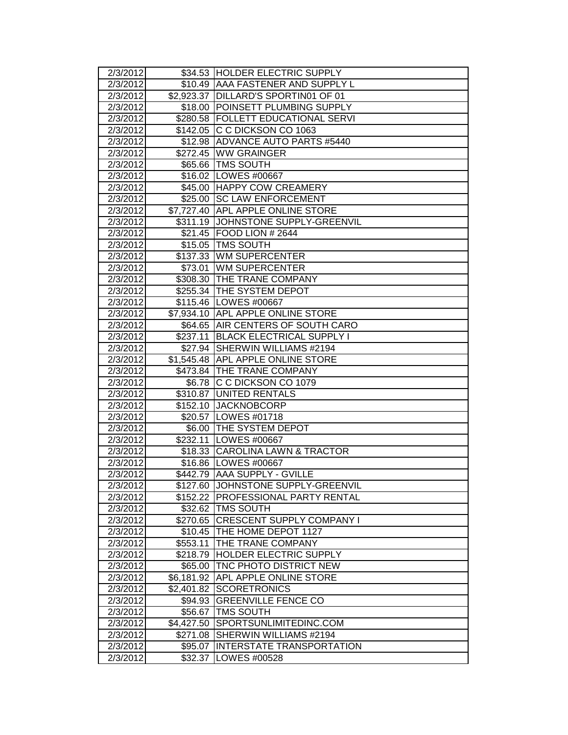| 2/3/2012 | $34.53 | HOLDER ELECTRIC SUPPLY |
|---|---|---|
| 2/3/2012 | $10.49 | AAA FASTENER AND SUPPLY L |
| 2/3/2012 | $2,923.37 | DILLARD'S SPORTIN01 OF 01 |
| 2/3/2012 | $18.00 | POINSETT PLUMBING SUPPLY |
| 2/3/2012 | $280.58 | FOLLETT EDUCATIONAL SERVI |
| 2/3/2012 | $142.05 | C C DICKSON CO 1063 |
| 2/3/2012 | $12.98 | ADVANCE AUTO PARTS #5440 |
| 2/3/2012 | $272.45 | WW GRAINGER |
| 2/3/2012 | $65.66 | TMS SOUTH |
| 2/3/2012 | $16.02 | LOWES #00667 |
| 2/3/2012 | $45.00 | HAPPY COW CREAMERY |
| 2/3/2012 | $25.00 | SC LAW ENFORCEMENT |
| 2/3/2012 | $7,727.40 | APL APPLE ONLINE STORE |
| 2/3/2012 | $311.19 | JOHNSTONE SUPPLY-GREENVIL |
| 2/3/2012 | $21.45 | FOOD LION # 2644 |
| 2/3/2012 | $15.05 | TMS SOUTH |
| 2/3/2012 | $137.33 | WM SUPERCENTER |
| 2/3/2012 | $73.01 | WM SUPERCENTER |
| 2/3/2012 | $308.30 | THE TRANE COMPANY |
| 2/3/2012 | $255.34 | THE SYSTEM DEPOT |
| 2/3/2012 | $115.46 | LOWES #00667 |
| 2/3/2012 | $7,934.10 | APL APPLE ONLINE STORE |
| 2/3/2012 | $64.65 | AIR CENTERS OF SOUTH CARO |
| 2/3/2012 | $237.11 | BLACK ELECTRICAL SUPPLY I |
| 2/3/2012 | $27.94 | SHERWIN WILLIAMS #2194 |
| 2/3/2012 | $1,545.48 | APL APPLE ONLINE STORE |
| 2/3/2012 | $473.84 | THE TRANE COMPANY |
| 2/3/2012 | $6.78 | C C DICKSON CO 1079 |
| 2/3/2012 | $310.87 | UNITED RENTALS |
| 2/3/2012 | $152.10 | JACKNOBCORP |
| 2/3/2012 | $20.57 | LOWES #01718 |
| 2/3/2012 | $6.00 | THE SYSTEM DEPOT |
| 2/3/2012 | $232.11 | LOWES #00667 |
| 2/3/2012 | $18.33 | CAROLINA LAWN & TRACTOR |
| 2/3/2012 | $16.86 | LOWES #00667 |
| 2/3/2012 | $442.79 | AAA SUPPLY - GVILLE |
| 2/3/2012 | $127.60 | JOHNSTONE SUPPLY-GREENVIL |
| 2/3/2012 | $152.22 | PROFESSIONAL PARTY RENTAL |
| 2/3/2012 | $32.62 | TMS SOUTH |
| 2/3/2012 | $270.65 | CRESCENT SUPPLY COMPANY I |
| 2/3/2012 | $10.45 | THE HOME DEPOT 1127 |
| 2/3/2012 | $553.11 | THE TRANE COMPANY |
| 2/3/2012 | $218.79 | HOLDER ELECTRIC SUPPLY |
| 2/3/2012 | $65.00 | TNC PHOTO DISTRICT NEW |
| 2/3/2012 | $6,181.92 | APL APPLE ONLINE STORE |
| 2/3/2012 | $2,401.82 | SCORETRONICS |
| 2/3/2012 | $94.93 | GREENVILLE FENCE CO |
| 2/3/2012 | $56.67 | TMS SOUTH |
| 2/3/2012 | $4,427.50 | SPORTSUNLIMITEDINC.COM |
| 2/3/2012 | $271.08 | SHERWIN WILLIAMS #2194 |
| 2/3/2012 | $95.07 | INTERSTATE TRANSPORTATION |
| 2/3/2012 | $32.37 | LOWES #00528 |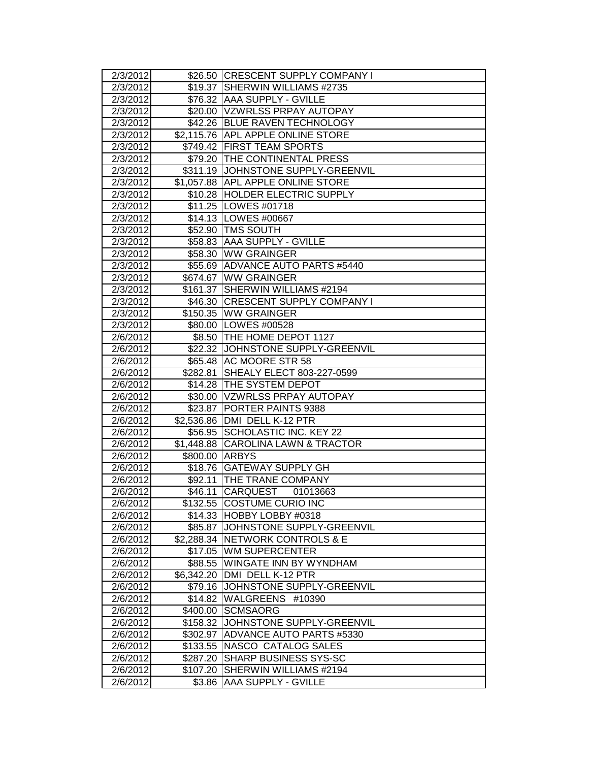| | | |
|---|---|---|
| 2/3/2012 | $26.50 | CRESCENT SUPPLY COMPANY I |
| 2/3/2012 | $19.37 | SHERWIN WILLIAMS #2735 |
| 2/3/2012 | $76.32 | AAA SUPPLY - GVILLE |
| 2/3/2012 | $20.00 | VZWRLSS PRPAY AUTOPAY |
| 2/3/2012 | $42.26 | BLUE RAVEN TECHNOLOGY |
| 2/3/2012 | $2,115.76 | APL APPLE ONLINE STORE |
| 2/3/2012 | $749.42 | FIRST TEAM SPORTS |
| 2/3/2012 | $79.20 | THE CONTINENTAL PRESS |
| 2/3/2012 | $311.19 | JOHNSTONE SUPPLY-GREENVIL |
| 2/3/2012 | $1,057.88 | APL APPLE ONLINE STORE |
| 2/3/2012 | $10.28 | HOLDER ELECTRIC SUPPLY |
| 2/3/2012 | $11.25 | LOWES #01718 |
| 2/3/2012 | $14.13 | LOWES #00667 |
| 2/3/2012 | $52.90 | TMS SOUTH |
| 2/3/2012 | $58.83 | AAA SUPPLY - GVILLE |
| 2/3/2012 | $58.30 | WW GRAINGER |
| 2/3/2012 | $55.69 | ADVANCE AUTO PARTS #5440 |
| 2/3/2012 | $674.67 | WW GRAINGER |
| 2/3/2012 | $161.37 | SHERWIN WILLIAMS #2194 |
| 2/3/2012 | $46.30 | CRESCENT SUPPLY COMPANY I |
| 2/3/2012 | $150.35 | WW GRAINGER |
| 2/3/2012 | $80.00 | LOWES #00528 |
| 2/6/2012 | $8.50 | THE HOME DEPOT 1127 |
| 2/6/2012 | $22.32 | JOHNSTONE SUPPLY-GREENVIL |
| 2/6/2012 | $65.48 | AC MOORE STR 58 |
| 2/6/2012 | $282.81 | SHEALY ELECT 803-227-0599 |
| 2/6/2012 | $14.28 | THE SYSTEM DEPOT |
| 2/6/2012 | $30.00 | VZWRLSS PRPAY AUTOPAY |
| 2/6/2012 | $23.87 | PORTER PAINTS 9388 |
| 2/6/2012 | $2,536.86 | DMI DELL K-12 PTR |
| 2/6/2012 | $56.95 | SCHOLASTIC INC. KEY 22 |
| 2/6/2012 | $1,448.88 | CAROLINA LAWN & TRACTOR |
| 2/6/2012 | $800.00 | ARBYS |
| 2/6/2012 | $18.76 | GATEWAY SUPPLY GH |
| 2/6/2012 | $92.11 | THE TRANE COMPANY |
| 2/6/2012 | $46.11 | CARQUEST 01013663 |
| 2/6/2012 | $132.55 | COSTUME CURIO INC |
| 2/6/2012 | $14.33 | HOBBY LOBBY #0318 |
| 2/6/2012 | $85.87 | JOHNSTONE SUPPLY-GREENVIL |
| 2/6/2012 | $2,288.34 | NETWORK CONTROLS & E |
| 2/6/2012 | $17.05 | WM SUPERCENTER |
| 2/6/2012 | $88.55 | WINGATE INN BY WYNDHAM |
| 2/6/2012 | $6,342.20 | DMI DELL K-12 PTR |
| 2/6/2012 | $79.16 | JOHNSTONE SUPPLY-GREENVIL |
| 2/6/2012 | $14.82 | WALGREENS #10390 |
| 2/6/2012 | $400.00 | SCMSAORG |
| 2/6/2012 | $158.32 | JOHNSTONE SUPPLY-GREENVIL |
| 2/6/2012 | $302.97 | ADVANCE AUTO PARTS #5330 |
| 2/6/2012 | $133.55 | NASCO CATALOG SALES |
| 2/6/2012 | $287.20 | SHARP BUSINESS SYS-SC |
| 2/6/2012 | $107.20 | SHERWIN WILLIAMS #2194 |
| 2/6/2012 | $3.86 | AAA SUPPLY - GVILLE |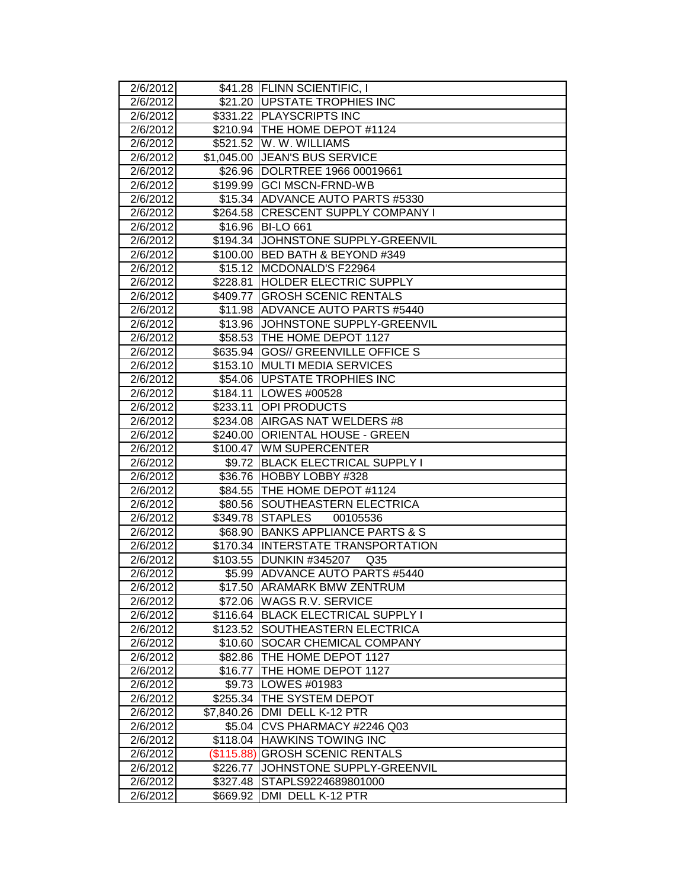| | | |
|---|---|---|
| 2/6/2012 | $41.28 | FLINN SCIENTIFIC, I |
| 2/6/2012 | $21.20 | UPSTATE TROPHIES INC |
| 2/6/2012 | $331.22 | PLAYSCRIPTS INC |
| 2/6/2012 | $210.94 | THE HOME DEPOT #1124 |
| 2/6/2012 | $521.52 | W. W. WILLIAMS |
| 2/6/2012 | $1,045.00 | JEAN'S BUS SERVICE |
| 2/6/2012 | $26.96 | DOLRTREE 1966 00019661 |
| 2/6/2012 | $199.99 | GCI MSCN-FRND-WB |
| 2/6/2012 | $15.34 | ADVANCE AUTO PARTS #5330 |
| 2/6/2012 | $264.58 | CRESCENT SUPPLY COMPANY I |
| 2/6/2012 | $16.96 | BI-LO 661 |
| 2/6/2012 | $194.34 | JOHNSTONE SUPPLY-GREENVIL |
| 2/6/2012 | $100.00 | BED BATH & BEYOND #349 |
| 2/6/2012 | $15.12 | MCDONALD'S F22964 |
| 2/6/2012 | $228.81 | HOLDER ELECTRIC SUPPLY |
| 2/6/2012 | $409.77 | GROSH SCENIC RENTALS |
| 2/6/2012 | $11.98 | ADVANCE AUTO PARTS #5440 |
| 2/6/2012 | $13.96 | JOHNSTONE SUPPLY-GREENVIL |
| 2/6/2012 | $58.53 | THE HOME DEPOT 1127 |
| 2/6/2012 | $635.94 | GOS// GREENVILLE OFFICE S |
| 2/6/2012 | $153.10 | MULTI MEDIA SERVICES |
| 2/6/2012 | $54.06 | UPSTATE TROPHIES INC |
| 2/6/2012 | $184.11 | LOWES #00528 |
| 2/6/2012 | $233.11 | OPI PRODUCTS |
| 2/6/2012 | $234.08 | AIRGAS NAT WELDERS #8 |
| 2/6/2012 | $240.00 | ORIENTAL HOUSE - GREEN |
| 2/6/2012 | $100.47 | WM SUPERCENTER |
| 2/6/2012 | $9.72 | BLACK ELECTRICAL SUPPLY I |
| 2/6/2012 | $36.76 | HOBBY LOBBY #328 |
| 2/6/2012 | $84.55 | THE HOME DEPOT #1124 |
| 2/6/2012 | $80.56 | SOUTHEASTERN ELECTRICA |
| 2/6/2012 | $349.78 | STAPLES 00105536 |
| 2/6/2012 | $68.90 | BANKS APPLIANCE PARTS & S |
| 2/6/2012 | $170.34 | INTERSTATE TRANSPORTATION |
| 2/6/2012 | $103.55 | DUNKIN #345207 Q35 |
| 2/6/2012 | $5.99 | ADVANCE AUTO PARTS #5440 |
| 2/6/2012 | $17.50 | ARAMARK BMW ZENTRUM |
| 2/6/2012 | $72.06 | WAGS R.V. SERVICE |
| 2/6/2012 | $116.64 | BLACK ELECTRICAL SUPPLY I |
| 2/6/2012 | $123.52 | SOUTHEASTERN ELECTRICA |
| 2/6/2012 | $10.60 | SOCAR CHEMICAL COMPANY |
| 2/6/2012 | $82.86 | THE HOME DEPOT 1127 |
| 2/6/2012 | $16.77 | THE HOME DEPOT 1127 |
| 2/6/2012 | $9.73 | LOWES #01983 |
| 2/6/2012 | $255.34 | THE SYSTEM DEPOT |
| 2/6/2012 | $7,840.26 | DMI DELL K-12 PTR |
| 2/6/2012 | $5.04 | CVS PHARMACY #2246 Q03 |
| 2/6/2012 | $118.04 | HAWKINS TOWING INC |
| 2/6/2012 | ($115.88) | GROSH SCENIC RENTALS |
| 2/6/2012 | $226.77 | JOHNSTONE SUPPLY-GREENVIL |
| 2/6/2012 | $327.48 | STAPLS9224689801000 |
| 2/6/2012 | $669.92 | DMI DELL K-12 PTR |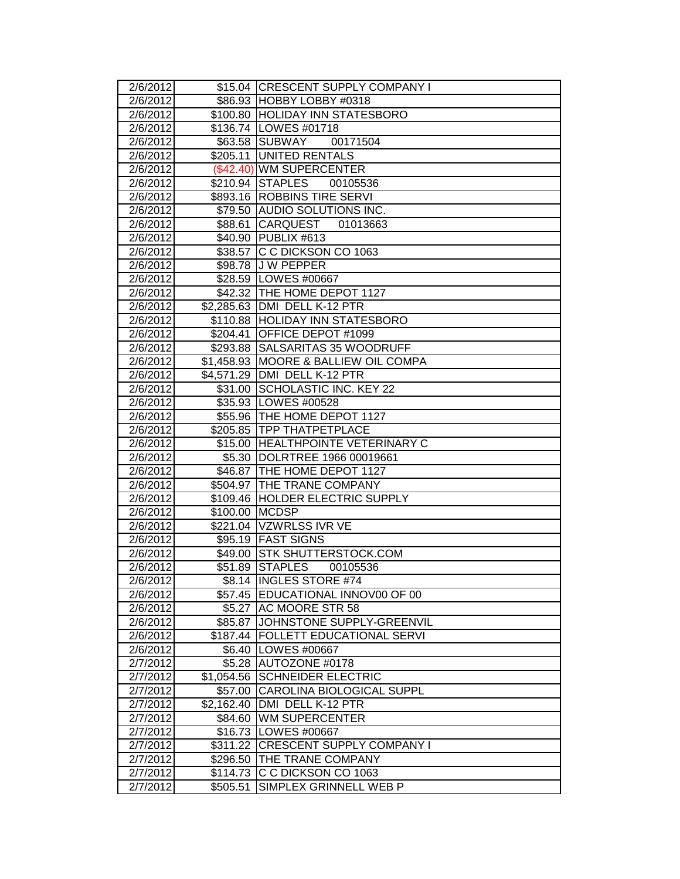| 2/6/2012 | $15.04 | CRESCENT SUPPLY COMPANY I |
|---|---|---|
| 2/6/2012 | $86.93 | HOBBY LOBBY #0318 |
| 2/6/2012 | $100.80 | HOLIDAY INN STATESBORO |
| 2/6/2012 | $136.74 | LOWES #01718 |
| 2/6/2012 | $63.58 | SUBWAY 00171504 |
| 2/6/2012 | $205.11 | UNITED RENTALS |
| 2/6/2012 | ($42.40) | WM SUPERCENTER |
| 2/6/2012 | $210.94 | STAPLES 00105536 |
| 2/6/2012 | $893.16 | ROBBINS TIRE SERVI |
| 2/6/2012 | $79.50 | AUDIO SOLUTIONS INC. |
| 2/6/2012 | $88.61 | CARQUEST 01013663 |
| 2/6/2012 | $40.90 | PUBLIX #613 |
| 2/6/2012 | $38.57 | C C DICKSON CO 1063 |
| 2/6/2012 | $98.78 | J W PEPPER |
| 2/6/2012 | $28.59 | LOWES #00667 |
| 2/6/2012 | $42.32 | THE HOME DEPOT 1127 |
| 2/6/2012 | $2,285.63 | DMI DELL K-12 PTR |
| 2/6/2012 | $110.88 | HOLIDAY INN STATESBORO |
| 2/6/2012 | $204.41 | OFFICE DEPOT #1099 |
| 2/6/2012 | $293.88 | SALSARITAS 35 WOODRUFF |
| 2/6/2012 | $1,458.93 | MOORE & BALLIEW OIL COMPA |
| 2/6/2012 | $4,571.29 | DMI DELL K-12 PTR |
| 2/6/2012 | $31.00 | SCHOLASTIC INC. KEY 22 |
| 2/6/2012 | $35.93 | LOWES #00528 |
| 2/6/2012 | $55.96 | THE HOME DEPOT 1127 |
| 2/6/2012 | $205.85 | TPP THATPETPLACE |
| 2/6/2012 | $15.00 | HEALTHPOINTE VETERINARY C |
| 2/6/2012 | $5.30 | DOLRTREE 1966 00019661 |
| 2/6/2012 | $46.87 | THE HOME DEPOT 1127 |
| 2/6/2012 | $504.97 | THE TRANE COMPANY |
| 2/6/2012 | $109.46 | HOLDER ELECTRIC SUPPLY |
| 2/6/2012 | $100.00 | MCDSP |
| 2/6/2012 | $221.04 | VZWRLSS IVR VE |
| 2/6/2012 | $95.19 | FAST SIGNS |
| 2/6/2012 | $49.00 | STK SHUTTERSTOCK.COM |
| 2/6/2012 | $51.89 | STAPLES 00105536 |
| 2/6/2012 | $8.14 | INGLES STORE #74 |
| 2/6/2012 | $57.45 | EDUCATIONAL INNOV00 OF 00 |
| 2/6/2012 | $5.27 | AC MOORE STR 58 |
| 2/6/2012 | $85.87 | JOHNSTONE SUPPLY-GREENVIL |
| 2/6/2012 | $187.44 | FOLLETT EDUCATIONAL SERVI |
| 2/6/2012 | $6.40 | LOWES #00667 |
| 2/7/2012 | $5.28 | AUTOZONE #0178 |
| 2/7/2012 | $1,054.56 | SCHNEIDER ELECTRIC |
| 2/7/2012 | $57.00 | CAROLINA BIOLOGICAL SUPPL |
| 2/7/2012 | $2,162.40 | DMI DELL K-12 PTR |
| 2/7/2012 | $84.60 | WM SUPERCENTER |
| 2/7/2012 | $16.73 | LOWES #00667 |
| 2/7/2012 | $311.22 | CRESCENT SUPPLY COMPANY I |
| 2/7/2012 | $296.50 | THE TRANE COMPANY |
| 2/7/2012 | $114.73 | C C DICKSON CO 1063 |
| 2/7/2012 | $505.51 | SIMPLEX GRINNELL WEB P |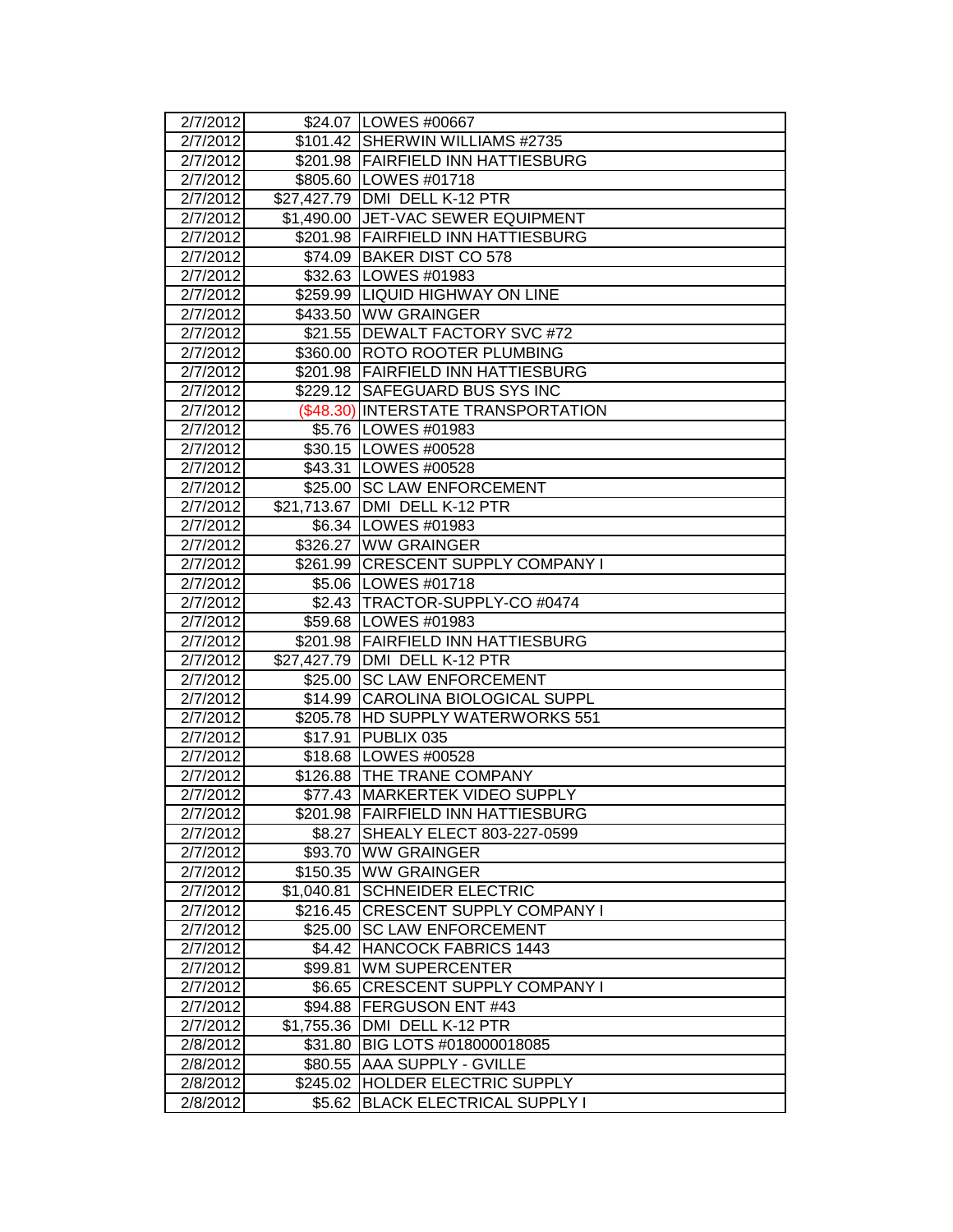| | | |
|---|---|---|
| 2/7/2012 | $24.07 | LOWES #00667 |
| 2/7/2012 | $101.42 | SHERWIN WILLIAMS #2735 |
| 2/7/2012 | $201.98 | FAIRFIELD INN HATTIESBURG |
| 2/7/2012 | $805.60 | LOWES #01718 |
| 2/7/2012 | $27,427.79 | DMI DELL K-12 PTR |
| 2/7/2012 | $1,490.00 | JET-VAC SEWER EQUIPMENT |
| 2/7/2012 | $201.98 | FAIRFIELD INN HATTIESBURG |
| 2/7/2012 | $74.09 | BAKER DIST CO 578 |
| 2/7/2012 | $32.63 | LOWES #01983 |
| 2/7/2012 | $259.99 | LIQUID HIGHWAY ON LINE |
| 2/7/2012 | $433.50 | WW GRAINGER |
| 2/7/2012 | $21.55 | DEWALT FACTORY SVC #72 |
| 2/7/2012 | $360.00 | ROTO ROOTER PLUMBING |
| 2/7/2012 | $201.98 | FAIRFIELD INN HATTIESBURG |
| 2/7/2012 | $229.12 | SAFEGUARD BUS SYS INC |
| 2/7/2012 | ($48.30) | INTERSTATE TRANSPORTATION |
| 2/7/2012 | $5.76 | LOWES #01983 |
| 2/7/2012 | $30.15 | LOWES #00528 |
| 2/7/2012 | $43.31 | LOWES #00528 |
| 2/7/2012 | $25.00 | SC LAW ENFORCEMENT |
| 2/7/2012 | $21,713.67 | DMI DELL K-12 PTR |
| 2/7/2012 | $6.34 | LOWES #01983 |
| 2/7/2012 | $326.27 | WW GRAINGER |
| 2/7/2012 | $261.99 | CRESCENT SUPPLY COMPANY I |
| 2/7/2012 | $5.06 | LOWES #01718 |
| 2/7/2012 | $2.43 | TRACTOR-SUPPLY-CO #0474 |
| 2/7/2012 | $59.68 | LOWES #01983 |
| 2/7/2012 | $201.98 | FAIRFIELD INN HATTIESBURG |
| 2/7/2012 | $27,427.79 | DMI DELL K-12 PTR |
| 2/7/2012 | $25.00 | SC LAW ENFORCEMENT |
| 2/7/2012 | $14.99 | CAROLINA BIOLOGICAL SUPPL |
| 2/7/2012 | $205.78 | HD SUPPLY WATERWORKS 551 |
| 2/7/2012 | $17.91 | PUBLIX 035 |
| 2/7/2012 | $18.68 | LOWES #00528 |
| 2/7/2012 | $126.88 | THE TRANE COMPANY |
| 2/7/2012 | $77.43 | MARKERTEK VIDEO SUPPLY |
| 2/7/2012 | $201.98 | FAIRFIELD INN HATTIESBURG |
| 2/7/2012 | $8.27 | SHEALY ELECT 803-227-0599 |
| 2/7/2012 | $93.70 | WW GRAINGER |
| 2/7/2012 | $150.35 | WW GRAINGER |
| 2/7/2012 | $1,040.81 | SCHNEIDER ELECTRIC |
| 2/7/2012 | $216.45 | CRESCENT SUPPLY COMPANY I |
| 2/7/2012 | $25.00 | SC LAW ENFORCEMENT |
| 2/7/2012 | $4.42 | HANCOCK FABRICS 1443 |
| 2/7/2012 | $99.81 | WM SUPERCENTER |
| 2/7/2012 | $6.65 | CRESCENT SUPPLY COMPANY I |
| 2/7/2012 | $94.88 | FERGUSON ENT #43 |
| 2/7/2012 | $1,755.36 | DMI DELL K-12 PTR |
| 2/8/2012 | $31.80 | BIG LOTS #018000018085 |
| 2/8/2012 | $80.55 | AAA SUPPLY - GVILLE |
| 2/8/2012 | $245.02 | HOLDER ELECTRIC SUPPLY |
| 2/8/2012 | $5.62 | BLACK ELECTRICAL SUPPLY I |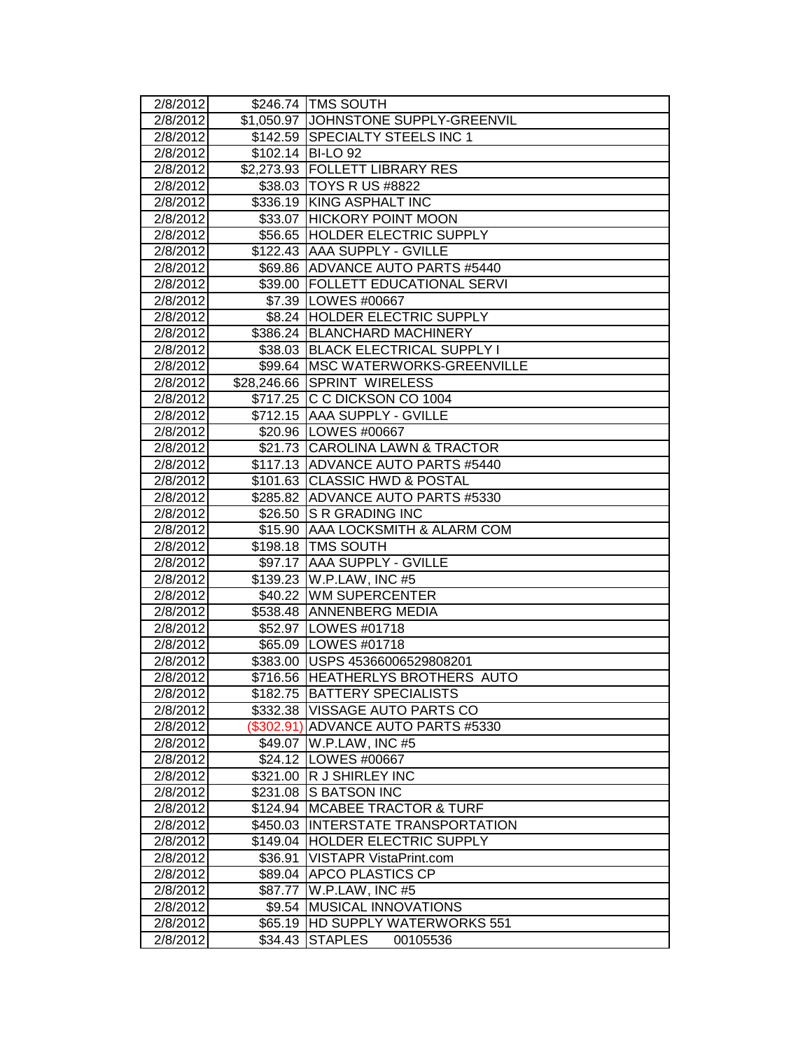| | | |
|---|---|---|
| 2/8/2012 | $246.74 | TMS SOUTH |
| 2/8/2012 | $1,050.97 | JOHNSTONE SUPPLY-GREENVIL |
| 2/8/2012 | $142.59 | SPECIALTY STEELS INC 1 |
| 2/8/2012 | $102.14 | BI-LO 92 |
| 2/8/2012 | $2,273.93 | FOLLETT LIBRARY RES |
| 2/8/2012 | $38.03 | TOYS R US #8822 |
| 2/8/2012 | $336.19 | KING ASPHALT INC |
| 2/8/2012 | $33.07 | HICKORY POINT MOON |
| 2/8/2012 | $56.65 | HOLDER ELECTRIC SUPPLY |
| 2/8/2012 | $122.43 | AAA SUPPLY - GVILLE |
| 2/8/2012 | $69.86 | ADVANCE AUTO PARTS #5440 |
| 2/8/2012 | $39.00 | FOLLETT EDUCATIONAL SERVI |
| 2/8/2012 | $7.39 | LOWES #00667 |
| 2/8/2012 | $8.24 | HOLDER ELECTRIC SUPPLY |
| 2/8/2012 | $386.24 | BLANCHARD MACHINERY |
| 2/8/2012 | $38.03 | BLACK ELECTRICAL SUPPLY I |
| 2/8/2012 | $99.64 | MSC WATERWORKS-GREENVILLE |
| 2/8/2012 | $28,246.66 | SPRINT WIRELESS |
| 2/8/2012 | $717.25 | C C DICKSON CO 1004 |
| 2/8/2012 | $712.15 | AAA SUPPLY - GVILLE |
| 2/8/2012 | $20.96 | LOWES #00667 |
| 2/8/2012 | $21.73 | CAROLINA LAWN & TRACTOR |
| 2/8/2012 | $117.13 | ADVANCE AUTO PARTS #5440 |
| 2/8/2012 | $101.63 | CLASSIC HWD & POSTAL |
| 2/8/2012 | $285.82 | ADVANCE AUTO PARTS #5330 |
| 2/8/2012 | $26.50 | S R GRADING INC |
| 2/8/2012 | $15.90 | AAA LOCKSMITH & ALARM COM |
| 2/8/2012 | $198.18 | TMS SOUTH |
| 2/8/2012 | $97.17 | AAA SUPPLY - GVILLE |
| 2/8/2012 | $139.23 | W.P.LAW, INC #5 |
| 2/8/2012 | $40.22 | WM SUPERCENTER |
| 2/8/2012 | $538.48 | ANNENBERG MEDIA |
| 2/8/2012 | $52.97 | LOWES #01718 |
| 2/8/2012 | $65.09 | LOWES #01718 |
| 2/8/2012 | $383.00 | USPS 45366006529808201 |
| 2/8/2012 | $716.56 | HEATHERLYS BROTHERS AUTO |
| 2/8/2012 | $182.75 | BATTERY SPECIALISTS |
| 2/8/2012 | $332.38 | VISSAGE AUTO PARTS CO |
| 2/8/2012 | ($302.91) | ADVANCE AUTO PARTS #5330 |
| 2/8/2012 | $49.07 | W.P.LAW, INC #5 |
| 2/8/2012 | $24.12 | LOWES #00667 |
| 2/8/2012 | $321.00 | R J SHIRLEY INC |
| 2/8/2012 | $231.08 | S BATSON INC |
| 2/8/2012 | $124.94 | MCABEE TRACTOR & TURF |
| 2/8/2012 | $450.03 | INTERSTATE TRANSPORTATION |
| 2/8/2012 | $149.04 | HOLDER ELECTRIC SUPPLY |
| 2/8/2012 | $36.91 | VISTAPR VistaPrint.com |
| 2/8/2012 | $89.04 | APCO PLASTICS CP |
| 2/8/2012 | $87.77 | W.P.LAW, INC #5 |
| 2/8/2012 | $9.54 | MUSICAL INNOVATIONS |
| 2/8/2012 | $65.19 | HD SUPPLY WATERWORKS 551 |
| 2/8/2012 | $34.43 | STAPLES 00105536 |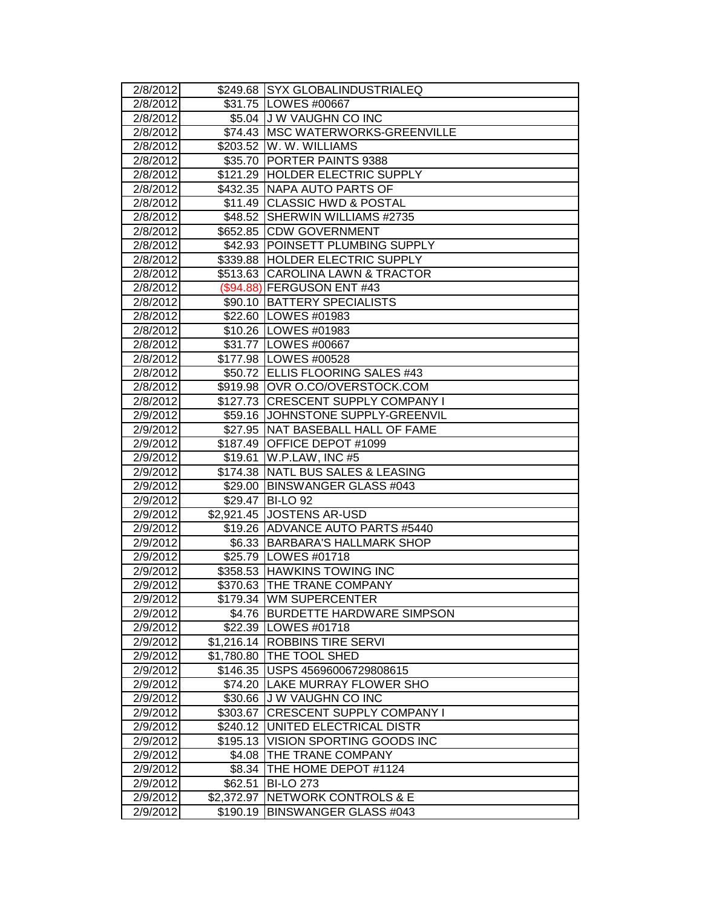| 2/8/2012 | $249.68 | SYX GLOBALINDUSTRIALEQ |
|---|---|---|
| 2/8/2012 | $31.75 | LOWES #00667 |
| 2/8/2012 | $5.04 | J W VAUGHN CO INC |
| 2/8/2012 | $74.43 | MSC WATERWORKS-GREENVILLE |
| 2/8/2012 | $203.52 | W. W. WILLIAMS |
| 2/8/2012 | $35.70 | PORTER PAINTS 9388 |
| 2/8/2012 | $121.29 | HOLDER ELECTRIC SUPPLY |
| 2/8/2012 | $432.35 | NAPA AUTO PARTS OF |
| 2/8/2012 | $11.49 | CLASSIC HWD & POSTAL |
| 2/8/2012 | $48.52 | SHERWIN WILLIAMS #2735 |
| 2/8/2012 | $652.85 | CDW GOVERNMENT |
| 2/8/2012 | $42.93 | POINSETT PLUMBING SUPPLY |
| 2/8/2012 | $339.88 | HOLDER ELECTRIC SUPPLY |
| 2/8/2012 | $513.63 | CAROLINA LAWN & TRACTOR |
| 2/8/2012 | ($94.88) | FERGUSON ENT #43 |
| 2/8/2012 | $90.10 | BATTERY SPECIALISTS |
| 2/8/2012 | $22.60 | LOWES #01983 |
| 2/8/2012 | $10.26 | LOWES #01983 |
| 2/8/2012 | $31.77 | LOWES #00667 |
| 2/8/2012 | $177.98 | LOWES #00528 |
| 2/8/2012 | $50.72 | ELLIS FLOORING SALES #43 |
| 2/8/2012 | $919.98 | OVR O.CO/OVERSTOCK.COM |
| 2/8/2012 | $127.73 | CRESCENT SUPPLY COMPANY I |
| 2/9/2012 | $59.16 | JOHNSTONE SUPPLY-GREENVIL |
| 2/9/2012 | $27.95 | NAT BASEBALL HALL OF FAME |
| 2/9/2012 | $187.49 | OFFICE DEPOT #1099 |
| 2/9/2012 | $19.61 | W.P.LAW, INC #5 |
| 2/9/2012 | $174.38 | NATL BUS SALES & LEASING |
| 2/9/2012 | $29.00 | BINSWANGER GLASS #043 |
| 2/9/2012 | $29.47 | BI-LO 92 |
| 2/9/2012 | $2,921.45 | JOSTENS AR-USD |
| 2/9/2012 | $19.26 | ADVANCE AUTO PARTS #5440 |
| 2/9/2012 | $6.33 | BARBARA'S HALLMARK SHOP |
| 2/9/2012 | $25.79 | LOWES #01718 |
| 2/9/2012 | $358.53 | HAWKINS TOWING INC |
| 2/9/2012 | $370.63 | THE TRANE COMPANY |
| 2/9/2012 | $179.34 | WM SUPERCENTER |
| 2/9/2012 | $4.76 | BURDETTE HARDWARE SIMPSON |
| 2/9/2012 | $22.39 | LOWES #01718 |
| 2/9/2012 | $1,216.14 | ROBBINS TIRE SERVI |
| 2/9/2012 | $1,780.80 | THE TOOL SHED |
| 2/9/2012 | $146.35 | USPS 45696006729808615 |
| 2/9/2012 | $74.20 | LAKE MURRAY FLOWER SHO |
| 2/9/2012 | $30.66 | J W VAUGHN CO INC |
| 2/9/2012 | $303.67 | CRESCENT SUPPLY COMPANY I |
| 2/9/2012 | $240.12 | UNITED ELECTRICAL DISTR |
| 2/9/2012 | $195.13 | VISION SPORTING GOODS INC |
| 2/9/2012 | $4.08 | THE TRANE COMPANY |
| 2/9/2012 | $8.34 | THE HOME DEPOT #1124 |
| 2/9/2012 | $62.51 | BI-LO 273 |
| 2/9/2012 | $2,372.97 | NETWORK CONTROLS & E |
| 2/9/2012 | $190.19 | BINSWANGER GLASS #043 |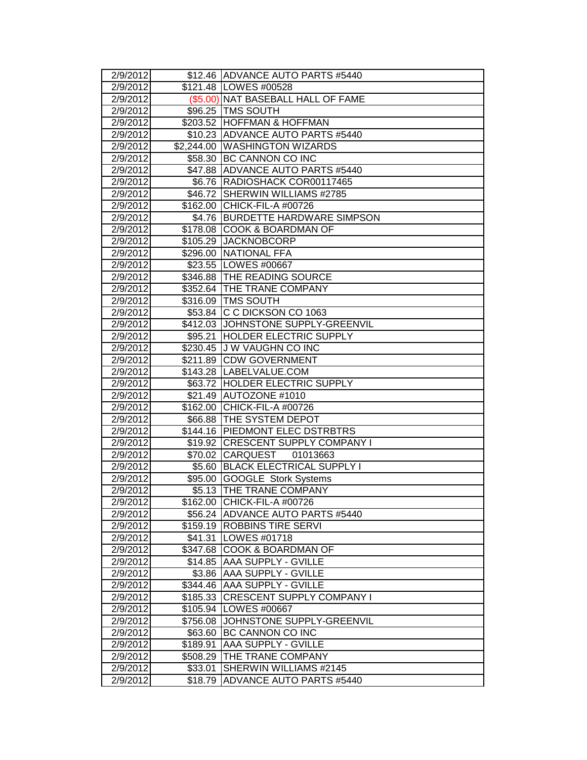| | | |
|---|---|---|
| 2/9/2012 | $12.46 | ADVANCE AUTO PARTS #5440 |
| 2/9/2012 | $121.48 | LOWES #00528 |
| 2/9/2012 | ($5.00) | NAT BASEBALL HALL OF FAME |
| 2/9/2012 | $96.25 | TMS SOUTH |
| 2/9/2012 | $203.52 | HOFFMAN & HOFFMAN |
| 2/9/2012 | $10.23 | ADVANCE AUTO PARTS #5440 |
| 2/9/2012 | $2,244.00 | WASHINGTON WIZARDS |
| 2/9/2012 | $58.30 | BC CANNON CO INC |
| 2/9/2012 | $47.88 | ADVANCE AUTO PARTS #5440 |
| 2/9/2012 | $6.76 | RADIOSHACK COR00117465 |
| 2/9/2012 | $46.72 | SHERWIN WILLIAMS #2785 |
| 2/9/2012 | $162.00 | CHICK-FIL-A #00726 |
| 2/9/2012 | $4.76 | BURDETTE HARDWARE SIMPSON |
| 2/9/2012 | $178.08 | COOK & BOARDMAN OF |
| 2/9/2012 | $105.29 | JACKNOBCORP |
| 2/9/2012 | $296.00 | NATIONAL FFA |
| 2/9/2012 | $23.55 | LOWES #00667 |
| 2/9/2012 | $346.88 | THE READING SOURCE |
| 2/9/2012 | $352.64 | THE TRANE COMPANY |
| 2/9/2012 | $316.09 | TMS SOUTH |
| 2/9/2012 | $53.84 | C C DICKSON CO 1063 |
| 2/9/2012 | $412.03 | JOHNSTONE SUPPLY-GREENVIL |
| 2/9/2012 | $95.21 | HOLDER ELECTRIC SUPPLY |
| 2/9/2012 | $230.45 | J W VAUGHN CO INC |
| 2/9/2012 | $211.89 | CDW GOVERNMENT |
| 2/9/2012 | $143.28 | LABELVALUE.COM |
| 2/9/2012 | $63.72 | HOLDER ELECTRIC SUPPLY |
| 2/9/2012 | $21.49 | AUTOZONE #1010 |
| 2/9/2012 | $162.00 | CHICK-FIL-A #00726 |
| 2/9/2012 | $66.88 | THE SYSTEM DEPOT |
| 2/9/2012 | $144.16 | PIEDMONT ELEC DSTRBTRS |
| 2/9/2012 | $19.92 | CRESCENT SUPPLY COMPANY I |
| 2/9/2012 | $70.02 | CARQUEST 01013663 |
| 2/9/2012 | $5.60 | BLACK ELECTRICAL SUPPLY I |
| 2/9/2012 | $95.00 | GOOGLE Stork Systems |
| 2/9/2012 | $5.13 | THE TRANE COMPANY |
| 2/9/2012 | $162.00 | CHICK-FIL-A #00726 |
| 2/9/2012 | $56.24 | ADVANCE AUTO PARTS #5440 |
| 2/9/2012 | $159.19 | ROBBINS TIRE SERVI |
| 2/9/2012 | $41.31 | LOWES #01718 |
| 2/9/2012 | $347.68 | COOK & BOARDMAN OF |
| 2/9/2012 | $14.85 | AAA SUPPLY - GVILLE |
| 2/9/2012 | $3.86 | AAA SUPPLY - GVILLE |
| 2/9/2012 | $344.46 | AAA SUPPLY - GVILLE |
| 2/9/2012 | $185.33 | CRESCENT SUPPLY COMPANY I |
| 2/9/2012 | $105.94 | LOWES #00667 |
| 2/9/2012 | $756.08 | JOHNSTONE SUPPLY-GREENVIL |
| 2/9/2012 | $63.60 | BC CANNON CO INC |
| 2/9/2012 | $189.91 | AAA SUPPLY - GVILLE |
| 2/9/2012 | $508.29 | THE TRANE COMPANY |
| 2/9/2012 | $33.01 | SHERWIN WILLIAMS #2145 |
| 2/9/2012 | $18.79 | ADVANCE AUTO PARTS #5440 |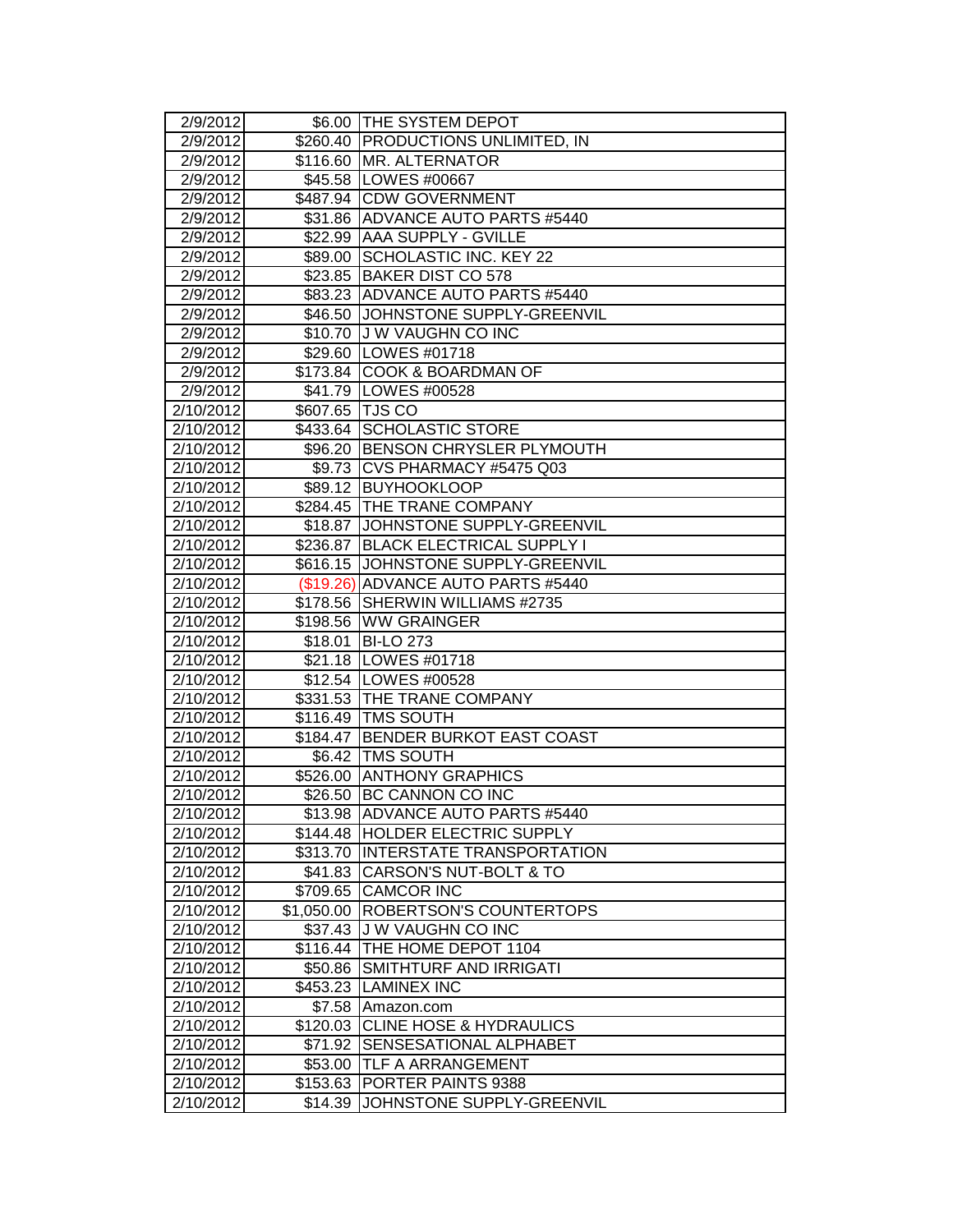| | | |
|---|---|---|
| 2/9/2012 | $6.00 | THE SYSTEM DEPOT |
| 2/9/2012 | $260.40 | PRODUCTIONS UNLIMITED, IN |
| 2/9/2012 | $116.60 | MR. ALTERNATOR |
| 2/9/2012 | $45.58 | LOWES #00667 |
| 2/9/2012 | $487.94 | CDW GOVERNMENT |
| 2/9/2012 | $31.86 | ADVANCE AUTO PARTS #5440 |
| 2/9/2012 | $22.99 | AAA SUPPLY - GVILLE |
| 2/9/2012 | $89.00 | SCHOLASTIC INC. KEY 22 |
| 2/9/2012 | $23.85 | BAKER DIST CO 578 |
| 2/9/2012 | $83.23 | ADVANCE AUTO PARTS #5440 |
| 2/9/2012 | $46.50 | JOHNSTONE SUPPLY-GREENVIL |
| 2/9/2012 | $10.70 | J W VAUGHN CO INC |
| 2/9/2012 | $29.60 | LOWES #01718 |
| 2/9/2012 | $173.84 | COOK & BOARDMAN OF |
| 2/9/2012 | $41.79 | LOWES #00528 |
| 2/10/2012 | $607.65 | TJS CO |
| 2/10/2012 | $433.64 | SCHOLASTIC STORE |
| 2/10/2012 | $96.20 | BENSON CHRYSLER PLYMOUTH |
| 2/10/2012 | $9.73 | CVS PHARMACY #5475 Q03 |
| 2/10/2012 | $89.12 | BUYHOOKLOOP |
| 2/10/2012 | $284.45 | THE TRANE COMPANY |
| 2/10/2012 | $18.87 | JOHNSTONE SUPPLY-GREENVIL |
| 2/10/2012 | $236.87 | BLACK ELECTRICAL SUPPLY I |
| 2/10/2012 | $616.15 | JOHNSTONE SUPPLY-GREENVIL |
| 2/10/2012 | ($19.26) | ADVANCE AUTO PARTS #5440 |
| 2/10/2012 | $178.56 | SHERWIN WILLIAMS #2735 |
| 2/10/2012 | $198.56 | WW GRAINGER |
| 2/10/2012 | $18.01 | BI-LO 273 |
| 2/10/2012 | $21.18 | LOWES #01718 |
| 2/10/2012 | $12.54 | LOWES #00528 |
| 2/10/2012 | $331.53 | THE TRANE COMPANY |
| 2/10/2012 | $116.49 | TMS SOUTH |
| 2/10/2012 | $184.47 | BENDER BURKOT EAST COAST |
| 2/10/2012 | $6.42 | TMS SOUTH |
| 2/10/2012 | $526.00 | ANTHONY GRAPHICS |
| 2/10/2012 | $26.50 | BC CANNON CO INC |
| 2/10/2012 | $13.98 | ADVANCE AUTO PARTS #5440 |
| 2/10/2012 | $144.48 | HOLDER ELECTRIC SUPPLY |
| 2/10/2012 | $313.70 | INTERSTATE TRANSPORTATION |
| 2/10/2012 | $41.83 | CARSON'S NUT-BOLT & TO |
| 2/10/2012 | $709.65 | CAMCOR INC |
| 2/10/2012 | $1,050.00 | ROBERTSON'S COUNTERTOPS |
| 2/10/2012 | $37.43 | J W VAUGHN CO INC |
| 2/10/2012 | $116.44 | THE HOME DEPOT 1104 |
| 2/10/2012 | $50.86 | SMITHTURF AND IRRIGATI |
| 2/10/2012 | $453.23 | LAMINEX INC |
| 2/10/2012 | $7.58 | Amazon.com |
| 2/10/2012 | $120.03 | CLINE HOSE & HYDRAULICS |
| 2/10/2012 | $71.92 | SENSESATIONAL ALPHABET |
| 2/10/2012 | $53.00 | TLF A ARRANGEMENT |
| 2/10/2012 | $153.63 | PORTER PAINTS 9388 |
| 2/10/2012 | $14.39 | JOHNSTONE SUPPLY-GREENVIL |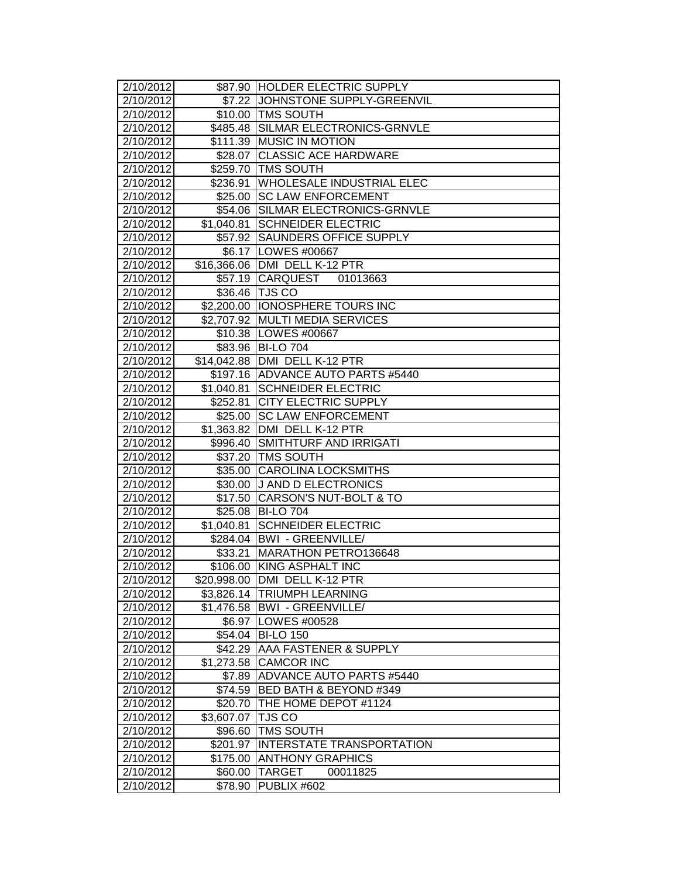| 2/10/2012 | $87.90 | HOLDER ELECTRIC SUPPLY |
|---|---|---|
| 2/10/2012 | $7.22 | JOHNSTONE SUPPLY-GREENVIL |
| 2/10/2012 | $10.00 | TMS SOUTH |
| 2/10/2012 | $485.48 | SILMAR ELECTRONICS-GRNVLE |
| 2/10/2012 | $111.39 | MUSIC IN MOTION |
| 2/10/2012 | $28.07 | CLASSIC ACE HARDWARE |
| 2/10/2012 | $259.70 | TMS SOUTH |
| 2/10/2012 | $236.91 | WHOLESALE INDUSTRIAL ELEC |
| 2/10/2012 | $25.00 | SC LAW ENFORCEMENT |
| 2/10/2012 | $54.06 | SILMAR ELECTRONICS-GRNVLE |
| 2/10/2012 | $1,040.81 | SCHNEIDER ELECTRIC |
| 2/10/2012 | $57.92 | SAUNDERS OFFICE SUPPLY |
| 2/10/2012 | $6.17 | LOWES #00667 |
| 2/10/2012 | $16,366.06 | DMI DELL K-12 PTR |
| 2/10/2012 | $57.19 | CARQUEST 01013663 |
| 2/10/2012 | $36.46 | TJS CO |
| 2/10/2012 | $2,200.00 | IONOSPHERE TOURS INC |
| 2/10/2012 | $2,707.92 | MULTI MEDIA SERVICES |
| 2/10/2012 | $10.38 | LOWES #00667 |
| 2/10/2012 | $83.96 | BI-LO 704 |
| 2/10/2012 | $14,042.88 | DMI DELL K-12 PTR |
| 2/10/2012 | $197.16 | ADVANCE AUTO PARTS #5440 |
| 2/10/2012 | $1,040.81 | SCHNEIDER ELECTRIC |
| 2/10/2012 | $252.81 | CITY ELECTRIC SUPPLY |
| 2/10/2012 | $25.00 | SC LAW ENFORCEMENT |
| 2/10/2012 | $1,363.82 | DMI DELL K-12 PTR |
| 2/10/2012 | $996.40 | SMITHTURF AND IRRIGATI |
| 2/10/2012 | $37.20 | TMS SOUTH |
| 2/10/2012 | $35.00 | CAROLINA LOCKSMITHS |
| 2/10/2012 | $30.00 | J AND D ELECTRONICS |
| 2/10/2012 | $17.50 | CARSON'S NUT-BOLT & TO |
| 2/10/2012 | $25.08 | BI-LO 704 |
| 2/10/2012 | $1,040.81 | SCHNEIDER ELECTRIC |
| 2/10/2012 | $284.04 | BWI - GREENVILLE/ |
| 2/10/2012 | $33.21 | MARATHON PETRO136648 |
| 2/10/2012 | $106.00 | KING ASPHALT INC |
| 2/10/2012 | $20,998.00 | DMI DELL K-12 PTR |
| 2/10/2012 | $3,826.14 | TRIUMPH LEARNING |
| 2/10/2012 | $1,476.58 | BWI - GREENVILLE/ |
| 2/10/2012 | $6.97 | LOWES #00528 |
| 2/10/2012 | $54.04 | BI-LO 150 |
| 2/10/2012 | $42.29 | AAA FASTENER & SUPPLY |
| 2/10/2012 | $1,273.58 | CAMCOR INC |
| 2/10/2012 | $7.89 | ADVANCE AUTO PARTS #5440 |
| 2/10/2012 | $74.59 | BED BATH & BEYOND #349 |
| 2/10/2012 | $20.70 | THE HOME DEPOT #1124 |
| 2/10/2012 | $3,607.07 | TJS CO |
| 2/10/2012 | $96.60 | TMS SOUTH |
| 2/10/2012 | $201.97 | INTERSTATE TRANSPORTATION |
| 2/10/2012 | $175.00 | ANTHONY GRAPHICS |
| 2/10/2012 | $60.00 | TARGET 00011825 |
| 2/10/2012 | $78.90 | PUBLIX #602 |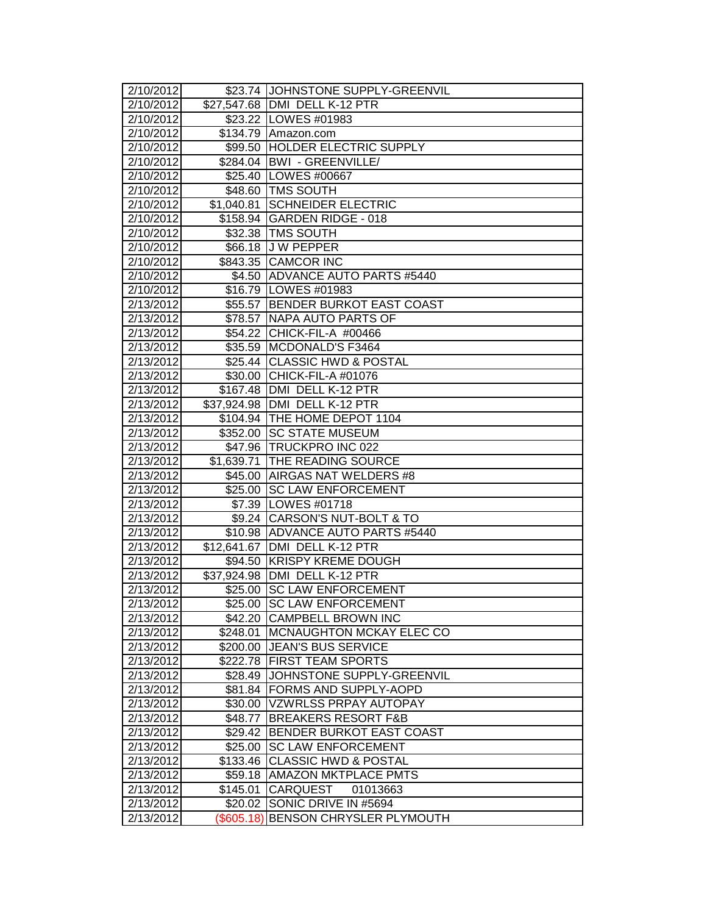| | | |
|---|---|---|
| 2/10/2012 | $23.74 | JOHNSTONE SUPPLY-GREENVIL |
| 2/10/2012 | $27,547.68 | DMI DELL K-12 PTR |
| 2/10/2012 | $23.22 | LOWES #01983 |
| 2/10/2012 | $134.79 | Amazon.com |
| 2/10/2012 | $99.50 | HOLDER ELECTRIC SUPPLY |
| 2/10/2012 | $284.04 | BWI - GREENVILLE/ |
| 2/10/2012 | $25.40 | LOWES #00667 |
| 2/10/2012 | $48.60 | TMS SOUTH |
| 2/10/2012 | $1,040.81 | SCHNEIDER ELECTRIC |
| 2/10/2012 | $158.94 | GARDEN RIDGE - 018 |
| 2/10/2012 | $32.38 | TMS SOUTH |
| 2/10/2012 | $66.18 | J W PEPPER |
| 2/10/2012 | $843.35 | CAMCOR INC |
| 2/10/2012 | $4.50 | ADVANCE AUTO PARTS #5440 |
| 2/10/2012 | $16.79 | LOWES #01983 |
| 2/13/2012 | $55.57 | BENDER BURKOT EAST COAST |
| 2/13/2012 | $78.57 | NAPA AUTO PARTS OF |
| 2/13/2012 | $54.22 | CHICK-FIL-A #00466 |
| 2/13/2012 | $35.59 | MCDONALD'S F3464 |
| 2/13/2012 | $25.44 | CLASSIC HWD & POSTAL |
| 2/13/2012 | $30.00 | CHICK-FIL-A #01076 |
| 2/13/2012 | $167.48 | DMI DELL K-12 PTR |
| 2/13/2012 | $37,924.98 | DMI DELL K-12 PTR |
| 2/13/2012 | $104.94 | THE HOME DEPOT 1104 |
| 2/13/2012 | $352.00 | SC STATE MUSEUM |
| 2/13/2012 | $47.96 | TRUCKPRO INC 022 |
| 2/13/2012 | $1,639.71 | THE READING SOURCE |
| 2/13/2012 | $45.00 | AIRGAS NAT WELDERS #8 |
| 2/13/2012 | $25.00 | SC LAW ENFORCEMENT |
| 2/13/2012 | $7.39 | LOWES #01718 |
| 2/13/2012 | $9.24 | CARSON'S NUT-BOLT & TO |
| 2/13/2012 | $10.98 | ADVANCE AUTO PARTS #5440 |
| 2/13/2012 | $12,641.67 | DMI DELL K-12 PTR |
| 2/13/2012 | $94.50 | KRISPY KREME DOUGH |
| 2/13/2012 | $37,924.98 | DMI DELL K-12 PTR |
| 2/13/2012 | $25.00 | SC LAW ENFORCEMENT |
| 2/13/2012 | $25.00 | SC LAW ENFORCEMENT |
| 2/13/2012 | $42.20 | CAMPBELL BROWN INC |
| 2/13/2012 | $248.01 | MCNAUGHTON MCKAY ELEC CO |
| 2/13/2012 | $200.00 | JEAN'S BUS SERVICE |
| 2/13/2012 | $222.78 | FIRST TEAM SPORTS |
| 2/13/2012 | $28.49 | JOHNSTONE SUPPLY-GREENVIL |
| 2/13/2012 | $81.84 | FORMS AND SUPPLY-AOPD |
| 2/13/2012 | $30.00 | VZWRLSS PRPAY AUTOPAY |
| 2/13/2012 | $48.77 | BREAKERS RESORT F&B |
| 2/13/2012 | $29.42 | BENDER BURKOT EAST COAST |
| 2/13/2012 | $25.00 | SC LAW ENFORCEMENT |
| 2/13/2012 | $133.46 | CLASSIC HWD & POSTAL |
| 2/13/2012 | $59.18 | AMAZON MKTPLACE PMTS |
| 2/13/2012 | $145.01 | CARQUEST 01013663 |
| 2/13/2012 | $20.02 | SONIC DRIVE IN #5694 |
| 2/13/2012 | ($605.18) | BENSON CHRYSLER PLYMOUTH |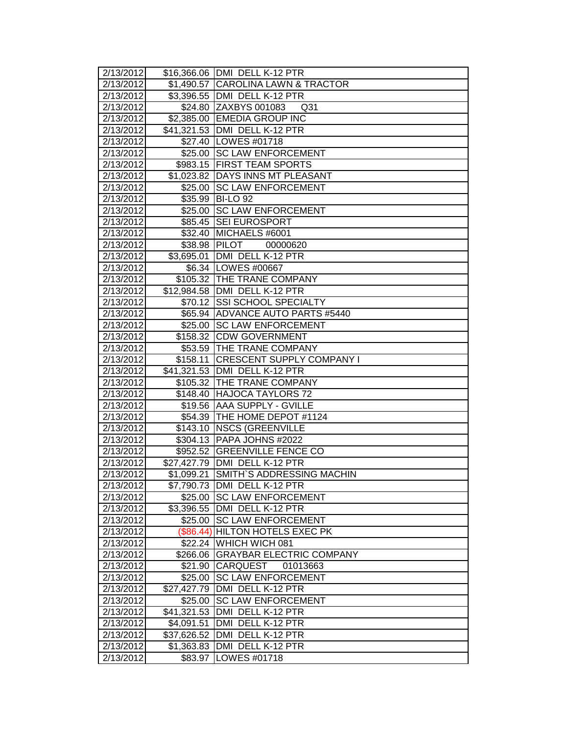| | | |
|---|---|---|
| 2/13/2012 | $16,366.06 | DMI DELL K-12 PTR |
| 2/13/2012 | $1,490.57 | CAROLINA LAWN & TRACTOR |
| 2/13/2012 | $3,396.55 | DMI DELL K-12 PTR |
| 2/13/2012 | $24.80 | ZAXBYS 001083 Q31 |
| 2/13/2012 | $2,385.00 | EMEDIA GROUP INC |
| 2/13/2012 | $41,321.53 | DMI DELL K-12 PTR |
| 2/13/2012 | $27.40 | LOWES #01718 |
| 2/13/2012 | $25.00 | SC LAW ENFORCEMENT |
| 2/13/2012 | $983.15 | FIRST TEAM SPORTS |
| 2/13/2012 | $1,023.82 | DAYS INNS MT PLEASANT |
| 2/13/2012 | $25.00 | SC LAW ENFORCEMENT |
| 2/13/2012 | $35.99 | BI-LO 92 |
| 2/13/2012 | $25.00 | SC LAW ENFORCEMENT |
| 2/13/2012 | $85.45 | SEI EUROSPORT |
| 2/13/2012 | $32.40 | MICHAELS #6001 |
| 2/13/2012 | $38.98 | PILOT 00000620 |
| 2/13/2012 | $3,695.01 | DMI DELL K-12 PTR |
| 2/13/2012 | $6.34 | LOWES #00667 |
| 2/13/2012 | $105.32 | THE TRANE COMPANY |
| 2/13/2012 | $12,984.58 | DMI DELL K-12 PTR |
| 2/13/2012 | $70.12 | SSI SCHOOL SPECIALTY |
| 2/13/2012 | $65.94 | ADVANCE AUTO PARTS #5440 |
| 2/13/2012 | $25.00 | SC LAW ENFORCEMENT |
| 2/13/2012 | $158.32 | CDW GOVERNMENT |
| 2/13/2012 | $53.59 | THE TRANE COMPANY |
| 2/13/2012 | $158.11 | CRESCENT SUPPLY COMPANY I |
| 2/13/2012 | $41,321.53 | DMI DELL K-12 PTR |
| 2/13/2012 | $105.32 | THE TRANE COMPANY |
| 2/13/2012 | $148.40 | HAJOCA TAYLORS 72 |
| 2/13/2012 | $19.56 | AAA SUPPLY - GVILLE |
| 2/13/2012 | $54.39 | THE HOME DEPOT #1124 |
| 2/13/2012 | $143.10 | NSCS (GREENVILLE |
| 2/13/2012 | $304.13 | PAPA JOHNS #2022 |
| 2/13/2012 | $952.52 | GREENVILLE FENCE CO |
| 2/13/2012 | $27,427.79 | DMI DELL K-12 PTR |
| 2/13/2012 | $1,099.21 | SMITH`S ADDRESSING MACHIN |
| 2/13/2012 | $7,790.73 | DMI DELL K-12 PTR |
| 2/13/2012 | $25.00 | SC LAW ENFORCEMENT |
| 2/13/2012 | $3,396.55 | DMI DELL K-12 PTR |
| 2/13/2012 | $25.00 | SC LAW ENFORCEMENT |
| 2/13/2012 | ($86.44) | HILTON HOTELS EXEC PK |
| 2/13/2012 | $22.24 | WHICH WICH 081 |
| 2/13/2012 | $266.06 | GRAYBAR ELECTRIC COMPANY |
| 2/13/2012 | $21.90 | CARQUEST 01013663 |
| 2/13/2012 | $25.00 | SC LAW ENFORCEMENT |
| 2/13/2012 | $27,427.79 | DMI DELL K-12 PTR |
| 2/13/2012 | $25.00 | SC LAW ENFORCEMENT |
| 2/13/2012 | $41,321.53 | DMI DELL K-12 PTR |
| 2/13/2012 | $4,091.51 | DMI DELL K-12 PTR |
| 2/13/2012 | $37,626.52 | DMI DELL K-12 PTR |
| 2/13/2012 | $1,363.83 | DMI DELL K-12 PTR |
| 2/13/2012 | $83.97 | LOWES #01718 |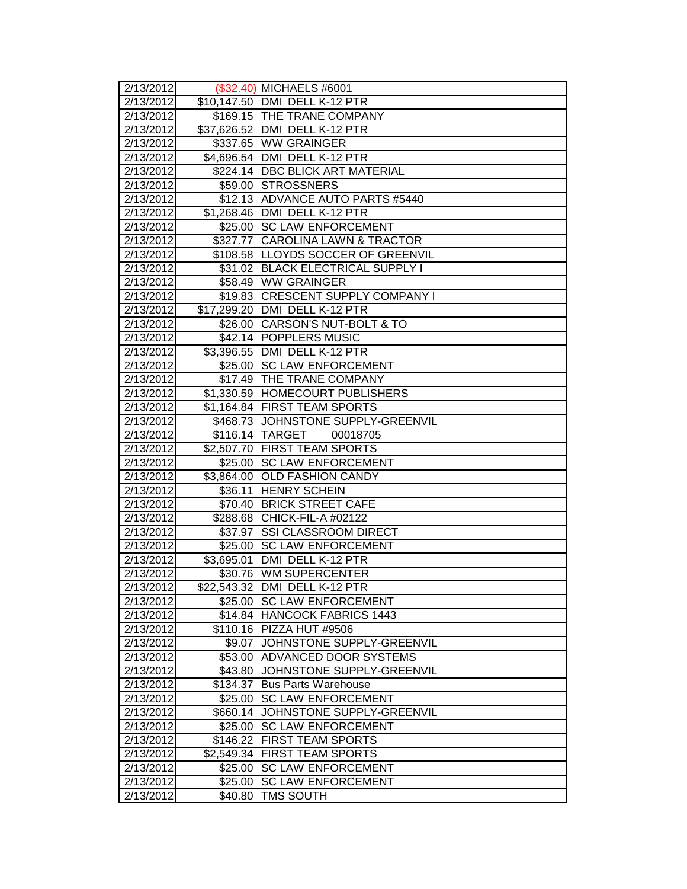| 2/13/2012 | ($32.40) | MICHAELS #6001 |
|---|---|---|
| 2/13/2012 | $10,147.50 | DMI DELL K-12 PTR |
| 2/13/2012 | $169.15 | THE TRANE COMPANY |
| 2/13/2012 | $37,626.52 | DMI DELL K-12 PTR |
| 2/13/2012 | $337.65 | WW GRAINGER |
| 2/13/2012 | $4,696.54 | DMI DELL K-12 PTR |
| 2/13/2012 | $224.14 | DBC BLICK ART MATERIAL |
| 2/13/2012 | $59.00 | STROSSNERS |
| 2/13/2012 | $12.13 | ADVANCE AUTO PARTS #5440 |
| 2/13/2012 | $1,268.46 | DMI DELL K-12 PTR |
| 2/13/2012 | $25.00 | SC LAW ENFORCEMENT |
| 2/13/2012 | $327.77 | CAROLINA LAWN & TRACTOR |
| 2/13/2012 | $108.58 | LLOYDS SOCCER OF GREENVIL |
| 2/13/2012 | $31.02 | BLACK ELECTRICAL SUPPLY I |
| 2/13/2012 | $58.49 | WW GRAINGER |
| 2/13/2012 | $19.83 | CRESCENT SUPPLY COMPANY I |
| 2/13/2012 | $17,299.20 | DMI DELL K-12 PTR |
| 2/13/2012 | $26.00 | CARSON'S NUT-BOLT & TO |
| 2/13/2012 | $42.14 | POPPLERS MUSIC |
| 2/13/2012 | $3,396.55 | DMI DELL K-12 PTR |
| 2/13/2012 | $25.00 | SC LAW ENFORCEMENT |
| 2/13/2012 | $17.49 | THE TRANE COMPANY |
| 2/13/2012 | $1,330.59 | HOMECOURT PUBLISHERS |
| 2/13/2012 | $1,164.84 | FIRST TEAM SPORTS |
| 2/13/2012 | $468.73 | JOHNSTONE SUPPLY-GREENVIL |
| 2/13/2012 | $116.14 | TARGET 00018705 |
| 2/13/2012 | $2,507.70 | FIRST TEAM SPORTS |
| 2/13/2012 | $25.00 | SC LAW ENFORCEMENT |
| 2/13/2012 | $3,864.00 | OLD FASHION CANDY |
| 2/13/2012 | $36.11 | HENRY SCHEIN |
| 2/13/2012 | $70.40 | BRICK STREET CAFE |
| 2/13/2012 | $288.68 | CHICK-FIL-A #02122 |
| 2/13/2012 | $37.97 | SSI CLASSROOM DIRECT |
| 2/13/2012 | $25.00 | SC LAW ENFORCEMENT |
| 2/13/2012 | $3,695.01 | DMI DELL K-12 PTR |
| 2/13/2012 | $30.76 | WM SUPERCENTER |
| 2/13/2012 | $22,543.32 | DMI DELL K-12 PTR |
| 2/13/2012 | $25.00 | SC LAW ENFORCEMENT |
| 2/13/2012 | $14.84 | HANCOCK FABRICS 1443 |
| 2/13/2012 | $110.16 | PIZZA HUT #9506 |
| 2/13/2012 | $9.07 | JOHNSTONE SUPPLY-GREENVIL |
| 2/13/2012 | $53.00 | ADVANCED DOOR SYSTEMS |
| 2/13/2012 | $43.80 | JOHNSTONE SUPPLY-GREENVIL |
| 2/13/2012 | $134.37 | Bus Parts Warehouse |
| 2/13/2012 | $25.00 | SC LAW ENFORCEMENT |
| 2/13/2012 | $660.14 | JOHNSTONE SUPPLY-GREENVIL |
| 2/13/2012 | $25.00 | SC LAW ENFORCEMENT |
| 2/13/2012 | $146.22 | FIRST TEAM SPORTS |
| 2/13/2012 | $2,549.34 | FIRST TEAM SPORTS |
| 2/13/2012 | $25.00 | SC LAW ENFORCEMENT |
| 2/13/2012 | $25.00 | SC LAW ENFORCEMENT |
| 2/13/2012 | $40.80 | TMS SOUTH |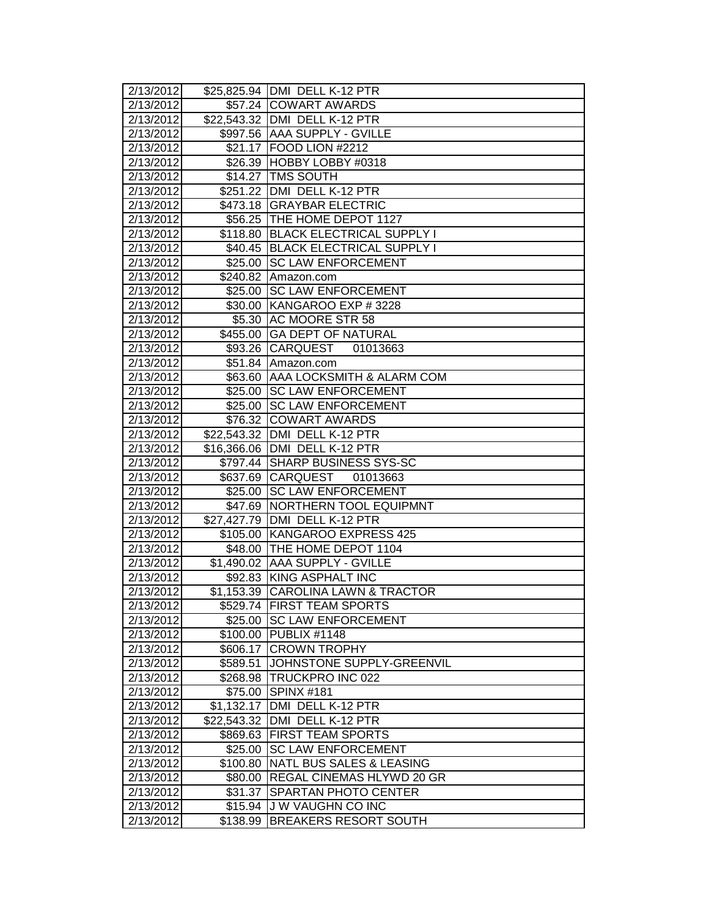| | | |
|---|---|---|
| 2/13/2012 | $25,825.94 | DMI DELL K-12 PTR |
| 2/13/2012 | $57.24 | COWART AWARDS |
| 2/13/2012 | $22,543.32 | DMI DELL K-12 PTR |
| 2/13/2012 | $997.56 | AAA SUPPLY - GVILLE |
| 2/13/2012 | $21.17 | FOOD LION #2212 |
| 2/13/2012 | $26.39 | HOBBY LOBBY #0318 |
| 2/13/2012 | $14.27 | TMS SOUTH |
| 2/13/2012 | $251.22 | DMI DELL K-12 PTR |
| 2/13/2012 | $473.18 | GRAYBAR ELECTRIC |
| 2/13/2012 | $56.25 | THE HOME DEPOT 1127 |
| 2/13/2012 | $118.80 | BLACK ELECTRICAL SUPPLY I |
| 2/13/2012 | $40.45 | BLACK ELECTRICAL SUPPLY I |
| 2/13/2012 | $25.00 | SC LAW ENFORCEMENT |
| 2/13/2012 | $240.82 | Amazon.com |
| 2/13/2012 | $25.00 | SC LAW ENFORCEMENT |
| 2/13/2012 | $30.00 | KANGAROO EXP # 3228 |
| 2/13/2012 | $5.30 | AC MOORE STR 58 |
| 2/13/2012 | $455.00 | GA DEPT OF NATURAL |
| 2/13/2012 | $93.26 | CARQUEST 01013663 |
| 2/13/2012 | $51.84 | Amazon.com |
| 2/13/2012 | $63.60 | AAA LOCKSMITH & ALARM COM |
| 2/13/2012 | $25.00 | SC LAW ENFORCEMENT |
| 2/13/2012 | $25.00 | SC LAW ENFORCEMENT |
| 2/13/2012 | $76.32 | COWART AWARDS |
| 2/13/2012 | $22,543.32 | DMI DELL K-12 PTR |
| 2/13/2012 | $16,366.06 | DMI DELL K-12 PTR |
| 2/13/2012 | $797.44 | SHARP BUSINESS SYS-SC |
| 2/13/2012 | $637.69 | CARQUEST 01013663 |
| 2/13/2012 | $25.00 | SC LAW ENFORCEMENT |
| 2/13/2012 | $47.69 | NORTHERN TOOL EQUIPMNT |
| 2/13/2012 | $27,427.79 | DMI DELL K-12 PTR |
| 2/13/2012 | $105.00 | KANGAROO EXPRESS 425 |
| 2/13/2012 | $48.00 | THE HOME DEPOT 1104 |
| 2/13/2012 | $1,490.02 | AAA SUPPLY - GVILLE |
| 2/13/2012 | $92.83 | KING ASPHALT INC |
| 2/13/2012 | $1,153.39 | CAROLINA LAWN & TRACTOR |
| 2/13/2012 | $529.74 | FIRST TEAM SPORTS |
| 2/13/2012 | $25.00 | SC LAW ENFORCEMENT |
| 2/13/2012 | $100.00 | PUBLIX #1148 |
| 2/13/2012 | $606.17 | CROWN TROPHY |
| 2/13/2012 | $589.51 | JOHNSTONE SUPPLY-GREENVIL |
| 2/13/2012 | $268.98 | TRUCKPRO INC 022 |
| 2/13/2012 | $75.00 | SPINX #181 |
| 2/13/2012 | $1,132.17 | DMI DELL K-12 PTR |
| 2/13/2012 | $22,543.32 | DMI DELL K-12 PTR |
| 2/13/2012 | $869.63 | FIRST TEAM SPORTS |
| 2/13/2012 | $25.00 | SC LAW ENFORCEMENT |
| 2/13/2012 | $100.80 | NATL BUS SALES & LEASING |
| 2/13/2012 | $80.00 | REGAL CINEMAS HLYWD 20 GR |
| 2/13/2012 | $31.37 | SPARTAN PHOTO CENTER |
| 2/13/2012 | $15.94 | J W VAUGHN CO INC |
| 2/13/2012 | $138.99 | BREAKERS RESORT SOUTH |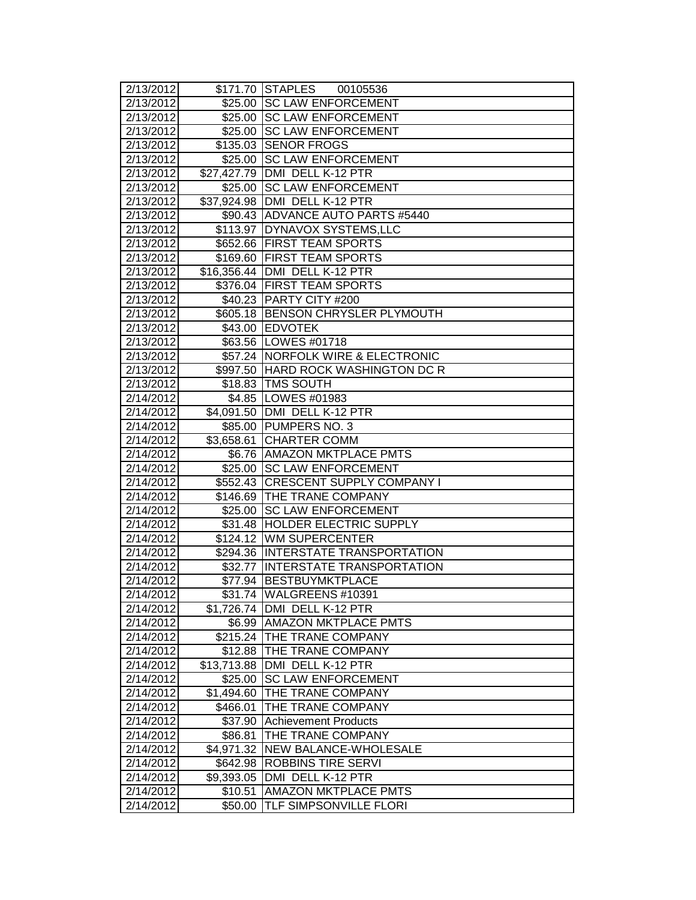| 2/13/2012 | $171.70 | STAPLES 00105536 |
|---|---|---|
| 2/13/2012 | $25.00 | SC LAW ENFORCEMENT |
| 2/13/2012 | $25.00 | SC LAW ENFORCEMENT |
| 2/13/2012 | $25.00 | SC LAW ENFORCEMENT |
| 2/13/2012 | $135.03 | SENOR FROGS |
| 2/13/2012 | $25.00 | SC LAW ENFORCEMENT |
| 2/13/2012 | $27,427.79 | DMI DELL K-12 PTR |
| 2/13/2012 | $25.00 | SC LAW ENFORCEMENT |
| 2/13/2012 | $37,924.98 | DMI DELL K-12 PTR |
| 2/13/2012 | $90.43 | ADVANCE AUTO PARTS #5440 |
| 2/13/2012 | $113.97 | DYNAVOX SYSTEMS,LLC |
| 2/13/2012 | $652.66 | FIRST TEAM SPORTS |
| 2/13/2012 | $169.60 | FIRST TEAM SPORTS |
| 2/13/2012 | $16,356.44 | DMI DELL K-12 PTR |
| 2/13/2012 | $376.04 | FIRST TEAM SPORTS |
| 2/13/2012 | $40.23 | PARTY CITY #200 |
| 2/13/2012 | $605.18 | BENSON CHRYSLER PLYMOUTH |
| 2/13/2012 | $43.00 | EDVOTEK |
| 2/13/2012 | $63.56 | LOWES #01718 |
| 2/13/2012 | $57.24 | NORFOLK WIRE & ELECTRONIC |
| 2/13/2012 | $997.50 | HARD ROCK WASHINGTON DC R |
| 2/13/2012 | $18.83 | TMS SOUTH |
| 2/14/2012 | $4.85 | LOWES #01983 |
| 2/14/2012 | $4,091.50 | DMI DELL K-12 PTR |
| 2/14/2012 | $85.00 | PUMPERS NO. 3 |
| 2/14/2012 | $3,658.61 | CHARTER COMM |
| 2/14/2012 | $6.76 | AMAZON MKTPLACE PMTS |
| 2/14/2012 | $25.00 | SC LAW ENFORCEMENT |
| 2/14/2012 | $552.43 | CRESCENT SUPPLY COMPANY I |
| 2/14/2012 | $146.69 | THE TRANE COMPANY |
| 2/14/2012 | $25.00 | SC LAW ENFORCEMENT |
| 2/14/2012 | $31.48 | HOLDER ELECTRIC SUPPLY |
| 2/14/2012 | $124.12 | WM SUPERCENTER |
| 2/14/2012 | $294.36 | INTERSTATE TRANSPORTATION |
| 2/14/2012 | $32.77 | INTERSTATE TRANSPORTATION |
| 2/14/2012 | $77.94 | BESTBUYMKTPLACE |
| 2/14/2012 | $31.74 | WALGREENS #10391 |
| 2/14/2012 | $1,726.74 | DMI DELL K-12 PTR |
| 2/14/2012 | $6.99 | AMAZON MKTPLACE PMTS |
| 2/14/2012 | $215.24 | THE TRANE COMPANY |
| 2/14/2012 | $12.88 | THE TRANE COMPANY |
| 2/14/2012 | $13,713.88 | DMI DELL K-12 PTR |
| 2/14/2012 | $25.00 | SC LAW ENFORCEMENT |
| 2/14/2012 | $1,494.60 | THE TRANE COMPANY |
| 2/14/2012 | $466.01 | THE TRANE COMPANY |
| 2/14/2012 | $37.90 | Achievement Products |
| 2/14/2012 | $86.81 | THE TRANE COMPANY |
| 2/14/2012 | $4,971.32 | NEW BALANCE-WHOLESALE |
| 2/14/2012 | $642.98 | ROBBINS TIRE SERVI |
| 2/14/2012 | $9,393.05 | DMI DELL K-12 PTR |
| 2/14/2012 | $10.51 | AMAZON MKTPLACE PMTS |
| 2/14/2012 | $50.00 | TLF SIMPSONVILLE FLORI |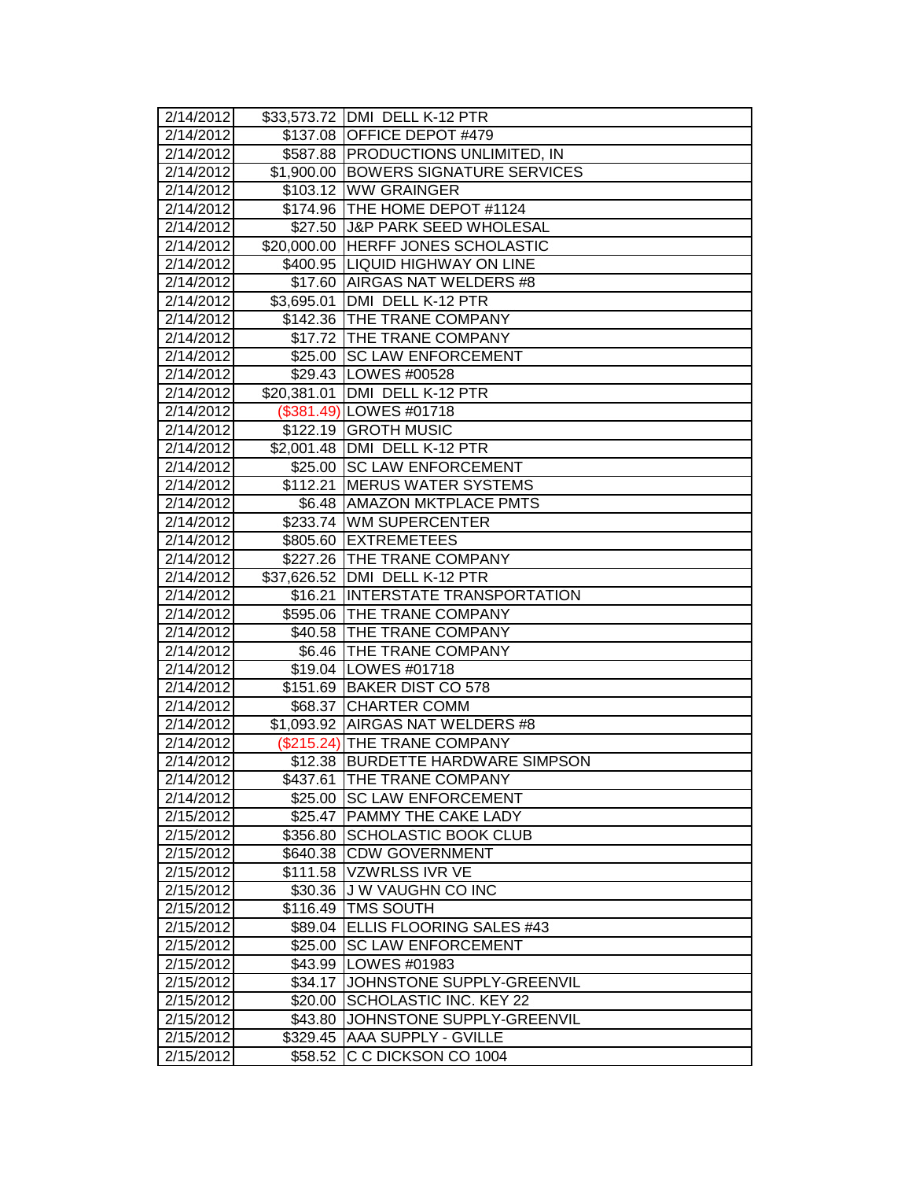| 2/14/2012 | $33,573.72 | DMI DELL K-12 PTR |
|---|---|---|
| 2/14/2012 | $137.08 | OFFICE DEPOT #479 |
| 2/14/2012 | $587.88 | PRODUCTIONS UNLIMITED, IN |
| 2/14/2012 | $1,900.00 | BOWERS SIGNATURE SERVICES |
| 2/14/2012 | $103.12 | WW GRAINGER |
| 2/14/2012 | $174.96 | THE HOME DEPOT #1124 |
| 2/14/2012 | $27.50 | J&P PARK SEED WHOLESAL |
| 2/14/2012 | $20,000.00 | HERFF JONES SCHOLASTIC |
| 2/14/2012 | $400.95 | LIQUID HIGHWAY ON LINE |
| 2/14/2012 | $17.60 | AIRGAS NAT WELDERS #8 |
| 2/14/2012 | $3,695.01 | DMI DELL K-12 PTR |
| 2/14/2012 | $142.36 | THE TRANE COMPANY |
| 2/14/2012 | $17.72 | THE TRANE COMPANY |
| 2/14/2012 | $25.00 | SC LAW ENFORCEMENT |
| 2/14/2012 | $29.43 | LOWES #00528 |
| 2/14/2012 | $20,381.01 | DMI DELL K-12 PTR |
| 2/14/2012 | ($381.49) | LOWES #01718 |
| 2/14/2012 | $122.19 | GROTH MUSIC |
| 2/14/2012 | $2,001.48 | DMI DELL K-12 PTR |
| 2/14/2012 | $25.00 | SC LAW ENFORCEMENT |
| 2/14/2012 | $112.21 | MERUS WATER SYSTEMS |
| 2/14/2012 | $6.48 | AMAZON MKTPLACE PMTS |
| 2/14/2012 | $233.74 | WM SUPERCENTER |
| 2/14/2012 | $805.60 | EXTREMETEES |
| 2/14/2012 | $227.26 | THE TRANE COMPANY |
| 2/14/2012 | $37,626.52 | DMI DELL K-12 PTR |
| 2/14/2012 | $16.21 | INTERSTATE TRANSPORTATION |
| 2/14/2012 | $595.06 | THE TRANE COMPANY |
| 2/14/2012 | $40.58 | THE TRANE COMPANY |
| 2/14/2012 | $6.46 | THE TRANE COMPANY |
| 2/14/2012 | $19.04 | LOWES #01718 |
| 2/14/2012 | $151.69 | BAKER DIST CO 578 |
| 2/14/2012 | $68.37 | CHARTER COMM |
| 2/14/2012 | $1,093.92 | AIRGAS NAT WELDERS #8 |
| 2/14/2012 | ($215.24) | THE TRANE COMPANY |
| 2/14/2012 | $12.38 | BURDETTE HARDWARE SIMPSON |
| 2/14/2012 | $437.61 | THE TRANE COMPANY |
| 2/14/2012 | $25.00 | SC LAW ENFORCEMENT |
| 2/15/2012 | $25.47 | PAMMY THE CAKE LADY |
| 2/15/2012 | $356.80 | SCHOLASTIC BOOK CLUB |
| 2/15/2012 | $640.38 | CDW GOVERNMENT |
| 2/15/2012 | $111.58 | VZWRLSS IVR VE |
| 2/15/2012 | $30.36 | J W VAUGHN CO INC |
| 2/15/2012 | $116.49 | TMS SOUTH |
| 2/15/2012 | $89.04 | ELLIS FLOORING SALES #43 |
| 2/15/2012 | $25.00 | SC LAW ENFORCEMENT |
| 2/15/2012 | $43.99 | LOWES #01983 |
| 2/15/2012 | $34.17 | JOHNSTONE SUPPLY-GREENVIL |
| 2/15/2012 | $20.00 | SCHOLASTIC INC. KEY 22 |
| 2/15/2012 | $43.80 | JOHNSTONE SUPPLY-GREENVIL |
| 2/15/2012 | $329.45 | AAA SUPPLY - GVILLE |
| 2/15/2012 | $58.52 | C C DICKSON CO 1004 |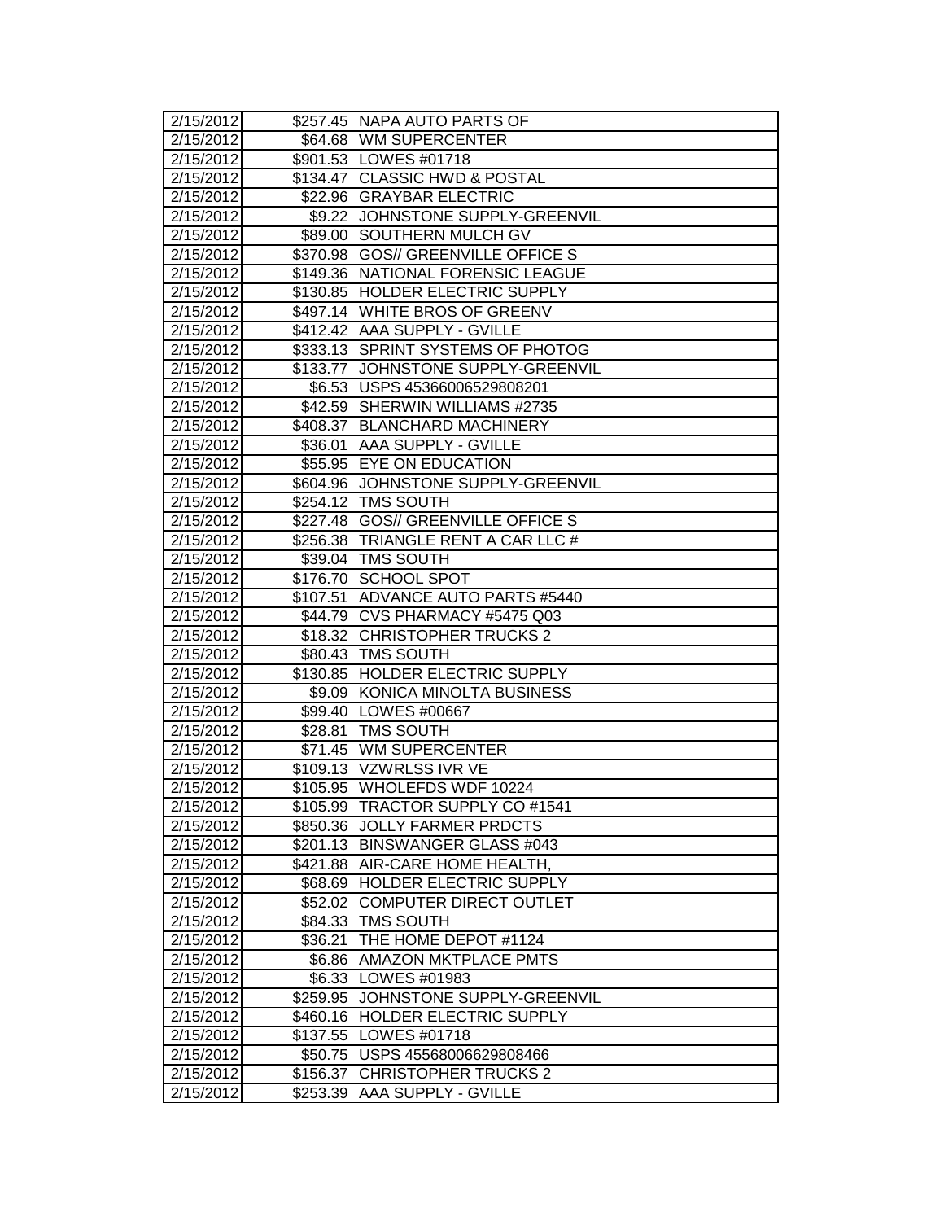| | | |
|---|---|---|
| 2/15/2012 | $257.45 | NAPA AUTO PARTS OF |
| 2/15/2012 | $64.68 | WM SUPERCENTER |
| 2/15/2012 | $901.53 | LOWES #01718 |
| 2/15/2012 | $134.47 | CLASSIC HWD & POSTAL |
| 2/15/2012 | $22.96 | GRAYBAR ELECTRIC |
| 2/15/2012 | $9.22 | JOHNSTONE SUPPLY-GREENVIL |
| 2/15/2012 | $89.00 | SOUTHERN MULCH GV |
| 2/15/2012 | $370.98 | GOS// GREENVILLE OFFICE S |
| 2/15/2012 | $149.36 | NATIONAL FORENSIC LEAGUE |
| 2/15/2012 | $130.85 | HOLDER ELECTRIC SUPPLY |
| 2/15/2012 | $497.14 | WHITE BROS OF GREENV |
| 2/15/2012 | $412.42 | AAA SUPPLY - GVILLE |
| 2/15/2012 | $333.13 | SPRINT SYSTEMS OF PHOTOG |
| 2/15/2012 | $133.77 | JOHNSTONE SUPPLY-GREENVIL |
| 2/15/2012 | $6.53 | USPS 45366006529808201 |
| 2/15/2012 | $42.59 | SHERWIN WILLIAMS #2735 |
| 2/15/2012 | $408.37 | BLANCHARD MACHINERY |
| 2/15/2012 | $36.01 | AAA SUPPLY - GVILLE |
| 2/15/2012 | $55.95 | EYE ON EDUCATION |
| 2/15/2012 | $604.96 | JOHNSTONE SUPPLY-GREENVIL |
| 2/15/2012 | $254.12 | TMS SOUTH |
| 2/15/2012 | $227.48 | GOS// GREENVILLE OFFICE S |
| 2/15/2012 | $256.38 | TRIANGLE RENT A CAR LLC # |
| 2/15/2012 | $39.04 | TMS SOUTH |
| 2/15/2012 | $176.70 | SCHOOL SPOT |
| 2/15/2012 | $107.51 | ADVANCE AUTO PARTS #5440 |
| 2/15/2012 | $44.79 | CVS PHARMACY #5475 Q03 |
| 2/15/2012 | $18.32 | CHRISTOPHER TRUCKS 2 |
| 2/15/2012 | $80.43 | TMS SOUTH |
| 2/15/2012 | $130.85 | HOLDER ELECTRIC SUPPLY |
| 2/15/2012 | $9.09 | KONICA MINOLTA BUSINESS |
| 2/15/2012 | $99.40 | LOWES #00667 |
| 2/15/2012 | $28.81 | TMS SOUTH |
| 2/15/2012 | $71.45 | WM SUPERCENTER |
| 2/15/2012 | $109.13 | VZWRLSS IVR VE |
| 2/15/2012 | $105.95 | WHOLEFDS WDF 10224 |
| 2/15/2012 | $105.99 | TRACTOR SUPPLY CO #1541 |
| 2/15/2012 | $850.36 | JOLLY FARMER PRDCTS |
| 2/15/2012 | $201.13 | BINSWANGER GLASS #043 |
| 2/15/2012 | $421.88 | AIR-CARE HOME HEALTH, |
| 2/15/2012 | $68.69 | HOLDER ELECTRIC SUPPLY |
| 2/15/2012 | $52.02 | COMPUTER DIRECT OUTLET |
| 2/15/2012 | $84.33 | TMS SOUTH |
| 2/15/2012 | $36.21 | THE HOME DEPOT #1124 |
| 2/15/2012 | $6.86 | AMAZON MKTPLACE PMTS |
| 2/15/2012 | $6.33 | LOWES #01983 |
| 2/15/2012 | $259.95 | JOHNSTONE SUPPLY-GREENVIL |
| 2/15/2012 | $460.16 | HOLDER ELECTRIC SUPPLY |
| 2/15/2012 | $137.55 | LOWES #01718 |
| 2/15/2012 | $50.75 | USPS 45568006629808466 |
| 2/15/2012 | $156.37 | CHRISTOPHER TRUCKS 2 |
| 2/15/2012 | $253.39 | AAA SUPPLY - GVILLE |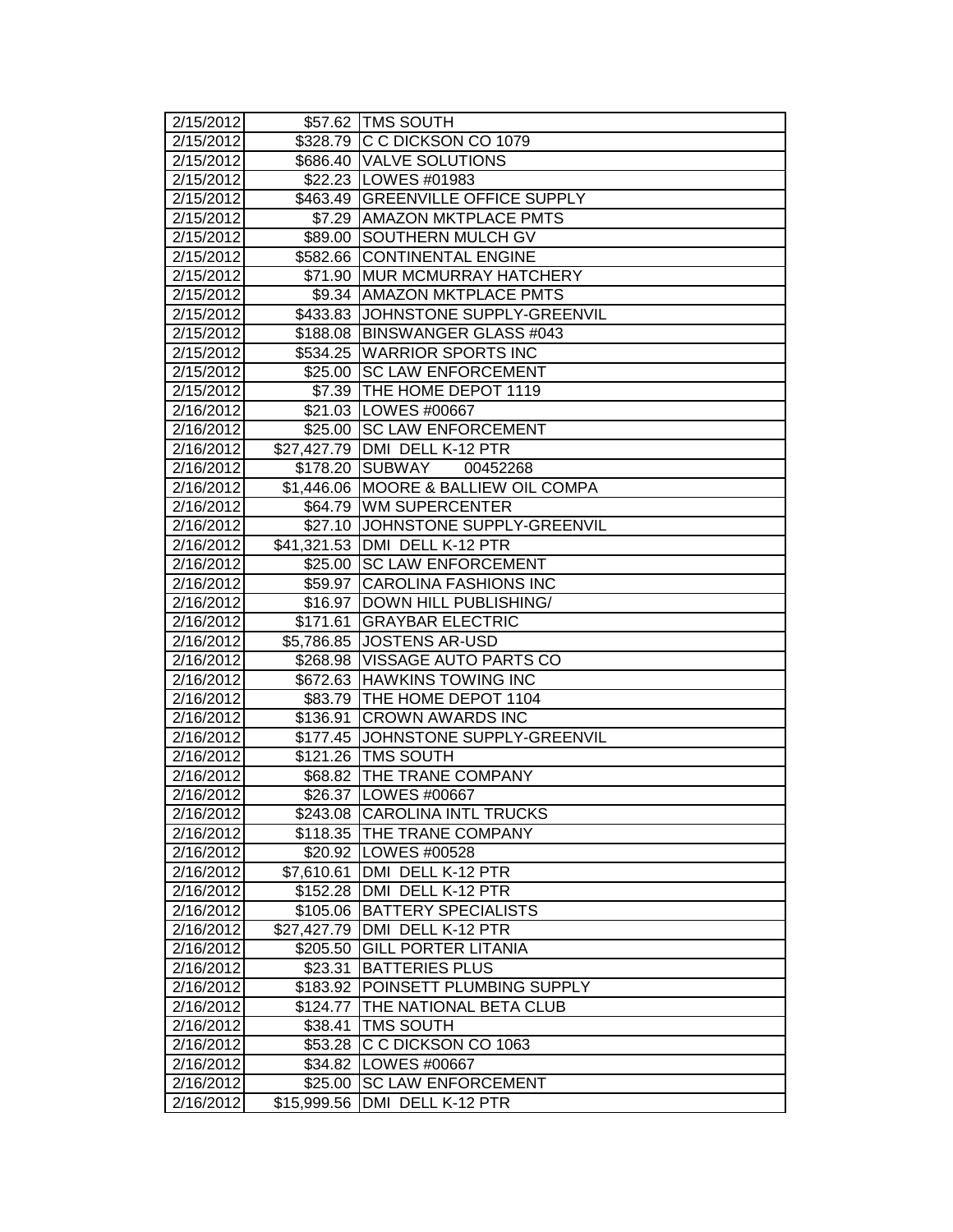| | | |
|---|---|---|
| 2/15/2012 | $57.62 | TMS SOUTH |
| 2/15/2012 | $328.79 | C C DICKSON CO 1079 |
| 2/15/2012 | $686.40 | VALVE SOLUTIONS |
| 2/15/2012 | $22.23 | LOWES #01983 |
| 2/15/2012 | $463.49 | GREENVILLE OFFICE SUPPLY |
| 2/15/2012 | $7.29 | AMAZON MKTPLACE PMTS |
| 2/15/2012 | $89.00 | SOUTHERN MULCH GV |
| 2/15/2012 | $582.66 | CONTINENTAL ENGINE |
| 2/15/2012 | $71.90 | MUR MCMURRAY HATCHERY |
| 2/15/2012 | $9.34 | AMAZON MKTPLACE PMTS |
| 2/15/2012 | $433.83 | JOHNSTONE SUPPLY-GREENVIL |
| 2/15/2012 | $188.08 | BINSWANGER GLASS #043 |
| 2/15/2012 | $534.25 | WARRIOR SPORTS INC |
| 2/15/2012 | $25.00 | SC LAW ENFORCEMENT |
| 2/15/2012 | $7.39 | THE HOME DEPOT 1119 |
| 2/16/2012 | $21.03 | LOWES #00667 |
| 2/16/2012 | $25.00 | SC LAW ENFORCEMENT |
| 2/16/2012 | $27,427.79 | DMI DELL K-12 PTR |
| 2/16/2012 | $178.20 | SUBWAY 00452268 |
| 2/16/2012 | $1,446.06 | MOORE & BALLIEW OIL COMPA |
| 2/16/2012 | $64.79 | WM SUPERCENTER |
| 2/16/2012 | $27.10 | JOHNSTONE SUPPLY-GREENVIL |
| 2/16/2012 | $41,321.53 | DMI DELL K-12 PTR |
| 2/16/2012 | $25.00 | SC LAW ENFORCEMENT |
| 2/16/2012 | $59.97 | CAROLINA FASHIONS INC |
| 2/16/2012 | $16.97 | DOWN HILL PUBLISHING/ |
| 2/16/2012 | $171.61 | GRAYBAR ELECTRIC |
| 2/16/2012 | $5,786.85 | JOSTENS AR-USD |
| 2/16/2012 | $268.98 | VISSAGE AUTO PARTS CO |
| 2/16/2012 | $672.63 | HAWKINS TOWING INC |
| 2/16/2012 | $83.79 | THE HOME DEPOT 1104 |
| 2/16/2012 | $136.91 | CROWN AWARDS INC |
| 2/16/2012 | $177.45 | JOHNSTONE SUPPLY-GREENVIL |
| 2/16/2012 | $121.26 | TMS SOUTH |
| 2/16/2012 | $68.82 | THE TRANE COMPANY |
| 2/16/2012 | $26.37 | LOWES #00667 |
| 2/16/2012 | $243.08 | CAROLINA INTL TRUCKS |
| 2/16/2012 | $118.35 | THE TRANE COMPANY |
| 2/16/2012 | $20.92 | LOWES #00528 |
| 2/16/2012 | $7,610.61 | DMI DELL K-12 PTR |
| 2/16/2012 | $152.28 | DMI DELL K-12 PTR |
| 2/16/2012 | $105.06 | BATTERY SPECIALISTS |
| 2/16/2012 | $27,427.79 | DMI DELL K-12 PTR |
| 2/16/2012 | $205.50 | GILL PORTER LITANIA |
| 2/16/2012 | $23.31 | BATTERIES PLUS |
| 2/16/2012 | $183.92 | POINSETT PLUMBING SUPPLY |
| 2/16/2012 | $124.77 | THE NATIONAL BETA CLUB |
| 2/16/2012 | $38.41 | TMS SOUTH |
| 2/16/2012 | $53.28 | C C DICKSON CO 1063 |
| 2/16/2012 | $34.82 | LOWES #00667 |
| 2/16/2012 | $25.00 | SC LAW ENFORCEMENT |
| 2/16/2012 | $15,999.56 | DMI DELL K-12 PTR |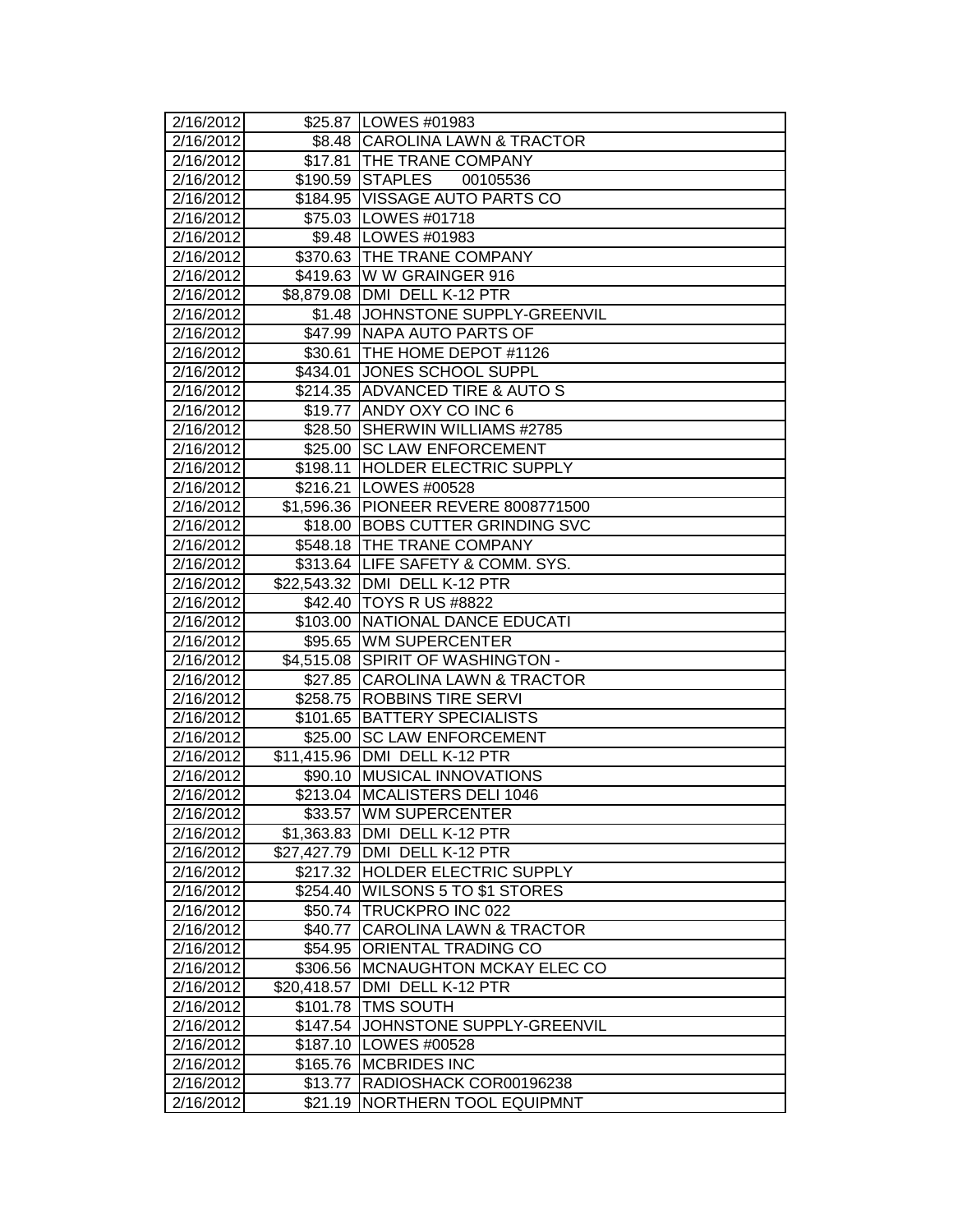| 2/16/2012 | $25.87 | LOWES #01983 |
|---|---|---|
| 2/16/2012 | $8.48 | CAROLINA LAWN & TRACTOR |
| 2/16/2012 | $17.81 | THE TRANE COMPANY |
| 2/16/2012 | $190.59 | STAPLES 00105536 |
| 2/16/2012 | $184.95 | VISSAGE AUTO PARTS CO |
| 2/16/2012 | $75.03 | LOWES #01718 |
| 2/16/2012 | $9.48 | LOWES #01983 |
| 2/16/2012 | $370.63 | THE TRANE COMPANY |
| 2/16/2012 | $419.63 | W W GRAINGER 916 |
| 2/16/2012 | $8,879.08 | DMI DELL K-12 PTR |
| 2/16/2012 | $1.48 | JOHNSTONE SUPPLY-GREENVIL |
| 2/16/2012 | $47.99 | NAPA AUTO PARTS OF |
| 2/16/2012 | $30.61 | THE HOME DEPOT #1126 |
| 2/16/2012 | $434.01 | JONES SCHOOL SUPPL |
| 2/16/2012 | $214.35 | ADVANCED TIRE & AUTO S |
| 2/16/2012 | $19.77 | ANDY OXY CO INC 6 |
| 2/16/2012 | $28.50 | SHERWIN WILLIAMS #2785 |
| 2/16/2012 | $25.00 | SC LAW ENFORCEMENT |
| 2/16/2012 | $198.11 | HOLDER ELECTRIC SUPPLY |
| 2/16/2012 | $216.21 | LOWES #00528 |
| 2/16/2012 | $1,596.36 | PIONEER REVERE 8008771500 |
| 2/16/2012 | $18.00 | BOBS CUTTER GRINDING SVC |
| 2/16/2012 | $548.18 | THE TRANE COMPANY |
| 2/16/2012 | $313.64 | LIFE SAFETY & COMM. SYS. |
| 2/16/2012 | $22,543.32 | DMI DELL K-12 PTR |
| 2/16/2012 | $42.40 | TOYS R US #8822 |
| 2/16/2012 | $103.00 | NATIONAL DANCE EDUCATI |
| 2/16/2012 | $95.65 | WM SUPERCENTER |
| 2/16/2012 | $4,515.08 | SPIRIT OF WASHINGTON - |
| 2/16/2012 | $27.85 | CAROLINA LAWN & TRACTOR |
| 2/16/2012 | $258.75 | ROBBINS TIRE SERVI |
| 2/16/2012 | $101.65 | BATTERY SPECIALISTS |
| 2/16/2012 | $25.00 | SC LAW ENFORCEMENT |
| 2/16/2012 | $11,415.96 | DMI DELL K-12 PTR |
| 2/16/2012 | $90.10 | MUSICAL INNOVATIONS |
| 2/16/2012 | $213.04 | MCALISTERS DELI 1046 |
| 2/16/2012 | $33.57 | WM SUPERCENTER |
| 2/16/2012 | $1,363.83 | DMI DELL K-12 PTR |
| 2/16/2012 | $27,427.79 | DMI DELL K-12 PTR |
| 2/16/2012 | $217.32 | HOLDER ELECTRIC SUPPLY |
| 2/16/2012 | $254.40 | WILSONS 5 TO $1 STORES |
| 2/16/2012 | $50.74 | TRUCKPRO INC 022 |
| 2/16/2012 | $40.77 | CAROLINA LAWN & TRACTOR |
| 2/16/2012 | $54.95 | ORIENTAL TRADING CO |
| 2/16/2012 | $306.56 | MCNAUGHTON MCKAY ELEC CO |
| 2/16/2012 | $20,418.57 | DMI DELL K-12 PTR |
| 2/16/2012 | $101.78 | TMS SOUTH |
| 2/16/2012 | $147.54 | JOHNSTONE SUPPLY-GREENVIL |
| 2/16/2012 | $187.10 | LOWES #00528 |
| 2/16/2012 | $165.76 | MCBRIDES INC |
| 2/16/2012 | $13.77 | RADIOSHACK COR00196238 |
| 2/16/2012 | $21.19 | NORTHERN TOOL EQUIPMNT |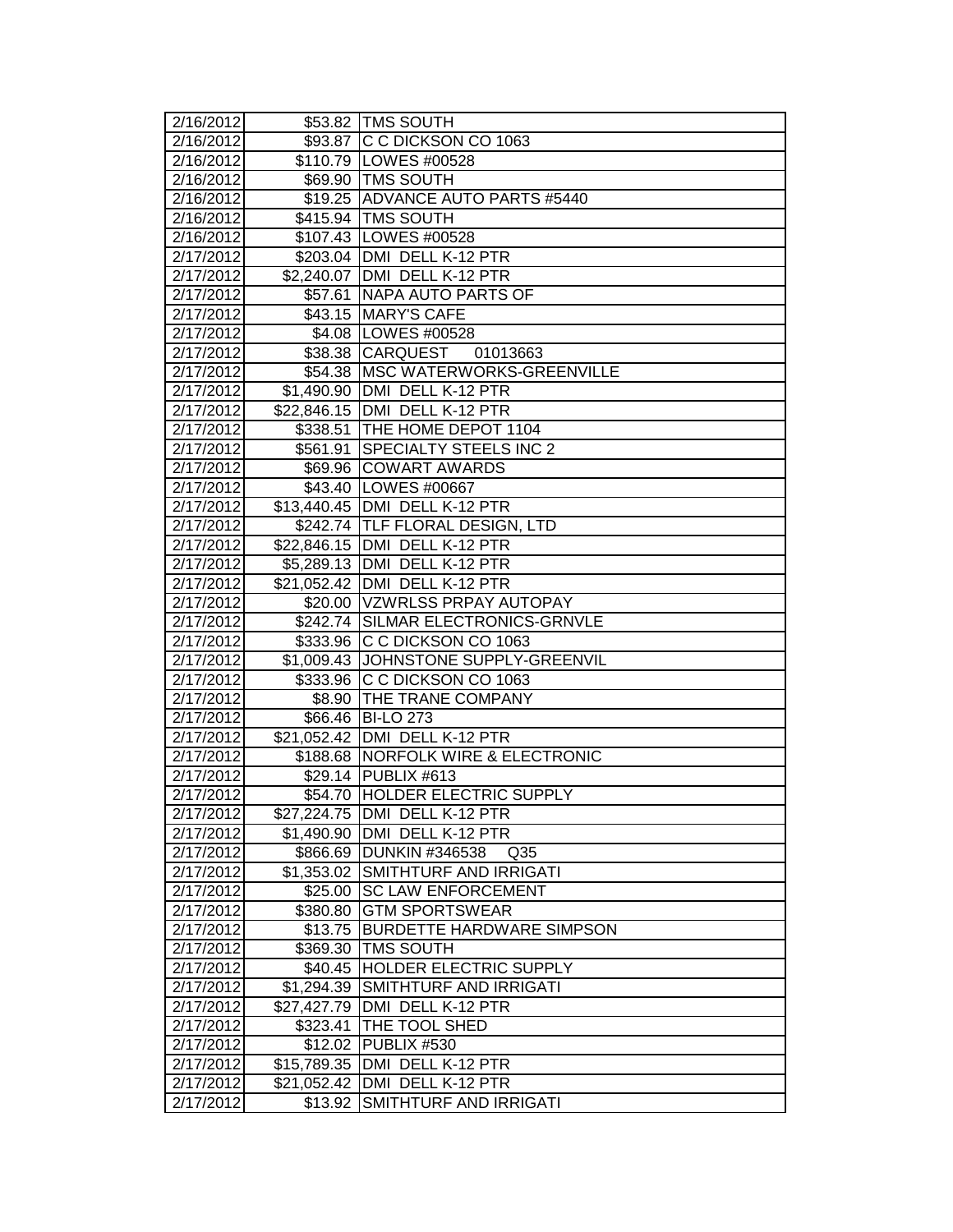| 2/16/2012 | $53.82 | TMS SOUTH |
|---|---|---|
| 2/16/2012 | $93.87 | C C DICKSON CO 1063 |
| 2/16/2012 | $110.79 | LOWES #00528 |
| 2/16/2012 | $69.90 | TMS SOUTH |
| 2/16/2012 | $19.25 | ADVANCE AUTO PARTS #5440 |
| 2/16/2012 | $415.94 | TMS SOUTH |
| 2/16/2012 | $107.43 | LOWES #00528 |
| 2/17/2012 | $203.04 | DMI DELL K-12 PTR |
| 2/17/2012 | $2,240.07 | DMI DELL K-12 PTR |
| 2/17/2012 | $57.61 | NAPA AUTO PARTS OF |
| 2/17/2012 | $43.15 | MARY'S CAFE |
| 2/17/2012 | $4.08 | LOWES #00528 |
| 2/17/2012 | $38.38 | CARQUEST 01013663 |
| 2/17/2012 | $54.38 | MSC WATERWORKS-GREENVILLE |
| 2/17/2012 | $1,490.90 | DMI DELL K-12 PTR |
| 2/17/2012 | $22,846.15 | DMI DELL K-12 PTR |
| 2/17/2012 | $338.51 | THE HOME DEPOT 1104 |
| 2/17/2012 | $561.91 | SPECIALTY STEELS INC 2 |
| 2/17/2012 | $69.96 | COWART AWARDS |
| 2/17/2012 | $43.40 | LOWES #00667 |
| 2/17/2012 | $13,440.45 | DMI DELL K-12 PTR |
| 2/17/2012 | $242.74 | TLF FLORAL DESIGN, LTD |
| 2/17/2012 | $22,846.15 | DMI DELL K-12 PTR |
| 2/17/2012 | $5,289.13 | DMI DELL K-12 PTR |
| 2/17/2012 | $21,052.42 | DMI DELL K-12 PTR |
| 2/17/2012 | $20.00 | VZWRLSS PRPAY AUTOPAY |
| 2/17/2012 | $242.74 | SILMAR ELECTRONICS-GRNVLE |
| 2/17/2012 | $333.96 | C C DICKSON CO 1063 |
| 2/17/2012 | $1,009.43 | JOHNSTONE SUPPLY-GREENVIL |
| 2/17/2012 | $333.96 | C C DICKSON CO 1063 |
| 2/17/2012 | $8.90 | THE TRANE COMPANY |
| 2/17/2012 | $66.46 | BI-LO 273 |
| 2/17/2012 | $21,052.42 | DMI DELL K-12 PTR |
| 2/17/2012 | $188.68 | NORFOLK WIRE & ELECTRONIC |
| 2/17/2012 | $29.14 | PUBLIX #613 |
| 2/17/2012 | $54.70 | HOLDER ELECTRIC SUPPLY |
| 2/17/2012 | $27,224.75 | DMI DELL K-12 PTR |
| 2/17/2012 | $1,490.90 | DMI DELL K-12 PTR |
| 2/17/2012 | $866.69 | DUNKIN #346538 Q35 |
| 2/17/2012 | $1,353.02 | SMITHTURF AND IRRIGATI |
| 2/17/2012 | $25.00 | SC LAW ENFORCEMENT |
| 2/17/2012 | $380.80 | GTM SPORTSWEAR |
| 2/17/2012 | $13.75 | BURDETTE HARDWARE SIMPSON |
| 2/17/2012 | $369.30 | TMS SOUTH |
| 2/17/2012 | $40.45 | HOLDER ELECTRIC SUPPLY |
| 2/17/2012 | $1,294.39 | SMITHTURF AND IRRIGATI |
| 2/17/2012 | $27,427.79 | DMI DELL K-12 PTR |
| 2/17/2012 | $323.41 | THE TOOL SHED |
| 2/17/2012 | $12.02 | PUBLIX #530 |
| 2/17/2012 | $15,789.35 | DMI DELL K-12 PTR |
| 2/17/2012 | $21,052.42 | DMI DELL K-12 PTR |
| 2/17/2012 | $13.92 | SMITHTURF AND IRRIGATI |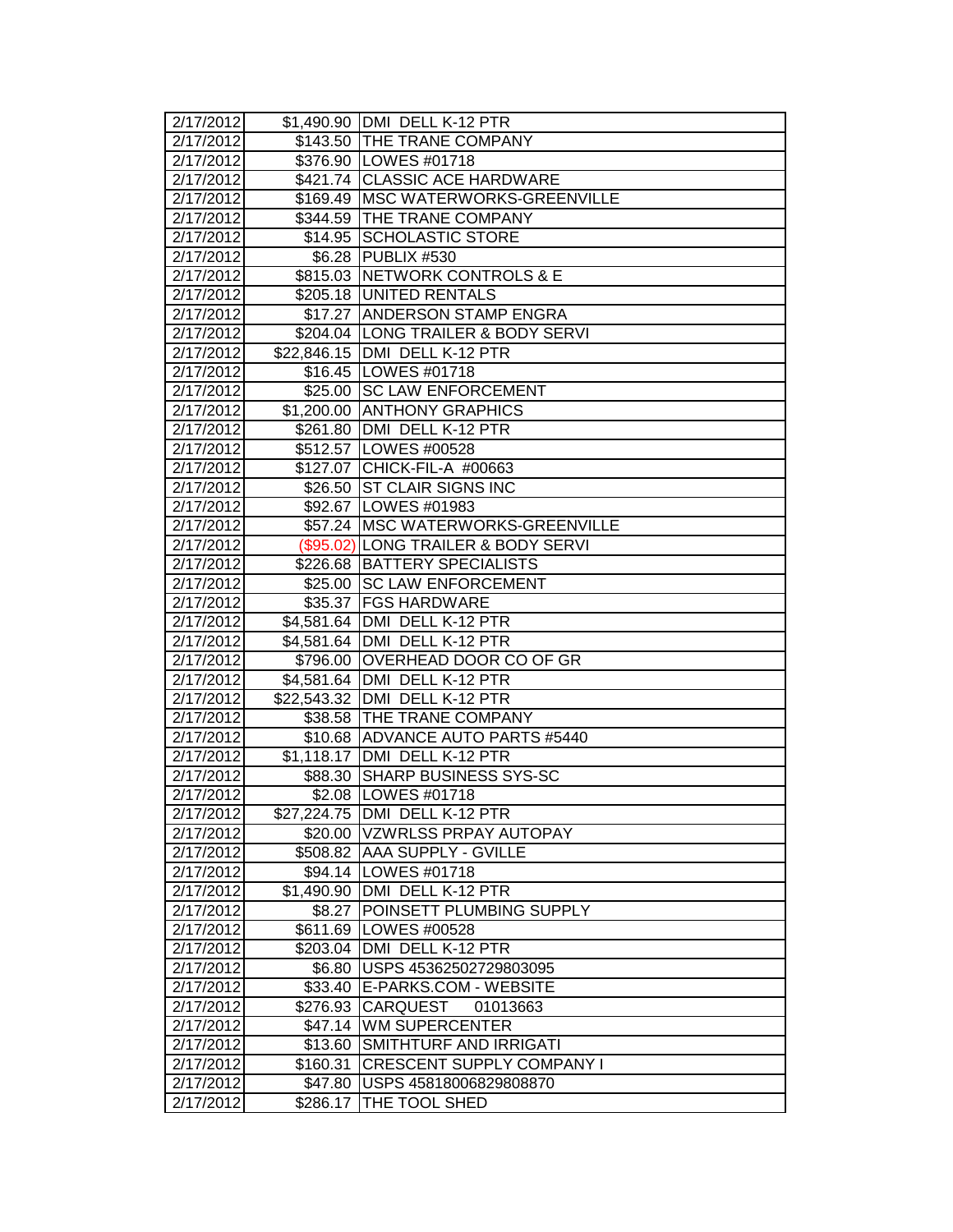| | | |
|---|---|---|
| 2/17/2012 | $1,490.90 | DMI DELL K-12 PTR |
| 2/17/2012 | $143.50 | THE TRANE COMPANY |
| 2/17/2012 | $376.90 | LOWES #01718 |
| 2/17/2012 | $421.74 | CLASSIC ACE HARDWARE |
| 2/17/2012 | $169.49 | MSC WATERWORKS-GREENVILLE |
| 2/17/2012 | $344.59 | THE TRANE COMPANY |
| 2/17/2012 | $14.95 | SCHOLASTIC STORE |
| 2/17/2012 | $6.28 | PUBLIX #530 |
| 2/17/2012 | $815.03 | NETWORK CONTROLS & E |
| 2/17/2012 | $205.18 | UNITED RENTALS |
| 2/17/2012 | $17.27 | ANDERSON STAMP ENGRA |
| 2/17/2012 | $204.04 | LONG TRAILER & BODY SERVI |
| 2/17/2012 | $22,846.15 | DMI DELL K-12 PTR |
| 2/17/2012 | $16.45 | LOWES #01718 |
| 2/17/2012 | $25.00 | SC LAW ENFORCEMENT |
| 2/17/2012 | $1,200.00 | ANTHONY GRAPHICS |
| 2/17/2012 | $261.80 | DMI DELL K-12 PTR |
| 2/17/2012 | $512.57 | LOWES #00528 |
| 2/17/2012 | $127.07 | CHICK-FIL-A #00663 |
| 2/17/2012 | $26.50 | ST CLAIR SIGNS INC |
| 2/17/2012 | $92.67 | LOWES #01983 |
| 2/17/2012 | $57.24 | MSC WATERWORKS-GREENVILLE |
| 2/17/2012 | ($95.02) | LONG TRAILER & BODY SERVI |
| 2/17/2012 | $226.68 | BATTERY SPECIALISTS |
| 2/17/2012 | $25.00 | SC LAW ENFORCEMENT |
| 2/17/2012 | $35.37 | FGS HARDWARE |
| 2/17/2012 | $4,581.64 | DMI DELL K-12 PTR |
| 2/17/2012 | $4,581.64 | DMI DELL K-12 PTR |
| 2/17/2012 | $796.00 | OVERHEAD DOOR CO OF GR |
| 2/17/2012 | $4,581.64 | DMI DELL K-12 PTR |
| 2/17/2012 | $22,543.32 | DMI DELL K-12 PTR |
| 2/17/2012 | $38.58 | THE TRANE COMPANY |
| 2/17/2012 | $10.68 | ADVANCE AUTO PARTS #5440 |
| 2/17/2012 | $1,118.17 | DMI DELL K-12 PTR |
| 2/17/2012 | $88.30 | SHARP BUSINESS SYS-SC |
| 2/17/2012 | $2.08 | LOWES #01718 |
| 2/17/2012 | $27,224.75 | DMI DELL K-12 PTR |
| 2/17/2012 | $20.00 | VZWRLSS PRPAY AUTOPAY |
| 2/17/2012 | $508.82 | AAA SUPPLY - GVILLE |
| 2/17/2012 | $94.14 | LOWES #01718 |
| 2/17/2012 | $1,490.90 | DMI DELL K-12 PTR |
| 2/17/2012 | $8.27 | POINSETT PLUMBING SUPPLY |
| 2/17/2012 | $611.69 | LOWES #00528 |
| 2/17/2012 | $203.04 | DMI DELL K-12 PTR |
| 2/17/2012 | $6.80 | USPS 45362502729803095 |
| 2/17/2012 | $33.40 | E-PARKS.COM - WEBSITE |
| 2/17/2012 | $276.93 | CARQUEST 01013663 |
| 2/17/2012 | $47.14 | WM SUPERCENTER |
| 2/17/2012 | $13.60 | SMITHTURF AND IRRIGATI |
| 2/17/2012 | $160.31 | CRESCENT SUPPLY COMPANY I |
| 2/17/2012 | $47.80 | USPS 45818006829808870 |
| 2/17/2012 | $286.17 | THE TOOL SHED |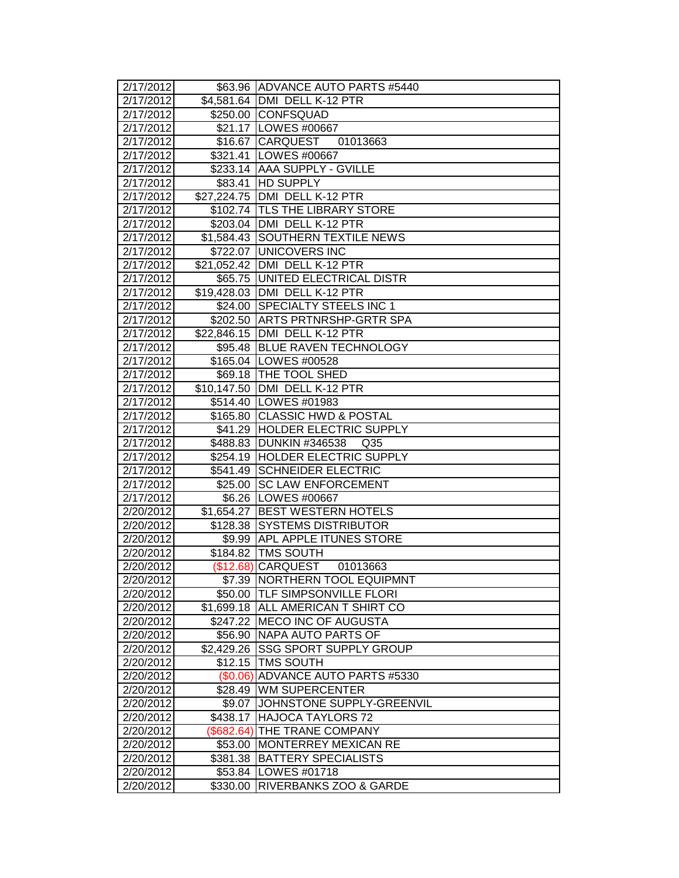| | | |
|---|---|---|
| 2/17/2012 | $63.96 | ADVANCE AUTO PARTS #5440 |
| 2/17/2012 | $4,581.64 | DMI DELL K-12 PTR |
| 2/17/2012 | $250.00 | CONFSQUAD |
| 2/17/2012 | $21.17 | LOWES #00667 |
| 2/17/2012 | $16.67 | CARQUEST 01013663 |
| 2/17/2012 | $321.41 | LOWES #00667 |
| 2/17/2012 | $233.14 | AAA SUPPLY - GVILLE |
| 2/17/2012 | $83.41 | HD SUPPLY |
| 2/17/2012 | $27,224.75 | DMI DELL K-12 PTR |
| 2/17/2012 | $102.74 | TLS THE LIBRARY STORE |
| 2/17/2012 | $203.04 | DMI DELL K-12 PTR |
| 2/17/2012 | $1,584.43 | SOUTHERN TEXTILE NEWS |
| 2/17/2012 | $722.07 | UNICOVERS INC |
| 2/17/2012 | $21,052.42 | DMI DELL K-12 PTR |
| 2/17/2012 | $65.75 | UNITED ELECTRICAL DISTR |
| 2/17/2012 | $19,428.03 | DMI DELL K-12 PTR |
| 2/17/2012 | $24.00 | SPECIALTY STEELS INC 1 |
| 2/17/2012 | $202.50 | ARTS PRTNRSHP-GRTR SPA |
| 2/17/2012 | $22,846.15 | DMI DELL K-12 PTR |
| 2/17/2012 | $95.48 | BLUE RAVEN TECHNOLOGY |
| 2/17/2012 | $165.04 | LOWES #00528 |
| 2/17/2012 | $69.18 | THE TOOL SHED |
| 2/17/2012 | $10,147.50 | DMI DELL K-12 PTR |
| 2/17/2012 | $514.40 | LOWES #01983 |
| 2/17/2012 | $165.80 | CLASSIC HWD & POSTAL |
| 2/17/2012 | $41.29 | HOLDER ELECTRIC SUPPLY |
| 2/17/2012 | $488.83 | DUNKIN #346538 Q35 |
| 2/17/2012 | $254.19 | HOLDER ELECTRIC SUPPLY |
| 2/17/2012 | $541.49 | SCHNEIDER ELECTRIC |
| 2/17/2012 | $25.00 | SC LAW ENFORCEMENT |
| 2/17/2012 | $6.26 | LOWES #00667 |
| 2/20/2012 | $1,654.27 | BEST WESTERN HOTELS |
| 2/20/2012 | $128.38 | SYSTEMS DISTRIBUTOR |
| 2/20/2012 | $9.99 | APL APPLE ITUNES STORE |
| 2/20/2012 | $184.82 | TMS SOUTH |
| 2/20/2012 | ($12.68) | CARQUEST 01013663 |
| 2/20/2012 | $7.39 | NORTHERN TOOL EQUIPMNT |
| 2/20/2012 | $50.00 | TLF SIMPSONVILLE FLORI |
| 2/20/2012 | $1,699.18 | ALL AMERICAN T SHIRT CO |
| 2/20/2012 | $247.22 | MECO INC OF AUGUSTA |
| 2/20/2012 | $56.90 | NAPA AUTO PARTS OF |
| 2/20/2012 | $2,429.26 | SSG SPORT SUPPLY GROUP |
| 2/20/2012 | $12.15 | TMS SOUTH |
| 2/20/2012 | ($0.06) | ADVANCE AUTO PARTS #5330 |
| 2/20/2012 | $28.49 | WM SUPERCENTER |
| 2/20/2012 | $9.07 | JOHNSTONE SUPPLY-GREENVIL |
| 2/20/2012 | $438.17 | HAJOCA TAYLORS 72 |
| 2/20/2012 | ($682.64) | THE TRANE COMPANY |
| 2/20/2012 | $53.00 | MONTERREY MEXICAN RE |
| 2/20/2012 | $381.38 | BATTERY SPECIALISTS |
| 2/20/2012 | $53.84 | LOWES #01718 |
| 2/20/2012 | $330.00 | RIVERBANKS ZOO & GARDE |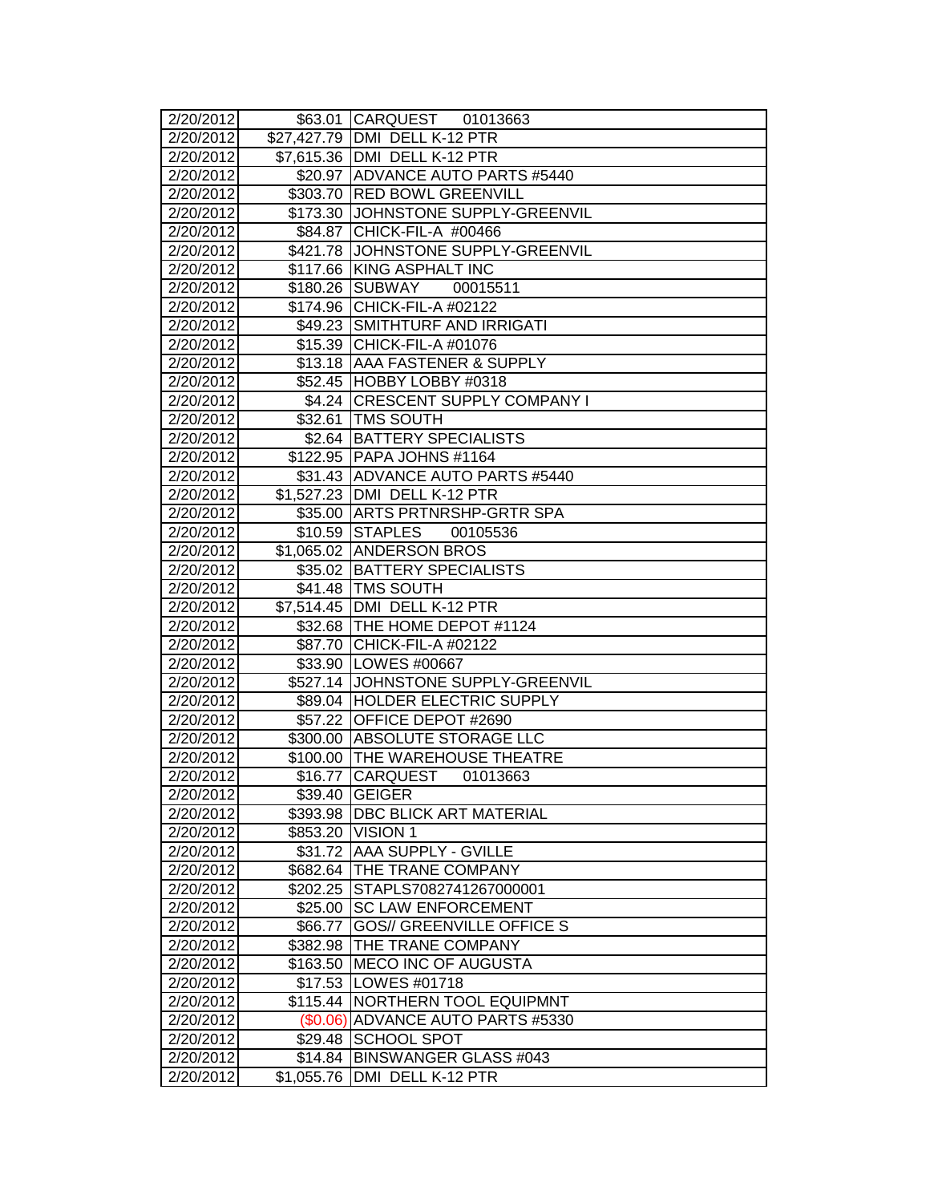| | | |
|---|---|---|
| 2/20/2012 | $63.01 | CARQUEST 01013663 |
| 2/20/2012 | $27,427.79 | DMI DELL K-12 PTR |
| 2/20/2012 | $7,615.36 | DMI DELL K-12 PTR |
| 2/20/2012 | $20.97 | ADVANCE AUTO PARTS #5440 |
| 2/20/2012 | $303.70 | RED BOWL GREENVILL |
| 2/20/2012 | $173.30 | JOHNSTONE SUPPLY-GREENVIL |
| 2/20/2012 | $84.87 | CHICK-FIL-A #00466 |
| 2/20/2012 | $421.78 | JOHNSTONE SUPPLY-GREENVIL |
| 2/20/2012 | $117.66 | KING ASPHALT INC |
| 2/20/2012 | $180.26 | SUBWAY 00015511 |
| 2/20/2012 | $174.96 | CHICK-FIL-A #02122 |
| 2/20/2012 | $49.23 | SMITHTURF AND IRRIGATI |
| 2/20/2012 | $15.39 | CHICK-FIL-A #01076 |
| 2/20/2012 | $13.18 | AAA FASTENER & SUPPLY |
| 2/20/2012 | $52.45 | HOBBY LOBBY #0318 |
| 2/20/2012 | $4.24 | CRESCENT SUPPLY COMPANY I |
| 2/20/2012 | $32.61 | TMS SOUTH |
| 2/20/2012 | $2.64 | BATTERY SPECIALISTS |
| 2/20/2012 | $122.95 | PAPA JOHNS #1164 |
| 2/20/2012 | $31.43 | ADVANCE AUTO PARTS #5440 |
| 2/20/2012 | $1,527.23 | DMI DELL K-12 PTR |
| 2/20/2012 | $35.00 | ARTS PRTNRSHP-GRTR SPA |
| 2/20/2012 | $10.59 | STAPLES 00105536 |
| 2/20/2012 | $1,065.02 | ANDERSON BROS |
| 2/20/2012 | $35.02 | BATTERY SPECIALISTS |
| 2/20/2012 | $41.48 | TMS SOUTH |
| 2/20/2012 | $7,514.45 | DMI DELL K-12 PTR |
| 2/20/2012 | $32.68 | THE HOME DEPOT #1124 |
| 2/20/2012 | $87.70 | CHICK-FIL-A #02122 |
| 2/20/2012 | $33.90 | LOWES #00667 |
| 2/20/2012 | $527.14 | JOHNSTONE SUPPLY-GREENVIL |
| 2/20/2012 | $89.04 | HOLDER ELECTRIC SUPPLY |
| 2/20/2012 | $57.22 | OFFICE DEPOT #2690 |
| 2/20/2012 | $300.00 | ABSOLUTE STORAGE LLC |
| 2/20/2012 | $100.00 | THE WAREHOUSE THEATRE |
| 2/20/2012 | $16.77 | CARQUEST 01013663 |
| 2/20/2012 | $39.40 | GEIGER |
| 2/20/2012 | $393.98 | DBC BLICK ART MATERIAL |
| 2/20/2012 | $853.20 | VISION 1 |
| 2/20/2012 | $31.72 | AAA SUPPLY - GVILLE |
| 2/20/2012 | $682.64 | THE TRANE COMPANY |
| 2/20/2012 | $202.25 | STAPLS7082741267000001 |
| 2/20/2012 | $25.00 | SC LAW ENFORCEMENT |
| 2/20/2012 | $66.77 | GOS// GREENVILLE OFFICE S |
| 2/20/2012 | $382.98 | THE TRANE COMPANY |
| 2/20/2012 | $163.50 | MECO INC OF AUGUSTA |
| 2/20/2012 | $17.53 | LOWES #01718 |
| 2/20/2012 | $115.44 | NORTHERN TOOL EQUIPMNT |
| 2/20/2012 | ($0.06) | ADVANCE AUTO PARTS #5330 |
| 2/20/2012 | $29.48 | SCHOOL SPOT |
| 2/20/2012 | $14.84 | BINSWANGER GLASS #043 |
| 2/20/2012 | $1,055.76 | DMI DELL K-12 PTR |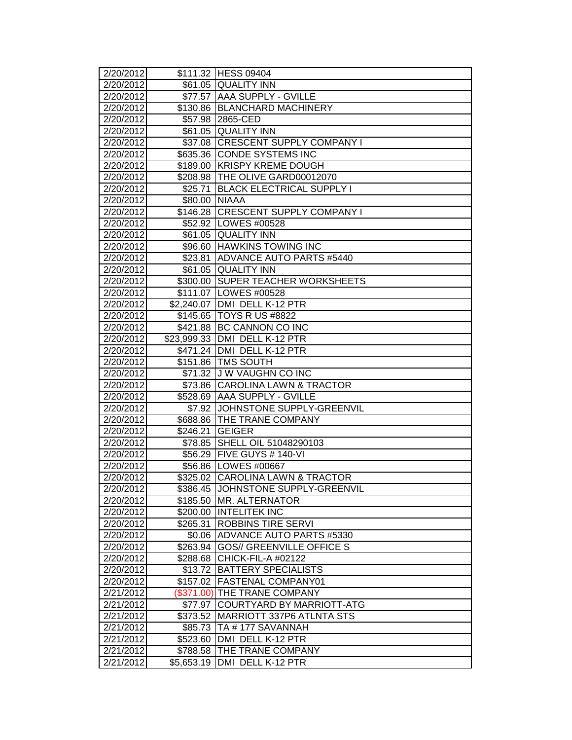| | | |
|---|---|---|
| 2/20/2012 | $111.32 | HESS 09404 |
| 2/20/2012 | $61.05 | QUALITY INN |
| 2/20/2012 | $77.57 | AAA SUPPLY - GVILLE |
| 2/20/2012 | $130.86 | BLANCHARD MACHINERY |
| 2/20/2012 | $57.98 | 2865-CED |
| 2/20/2012 | $61.05 | QUALITY INN |
| 2/20/2012 | $37.08 | CRESCENT SUPPLY COMPANY I |
| 2/20/2012 | $635.36 | CONDE SYSTEMS INC |
| 2/20/2012 | $189.00 | KRISPY KREME DOUGH |
| 2/20/2012 | $208.98 | THE OLIVE GARD00012070 |
| 2/20/2012 | $25.71 | BLACK ELECTRICAL SUPPLY I |
| 2/20/2012 | $80.00 | NIAAA |
| 2/20/2012 | $146.28 | CRESCENT SUPPLY COMPANY I |
| 2/20/2012 | $52.92 | LOWES #00528 |
| 2/20/2012 | $61.05 | QUALITY INN |
| 2/20/2012 | $96.60 | HAWKINS TOWING INC |
| 2/20/2012 | $23.81 | ADVANCE AUTO PARTS #5440 |
| 2/20/2012 | $61.05 | QUALITY INN |
| 2/20/2012 | $300.00 | SUPER TEACHER WORKSHEETS |
| 2/20/2012 | $111.07 | LOWES #00528 |
| 2/20/2012 | $2,240.07 | DMI DELL K-12 PTR |
| 2/20/2012 | $145.65 | TOYS R US #8822 |
| 2/20/2012 | $421.88 | BC CANNON CO INC |
| 2/20/2012 | $23,999.33 | DMI DELL K-12 PTR |
| 2/20/2012 | $471.24 | DMI DELL K-12 PTR |
| 2/20/2012 | $151.86 | TMS SOUTH |
| 2/20/2012 | $71.32 | J W VAUGHN CO INC |
| 2/20/2012 | $73.86 | CAROLINA LAWN & TRACTOR |
| 2/20/2012 | $528.69 | AAA SUPPLY - GVILLE |
| 2/20/2012 | $7.92 | JOHNSTONE SUPPLY-GREENVIL |
| 2/20/2012 | $688.86 | THE TRANE COMPANY |
| 2/20/2012 | $246.21 | GEIGER |
| 2/20/2012 | $78.85 | SHELL OIL 51048290103 |
| 2/20/2012 | $56.29 | FIVE GUYS # 140-VI |
| 2/20/2012 | $56.86 | LOWES #00667 |
| 2/20/2012 | $325.02 | CAROLINA LAWN & TRACTOR |
| 2/20/2012 | $386.45 | JOHNSTONE SUPPLY-GREENVIL |
| 2/20/2012 | $185.50 | MR. ALTERNATOR |
| 2/20/2012 | $200.00 | INTELITEK INC |
| 2/20/2012 | $265.31 | ROBBINS TIRE SERVI |
| 2/20/2012 | $0.06 | ADVANCE AUTO PARTS #5330 |
| 2/20/2012 | $263.94 | GOS// GREENVILLE OFFICE S |
| 2/20/2012 | $288.68 | CHICK-FIL-A #02122 |
| 2/20/2012 | $13.72 | BATTERY SPECIALISTS |
| 2/20/2012 | $157.02 | FASTENAL COMPANY01 |
| 2/21/2012 | ($371.00) | THE TRANE COMPANY |
| 2/21/2012 | $77.97 | COURTYARD BY MARRIOTT-ATG |
| 2/21/2012 | $373.52 | MARRIOTT 337P6 ATLNTA STS |
| 2/21/2012 | $85.73 | TA # 177 SAVANNAH |
| 2/21/2012 | $523.60 | DMI DELL K-12 PTR |
| 2/21/2012 | $788.58 | THE TRANE COMPANY |
| 2/21/2012 | $5,653.19 | DMI DELL K-12 PTR |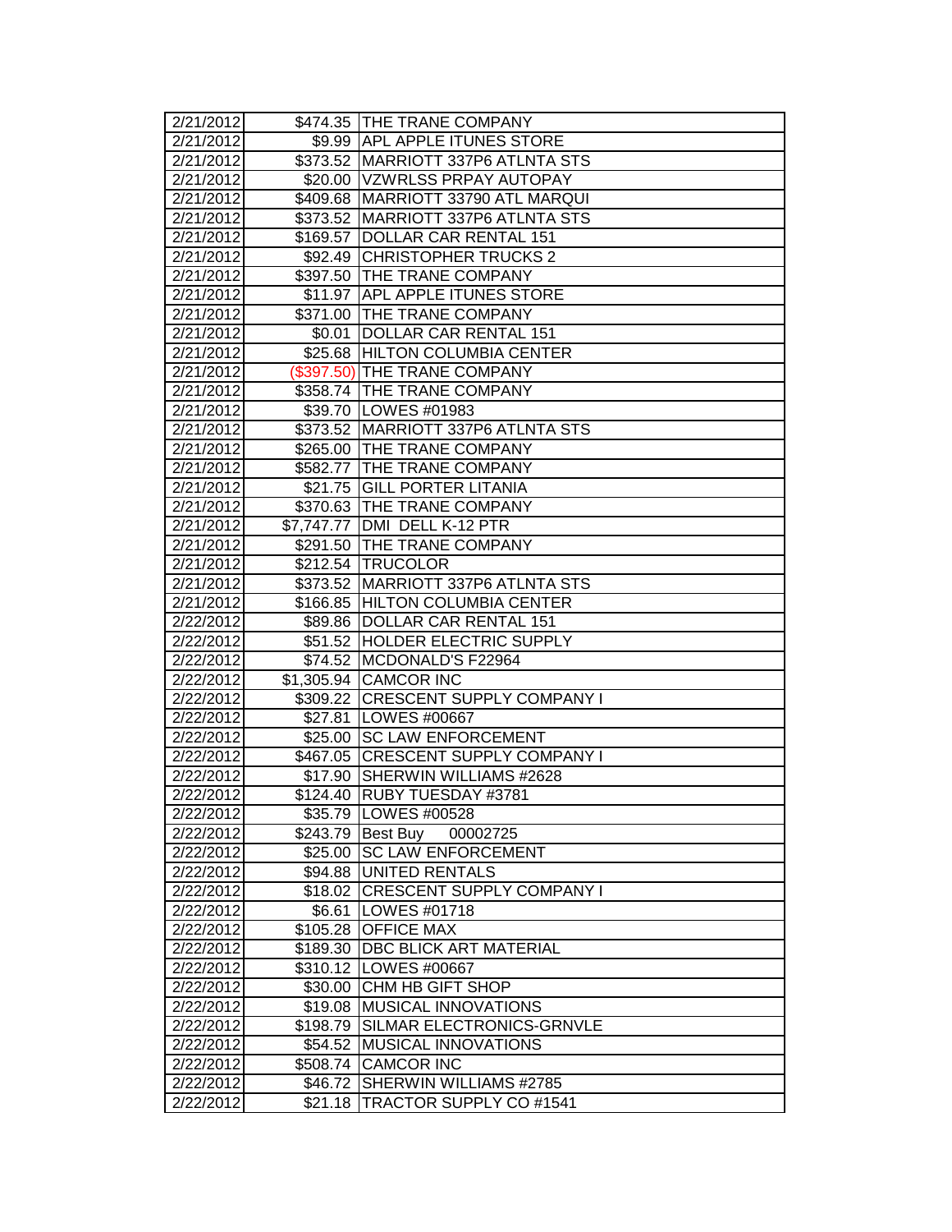| | | |
|---|---|---|
| 2/21/2012 | $474.35 | THE TRANE COMPANY |
| 2/21/2012 | $9.99 | APL APPLE ITUNES STORE |
| 2/21/2012 | $373.52 | MARRIOTT 337P6 ATLNTA STS |
| 2/21/2012 | $20.00 | VZWRLSS PRPAY AUTOPAY |
| 2/21/2012 | $409.68 | MARRIOTT 33790 ATL MARQUI |
| 2/21/2012 | $373.52 | MARRIOTT 337P6 ATLNTA STS |
| 2/21/2012 | $169.57 | DOLLAR CAR RENTAL 151 |
| 2/21/2012 | $92.49 | CHRISTOPHER TRUCKS 2 |
| 2/21/2012 | $397.50 | THE TRANE COMPANY |
| 2/21/2012 | $11.97 | APL APPLE ITUNES STORE |
| 2/21/2012 | $371.00 | THE TRANE COMPANY |
| 2/21/2012 | $0.01 | DOLLAR CAR RENTAL 151 |
| 2/21/2012 | $25.68 | HILTON COLUMBIA CENTER |
| 2/21/2012 | ($397.50) | THE TRANE COMPANY |
| 2/21/2012 | $358.74 | THE TRANE COMPANY |
| 2/21/2012 | $39.70 | LOWES #01983 |
| 2/21/2012 | $373.52 | MARRIOTT 337P6 ATLNTA STS |
| 2/21/2012 | $265.00 | THE TRANE COMPANY |
| 2/21/2012 | $582.77 | THE TRANE COMPANY |
| 2/21/2012 | $21.75 | GILL PORTER LITANIA |
| 2/21/2012 | $370.63 | THE TRANE COMPANY |
| 2/21/2012 | $7,747.77 | DMI DELL K-12 PTR |
| 2/21/2012 | $291.50 | THE TRANE COMPANY |
| 2/21/2012 | $212.54 | TRUCOLOR |
| 2/21/2012 | $373.52 | MARRIOTT 337P6 ATLNTA STS |
| 2/21/2012 | $166.85 | HILTON COLUMBIA CENTER |
| 2/22/2012 | $89.86 | DOLLAR CAR RENTAL 151 |
| 2/22/2012 | $51.52 | HOLDER ELECTRIC SUPPLY |
| 2/22/2012 | $74.52 | MCDONALD'S F22964 |
| 2/22/2012 | $1,305.94 | CAMCOR INC |
| 2/22/2012 | $309.22 | CRESCENT SUPPLY COMPANY I |
| 2/22/2012 | $27.81 | LOWES #00667 |
| 2/22/2012 | $25.00 | SC LAW ENFORCEMENT |
| 2/22/2012 | $467.05 | CRESCENT SUPPLY COMPANY I |
| 2/22/2012 | $17.90 | SHERWIN WILLIAMS #2628 |
| 2/22/2012 | $124.40 | RUBY TUESDAY #3781 |
| 2/22/2012 | $35.79 | LOWES #00528 |
| 2/22/2012 | $243.79 | Best Buy 00002725 |
| 2/22/2012 | $25.00 | SC LAW ENFORCEMENT |
| 2/22/2012 | $94.88 | UNITED RENTALS |
| 2/22/2012 | $18.02 | CRESCENT SUPPLY COMPANY I |
| 2/22/2012 | $6.61 | LOWES #01718 |
| 2/22/2012 | $105.28 | OFFICE MAX |
| 2/22/2012 | $189.30 | DBC BLICK ART MATERIAL |
| 2/22/2012 | $310.12 | LOWES #00667 |
| 2/22/2012 | $30.00 | CHM HB GIFT SHOP |
| 2/22/2012 | $19.08 | MUSICAL INNOVATIONS |
| 2/22/2012 | $198.79 | SILMAR ELECTRONICS-GRNVLE |
| 2/22/2012 | $54.52 | MUSICAL INNOVATIONS |
| 2/22/2012 | $508.74 | CAMCOR INC |
| 2/22/2012 | $46.72 | SHERWIN WILLIAMS #2785 |
| 2/22/2012 | $21.18 | TRACTOR SUPPLY CO #1541 |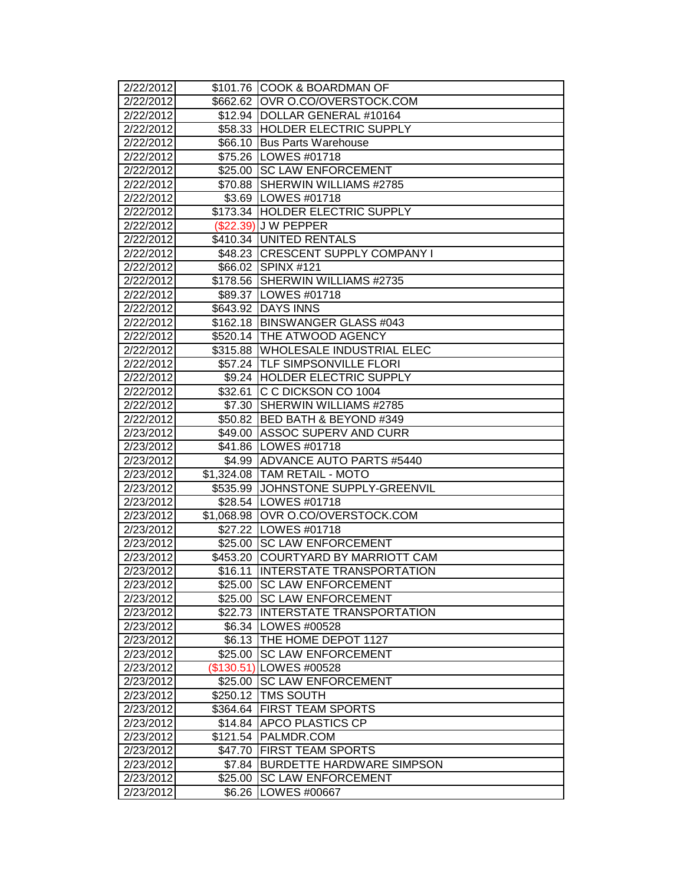| 2/22/2012 | $101.76 | COOK & BOARDMAN OF |
|---|---|---|
| 2/22/2012 | $662.62 | OVR O.CO/OVERSTOCK.COM |
| 2/22/2012 | $12.94 | DOLLAR GENERAL #10164 |
| 2/22/2012 | $58.33 | HOLDER ELECTRIC SUPPLY |
| 2/22/2012 | $66.10 | Bus Parts Warehouse |
| 2/22/2012 | $75.26 | LOWES #01718 |
| 2/22/2012 | $25.00 | SC LAW ENFORCEMENT |
| 2/22/2012 | $70.88 | SHERWIN WILLIAMS #2785 |
| 2/22/2012 | $3.69 | LOWES #01718 |
| 2/22/2012 | $173.34 | HOLDER ELECTRIC SUPPLY |
| 2/22/2012 | ($22.39) | J W PEPPER |
| 2/22/2012 | $410.34 | UNITED RENTALS |
| 2/22/2012 | $48.23 | CRESCENT SUPPLY COMPANY I |
| 2/22/2012 | $66.02 | SPINX #121 |
| 2/22/2012 | $178.56 | SHERWIN WILLIAMS #2735 |
| 2/22/2012 | $89.37 | LOWES #01718 |
| 2/22/2012 | $643.92 | DAYS INNS |
| 2/22/2012 | $162.18 | BINSWANGER GLASS #043 |
| 2/22/2012 | $520.14 | THE ATWOOD AGENCY |
| 2/22/2012 | $315.88 | WHOLESALE INDUSTRIAL ELEC |
| 2/22/2012 | $57.24 | TLF SIMPSONVILLE FLORI |
| 2/22/2012 | $9.24 | HOLDER ELECTRIC SUPPLY |
| 2/22/2012 | $32.61 | C C DICKSON CO 1004 |
| 2/22/2012 | $7.30 | SHERWIN WILLIAMS #2785 |
| 2/22/2012 | $50.82 | BED BATH & BEYOND #349 |
| 2/23/2012 | $49.00 | ASSOC SUPERV AND CURR |
| 2/23/2012 | $41.86 | LOWES #01718 |
| 2/23/2012 | $4.99 | ADVANCE AUTO PARTS #5440 |
| 2/23/2012 | $1,324.08 | TAM RETAIL - MOTO |
| 2/23/2012 | $535.99 | JOHNSTONE SUPPLY-GREENVIL |
| 2/23/2012 | $28.54 | LOWES #01718 |
| 2/23/2012 | $1,068.98 | OVR O.CO/OVERSTOCK.COM |
| 2/23/2012 | $27.22 | LOWES #01718 |
| 2/23/2012 | $25.00 | SC LAW ENFORCEMENT |
| 2/23/2012 | $453.20 | COURTYARD BY MARRIOTT CAM |
| 2/23/2012 | $16.11 | INTERSTATE TRANSPORTATION |
| 2/23/2012 | $25.00 | SC LAW ENFORCEMENT |
| 2/23/2012 | $25.00 | SC LAW ENFORCEMENT |
| 2/23/2012 | $22.73 | INTERSTATE TRANSPORTATION |
| 2/23/2012 | $6.34 | LOWES #00528 |
| 2/23/2012 | $6.13 | THE HOME DEPOT 1127 |
| 2/23/2012 | $25.00 | SC LAW ENFORCEMENT |
| 2/23/2012 | ($130.51) | LOWES #00528 |
| 2/23/2012 | $25.00 | SC LAW ENFORCEMENT |
| 2/23/2012 | $250.12 | TMS SOUTH |
| 2/23/2012 | $364.64 | FIRST TEAM SPORTS |
| 2/23/2012 | $14.84 | APCO PLASTICS CP |
| 2/23/2012 | $121.54 | PALMDR.COM |
| 2/23/2012 | $47.70 | FIRST TEAM SPORTS |
| 2/23/2012 | $7.84 | BURDETTE HARDWARE SIMPSON |
| 2/23/2012 | $25.00 | SC LAW ENFORCEMENT |
| 2/23/2012 | $6.26 | LOWES #00667 |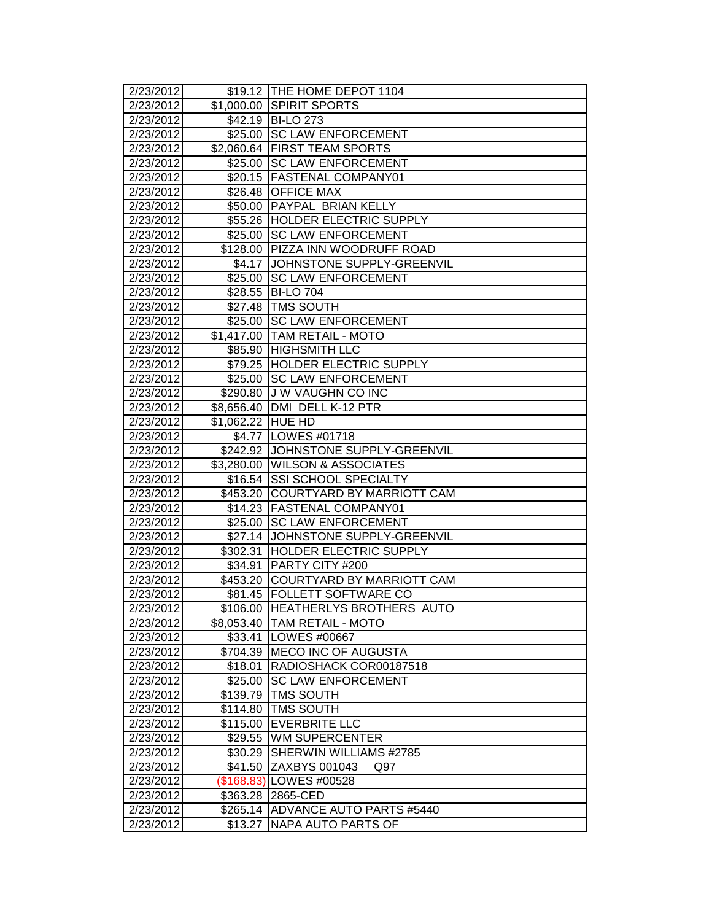| | | |
|---|---|---|
| 2/23/2012 | $19.12 | THE HOME DEPOT 1104 |
| 2/23/2012 | $1,000.00 | SPIRIT SPORTS |
| 2/23/2012 | $42.19 | BI-LO 273 |
| 2/23/2012 | $25.00 | SC LAW ENFORCEMENT |
| 2/23/2012 | $2,060.64 | FIRST TEAM SPORTS |
| 2/23/2012 | $25.00 | SC LAW ENFORCEMENT |
| 2/23/2012 | $20.15 | FASTENAL COMPANY01 |
| 2/23/2012 | $26.48 | OFFICE MAX |
| 2/23/2012 | $50.00 | PAYPAL BRIAN KELLY |
| 2/23/2012 | $55.26 | HOLDER ELECTRIC SUPPLY |
| 2/23/2012 | $25.00 | SC LAW ENFORCEMENT |
| 2/23/2012 | $128.00 | PIZZA INN WOODRUFF ROAD |
| 2/23/2012 | $4.17 | JOHNSTONE SUPPLY-GREENVIL |
| 2/23/2012 | $25.00 | SC LAW ENFORCEMENT |
| 2/23/2012 | $28.55 | BI-LO 704 |
| 2/23/2012 | $27.48 | TMS SOUTH |
| 2/23/2012 | $25.00 | SC LAW ENFORCEMENT |
| 2/23/2012 | $1,417.00 | TAM RETAIL - MOTO |
| 2/23/2012 | $85.90 | HIGHSMITH LLC |
| 2/23/2012 | $79.25 | HOLDER ELECTRIC SUPPLY |
| 2/23/2012 | $25.00 | SC LAW ENFORCEMENT |
| 2/23/2012 | $290.80 | J W VAUGHN CO INC |
| 2/23/2012 | $8,656.40 | DMI DELL K-12 PTR |
| 2/23/2012 | $1,062.22 | HUE HD |
| 2/23/2012 | $4.77 | LOWES #01718 |
| 2/23/2012 | $242.92 | JOHNSTONE SUPPLY-GREENVIL |
| 2/23/2012 | $3,280.00 | WILSON & ASSOCIATES |
| 2/23/2012 | $16.54 | SSI SCHOOL SPECIALTY |
| 2/23/2012 | $453.20 | COURTYARD BY MARRIOTT CAM |
| 2/23/2012 | $14.23 | FASTENAL COMPANY01 |
| 2/23/2012 | $25.00 | SC LAW ENFORCEMENT |
| 2/23/2012 | $27.14 | JOHNSTONE SUPPLY-GREENVIL |
| 2/23/2012 | $302.31 | HOLDER ELECTRIC SUPPLY |
| 2/23/2012 | $34.91 | PARTY CITY #200 |
| 2/23/2012 | $453.20 | COURTYARD BY MARRIOTT CAM |
| 2/23/2012 | $81.45 | FOLLETT SOFTWARE CO |
| 2/23/2012 | $106.00 | HEATHERLYS BROTHERS AUTO |
| 2/23/2012 | $8,053.40 | TAM RETAIL - MOTO |
| 2/23/2012 | $33.41 | LOWES #00667 |
| 2/23/2012 | $704.39 | MECO INC OF AUGUSTA |
| 2/23/2012 | $18.01 | RADIOSHACK COR00187518 |
| 2/23/2012 | $25.00 | SC LAW ENFORCEMENT |
| 2/23/2012 | $139.79 | TMS SOUTH |
| 2/23/2012 | $114.80 | TMS SOUTH |
| 2/23/2012 | $115.00 | EVERBRITE LLC |
| 2/23/2012 | $29.55 | WM SUPERCENTER |
| 2/23/2012 | $30.29 | SHERWIN WILLIAMS #2785 |
| 2/23/2012 | $41.50 | ZAXBYS 001043 Q97 |
| 2/23/2012 | ($168.83) | LOWES #00528 |
| 2/23/2012 | $363.28 | 2865-CED |
| 2/23/2012 | $265.14 | ADVANCE AUTO PARTS #5440 |
| 2/23/2012 | $13.27 | NAPA AUTO PARTS OF |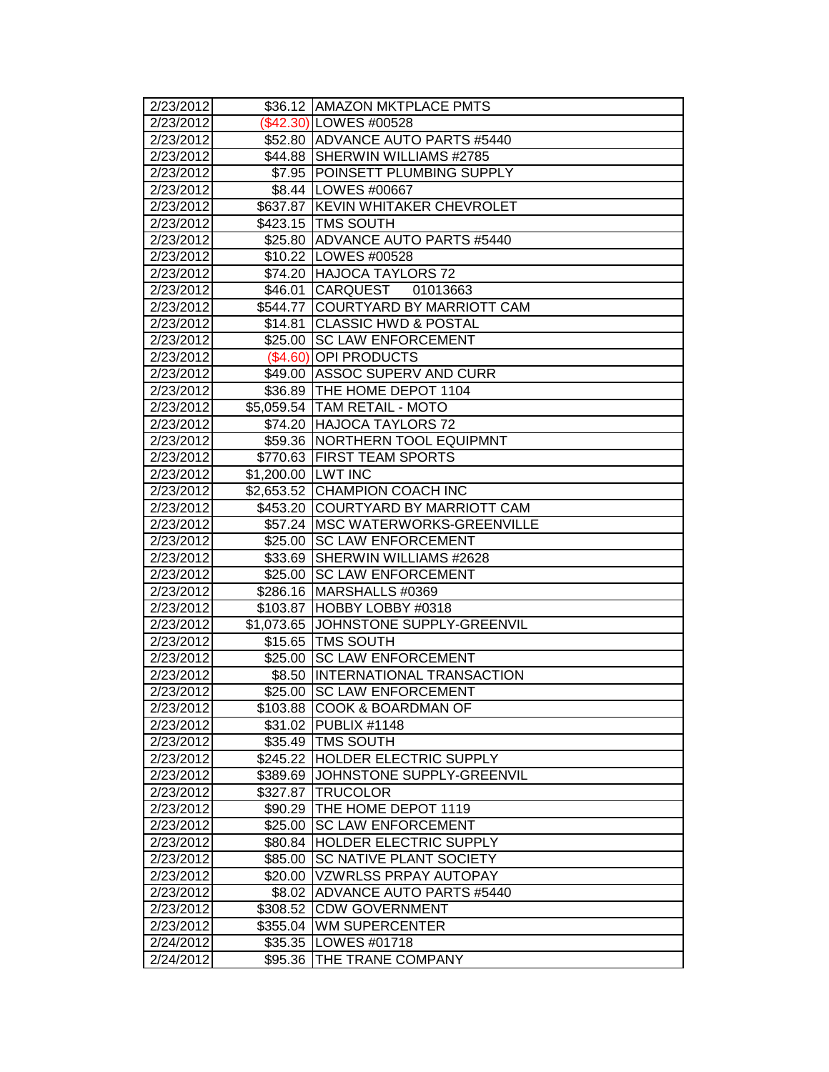| | | |
|---|---|---|
| 2/23/2012 | $36.12 | AMAZON MKTPLACE PMTS |
| 2/23/2012 | ($42.30) | LOWES #00528 |
| 2/23/2012 | $52.80 | ADVANCE AUTO PARTS #5440 |
| 2/23/2012 | $44.88 | SHERWIN WILLIAMS #2785 |
| 2/23/2012 | $7.95 | POINSETT PLUMBING SUPPLY |
| 2/23/2012 | $8.44 | LOWES #00667 |
| 2/23/2012 | $637.87 | KEVIN WHITAKER CHEVROLET |
| 2/23/2012 | $423.15 | TMS SOUTH |
| 2/23/2012 | $25.80 | ADVANCE AUTO PARTS #5440 |
| 2/23/2012 | $10.22 | LOWES #00528 |
| 2/23/2012 | $74.20 | HAJOCA TAYLORS 72 |
| 2/23/2012 | $46.01 | CARQUEST 01013663 |
| 2/23/2012 | $544.77 | COURTYARD BY MARRIOTT CAM |
| 2/23/2012 | $14.81 | CLASSIC HWD & POSTAL |
| 2/23/2012 | $25.00 | SC LAW ENFORCEMENT |
| 2/23/2012 | ($4.60) | OPI PRODUCTS |
| 2/23/2012 | $49.00 | ASSOC SUPERV AND CURR |
| 2/23/2012 | $36.89 | THE HOME DEPOT 1104 |
| 2/23/2012 | $5,059.54 | TAM RETAIL - MOTO |
| 2/23/2012 | $74.20 | HAJOCA TAYLORS 72 |
| 2/23/2012 | $59.36 | NORTHERN TOOL EQUIPMNT |
| 2/23/2012 | $770.63 | FIRST TEAM SPORTS |
| 2/23/2012 | $1,200.00 | LWT INC |
| 2/23/2012 | $2,653.52 | CHAMPION COACH INC |
| 2/23/2012 | $453.20 | COURTYARD BY MARRIOTT CAM |
| 2/23/2012 | $57.24 | MSC WATERWORKS-GREENVILLE |
| 2/23/2012 | $25.00 | SC LAW ENFORCEMENT |
| 2/23/2012 | $33.69 | SHERWIN WILLIAMS #2628 |
| 2/23/2012 | $25.00 | SC LAW ENFORCEMENT |
| 2/23/2012 | $286.16 | MARSHALLS #0369 |
| 2/23/2012 | $103.87 | HOBBY LOBBY #0318 |
| 2/23/2012 | $1,073.65 | JOHNSTONE SUPPLY-GREENVIL |
| 2/23/2012 | $15.65 | TMS SOUTH |
| 2/23/2012 | $25.00 | SC LAW ENFORCEMENT |
| 2/23/2012 | $8.50 | INTERNATIONAL TRANSACTION |
| 2/23/2012 | $25.00 | SC LAW ENFORCEMENT |
| 2/23/2012 | $103.88 | COOK & BOARDMAN OF |
| 2/23/2012 | $31.02 | PUBLIX #1148 |
| 2/23/2012 | $35.49 | TMS SOUTH |
| 2/23/2012 | $245.22 | HOLDER ELECTRIC SUPPLY |
| 2/23/2012 | $389.69 | JOHNSTONE SUPPLY-GREENVIL |
| 2/23/2012 | $327.87 | TRUCOLOR |
| 2/23/2012 | $90.29 | THE HOME DEPOT 1119 |
| 2/23/2012 | $25.00 | SC LAW ENFORCEMENT |
| 2/23/2012 | $80.84 | HOLDER ELECTRIC SUPPLY |
| 2/23/2012 | $85.00 | SC NATIVE PLANT SOCIETY |
| 2/23/2012 | $20.00 | VZWRLSS PRPAY AUTOPAY |
| 2/23/2012 | $8.02 | ADVANCE AUTO PARTS #5440 |
| 2/23/2012 | $308.52 | CDW GOVERNMENT |
| 2/23/2012 | $355.04 | WM SUPERCENTER |
| 2/24/2012 | $35.35 | LOWES #01718 |
| 2/24/2012 | $95.36 | THE TRANE COMPANY |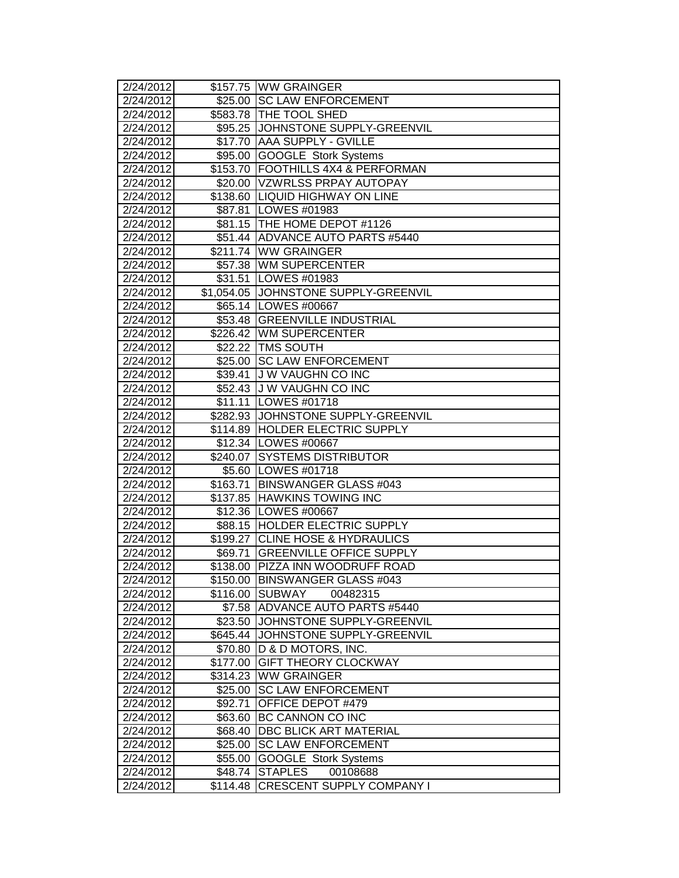| 2/24/2012 | $157.75 | WW GRAINGER |
|---|---|---|
| 2/24/2012 | $25.00 | SC LAW ENFORCEMENT |
| 2/24/2012 | $583.78 | THE TOOL SHED |
| 2/24/2012 | $95.25 | JOHNSTONE SUPPLY-GREENVIL |
| 2/24/2012 | $17.70 | AAA SUPPLY - GVILLE |
| 2/24/2012 | $95.00 | GOOGLE Stork Systems |
| 2/24/2012 | $153.70 | FOOTHILLS 4X4 & PERFORMAN |
| 2/24/2012 | $20.00 | VZWRLSS PRPAY AUTOPAY |
| 2/24/2012 | $138.60 | LIQUID HIGHWAY ON LINE |
| 2/24/2012 | $87.81 | LOWES #01983 |
| 2/24/2012 | $81.15 | THE HOME DEPOT #1126 |
| 2/24/2012 | $51.44 | ADVANCE AUTO PARTS #5440 |
| 2/24/2012 | $211.74 | WW GRAINGER |
| 2/24/2012 | $57.38 | WM SUPERCENTER |
| 2/24/2012 | $31.51 | LOWES #01983 |
| 2/24/2012 | $1,054.05 | JOHNSTONE SUPPLY-GREENVIL |
| 2/24/2012 | $65.14 | LOWES #00667 |
| 2/24/2012 | $53.48 | GREENVILLE INDUSTRIAL |
| 2/24/2012 | $226.42 | WM SUPERCENTER |
| 2/24/2012 | $22.22 | TMS SOUTH |
| 2/24/2012 | $25.00 | SC LAW ENFORCEMENT |
| 2/24/2012 | $39.41 | J W VAUGHN CO INC |
| 2/24/2012 | $52.43 | J W VAUGHN CO INC |
| 2/24/2012 | $11.11 | LOWES #01718 |
| 2/24/2012 | $282.93 | JOHNSTONE SUPPLY-GREENVIL |
| 2/24/2012 | $114.89 | HOLDER ELECTRIC SUPPLY |
| 2/24/2012 | $12.34 | LOWES #00667 |
| 2/24/2012 | $240.07 | SYSTEMS DISTRIBUTOR |
| 2/24/2012 | $5.60 | LOWES #01718 |
| 2/24/2012 | $163.71 | BINSWANGER GLASS #043 |
| 2/24/2012 | $137.85 | HAWKINS TOWING INC |
| 2/24/2012 | $12.36 | LOWES #00667 |
| 2/24/2012 | $88.15 | HOLDER ELECTRIC SUPPLY |
| 2/24/2012 | $199.27 | CLINE HOSE & HYDRAULICS |
| 2/24/2012 | $69.71 | GREENVILLE OFFICE SUPPLY |
| 2/24/2012 | $138.00 | PIZZA INN WOODRUFF ROAD |
| 2/24/2012 | $150.00 | BINSWANGER GLASS #043 |
| 2/24/2012 | $116.00 | SUBWAY 00482315 |
| 2/24/2012 | $7.58 | ADVANCE AUTO PARTS #5440 |
| 2/24/2012 | $23.50 | JOHNSTONE SUPPLY-GREENVIL |
| 2/24/2012 | $645.44 | JOHNSTONE SUPPLY-GREENVIL |
| 2/24/2012 | $70.80 | D & D MOTORS, INC. |
| 2/24/2012 | $177.00 | GIFT THEORY CLOCKWAY |
| 2/24/2012 | $314.23 | WW GRAINGER |
| 2/24/2012 | $25.00 | SC LAW ENFORCEMENT |
| 2/24/2012 | $92.71 | OFFICE DEPOT #479 |
| 2/24/2012 | $63.60 | BC CANNON CO INC |
| 2/24/2012 | $68.40 | DBC BLICK ART MATERIAL |
| 2/24/2012 | $25.00 | SC LAW ENFORCEMENT |
| 2/24/2012 | $55.00 | GOOGLE Stork Systems |
| 2/24/2012 | $48.74 | STAPLES 00108688 |
| 2/24/2012 | $114.48 | CRESCENT SUPPLY COMPANY I |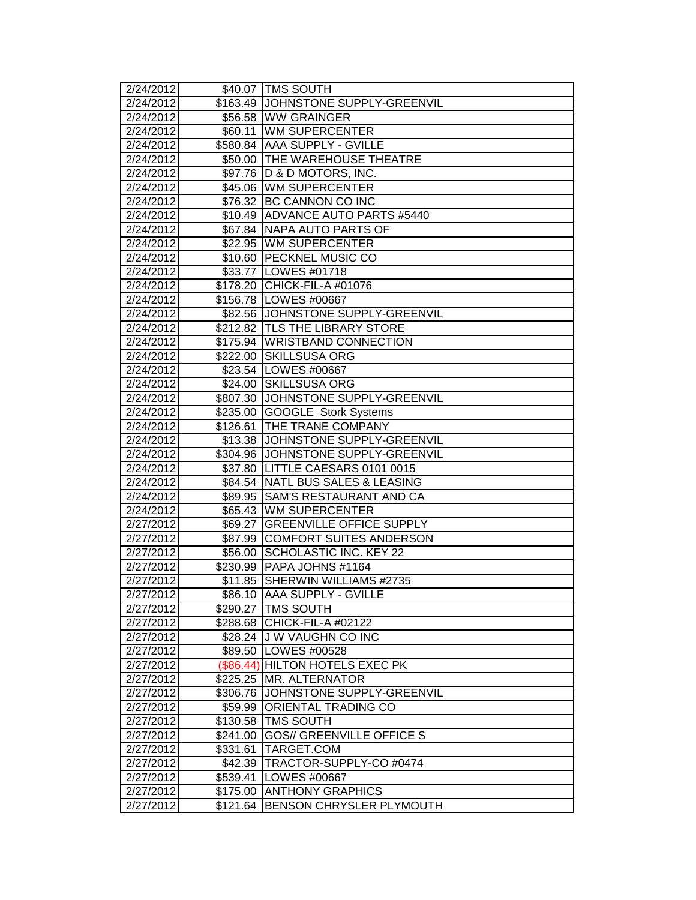| | | |
|---|---|---|
| 2/24/2012 | $40.07 | TMS SOUTH |
| 2/24/2012 | $163.49 | JOHNSTONE SUPPLY-GREENVIL |
| 2/24/2012 | $56.58 | WW GRAINGER |
| 2/24/2012 | $60.11 | WM SUPERCENTER |
| 2/24/2012 | $580.84 | AAA SUPPLY - GVILLE |
| 2/24/2012 | $50.00 | THE WAREHOUSE THEATRE |
| 2/24/2012 | $97.76 | D & D MOTORS, INC. |
| 2/24/2012 | $45.06 | WM SUPERCENTER |
| 2/24/2012 | $76.32 | BC CANNON CO INC |
| 2/24/2012 | $10.49 | ADVANCE AUTO PARTS #5440 |
| 2/24/2012 | $67.84 | NAPA AUTO PARTS OF |
| 2/24/2012 | $22.95 | WM SUPERCENTER |
| 2/24/2012 | $10.60 | PECKNEL MUSIC CO |
| 2/24/2012 | $33.77 | LOWES #01718 |
| 2/24/2012 | $178.20 | CHICK-FIL-A #01076 |
| 2/24/2012 | $156.78 | LOWES #00667 |
| 2/24/2012 | $82.56 | JOHNSTONE SUPPLY-GREENVIL |
| 2/24/2012 | $212.82 | TLS THE LIBRARY STORE |
| 2/24/2012 | $175.94 | WRISTBAND CONNECTION |
| 2/24/2012 | $222.00 | SKILLSUSA ORG |
| 2/24/2012 | $23.54 | LOWES #00667 |
| 2/24/2012 | $24.00 | SKILLSUSA ORG |
| 2/24/2012 | $807.30 | JOHNSTONE SUPPLY-GREENVIL |
| 2/24/2012 | $235.00 | GOOGLE Stork Systems |
| 2/24/2012 | $126.61 | THE TRANE COMPANY |
| 2/24/2012 | $13.38 | JOHNSTONE SUPPLY-GREENVIL |
| 2/24/2012 | $304.96 | JOHNSTONE SUPPLY-GREENVIL |
| 2/24/2012 | $37.80 | LITTLE CAESARS 0101 0015 |
| 2/24/2012 | $84.54 | NATL BUS SALES & LEASING |
| 2/24/2012 | $89.95 | SAM'S RESTAURANT AND CA |
| 2/24/2012 | $65.43 | WM SUPERCENTER |
| 2/27/2012 | $69.27 | GREENVILLE OFFICE SUPPLY |
| 2/27/2012 | $87.99 | COMFORT SUITES ANDERSON |
| 2/27/2012 | $56.00 | SCHOLASTIC INC. KEY 22 |
| 2/27/2012 | $230.99 | PAPA JOHNS #1164 |
| 2/27/2012 | $11.85 | SHERWIN WILLIAMS #2735 |
| 2/27/2012 | $86.10 | AAA SUPPLY - GVILLE |
| 2/27/2012 | $290.27 | TMS SOUTH |
| 2/27/2012 | $288.68 | CHICK-FIL-A #02122 |
| 2/27/2012 | $28.24 | J W VAUGHN CO INC |
| 2/27/2012 | $89.50 | LOWES #00528 |
| 2/27/2012 | ($86.44) | HILTON HOTELS EXEC PK |
| 2/27/2012 | $225.25 | MR. ALTERNATOR |
| 2/27/2012 | $306.76 | JOHNSTONE SUPPLY-GREENVIL |
| 2/27/2012 | $59.99 | ORIENTAL TRADING CO |
| 2/27/2012 | $130.58 | TMS SOUTH |
| 2/27/2012 | $241.00 | GOS// GREENVILLE OFFICE S |
| 2/27/2012 | $331.61 | TARGET.COM |
| 2/27/2012 | $42.39 | TRACTOR-SUPPLY-CO #0474 |
| 2/27/2012 | $539.41 | LOWES #00667 |
| 2/27/2012 | $175.00 | ANTHONY GRAPHICS |
| 2/27/2012 | $121.64 | BENSON CHRYSLER PLYMOUTH |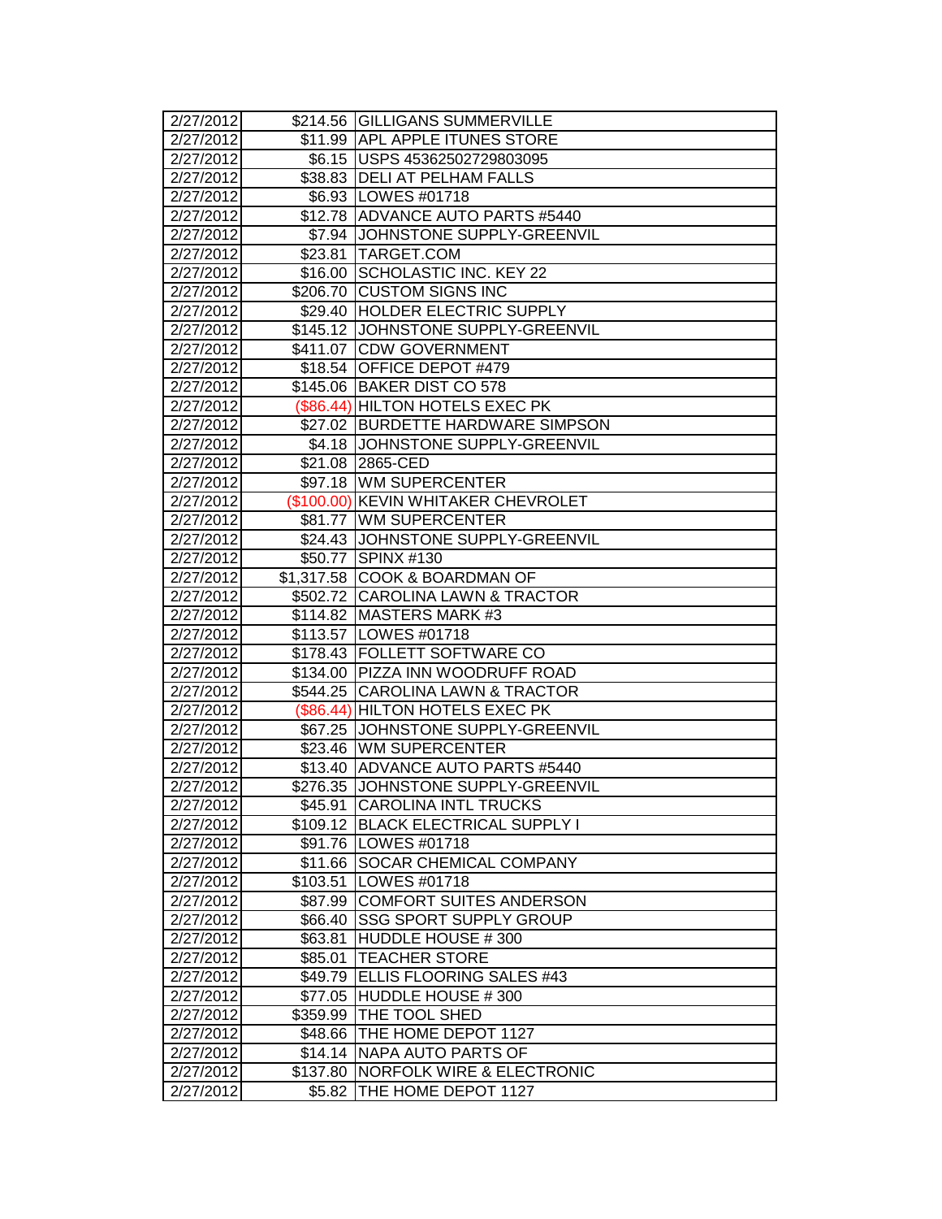| | | |
|---|---|---|
| 2/27/2012 | $214.56 | GILLIGANS SUMMERVILLE |
| 2/27/2012 | $11.99 | APL APPLE ITUNES STORE |
| 2/27/2012 | $6.15 | USPS 45362502729803095 |
| 2/27/2012 | $38.83 | DELI AT PELHAM FALLS |
| 2/27/2012 | $6.93 | LOWES #01718 |
| 2/27/2012 | $12.78 | ADVANCE AUTO PARTS #5440 |
| 2/27/2012 | $7.94 | JOHNSTONE SUPPLY-GREENVIL |
| 2/27/2012 | $23.81 | TARGET.COM |
| 2/27/2012 | $16.00 | SCHOLASTIC INC. KEY 22 |
| 2/27/2012 | $206.70 | CUSTOM SIGNS INC |
| 2/27/2012 | $29.40 | HOLDER ELECTRIC SUPPLY |
| 2/27/2012 | $145.12 | JOHNSTONE SUPPLY-GREENVIL |
| 2/27/2012 | $411.07 | CDW GOVERNMENT |
| 2/27/2012 | $18.54 | OFFICE DEPOT #479 |
| 2/27/2012 | $145.06 | BAKER DIST CO 578 |
| 2/27/2012 | ($86.44) | HILTON HOTELS EXEC PK |
| 2/27/2012 | $27.02 | BURDETTE HARDWARE SIMPSON |
| 2/27/2012 | $4.18 | JOHNSTONE SUPPLY-GREENVIL |
| 2/27/2012 | $21.08 | 2865-CED |
| 2/27/2012 | $97.18 | WM SUPERCENTER |
| 2/27/2012 | ($100.00) | KEVIN WHITAKER CHEVROLET |
| 2/27/2012 | $81.77 | WM SUPERCENTER |
| 2/27/2012 | $24.43 | JOHNSTONE SUPPLY-GREENVIL |
| 2/27/2012 | $50.77 | SPINX #130 |
| 2/27/2012 | $1,317.58 | COOK & BOARDMAN OF |
| 2/27/2012 | $502.72 | CAROLINA LAWN & TRACTOR |
| 2/27/2012 | $114.82 | MASTERS MARK #3 |
| 2/27/2012 | $113.57 | LOWES #01718 |
| 2/27/2012 | $178.43 | FOLLETT SOFTWARE CO |
| 2/27/2012 | $134.00 | PIZZA INN WOODRUFF ROAD |
| 2/27/2012 | $544.25 | CAROLINA LAWN & TRACTOR |
| 2/27/2012 | ($86.44) | HILTON HOTELS EXEC PK |
| 2/27/2012 | $67.25 | JOHNSTONE SUPPLY-GREENVIL |
| 2/27/2012 | $23.46 | WM SUPERCENTER |
| 2/27/2012 | $13.40 | ADVANCE AUTO PARTS #5440 |
| 2/27/2012 | $276.35 | JOHNSTONE SUPPLY-GREENVIL |
| 2/27/2012 | $45.91 | CAROLINA INTL TRUCKS |
| 2/27/2012 | $109.12 | BLACK ELECTRICAL SUPPLY I |
| 2/27/2012 | $91.76 | LOWES #01718 |
| 2/27/2012 | $11.66 | SOCAR CHEMICAL COMPANY |
| 2/27/2012 | $103.51 | LOWES #01718 |
| 2/27/2012 | $87.99 | COMFORT SUITES ANDERSON |
| 2/27/2012 | $66.40 | SSG SPORT SUPPLY GROUP |
| 2/27/2012 | $63.81 | HUDDLE HOUSE # 300 |
| 2/27/2012 | $85.01 | TEACHER STORE |
| 2/27/2012 | $49.79 | ELLIS FLOORING SALES #43 |
| 2/27/2012 | $77.05 | HUDDLE HOUSE # 300 |
| 2/27/2012 | $359.99 | THE TOOL SHED |
| 2/27/2012 | $48.66 | THE HOME DEPOT 1127 |
| 2/27/2012 | $14.14 | NAPA AUTO PARTS OF |
| 2/27/2012 | $137.80 | NORFOLK WIRE & ELECTRONIC |
| 2/27/2012 | $5.82 | THE HOME DEPOT 1127 |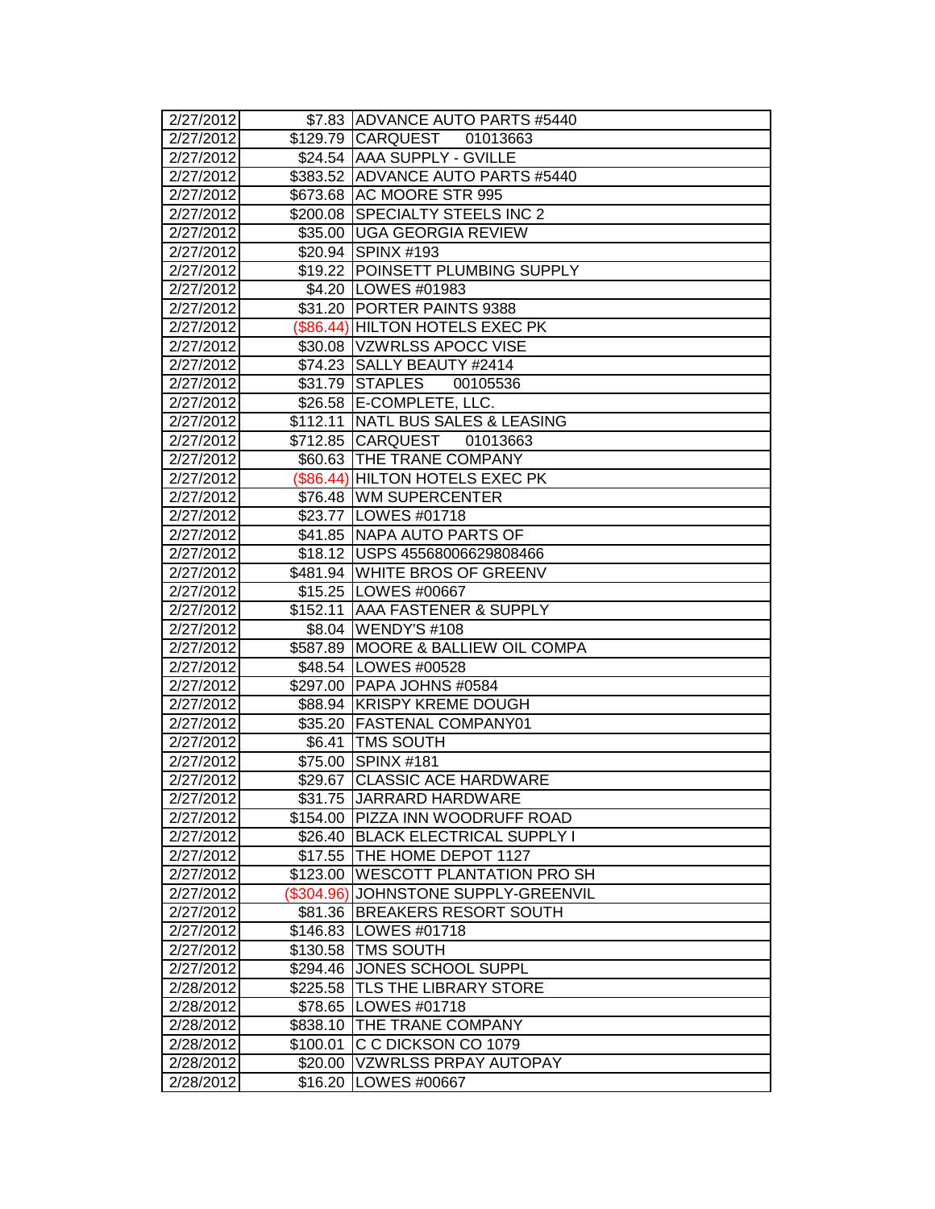| | | |
|---|---|---|
| 2/27/2012 | $7.83 | ADVANCE AUTO PARTS #5440 |
| 2/27/2012 | $129.79 | CARQUEST 01013663 |
| 2/27/2012 | $24.54 | AAA SUPPLY - GVILLE |
| 2/27/2012 | $383.52 | ADVANCE AUTO PARTS #5440 |
| 2/27/2012 | $673.68 | AC MOORE STR 995 |
| 2/27/2012 | $200.08 | SPECIALTY STEELS INC 2 |
| 2/27/2012 | $35.00 | UGA GEORGIA REVIEW |
| 2/27/2012 | $20.94 | SPINX #193 |
| 2/27/2012 | $19.22 | POINSETT PLUMBING SUPPLY |
| 2/27/2012 | $4.20 | LOWES #01983 |
| 2/27/2012 | $31.20 | PORTER PAINTS 9388 |
| 2/27/2012 | ($86.44) | HILTON HOTELS EXEC PK |
| 2/27/2012 | $30.08 | VZWRLSS APOCC VISE |
| 2/27/2012 | $74.23 | SALLY BEAUTY #2414 |
| 2/27/2012 | $31.79 | STAPLES 00105536 |
| 2/27/2012 | $26.58 | E-COMPLETE, LLC. |
| 2/27/2012 | $112.11 | NATL BUS SALES & LEASING |
| 2/27/2012 | $712.85 | CARQUEST 01013663 |
| 2/27/2012 | $60.63 | THE TRANE COMPANY |
| 2/27/2012 | ($86.44) | HILTON HOTELS EXEC PK |
| 2/27/2012 | $76.48 | WM SUPERCENTER |
| 2/27/2012 | $23.77 | LOWES #01718 |
| 2/27/2012 | $41.85 | NAPA AUTO PARTS OF |
| 2/27/2012 | $18.12 | USPS 45568006629808466 |
| 2/27/2012 | $481.94 | WHITE BROS OF GREENV |
| 2/27/2012 | $15.25 | LOWES #00667 |
| 2/27/2012 | $152.11 | AAA FASTENER & SUPPLY |
| 2/27/2012 | $8.04 | WENDY'S #108 |
| 2/27/2012 | $587.89 | MOORE & BALLIEW OIL COMPA |
| 2/27/2012 | $48.54 | LOWES #00528 |
| 2/27/2012 | $297.00 | PAPA JOHNS #0584 |
| 2/27/2012 | $88.94 | KRISPY KREME DOUGH |
| 2/27/2012 | $35.20 | FASTENAL COMPANY01 |
| 2/27/2012 | $6.41 | TMS SOUTH |
| 2/27/2012 | $75.00 | SPINX #181 |
| 2/27/2012 | $29.67 | CLASSIC ACE HARDWARE |
| 2/27/2012 | $31.75 | JARRARD HARDWARE |
| 2/27/2012 | $154.00 | PIZZA INN WOODRUFF ROAD |
| 2/27/2012 | $26.40 | BLACK ELECTRICAL SUPPLY I |
| 2/27/2012 | $17.55 | THE HOME DEPOT 1127 |
| 2/27/2012 | $123.00 | WESCOTT PLANTATION PRO SH |
| 2/27/2012 | ($304.96) | JOHNSTONE SUPPLY-GREENVIL |
| 2/27/2012 | $81.36 | BREAKERS RESORT SOUTH |
| 2/27/2012 | $146.83 | LOWES #01718 |
| 2/27/2012 | $130.58 | TMS SOUTH |
| 2/27/2012 | $294.46 | JONES SCHOOL SUPPL |
| 2/28/2012 | $225.58 | TLS THE LIBRARY STORE |
| 2/28/2012 | $78.65 | LOWES #01718 |
| 2/28/2012 | $838.10 | THE TRANE COMPANY |
| 2/28/2012 | $100.01 | C C DICKSON CO 1079 |
| 2/28/2012 | $20.00 | VZWRLSS PRPAY AUTOPAY |
| 2/28/2012 | $16.20 | LOWES #00667 |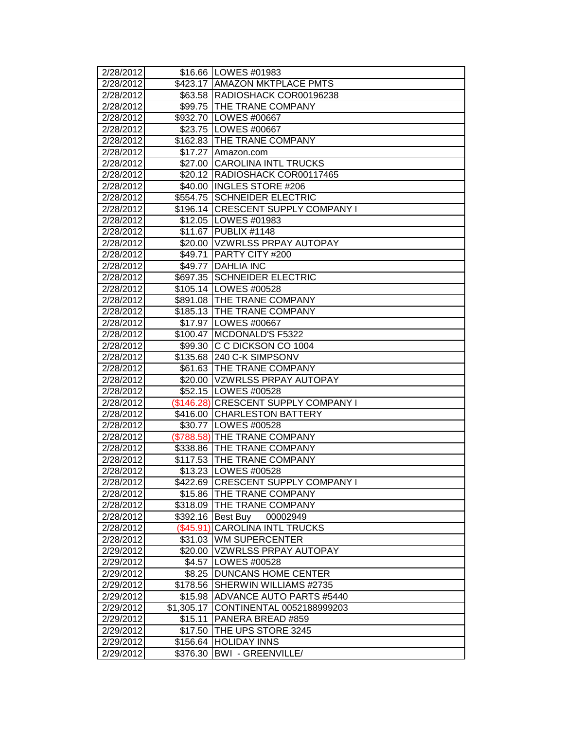| 2/28/2012 | $16.66 | LOWES #01983 |
|---|---|---|
| 2/28/2012 | $423.17 | AMAZON MKTPLACE PMTS |
| 2/28/2012 | $63.58 | RADIOSHACK COR00196238 |
| 2/28/2012 | $99.75 | THE TRANE COMPANY |
| 2/28/2012 | $932.70 | LOWES #00667 |
| 2/28/2012 | $23.75 | LOWES #00667 |
| 2/28/2012 | $162.83 | THE TRANE COMPANY |
| 2/28/2012 | $17.27 | Amazon.com |
| 2/28/2012 | $27.00 | CAROLINA INTL TRUCKS |
| 2/28/2012 | $20.12 | RADIOSHACK COR00117465 |
| 2/28/2012 | $40.00 | INGLES STORE #206 |
| 2/28/2012 | $554.75 | SCHNEIDER ELECTRIC |
| 2/28/2012 | $196.14 | CRESCENT SUPPLY COMPANY I |
| 2/28/2012 | $12.05 | LOWES #01983 |
| 2/28/2012 | $11.67 | PUBLIX #1148 |
| 2/28/2012 | $20.00 | VZWRLSS PRPAY AUTOPAY |
| 2/28/2012 | $49.71 | PARTY CITY #200 |
| 2/28/2012 | $49.77 | DAHLIA INC |
| 2/28/2012 | $697.35 | SCHNEIDER ELECTRIC |
| 2/28/2012 | $105.14 | LOWES #00528 |
| 2/28/2012 | $891.08 | THE TRANE COMPANY |
| 2/28/2012 | $185.13 | THE TRANE COMPANY |
| 2/28/2012 | $17.97 | LOWES #00667 |
| 2/28/2012 | $100.47 | MCDONALD'S F5322 |
| 2/28/2012 | $99.30 | C C DICKSON CO 1004 |
| 2/28/2012 | $135.68 | 240 C-K SIMPSONV |
| 2/28/2012 | $61.63 | THE TRANE COMPANY |
| 2/28/2012 | $20.00 | VZWRLSS PRPAY AUTOPAY |
| 2/28/2012 | $52.15 | LOWES #00528 |
| 2/28/2012 | ($146.28) | CRESCENT SUPPLY COMPANY I |
| 2/28/2012 | $416.00 | CHARLESTON BATTERY |
| 2/28/2012 | $30.77 | LOWES #00528 |
| 2/28/2012 | ($788.58) | THE TRANE COMPANY |
| 2/28/2012 | $338.86 | THE TRANE COMPANY |
| 2/28/2012 | $117.53 | THE TRANE COMPANY |
| 2/28/2012 | $13.23 | LOWES #00528 |
| 2/28/2012 | $422.69 | CRESCENT SUPPLY COMPANY I |
| 2/28/2012 | $15.86 | THE TRANE COMPANY |
| 2/28/2012 | $318.09 | THE TRANE COMPANY |
| 2/28/2012 | $392.16 | Best Buy 00002949 |
| 2/28/2012 | ($45.91) | CAROLINA INTL TRUCKS |
| 2/28/2012 | $31.03 | WM SUPERCENTER |
| 2/29/2012 | $20.00 | VZWRLSS PRPAY AUTOPAY |
| 2/29/2012 | $4.57 | LOWES #00528 |
| 2/29/2012 | $8.25 | DUNCANS HOME CENTER |
| 2/29/2012 | $178.56 | SHERWIN WILLIAMS #2735 |
| 2/29/2012 | $15.98 | ADVANCE AUTO PARTS #5440 |
| 2/29/2012 | $1,305.17 | CONTINENTAL 0052188999203 |
| 2/29/2012 | $15.11 | PANERA BREAD #859 |
| 2/29/2012 | $17.50 | THE UPS STORE 3245 |
| 2/29/2012 | $156.64 | HOLIDAY INNS |
| 2/29/2012 | $376.30 | BWI - GREENVILLE/ |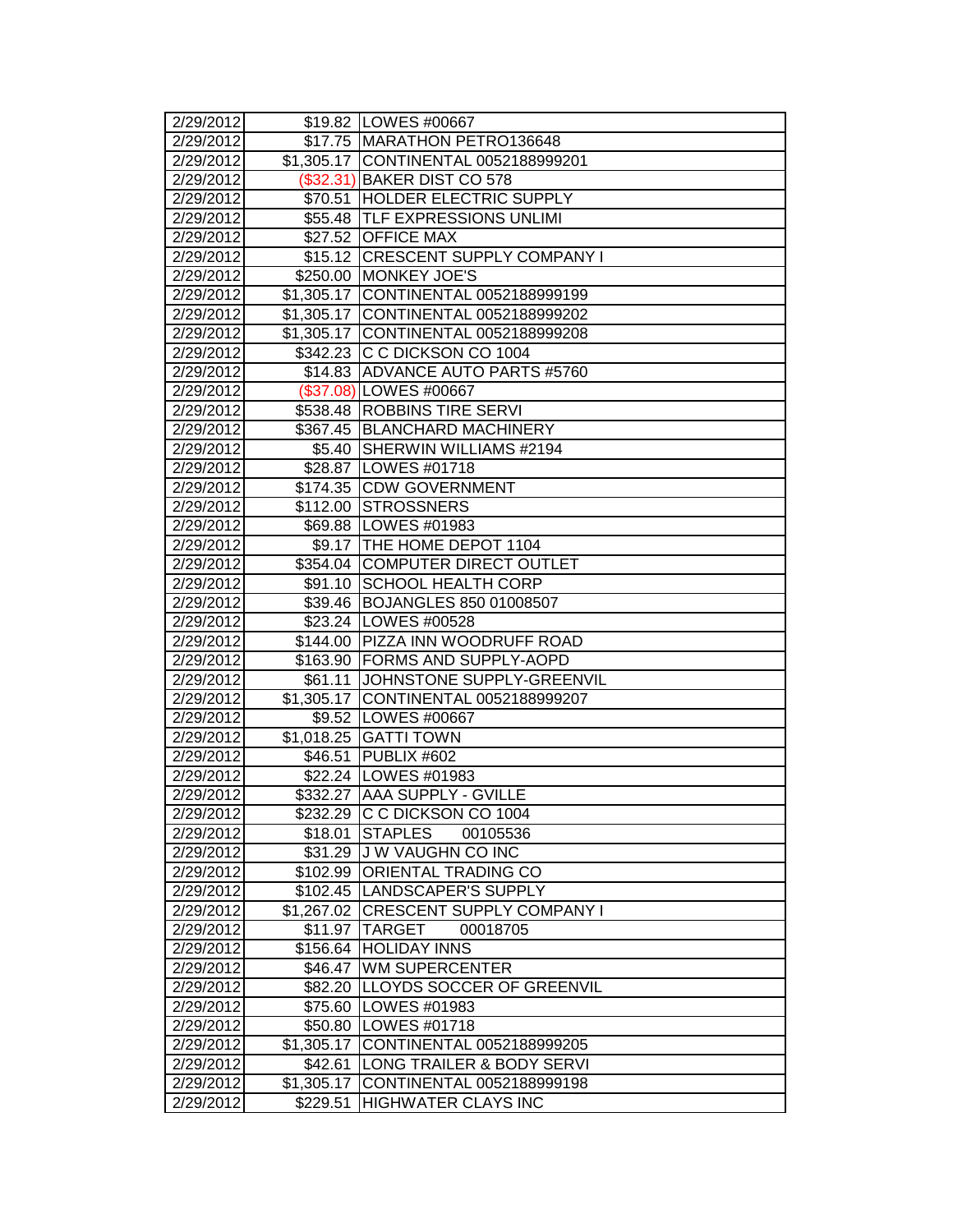| | | |
|---|---|---|
| 2/29/2012 | $19.82 | LOWES #00667 |
| 2/29/2012 | $17.75 | MARATHON PETRO136648 |
| 2/29/2012 | $1,305.17 | CONTINENTAL 0052188999201 |
| 2/29/2012 | ($32.31) | BAKER DIST CO 578 |
| 2/29/2012 | $70.51 | HOLDER ELECTRIC SUPPLY |
| 2/29/2012 | $55.48 | TLF EXPRESSIONS UNLIMI |
| 2/29/2012 | $27.52 | OFFICE MAX |
| 2/29/2012 | $15.12 | CRESCENT SUPPLY COMPANY I |
| 2/29/2012 | $250.00 | MONKEY JOE'S |
| 2/29/2012 | $1,305.17 | CONTINENTAL 0052188999199 |
| 2/29/2012 | $1,305.17 | CONTINENTAL 0052188999202 |
| 2/29/2012 | $1,305.17 | CONTINENTAL 0052188999208 |
| 2/29/2012 | $342.23 | C C DICKSON CO 1004 |
| 2/29/2012 | $14.83 | ADVANCE AUTO PARTS #5760 |
| 2/29/2012 | ($37.08) | LOWES #00667 |
| 2/29/2012 | $538.48 | ROBBINS TIRE SERVI |
| 2/29/2012 | $367.45 | BLANCHARD MACHINERY |
| 2/29/2012 | $5.40 | SHERWIN WILLIAMS #2194 |
| 2/29/2012 | $28.87 | LOWES #01718 |
| 2/29/2012 | $174.35 | CDW GOVERNMENT |
| 2/29/2012 | $112.00 | STROSSNERS |
| 2/29/2012 | $69.88 | LOWES #01983 |
| 2/29/2012 | $9.17 | THE HOME DEPOT 1104 |
| 2/29/2012 | $354.04 | COMPUTER DIRECT OUTLET |
| 2/29/2012 | $91.10 | SCHOOL HEALTH CORP |
| 2/29/2012 | $39.46 | BOJANGLES 850 01008507 |
| 2/29/2012 | $23.24 | LOWES #00528 |
| 2/29/2012 | $144.00 | PIZZA INN WOODRUFF ROAD |
| 2/29/2012 | $163.90 | FORMS AND SUPPLY-AOPD |
| 2/29/2012 | $61.11 | JOHNSTONE SUPPLY-GREENVIL |
| 2/29/2012 | $1,305.17 | CONTINENTAL 0052188999207 |
| 2/29/2012 | $9.52 | LOWES #00667 |
| 2/29/2012 | $1,018.25 | GATTI TOWN |
| 2/29/2012 | $46.51 | PUBLIX #602 |
| 2/29/2012 | $22.24 | LOWES #01983 |
| 2/29/2012 | $332.27 | AAA SUPPLY - GVILLE |
| 2/29/2012 | $232.29 | C C DICKSON CO 1004 |
| 2/29/2012 | $18.01 | STAPLES 00105536 |
| 2/29/2012 | $31.29 | J W VAUGHN CO INC |
| 2/29/2012 | $102.99 | ORIENTAL TRADING CO |
| 2/29/2012 | $102.45 | LANDSCAPER'S SUPPLY |
| 2/29/2012 | $1,267.02 | CRESCENT SUPPLY COMPANY I |
| 2/29/2012 | $11.97 | TARGET 00018705 |
| 2/29/2012 | $156.64 | HOLIDAY INNS |
| 2/29/2012 | $46.47 | WM SUPERCENTER |
| 2/29/2012 | $82.20 | LLOYDS SOCCER OF GREENVIL |
| 2/29/2012 | $75.60 | LOWES #01983 |
| 2/29/2012 | $50.80 | LOWES #01718 |
| 2/29/2012 | $1,305.17 | CONTINENTAL 0052188999205 |
| 2/29/2012 | $42.61 | LONG TRAILER & BODY SERVI |
| 2/29/2012 | $1,305.17 | CONTINENTAL 0052188999198 |
| 2/29/2012 | $229.51 | HIGHWATER CLAYS INC |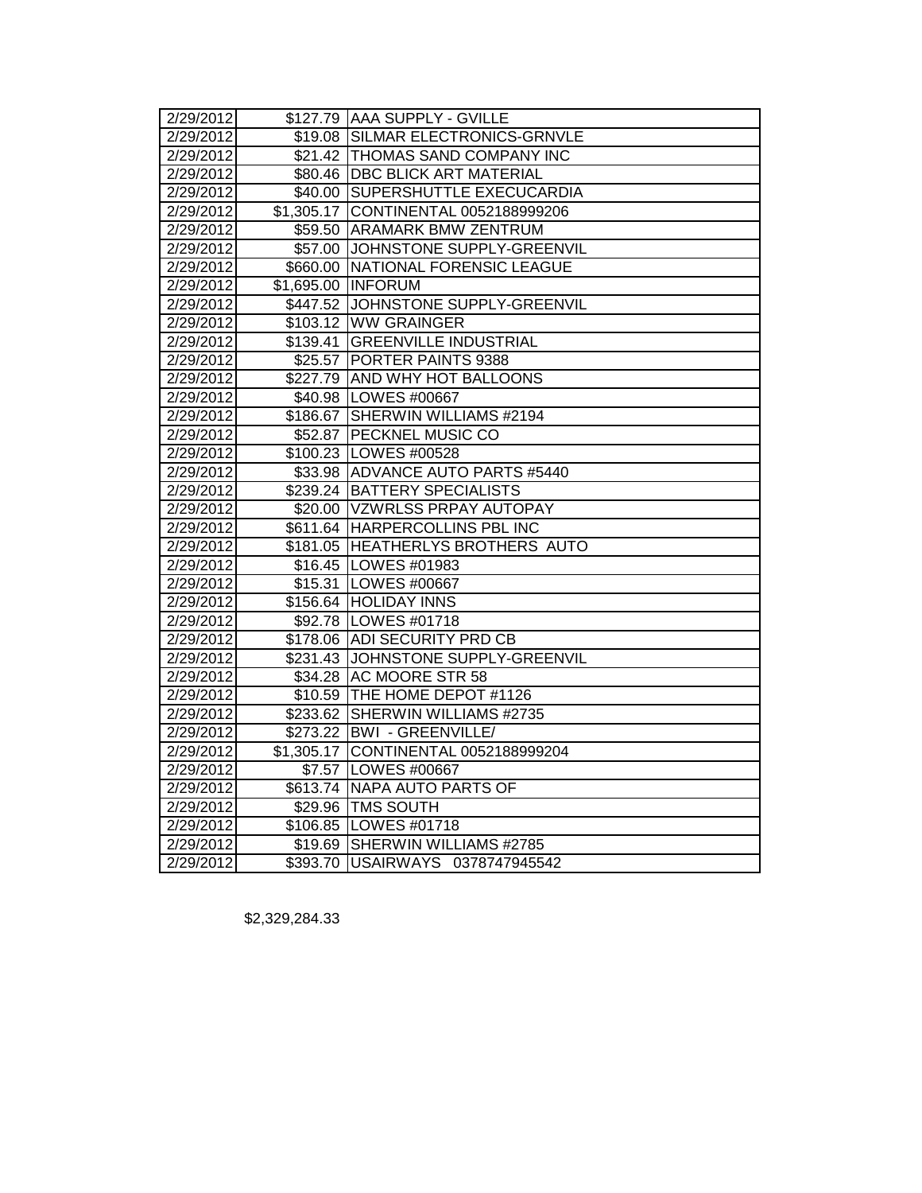| | | |
|---|---|---|
| 2/29/2012 | $127.79 | AAA SUPPLY - GVILLE |
| 2/29/2012 | $19.08 | SILMAR ELECTRONICS-GRNVLE |
| 2/29/2012 | $21.42 | THOMAS SAND COMPANY INC |
| 2/29/2012 | $80.46 | DBC BLICK ART MATERIAL |
| 2/29/2012 | $40.00 | SUPERSHUTTLE EXECUCARDIA |
| 2/29/2012 | $1,305.17 | CONTINENTAL 0052188999206 |
| 2/29/2012 | $59.50 | ARAMARK BMW ZENTRUM |
| 2/29/2012 | $57.00 | JOHNSTONE SUPPLY-GREENVIL |
| 2/29/2012 | $660.00 | NATIONAL FORENSIC LEAGUE |
| 2/29/2012 | $1,695.00 | INFORUM |
| 2/29/2012 | $447.52 | JOHNSTONE SUPPLY-GREENVIL |
| 2/29/2012 | $103.12 | WW GRAINGER |
| 2/29/2012 | $139.41 | GREENVILLE INDUSTRIAL |
| 2/29/2012 | $25.57 | PORTER PAINTS 9388 |
| 2/29/2012 | $227.79 | AND WHY HOT BALLOONS |
| 2/29/2012 | $40.98 | LOWES #00667 |
| 2/29/2012 | $186.67 | SHERWIN WILLIAMS #2194 |
| 2/29/2012 | $52.87 | PECKNEL MUSIC CO |
| 2/29/2012 | $100.23 | LOWES #00528 |
| 2/29/2012 | $33.98 | ADVANCE AUTO PARTS #5440 |
| 2/29/2012 | $239.24 | BATTERY SPECIALISTS |
| 2/29/2012 | $20.00 | VZWRLSS PRPAY AUTOPAY |
| 2/29/2012 | $611.64 | HARPERCOLLINS PBL INC |
| 2/29/2012 | $181.05 | HEATHERLYS BROTHERS AUTO |
| 2/29/2012 | $16.45 | LOWES #01983 |
| 2/29/2012 | $15.31 | LOWES #00667 |
| 2/29/2012 | $156.64 | HOLIDAY INNS |
| 2/29/2012 | $92.78 | LOWES #01718 |
| 2/29/2012 | $178.06 | ADI SECURITY PRD CB |
| 2/29/2012 | $231.43 | JOHNSTONE SUPPLY-GREENVIL |
| 2/29/2012 | $34.28 | AC MOORE STR 58 |
| 2/29/2012 | $10.59 | THE HOME DEPOT #1126 |
| 2/29/2012 | $233.62 | SHERWIN WILLIAMS #2735 |
| 2/29/2012 | $273.22 | BWI - GREENVILLE/ |
| 2/29/2012 | $1,305.17 | CONTINENTAL 0052188999204 |
| 2/29/2012 | $7.57 | LOWES #00667 |
| 2/29/2012 | $613.74 | NAPA AUTO PARTS OF |
| 2/29/2012 | $29.96 | TMS SOUTH |
| 2/29/2012 | $106.85 | LOWES #01718 |
| 2/29/2012 | $19.69 | SHERWIN WILLIAMS #2785 |
| 2/29/2012 | $393.70 | USAIRWAYS 0378747945542 |

$2,329,284.33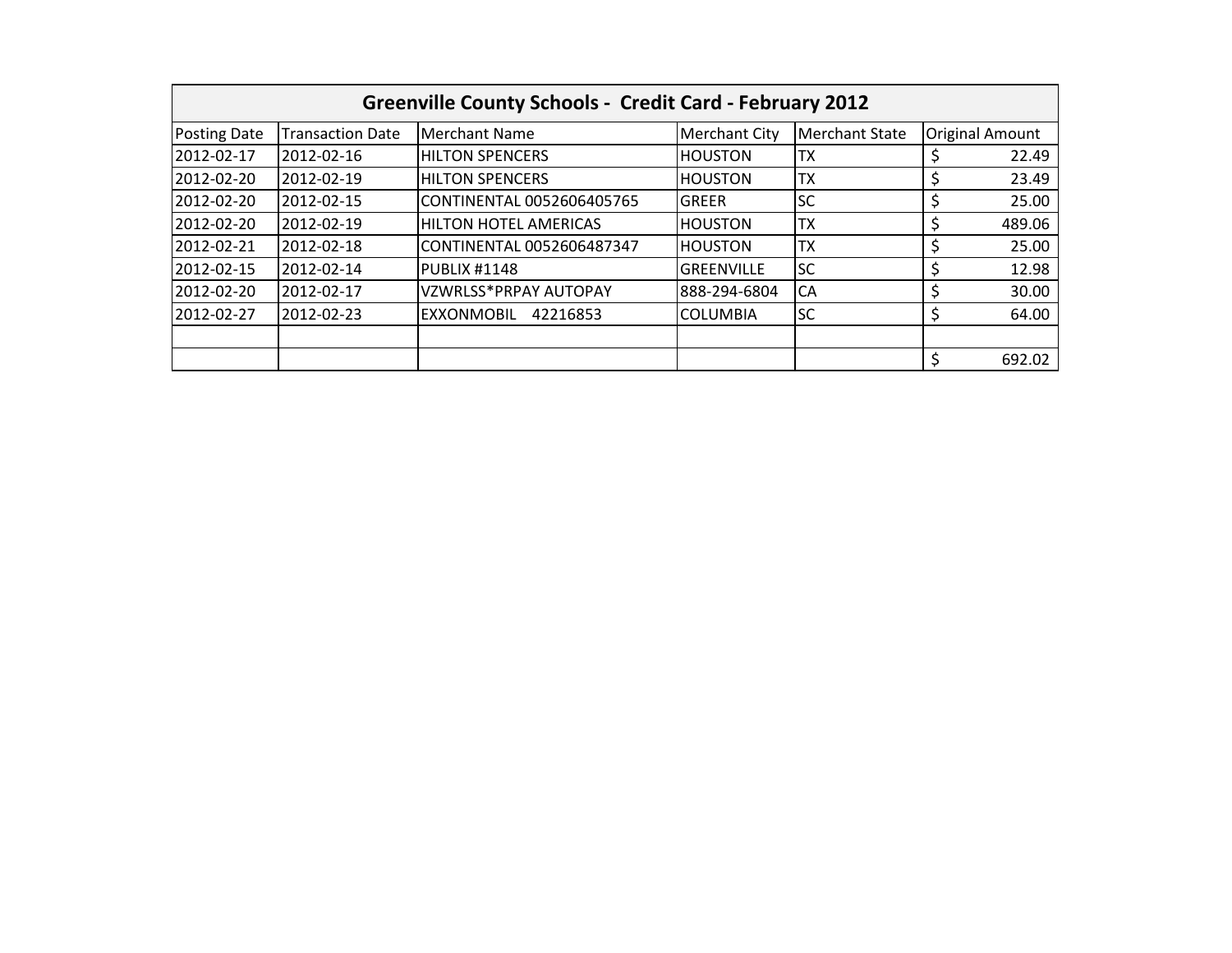| Greenville County Schools - Credit Card - February 2012 | | | | | |
|---|---|---|---|---|---|
| Posting Date | Transaction Date | Merchant Name | Merchant City | Merchant State | Original Amount |
| 2012-02-17 | 2012-02-16 | HILTON SPENCERS | HOUSTON | TX | $ 22.49 |
| 2012-02-20 | 2012-02-19 | HILTON SPENCERS | HOUSTON | TX | $ 23.49 |
| 2012-02-20 | 2012-02-15 | CONTINENTAL 0052606405765 | GREER | SC | $ 25.00 |
| 2012-02-20 | 2012-02-19 | HILTON HOTEL AMERICAS | HOUSTON | TX | $ 489.06 |
| 2012-02-21 | 2012-02-18 | CONTINENTAL 0052606487347 | HOUSTON | TX | $ 25.00 |
| 2012-02-15 | 2012-02-14 | PUBLIX #1148 | GREENVILLE | SC | $ 12.98 |
| 2012-02-20 | 2012-02-17 | VZWRLSS*PRPAY AUTOPAY | 888-294-6804 | CA | $ 30.00 |
| 2012-02-27 | 2012-02-23 | EXXONMOBIL 42216853 | COLUMBIA | SC | $ 64.00 |
| | | | | | |
| | | | | | $ 692.02 |